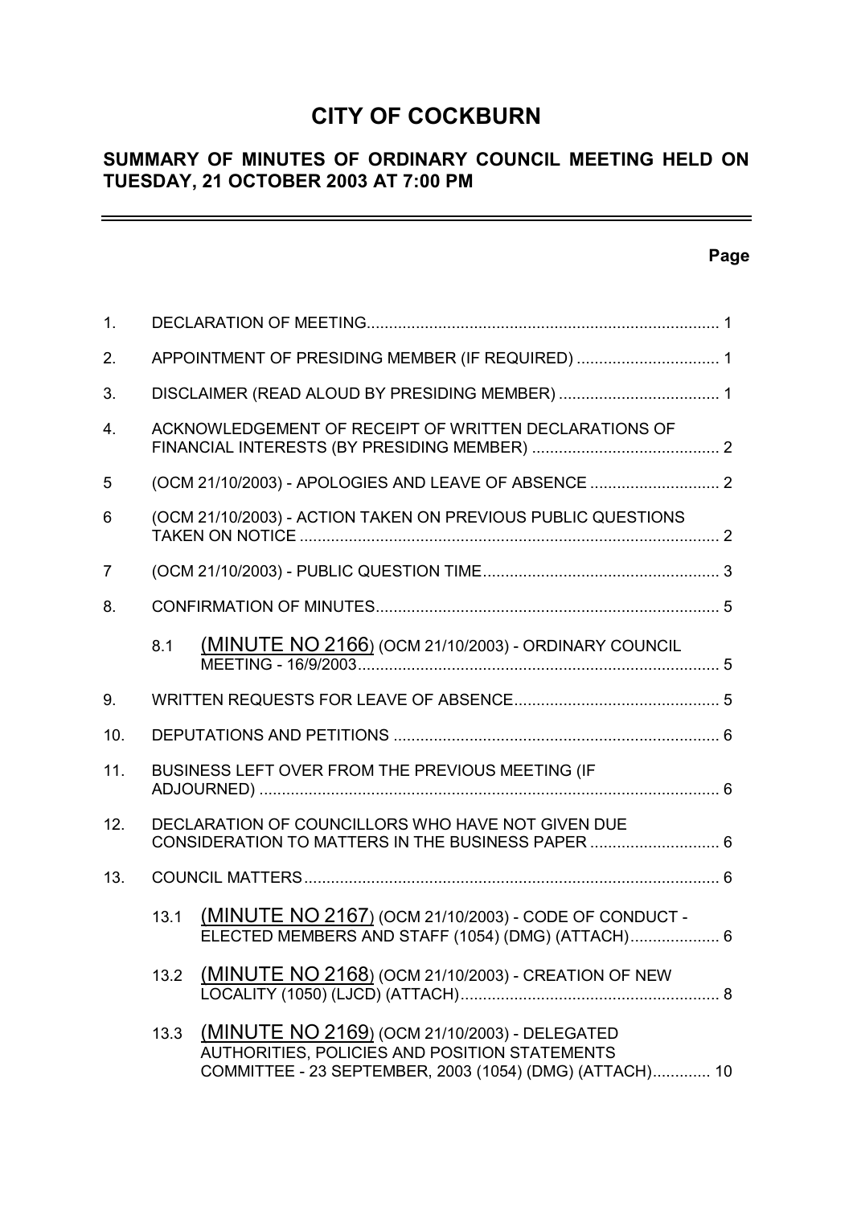# CITY OF COCKBURN

## SUMMARY OF MINUTES OF ORDINARY COUNCIL MEETING HELD ON TUESDAY, 21 OCTOBER 2003 AT 7:00 PM

**Page**

1. DECLARATION OF MEETING .......... 1
2. APPOINTMENT OF PRESIDING MEMBER (IF REQUIRED) .......... 1
3. DISCLAIMER (READ ALOUD BY PRESIDING MEMBER) .......... 1
4. ACKNOWLEDGEMENT OF RECEIPT OF WRITTEN DECLARATIONS OF FINANCIAL INTERESTS (BY PRESIDING MEMBER) .......... 2
5. (OCM 21/10/2003) - APOLOGIES AND LEAVE OF ABSENCE .......... 2
6. (OCM 21/10/2003) - ACTION TAKEN ON PREVIOUS PUBLIC QUESTIONS TAKEN ON NOTICE .......... 2
7. (OCM 21/10/2003) - PUBLIC QUESTION TIME .......... 3
8. CONFIRMATION OF MINUTES .......... 5
   - 8.1 (MINUTE NO 2166) (OCM 21/10/2003) - ORDINARY COUNCIL MEETING - 16/9/2003 .......... 5
9. WRITTEN REQUESTS FOR LEAVE OF ABSENCE .......... 5
10. DEPUTATIONS AND PETITIONS .......... 6
11. BUSINESS LEFT OVER FROM THE PREVIOUS MEETING (IF ADJOURNED) .......... 6
12. DECLARATION OF COUNCILLORS WHO HAVE NOT GIVEN DUE CONSIDERATION TO MATTERS IN THE BUSINESS PAPER .......... 6
13. COUNCIL MATTERS .......... 6
   - 13.1 (MINUTE NO 2167) (OCM 21/10/2003) - CODE OF CONDUCT - ELECTED MEMBERS AND STAFF (1054) (DMG) (ATTACH) .......... 6
   - 13.2 (MINUTE NO 2168) (OCM 21/10/2003) - CREATION OF NEW LOCALITY (1050) (LJCD) (ATTACH) .......... 8
   - 13.3 (MINUTE NO 2169) (OCM 21/10/2003) - DELEGATED AUTHORITIES, POLICIES AND POSITION STATEMENTS COMMITTEE - 23 SEPTEMBER, 2003 (1054) (DMG) (ATTACH) .......... 10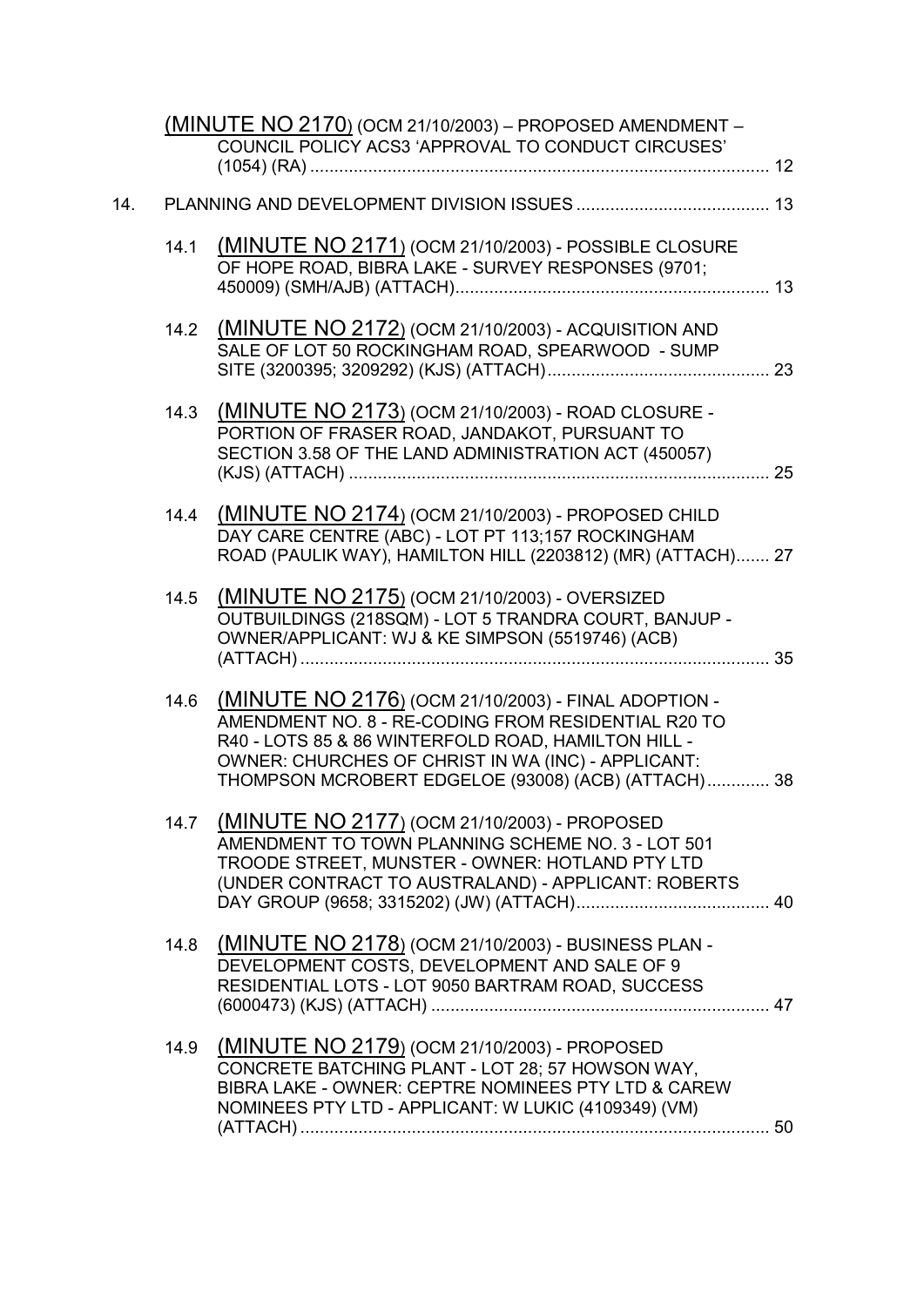(MINUTE NO 2170) (OCM 21/10/2003) – PROPOSED AMENDMENT – COUNCIL POLICY ACS3 'APPROVAL TO CONDUCT CIRCUSES' (1054) (RA) ............................................................................................... 12

14. PLANNING AND DEVELOPMENT DIVISION ISSUES ........................................ 13

14.1 (MINUTE NO 2171) (OCM 21/10/2003) - POSSIBLE CLOSURE OF HOPE ROAD, BIBRA LAKE - SURVEY RESPONSES (9701; 450009) (SMH/AJB) (ATTACH)................................................................. 13

14.2 (MINUTE NO 2172) (OCM 21/10/2003) - ACQUISITION AND SALE OF LOT 50 ROCKINGHAM ROAD, SPEARWOOD - SUMP SITE (3200395; 3209292) (KJS) (ATTACH).............................................. 23

14.3 (MINUTE NO 2173) (OCM 21/10/2003) - ROAD CLOSURE - PORTION OF FRASER ROAD, JANDAKOT, PURSUANT TO SECTION 3.58 OF THE LAND ADMINISTRATION ACT (450057) (KJS) (ATTACH) ....................................................................................... 25

14.4 (MINUTE NO 2174) (OCM 21/10/2003) - PROPOSED CHILD DAY CARE CENTRE (ABC) - LOT PT 113;157 ROCKINGHAM ROAD (PAULIK WAY), HAMILTON HILL (2203812) (MR) (ATTACH)....... 27

14.5 (MINUTE NO 2175) (OCM 21/10/2003) - OVERSIZED OUTBUILDINGS (218SQM) - LOT 5 TRANDRA COURT, BANJUP - OWNER/APPLICANT: WJ & KE SIMPSON (5519746) (ACB) (ATTACH) ................................................................................................ 35

14.6 (MINUTE NO 2176) (OCM 21/10/2003) - FINAL ADOPTION - AMENDMENT NO. 8 - RE-CODING FROM RESIDENTIAL R20 TO R40 - LOTS 85 & 86 WINTERFOLD ROAD, HAMILTON HILL - OWNER: CHURCHES OF CHRIST IN WA (INC) - APPLICANT: THOMPSON MCROBERT EDGELOE (93008) (ACB) (ATTACH)............. 38

14.7 (MINUTE NO 2177) (OCM 21/10/2003) - PROPOSED AMENDMENT TO TOWN PLANNING SCHEME NO. 3 - LOT 501 TROODE STREET, MUNSTER - OWNER: HOTLAND PTY LTD (UNDER CONTRACT TO AUSTRALAND) - APPLICANT: ROBERTS DAY GROUP (9658; 3315202) (JW) (ATTACH)........................................ 40

14.8 (MINUTE NO 2178) (OCM 21/10/2003) - BUSINESS PLAN - DEVELOPMENT COSTS, DEVELOPMENT AND SALE OF 9 RESIDENTIAL LOTS - LOT 9050 BARTRAM ROAD, SUCCESS (6000473) (KJS) (ATTACH) ...................................................................... 47

14.9 (MINUTE NO 2179) (OCM 21/10/2003) - PROPOSED CONCRETE BATCHING PLANT - LOT 28; 57 HOWSON WAY, BIBRA LAKE - OWNER: CEPTRE NOMINEES PTY LTD & CAREW NOMINEES PTY LTD - APPLICANT: W LUKIC (4109349) (VM) (ATTACH) ................................................................................................. 50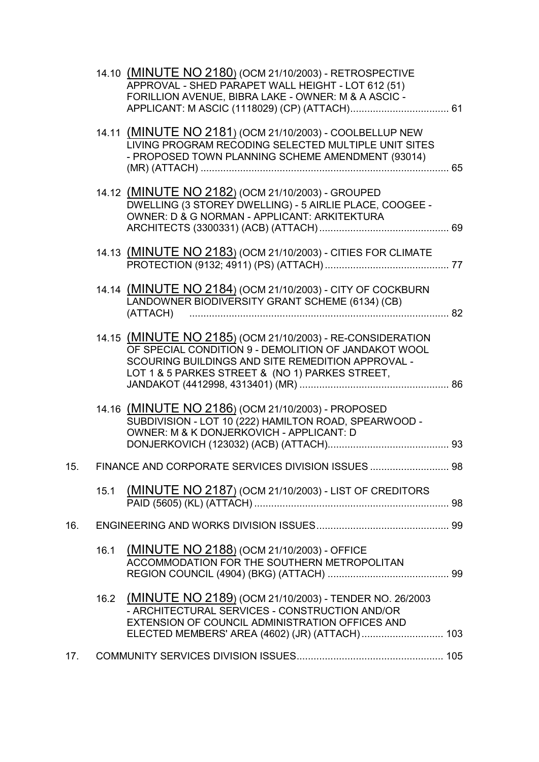14.10 (MINUTE NO 2180) (OCM 21/10/2003) - RETROSPECTIVE APPROVAL - SHED PARAPET WALL HEIGHT - LOT 612 (51) FORILLION AVENUE, BIBRA LAKE - OWNER: M & A ASCIC - APPLICANT: M ASCIC (1118029) (CP) (ATTACH).................................. 61

14.11 (MINUTE NO 2181) (OCM 21/10/2003) - COOLBELLUP NEW LIVING PROGRAM RECODING SELECTED MULTIPLE UNIT SITES - PROPOSED TOWN PLANNING SCHEME AMENDMENT (93014) (MR) (ATTACH) ........................................................................................ 65

14.12 (MINUTE NO 2182) (OCM 21/10/2003) - GROUPED DWELLING (3 STOREY DWELLING) - 5 AIRLIE PLACE, COOGEE - OWNER: D & G NORMAN - APPLICANT: ARKITEKTURA ARCHITECTS (3300331) (ACB) (ATTACH).............................................. 69

14.13 (MINUTE NO 2183) (OCM 21/10/2003) - CITIES FOR CLIMATE PROTECTION (9132; 4911) (PS) (ATTACH)............................................ 77

14.14 (MINUTE NO 2184) (OCM 21/10/2003) - CITY OF COCKBURN LANDOWNER BIODIVERSITY GRANT SCHEME (6134) (CB) (ATTACH) ............................................................................................ 82

14.15 (MINUTE NO 2185) (OCM 21/10/2003) - RE-CONSIDERATION OF SPECIAL CONDITION 9 - DEMOLITION OF JANDAKOT WOOL SCOURING BUILDINGS AND SITE REMEDITION APPROVAL - LOT 1 & 5 PARKES STREET & (NO 1) PARKES STREET, JANDAKOT (4412998, 4313401) (MR) ..................................................... 86

14.16 (MINUTE NO 2186) (OCM 21/10/2003) - PROPOSED SUBDIVISION - LOT 10 (222) HAMILTON ROAD, SPEARWOOD - OWNER: M & K DONJERKOVICH - APPLICANT: D DONJERKOVICH (123032) (ACB) (ATTACH)........................................... 93

15. FINANCE AND CORPORATE SERVICES DIVISION ISSUES ............................ 98

15.1 (MINUTE NO 2187) (OCM 21/10/2003) - LIST OF CREDITORS PAID (5605) (KL) (ATTACH) ..................................................................... 98

16. ENGINEERING AND WORKS DIVISION ISSUES............................................... 99

16.1 (MINUTE NO 2188) (OCM 21/10/2003) - OFFICE ACCOMMODATION FOR THE SOUTHERN METROPOLITAN REGION COUNCIL (4904) (BKG) (ATTACH) ........................................... 99

16.2 (MINUTE NO 2189) (OCM 21/10/2003) - TENDER NO. 26/2003 - ARCHITECTURAL SERVICES - CONSTRUCTION AND/OR EXTENSION OF COUNCIL ADMINISTRATION OFFICES AND ELECTED MEMBERS' AREA (4602) (JR) (ATTACH)............................ 103

17. COMMUNITY SERVICES DIVISION ISSUES.................................................... 105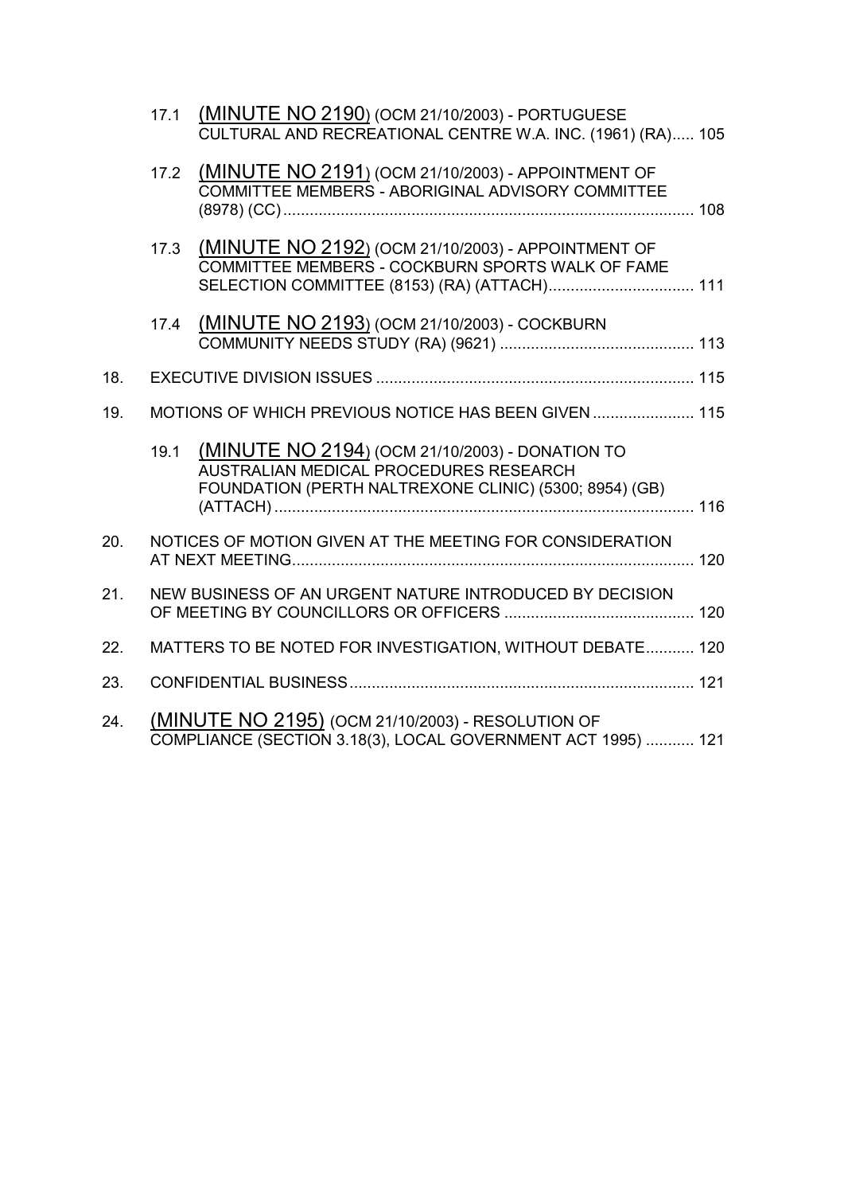17.1 (MINUTE NO 2190) (OCM 21/10/2003) - PORTUGUESE CULTURAL AND RECREATIONAL CENTRE W.A. INC. (1961) (RA)..... 105

17.2 (MINUTE NO 2191) (OCM 21/10/2003) - APPOINTMENT OF COMMITTEE MEMBERS - ABORIGINAL ADVISORY COMMITTEE (8978) (CC)............................................................................................. 108

17.3 (MINUTE NO 2192) (OCM 21/10/2003) - APPOINTMENT OF COMMITTEE MEMBERS - COCKBURN SPORTS WALK OF FAME SELECTION COMMITTEE (8153) (RA) (ATTACH)................................. 111

17.4 (MINUTE NO 2193) (OCM 21/10/2003) - COCKBURN COMMUNITY NEEDS STUDY (RA) (9621) ............................................ 113

18. EXECUTIVE DIVISION ISSUES ........................................................................ 115

19. MOTIONS OF WHICH PREVIOUS NOTICE HAS BEEN GIVEN ....................... 115

19.1 (MINUTE NO 2194) (OCM 21/10/2003) - DONATION TO AUSTRALIAN MEDICAL PROCEDURES RESEARCH FOUNDATION (PERTH NALTREXONE CLINIC) (5300; 8954) (GB) (ATTACH) ............................................................................................... 116

20. NOTICES OF MOTION GIVEN AT THE MEETING FOR CONSIDERATION AT NEXT MEETING........................................................................................... 120

21. NEW BUSINESS OF AN URGENT NATURE INTRODUCED BY DECISION OF MEETING BY COUNCILLORS OR OFFICERS ........................................... 120

22. MATTERS TO BE NOTED FOR INVESTIGATION, WITHOUT DEBATE........... 120

23. CONFIDENTIAL BUSINESS.............................................................................. 121

24. (MINUTE NO 2195) (OCM 21/10/2003) - RESOLUTION OF COMPLIANCE (SECTION 3.18(3), LOCAL GOVERNMENT ACT 1995) ........... 121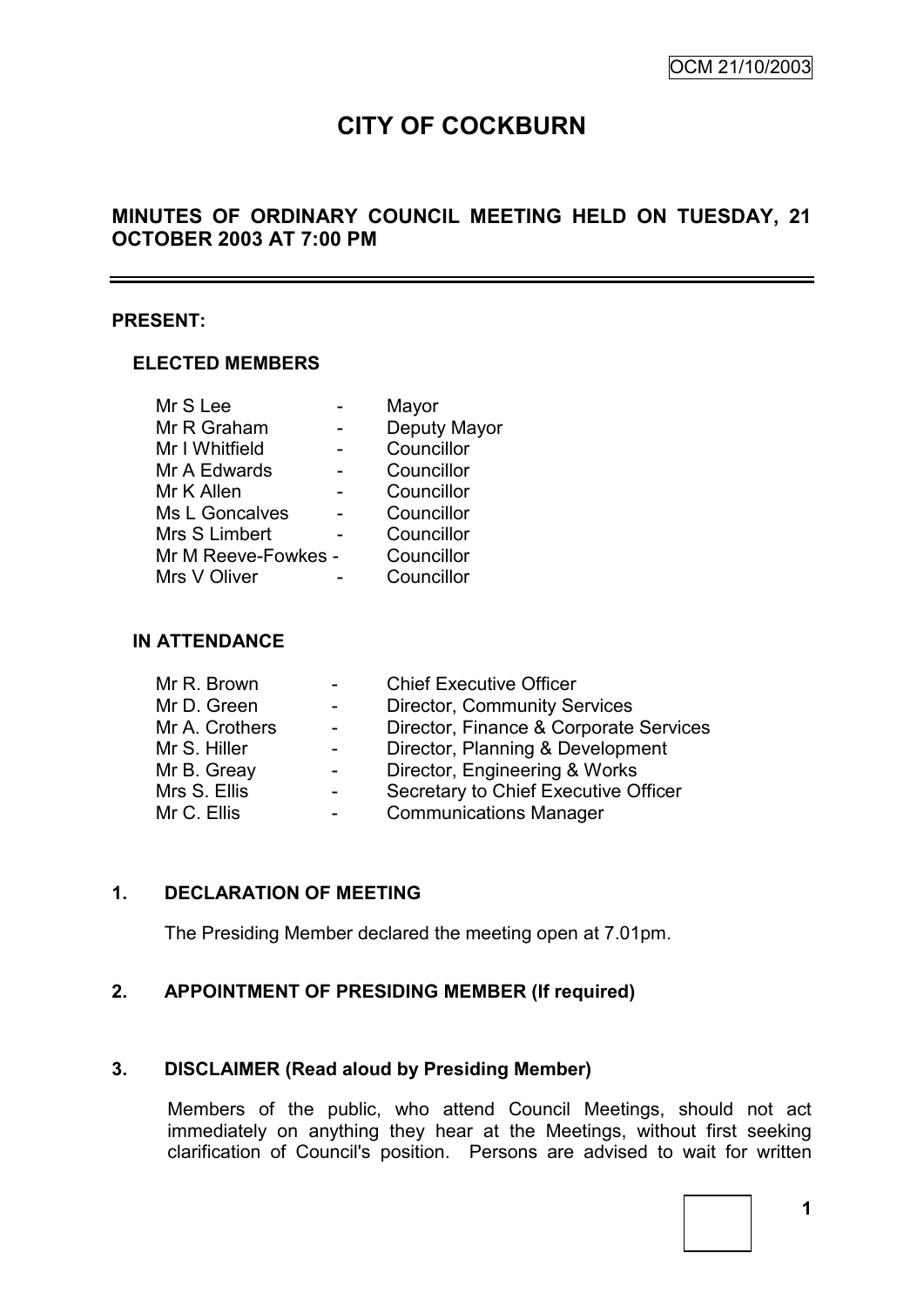OCM 21/10/2003

# CITY OF COCKBURN

## MINUTES OF ORDINARY COUNCIL MEETING HELD ON TUESDAY, 21 OCTOBER 2003 AT 7:00 PM

---

**PRESENT:**

### ELECTED MEMBERS

| | | |
|---|---|---|
| Mr S Lee | - | Mayor |
| Mr R Graham | - | Deputy Mayor |
| Mr I Whitfield | - | Councillor |
| Mr A Edwards | - | Councillor |
| Mr K Allen | - | Councillor |
| Ms L Goncalves | - | Councillor |
| Mrs S Limbert | - | Councillor |
| Mr M Reeve-Fowkes | - | Councillor |
| Mrs V Oliver | - | Councillor |

### IN ATTENDANCE

| | | |
|---|---|---|
| Mr R. Brown | - | Chief Executive Officer |
| Mr D. Green | - | Director, Community Services |
| Mr A. Crothers | - | Director, Finance & Corporate Services |
| Mr S. Hiller | - | Director, Planning & Development |
| Mr B. Greay | - | Director, Engineering & Works |
| Mrs S. Ellis | - | Secretary to Chief Executive Officer |
| Mr C. Ellis | - | Communications Manager |

**1. DECLARATION OF MEETING**

The Presiding Member declared the meeting open at 7.01pm.

**2. APPOINTMENT OF PRESIDING MEMBER (If required)**

**3. DISCLAIMER (Read aloud by Presiding Member)**

Members of the public, who attend Council Meetings, should not act immediately on anything they hear at the Meetings, without first seeking clarification of Council's position. Persons are advised to wait for written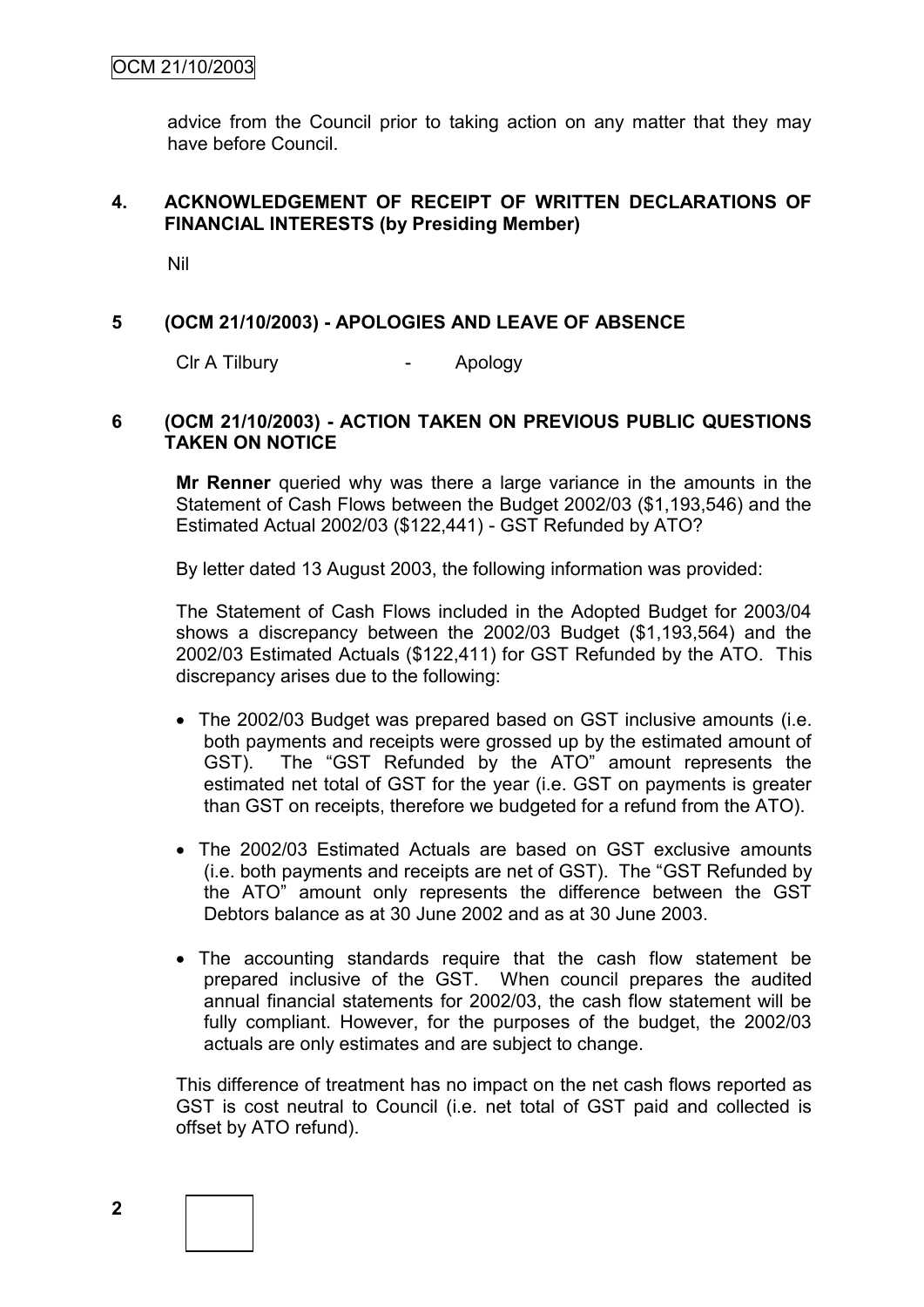advice from the Council prior to taking action on any matter that they may have before Council.

## 4. ACKNOWLEDGEMENT OF RECEIPT OF WRITTEN DECLARATIONS OF FINANCIAL INTERESTS (by Presiding Member)

Nil

## 5 (OCM 21/10/2003) - APOLOGIES AND LEAVE OF ABSENCE

Clr A Tilbury - Apology

## 6 (OCM 21/10/2003) - ACTION TAKEN ON PREVIOUS PUBLIC QUESTIONS TAKEN ON NOTICE

**Mr Renner** queried why was there a large variance in the amounts in the Statement of Cash Flows between the Budget 2002/03 ($1,193,546) and the Estimated Actual 2002/03 ($122,441) - GST Refunded by ATO?

By letter dated 13 August 2003, the following information was provided:

The Statement of Cash Flows included in the Adopted Budget for 2003/04 shows a discrepancy between the 2002/03 Budget ($1,193,564) and the 2002/03 Estimated Actuals ($122,411) for GST Refunded by the ATO. This discrepancy arises due to the following:

- The 2002/03 Budget was prepared based on GST inclusive amounts (i.e. both payments and receipts were grossed up by the estimated amount of GST). The "GST Refunded by the ATO" amount represents the estimated net total of GST for the year (i.e. GST on payments is greater than GST on receipts, therefore we budgeted for a refund from the ATO).
- The 2002/03 Estimated Actuals are based on GST exclusive amounts (i.e. both payments and receipts are net of GST). The "GST Refunded by the ATO" amount only represents the difference between the GST Debtors balance as at 30 June 2002 and as at 30 June 2003.
- The accounting standards require that the cash flow statement be prepared inclusive of the GST. When council prepares the audited annual financial statements for 2002/03, the cash flow statement will be fully compliant. However, for the purposes of the budget, the 2002/03 actuals are only estimates and are subject to change.

This difference of treatment has no impact on the net cash flows reported as GST is cost neutral to Council (i.e. net total of GST paid and collected is offset by ATO refund).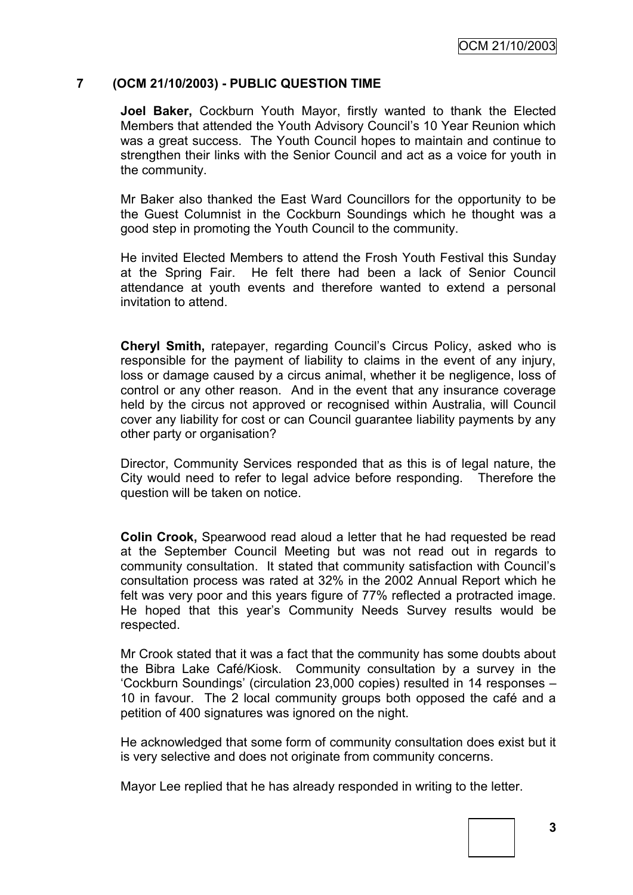## 7 (OCM 21/10/2003) - PUBLIC QUESTION TIME

**Joel Baker,** Cockburn Youth Mayor, firstly wanted to thank the Elected Members that attended the Youth Advisory Council's 10 Year Reunion which was a great success. The Youth Council hopes to maintain and continue to strengthen their links with the Senior Council and act as a voice for youth in the community.

Mr Baker also thanked the East Ward Councillors for the opportunity to be the Guest Columnist in the Cockburn Soundings which he thought was a good step in promoting the Youth Council to the community.

He invited Elected Members to attend the Frosh Youth Festival this Sunday at the Spring Fair. He felt there had been a lack of Senior Council attendance at youth events and therefore wanted to extend a personal invitation to attend.

**Cheryl Smith,** ratepayer, regarding Council's Circus Policy, asked who is responsible for the payment of liability to claims in the event of any injury, loss or damage caused by a circus animal, whether it be negligence, loss of control or any other reason. And in the event that any insurance coverage held by the circus not approved or recognised within Australia, will Council cover any liability for cost or can Council guarantee liability payments by any other party or organisation?

Director, Community Services responded that as this is of legal nature, the City would need to refer to legal advice before responding. Therefore the question will be taken on notice.

**Colin Crook,** Spearwood read aloud a letter that he had requested be read at the September Council Meeting but was not read out in regards to community consultation. It stated that community satisfaction with Council's consultation process was rated at 32% in the 2002 Annual Report which he felt was very poor and this years figure of 77% reflected a protracted image. He hoped that this year's Community Needs Survey results would be respected.

Mr Crook stated that it was a fact that the community has some doubts about the Bibra Lake Café/Kiosk. Community consultation by a survey in the 'Cockburn Soundings' (circulation 23,000 copies) resulted in 14 responses – 10 in favour. The 2 local community groups both opposed the café and a petition of 400 signatures was ignored on the night.

He acknowledged that some form of community consultation does exist but it is very selective and does not originate from community concerns.

Mayor Lee replied that he has already responded in writing to the letter.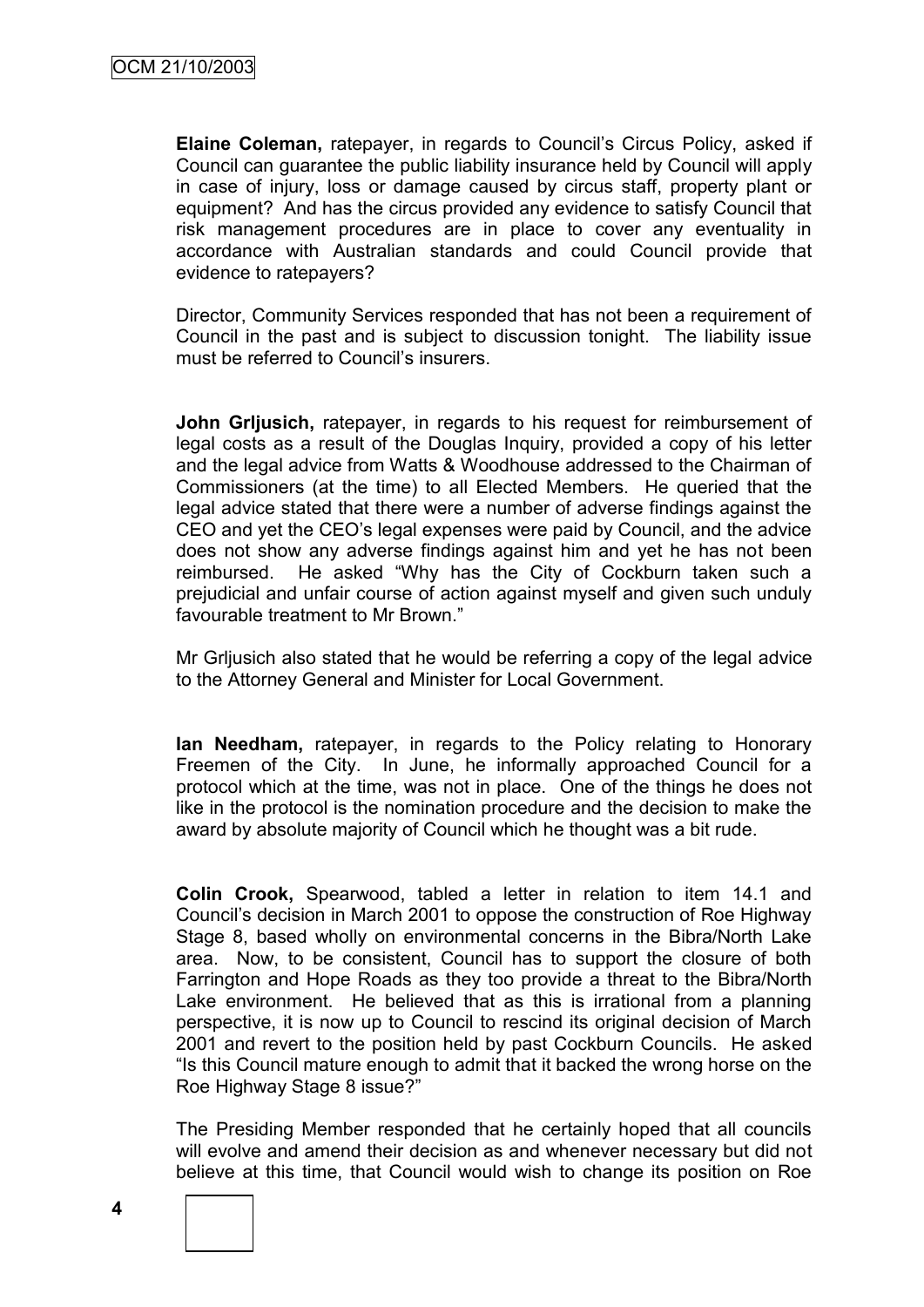**Elaine Coleman,** ratepayer, in regards to Council's Circus Policy, asked if Council can guarantee the public liability insurance held by Council will apply in case of injury, loss or damage caused by circus staff, property plant or equipment? And has the circus provided any evidence to satisfy Council that risk management procedures are in place to cover any eventuality in accordance with Australian standards and could Council provide that evidence to ratepayers?

Director, Community Services responded that has not been a requirement of Council in the past and is subject to discussion tonight. The liability issue must be referred to Council's insurers.

**John Grljusich,** ratepayer, in regards to his request for reimbursement of legal costs as a result of the Douglas Inquiry, provided a copy of his letter and the legal advice from Watts & Woodhouse addressed to the Chairman of Commissioners (at the time) to all Elected Members. He queried that the legal advice stated that there were a number of adverse findings against the CEO and yet the CEO's legal expenses were paid by Council, and the advice does not show any adverse findings against him and yet he has not been reimbursed. He asked "Why has the City of Cockburn taken such a prejudicial and unfair course of action against myself and given such unduly favourable treatment to Mr Brown."

Mr Grljusich also stated that he would be referring a copy of the legal advice to the Attorney General and Minister for Local Government.

**Ian Needham,** ratepayer, in regards to the Policy relating to Honorary Freemen of the City. In June, he informally approached Council for a protocol which at the time, was not in place. One of the things he does not like in the protocol is the nomination procedure and the decision to make the award by absolute majority of Council which he thought was a bit rude.

**Colin Crook,** Spearwood, tabled a letter in relation to item 14.1 and Council's decision in March 2001 to oppose the construction of Roe Highway Stage 8, based wholly on environmental concerns in the Bibra/North Lake area. Now, to be consistent, Council has to support the closure of both Farrington and Hope Roads as they too provide a threat to the Bibra/North Lake environment. He believed that as this is irrational from a planning perspective, it is now up to Council to rescind its original decision of March 2001 and revert to the position held by past Cockburn Councils. He asked "Is this Council mature enough to admit that it backed the wrong horse on the Roe Highway Stage 8 issue?"

The Presiding Member responded that he certainly hoped that all councils will evolve and amend their decision as and whenever necessary but did not believe at this time, that Council would wish to change its position on Roe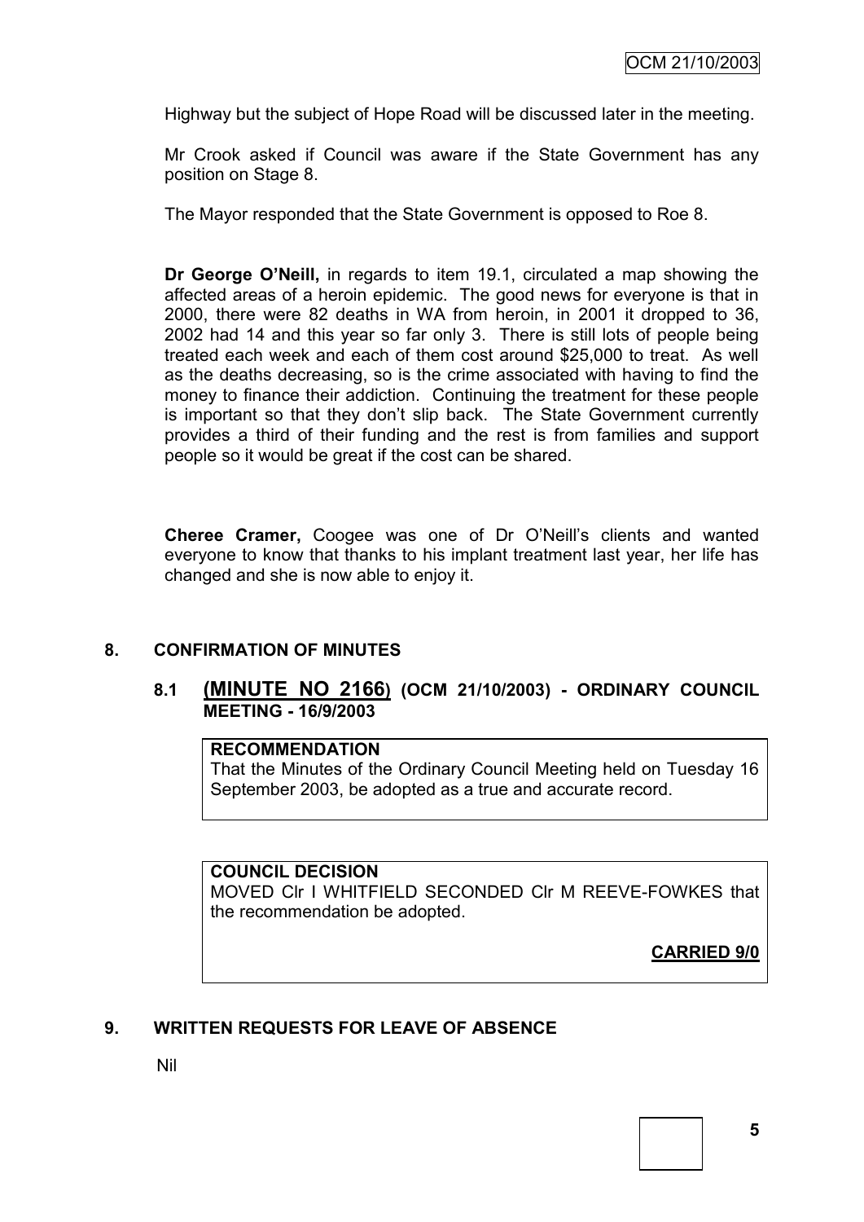Highway but the subject of Hope Road will be discussed later in the meeting.

Mr Crook asked if Council was aware if the State Government has any position on Stage 8.

The Mayor responded that the State Government is opposed to Roe 8.

**Dr George O'Neill,** in regards to item 19.1, circulated a map showing the affected areas of a heroin epidemic. The good news for everyone is that in 2000, there were 82 deaths in WA from heroin, in 2001 it dropped to 36, 2002 had 14 and this year so far only 3. There is still lots of people being treated each week and each of them cost around $25,000 to treat. As well as the deaths decreasing, so is the crime associated with having to find the money to finance their addiction. Continuing the treatment for these people is important so that they don't slip back. The State Government currently provides a third of their funding and the rest is from families and support people so it would be great if the cost can be shared.

**Cheree Cramer,** Coogee was one of Dr O'Neill's clients and wanted everyone to know that thanks to his implant treatment last year, her life has changed and she is now able to enjoy it.

## 8. CONFIRMATION OF MINUTES

### 8.1 (MINUTE NO 2166) (OCM 21/10/2003) - ORDINARY COUNCIL MEETING - 16/9/2003

**RECOMMENDATION**

That the Minutes of the Ordinary Council Meeting held on Tuesday 16 September 2003, be adopted as a true and accurate record.

**COUNCIL DECISION**

MOVED Clr I WHITFIELD SECONDED Clr M REEVE-FOWKES that the recommendation be adopted.

**CARRIED 9/0**

## 9. WRITTEN REQUESTS FOR LEAVE OF ABSENCE

Nil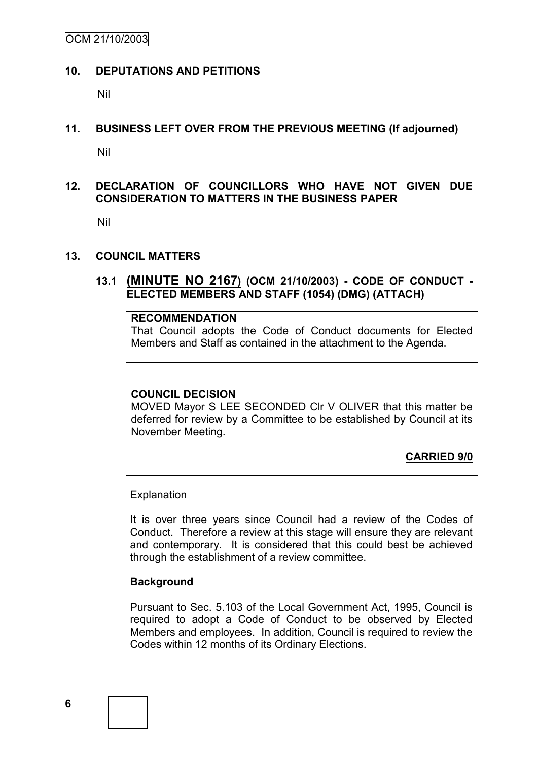## 10. DEPUTATIONS AND PETITIONS

Nil

## 11. BUSINESS LEFT OVER FROM THE PREVIOUS MEETING (If adjourned)

Nil

## 12. DECLARATION OF COUNCILLORS WHO HAVE NOT GIVEN DUE CONSIDERATION TO MATTERS IN THE BUSINESS PAPER

Nil

## 13. COUNCIL MATTERS

### 13.1 (MINUTE NO 2167) (OCM 21/10/2003) - CODE OF CONDUCT - ELECTED MEMBERS AND STAFF (1054) (DMG) (ATTACH)

**RECOMMENDATION**

That Council adopts the Code of Conduct documents for Elected Members and Staff as contained in the attachment to the Agenda.

**COUNCIL DECISION**

MOVED Mayor S LEE SECONDED Clr V OLIVER that this matter be deferred for review by a Committee to be established by Council at its November Meeting.

**CARRIED 9/0**

Explanation

It is over three years since Council had a review of the Codes of Conduct. Therefore a review at this stage will ensure they are relevant and contemporary. It is considered that this could best be achieved through the establishment of a review committee.

**Background**

Pursuant to Sec. 5.103 of the Local Government Act, 1995, Council is required to adopt a Code of Conduct to be observed by Elected Members and employees. In addition, Council is required to review the Codes within 12 months of its Ordinary Elections.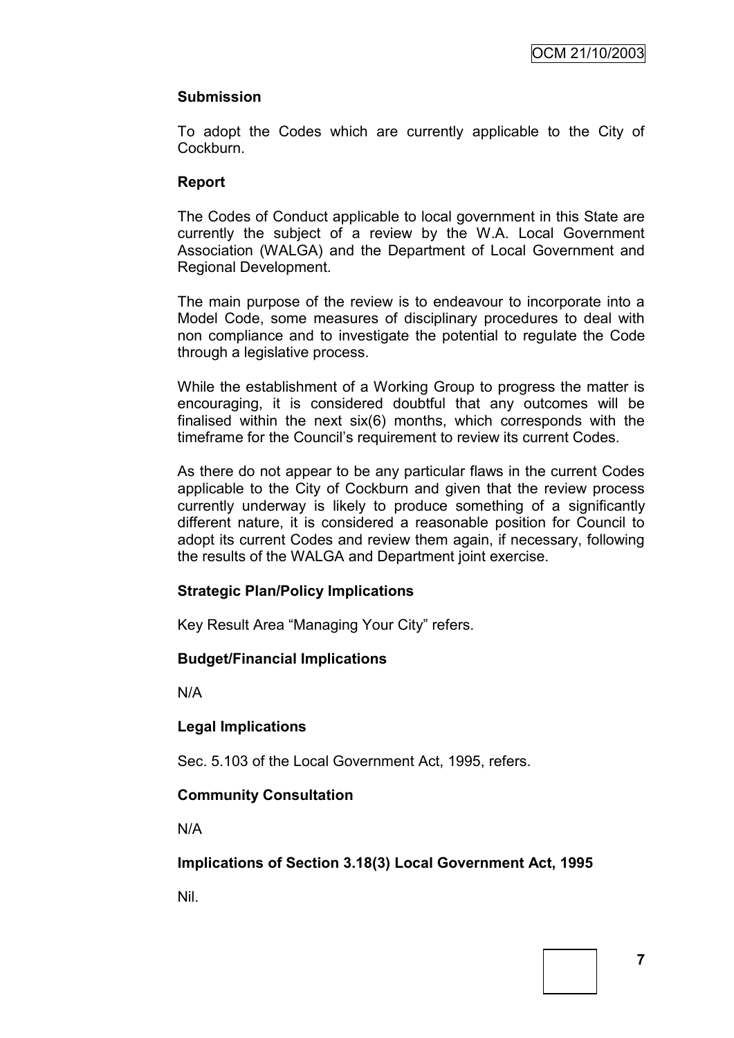**Submission**

To adopt the Codes which are currently applicable to the City of Cockburn.

**Report**

The Codes of Conduct applicable to local government in this State are currently the subject of a review by the W.A. Local Government Association (WALGA) and the Department of Local Government and Regional Development.

The main purpose of the review is to endeavour to incorporate into a Model Code, some measures of disciplinary procedures to deal with non compliance and to investigate the potential to regulate the Code through a legislative process.

While the establishment of a Working Group to progress the matter is encouraging, it is considered doubtful that any outcomes will be finalised within the next six(6) months, which corresponds with the timeframe for the Council's requirement to review its current Codes.

As there do not appear to be any particular flaws in the current Codes applicable to the City of Cockburn and given that the review process currently underway is likely to produce something of a significantly different nature, it is considered a reasonable position for Council to adopt its current Codes and review them again, if necessary, following the results of the WALGA and Department joint exercise.

**Strategic Plan/Policy Implications**

Key Result Area "Managing Your City" refers.

**Budget/Financial Implications**

N/A

**Legal Implications**

Sec. 5.103 of the Local Government Act, 1995, refers.

**Community Consultation**

N/A

**Implications of Section 3.18(3) Local Government Act, 1995**

Nil.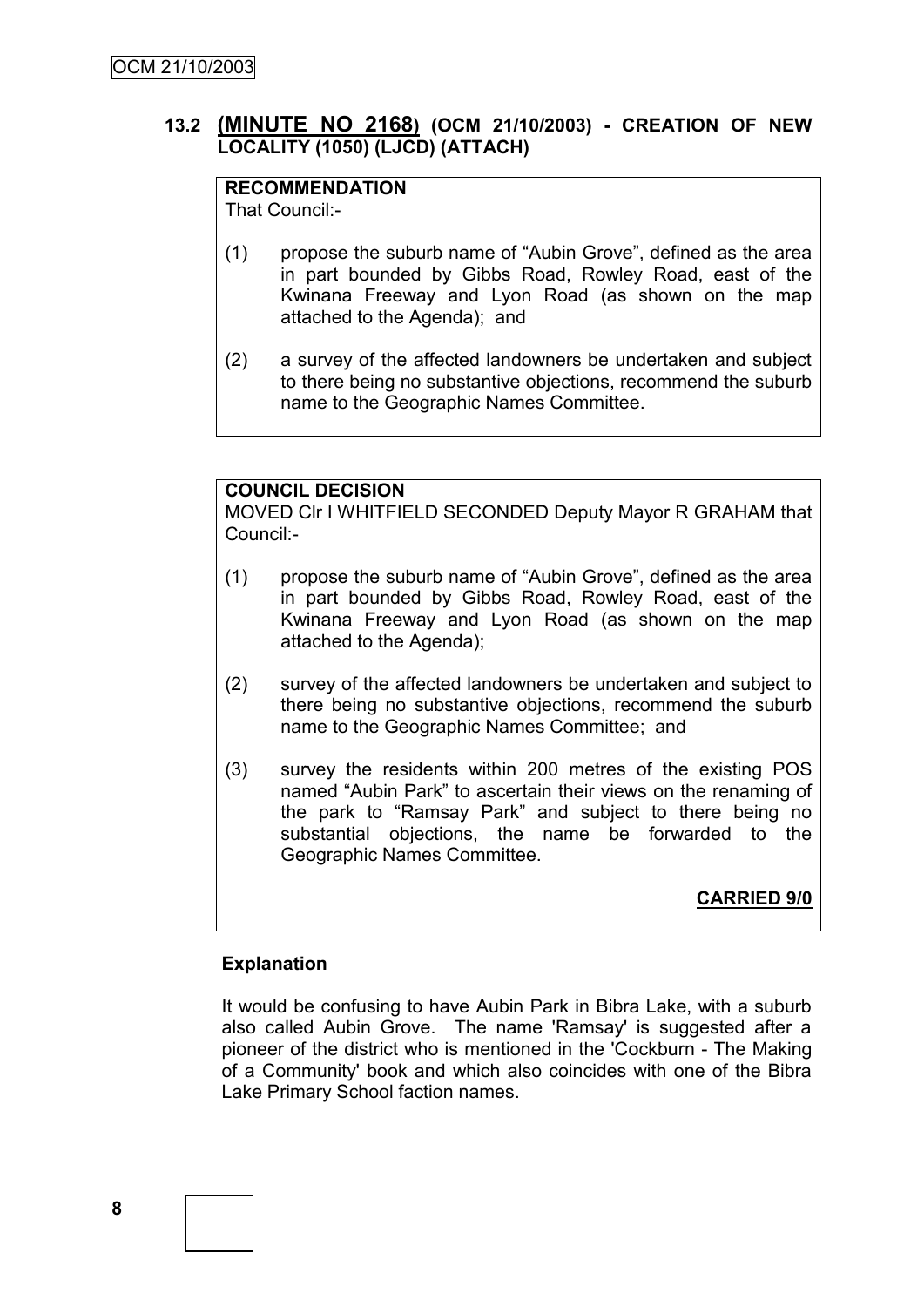### 13.2 **(MINUTE NO 2168)** (OCM 21/10/2003) - CREATION OF NEW LOCALITY (1050) (LJCD) (ATTACH)

**RECOMMENDATION**
That Council:-

(1) propose the suburb name of "Aubin Grove", defined as the area in part bounded by Gibbs Road, Rowley Road, east of the Kwinana Freeway and Lyon Road (as shown on the map attached to the Agenda); and

(2) a survey of the affected landowners be undertaken and subject to there being no substantive objections, recommend the suburb name to the Geographic Names Committee.

**COUNCIL DECISION**
MOVED Clr I WHITFIELD SECONDED Deputy Mayor R GRAHAM that Council:-

(1) propose the suburb name of "Aubin Grove", defined as the area in part bounded by Gibbs Road, Rowley Road, east of the Kwinana Freeway and Lyon Road (as shown on the map attached to the Agenda);

(2) survey of the affected landowners be undertaken and subject to there being no substantive objections, recommend the suburb name to the Geographic Names Committee; and

(3) survey the residents within 200 metres of the existing POS named "Aubin Park" to ascertain their views on the renaming of the park to "Ramsay Park" and subject to there being no substantial objections, the name be forwarded to the Geographic Names Committee.

**CARRIED 9/0**

**Explanation**

It would be confusing to have Aubin Park in Bibra Lake, with a suburb also called Aubin Grove. The name 'Ramsay' is suggested after a pioneer of the district who is mentioned in the 'Cockburn - The Making of a Community' book and which also coincides with one of the Bibra Lake Primary School faction names.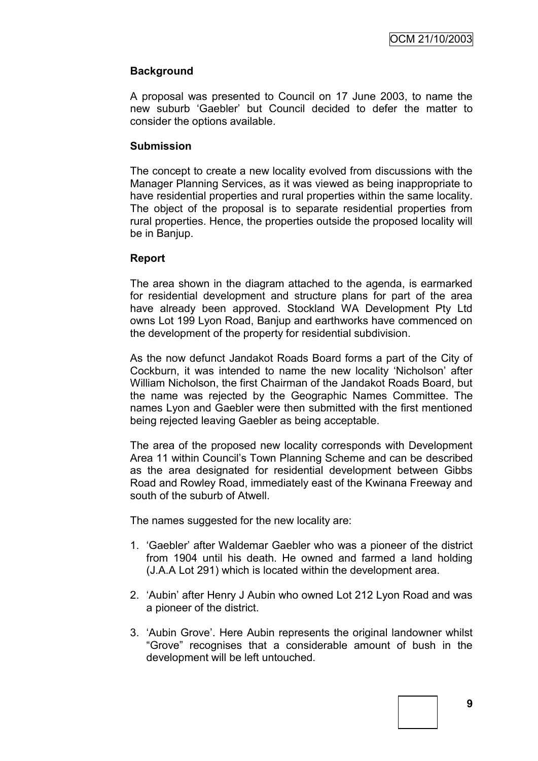**Background**

A proposal was presented to Council on 17 June 2003, to name the new suburb 'Gaebler' but Council decided to defer the matter to consider the options available.

**Submission**

The concept to create a new locality evolved from discussions with the Manager Planning Services, as it was viewed as being inappropriate to have residential properties and rural properties within the same locality. The object of the proposal is to separate residential properties from rural properties. Hence, the properties outside the proposed locality will be in Banjup.

**Report**

The area shown in the diagram attached to the agenda, is earmarked for residential development and structure plans for part of the area have already been approved. Stockland WA Development Pty Ltd owns Lot 199 Lyon Road, Banjup and earthworks have commenced on the development of the property for residential subdivision.

As the now defunct Jandakot Roads Board forms a part of the City of Cockburn, it was intended to name the new locality 'Nicholson' after William Nicholson, the first Chairman of the Jandakot Roads Board, but the name was rejected by the Geographic Names Committee. The names Lyon and Gaebler were then submitted with the first mentioned being rejected leaving Gaebler as being acceptable.

The area of the proposed new locality corresponds with Development Area 11 within Council's Town Planning Scheme and can be described as the area designated for residential development between Gibbs Road and Rowley Road, immediately east of the Kwinana Freeway and south of the suburb of Atwell.

The names suggested for the new locality are:

1. 'Gaebler' after Waldemar Gaebler who was a pioneer of the district from 1904 until his death. He owned and farmed a land holding (J.A.A Lot 291) which is located within the development area.

2. 'Aubin' after Henry J Aubin who owned Lot 212 Lyon Road and was a pioneer of the district.

3. 'Aubin Grove'. Here Aubin represents the original landowner whilst "Grove" recognises that a considerable amount of bush in the development will be left untouched.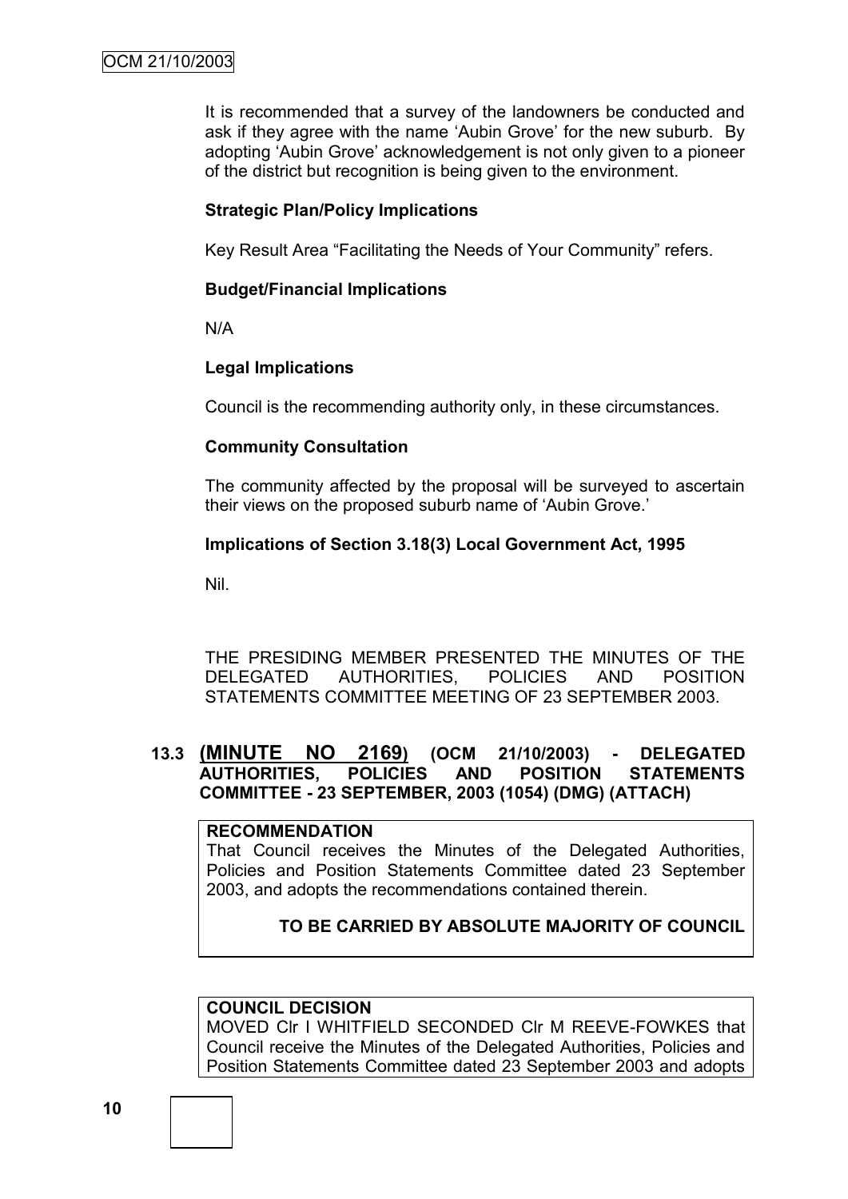It is recommended that a survey of the landowners be conducted and ask if they agree with the name 'Aubin Grove' for the new suburb. By adopting 'Aubin Grove' acknowledgement is not only given to a pioneer of the district but recognition is being given to the environment.

**Strategic Plan/Policy Implications**

Key Result Area "Facilitating the Needs of Your Community" refers.

**Budget/Financial Implications**

N/A

**Legal Implications**

Council is the recommending authority only, in these circumstances.

**Community Consultation**

The community affected by the proposal will be surveyed to ascertain their views on the proposed suburb name of 'Aubin Grove.'

**Implications of Section 3.18(3) Local Government Act, 1995**

Nil.

THE PRESIDING MEMBER PRESENTED THE MINUTES OF THE DELEGATED AUTHORITIES, POLICIES AND POSITION STATEMENTS COMMITTEE MEETING OF 23 SEPTEMBER 2003.

### 13.3 (MINUTE NO 2169) (OCM 21/10/2003) - DELEGATED AUTHORITIES, POLICIES AND POSITION STATEMENTS COMMITTEE - 23 SEPTEMBER, 2003 (1054) (DMG) (ATTACH)

**RECOMMENDATION**

That Council receives the Minutes of the Delegated Authorities, Policies and Position Statements Committee dated 23 September 2003, and adopts the recommendations contained therein.

**TO BE CARRIED BY ABSOLUTE MAJORITY OF COUNCIL**

**COUNCIL DECISION**

MOVED Clr I WHITFIELD SECONDED Clr M REEVE-FOWKES that Council receive the Minutes of the Delegated Authorities, Policies and Position Statements Committee dated 23 September 2003 and adopts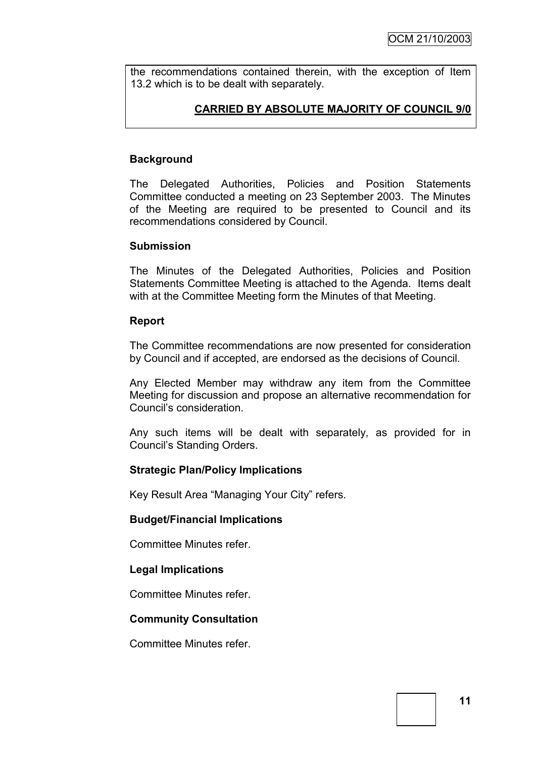the recommendations contained therein, with the exception of Item 13.2 which is to be dealt with separately.

**CARRIED BY ABSOLUTE MAJORITY OF COUNCIL 9/0**

**Background**

The Delegated Authorities, Policies and Position Statements Committee conducted a meeting on 23 September 2003. The Minutes of the Meeting are required to be presented to Council and its recommendations considered by Council.

**Submission**

The Minutes of the Delegated Authorities, Policies and Position Statements Committee Meeting is attached to the Agenda. Items dealt with at the Committee Meeting form the Minutes of that Meeting.

**Report**

The Committee recommendations are now presented for consideration by Council and if accepted, are endorsed as the decisions of Council.

Any Elected Member may withdraw any item from the Committee Meeting for discussion and propose an alternative recommendation for Council's consideration.

Any such items will be dealt with separately, as provided for in Council's Standing Orders.

**Strategic Plan/Policy Implications**

Key Result Area "Managing Your City" refers.

**Budget/Financial Implications**

Committee Minutes refer.

**Legal Implications**

Committee Minutes refer.

**Community Consultation**

Committee Minutes refer.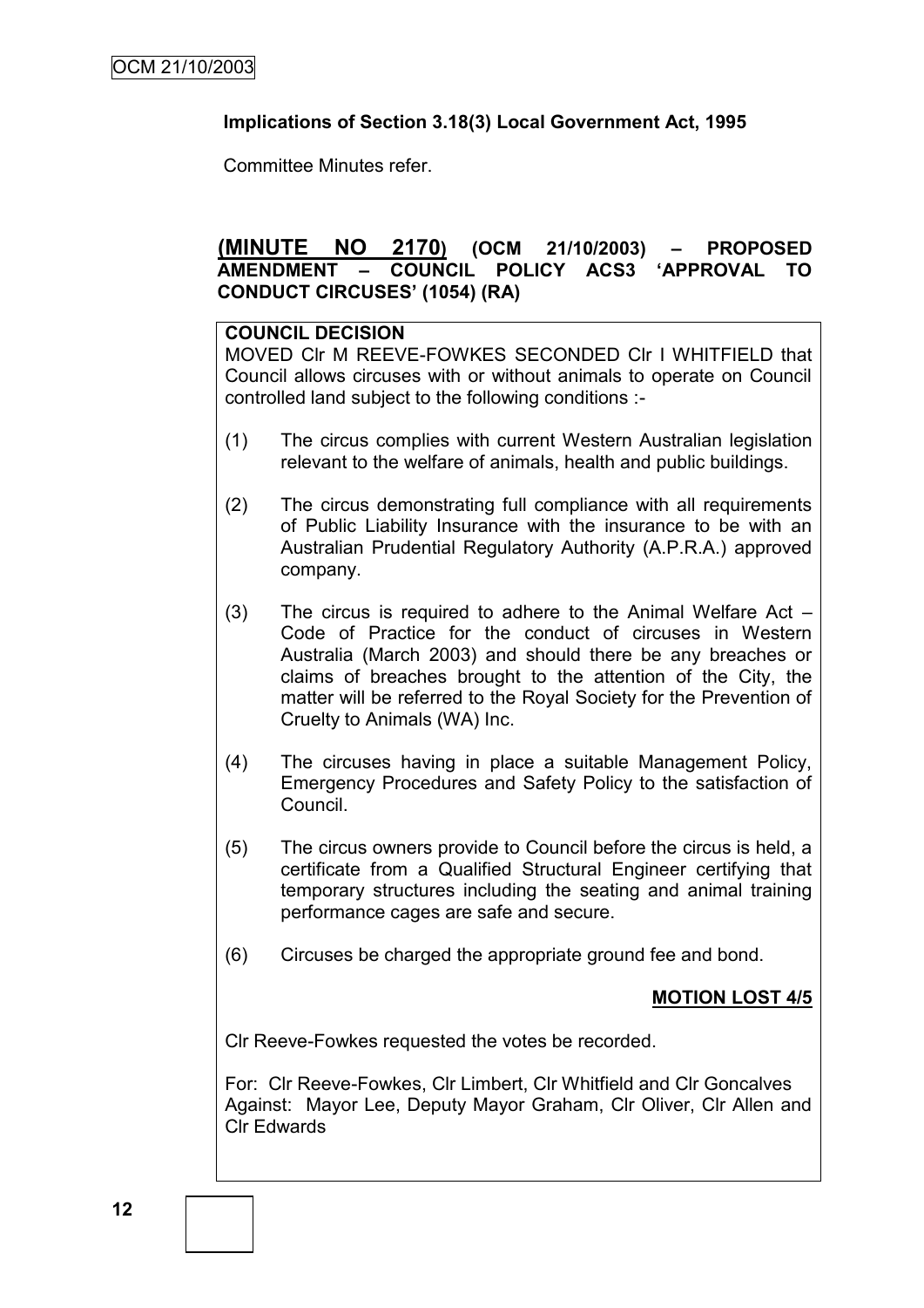**Implications of Section 3.18(3) Local Government Act, 1995**

Committee Minutes refer.

## (MINUTE NO 2170) (OCM 21/10/2003) – PROPOSED AMENDMENT – COUNCIL POLICY ACS3 'APPROVAL TO CONDUCT CIRCUSES' (1054) (RA)

**COUNCIL DECISION**

MOVED Clr M REEVE-FOWKES SECONDED Clr I WHITFIELD that Council allows circuses with or without animals to operate on Council controlled land subject to the following conditions :-

(1) The circus complies with current Western Australian legislation relevant to the welfare of animals, health and public buildings.

(2) The circus demonstrating full compliance with all requirements of Public Liability Insurance with the insurance to be with an Australian Prudential Regulatory Authority (A.P.R.A.) approved company.

(3) The circus is required to adhere to the Animal Welfare Act – Code of Practice for the conduct of circuses in Western Australia (March 2003) and should there be any breaches or claims of breaches brought to the attention of the City, the matter will be referred to the Royal Society for the Prevention of Cruelty to Animals (WA) Inc.

(4) The circuses having in place a suitable Management Policy, Emergency Procedures and Safety Policy to the satisfaction of Council.

(5) The circus owners provide to Council before the circus is held, a certificate from a Qualified Structural Engineer certifying that temporary structures including the seating and animal training performance cages are safe and secure.

(6) Circuses be charged the appropriate ground fee and bond.

**MOTION LOST 4/5**

Clr Reeve-Fowkes requested the votes be recorded.

For: Clr Reeve-Fowkes, Clr Limbert, Clr Whitfield and Clr Goncalves
Against: Mayor Lee, Deputy Mayor Graham, Clr Oliver, Clr Allen and Clr Edwards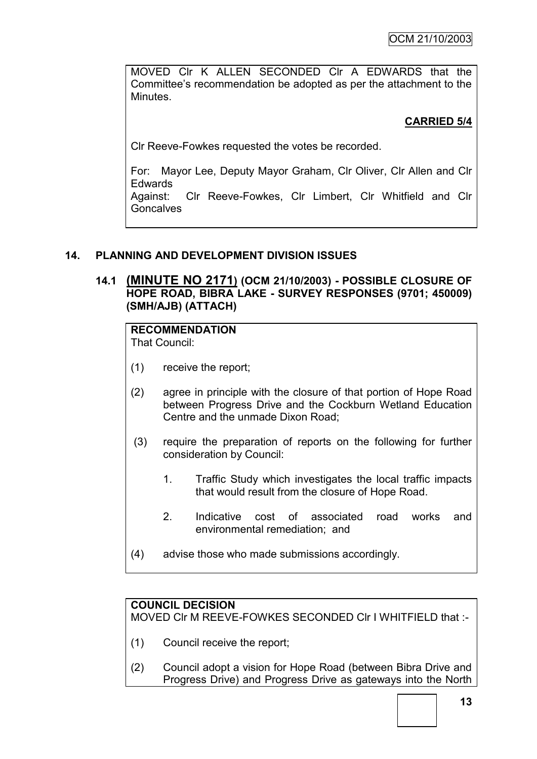MOVED Clr K ALLEN SECONDED Clr A EDWARDS that the Committee's recommendation be adopted as per the attachment to the Minutes.

**CARRIED 5/4**

Clr Reeve-Fowkes requested the votes be recorded.

For: Mayor Lee, Deputy Mayor Graham, Clr Oliver, Clr Allen and Clr Edwards
Against: Clr Reeve-Fowkes, Clr Limbert, Clr Whitfield and Clr Goncalves

## 14. PLANNING AND DEVELOPMENT DIVISION ISSUES

### 14.1 (MINUTE NO 2171) (OCM 21/10/2003) - POSSIBLE CLOSURE OF HOPE ROAD, BIBRA LAKE - SURVEY RESPONSES (9701; 450009) (SMH/AJB) (ATTACH)

**RECOMMENDATION**
That Council:

(1) receive the report;

(2) agree in principle with the closure of that portion of Hope Road between Progress Drive and the Cockburn Wetland Education Centre and the unmade Dixon Road;

(3) require the preparation of reports on the following for further consideration by Council:

1. Traffic Study which investigates the local traffic impacts that would result from the closure of Hope Road.

2. Indicative cost of associated road works and environmental remediation; and

(4) advise those who made submissions accordingly.

**COUNCIL DECISION**
MOVED Clr M REEVE-FOWKES SECONDED Clr I WHITFIELD that :-

(1) Council receive the report;

(2) Council adopt a vision for Hope Road (between Bibra Drive and Progress Drive) and Progress Drive as gateways into the North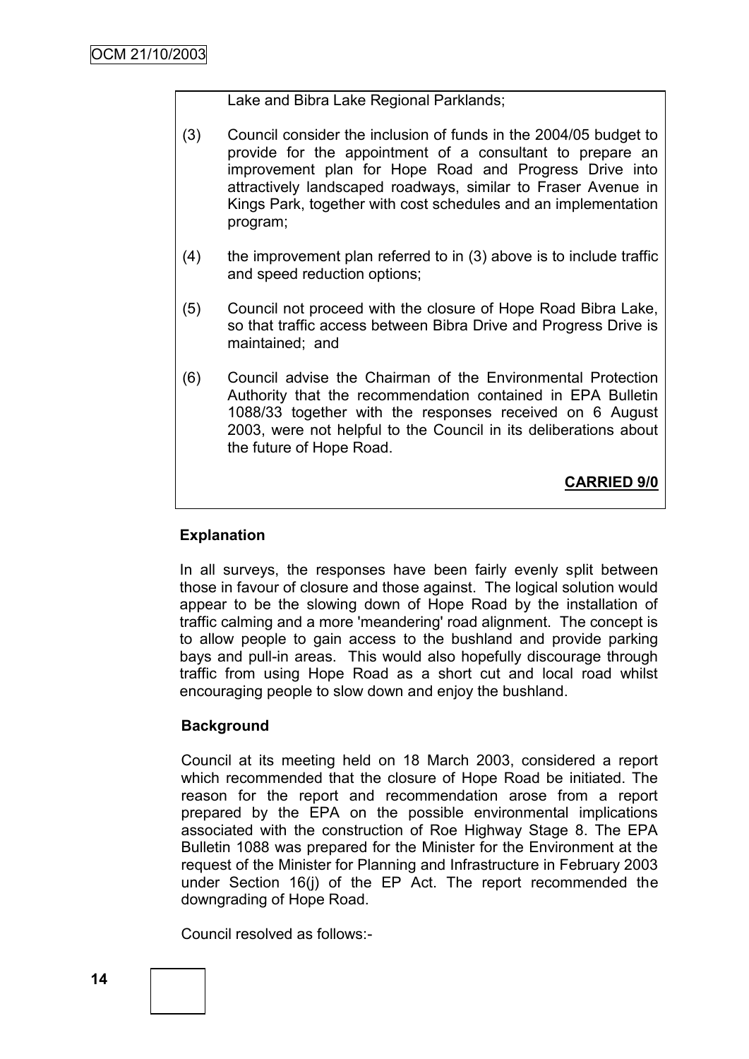Lake and Bibra Lake Regional Parklands;

(3) Council consider the inclusion of funds in the 2004/05 budget to provide for the appointment of a consultant to prepare an improvement plan for Hope Road and Progress Drive into attractively landscaped roadways, similar to Fraser Avenue in Kings Park, together with cost schedules and an implementation program;

(4) the improvement plan referred to in (3) above is to include traffic and speed reduction options;

(5) Council not proceed with the closure of Hope Road Bibra Lake, so that traffic access between Bibra Drive and Progress Drive is maintained; and

(6) Council advise the Chairman of the Environmental Protection Authority that the recommendation contained in EPA Bulletin 1088/33 together with the responses received on 6 August 2003, were not helpful to the Council in its deliberations about the future of Hope Road.

**CARRIED 9/0**

**Explanation**

In all surveys, the responses have been fairly evenly split between those in favour of closure and those against. The logical solution would appear to be the slowing down of Hope Road by the installation of traffic calming and a more 'meandering' road alignment. The concept is to allow people to gain access to the bushland and provide parking bays and pull-in areas. This would also hopefully discourage through traffic from using Hope Road as a short cut and local road whilst encouraging people to slow down and enjoy the bushland.

**Background**

Council at its meeting held on 18 March 2003, considered a report which recommended that the closure of Hope Road be initiated. The reason for the report and recommendation arose from a report prepared by the EPA on the possible environmental implications associated with the construction of Roe Highway Stage 8. The EPA Bulletin 1088 was prepared for the Minister for the Environment at the request of the Minister for Planning and Infrastructure in February 2003 under Section 16(j) of the EP Act. The report recommended the downgrading of Hope Road.

Council resolved as follows:-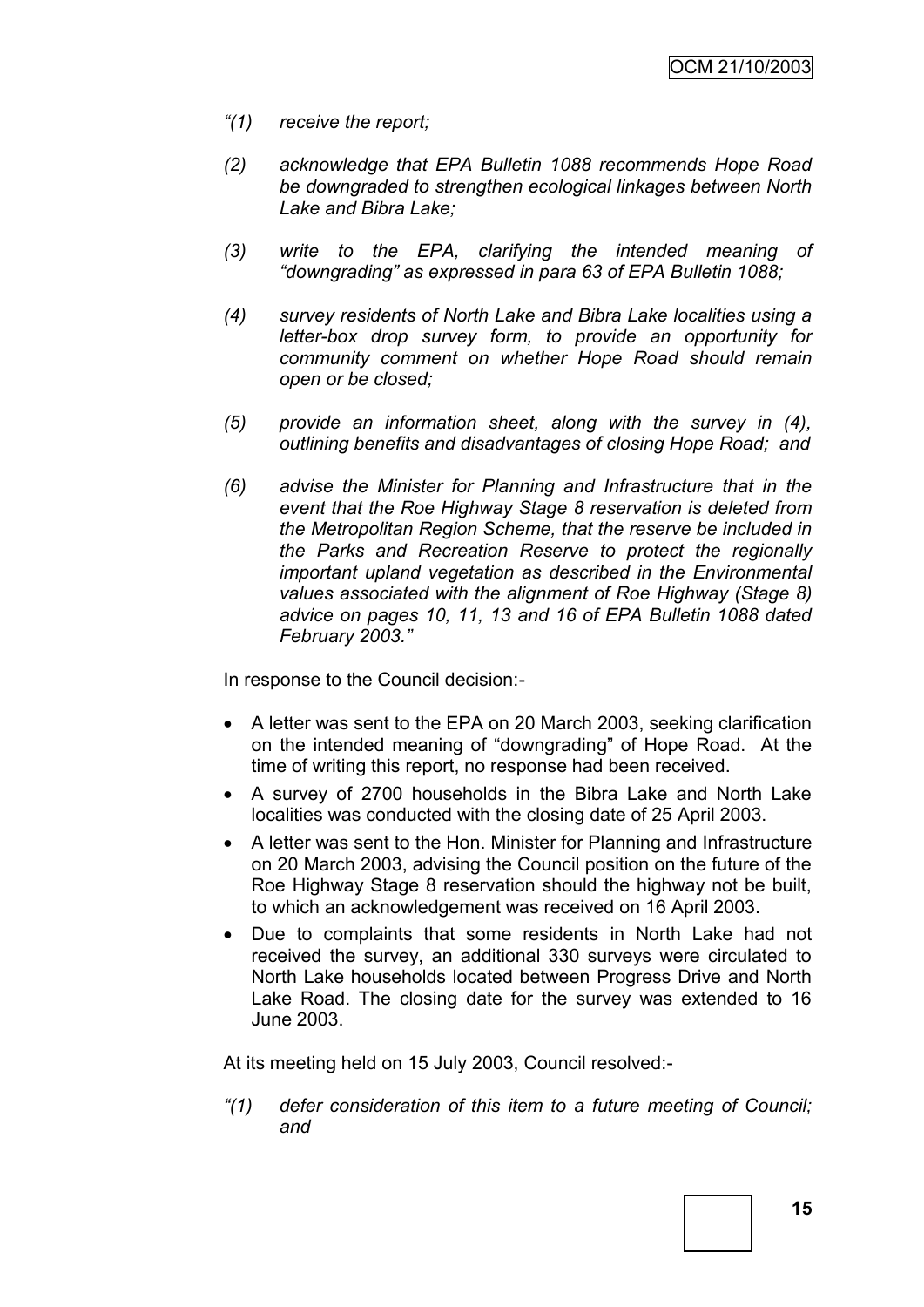*"(1) receive the report;*

*(2) acknowledge that EPA Bulletin 1088 recommends Hope Road be downgraded to strengthen ecological linkages between North Lake and Bibra Lake;*

*(3) write to the EPA, clarifying the intended meaning of "downgrading" as expressed in para 63 of EPA Bulletin 1088;*

*(4) survey residents of North Lake and Bibra Lake localities using a letter-box drop survey form, to provide an opportunity for community comment on whether Hope Road should remain open or be closed;*

*(5) provide an information sheet, along with the survey in (4), outlining benefits and disadvantages of closing Hope Road; and*

*(6) advise the Minister for Planning and Infrastructure that in the event that the Roe Highway Stage 8 reservation is deleted from the Metropolitan Region Scheme, that the reserve be included in the Parks and Recreation Reserve to protect the regionally important upland vegetation as described in the Environmental values associated with the alignment of Roe Highway (Stage 8) advice on pages 10, 11, 13 and 16 of EPA Bulletin 1088 dated February 2003."*

In response to the Council decision:-

- A letter was sent to the EPA on 20 March 2003, seeking clarification on the intended meaning of "downgrading" of Hope Road. At the time of writing this report, no response had been received.
- A survey of 2700 households in the Bibra Lake and North Lake localities was conducted with the closing date of 25 April 2003.
- A letter was sent to the Hon. Minister for Planning and Infrastructure on 20 March 2003, advising the Council position on the future of the Roe Highway Stage 8 reservation should the highway not be built, to which an acknowledgement was received on 16 April 2003.
- Due to complaints that some residents in North Lake had not received the survey, an additional 330 surveys were circulated to North Lake households located between Progress Drive and North Lake Road. The closing date for the survey was extended to 16 June 2003.

At its meeting held on 15 July 2003, Council resolved:-

*"(1) defer consideration of this item to a future meeting of Council; and*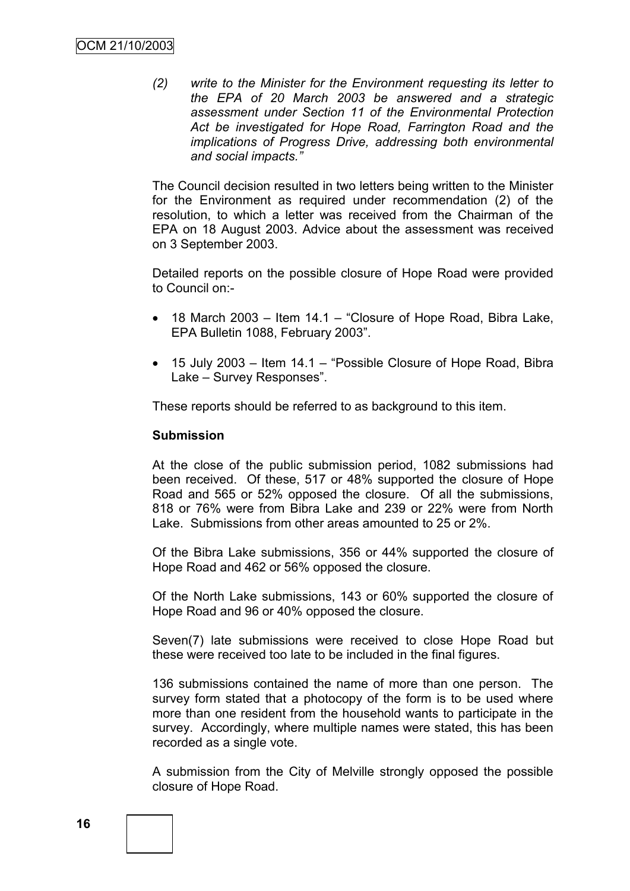*(2) write to the Minister for the Environment requesting its letter to the EPA of 20 March 2003 be answered and a strategic assessment under Section 11 of the Environmental Protection Act be investigated for Hope Road, Farrington Road and the implications of Progress Drive, addressing both environmental and social impacts."*

The Council decision resulted in two letters being written to the Minister for the Environment as required under recommendation (2) of the resolution, to which a letter was received from the Chairman of the EPA on 18 August 2003. Advice about the assessment was received on 3 September 2003.

Detailed reports on the possible closure of Hope Road were provided to Council on:-

- 18 March 2003 – Item 14.1 – "Closure of Hope Road, Bibra Lake, EPA Bulletin 1088, February 2003".
- 15 July 2003 – Item 14.1 – "Possible Closure of Hope Road, Bibra Lake – Survey Responses".

These reports should be referred to as background to this item.

**Submission**

At the close of the public submission period, 1082 submissions had been received. Of these, 517 or 48% supported the closure of Hope Road and 565 or 52% opposed the closure. Of all the submissions, 818 or 76% were from Bibra Lake and 239 or 22% were from North Lake. Submissions from other areas amounted to 25 or 2%.

Of the Bibra Lake submissions, 356 or 44% supported the closure of Hope Road and 462 or 56% opposed the closure.

Of the North Lake submissions, 143 or 60% supported the closure of Hope Road and 96 or 40% opposed the closure.

Seven(7) late submissions were received to close Hope Road but these were received too late to be included in the final figures.

136 submissions contained the name of more than one person. The survey form stated that a photocopy of the form is to be used where more than one resident from the household wants to participate in the survey. Accordingly, where multiple names were stated, this has been recorded as a single vote.

A submission from the City of Melville strongly opposed the possible closure of Hope Road.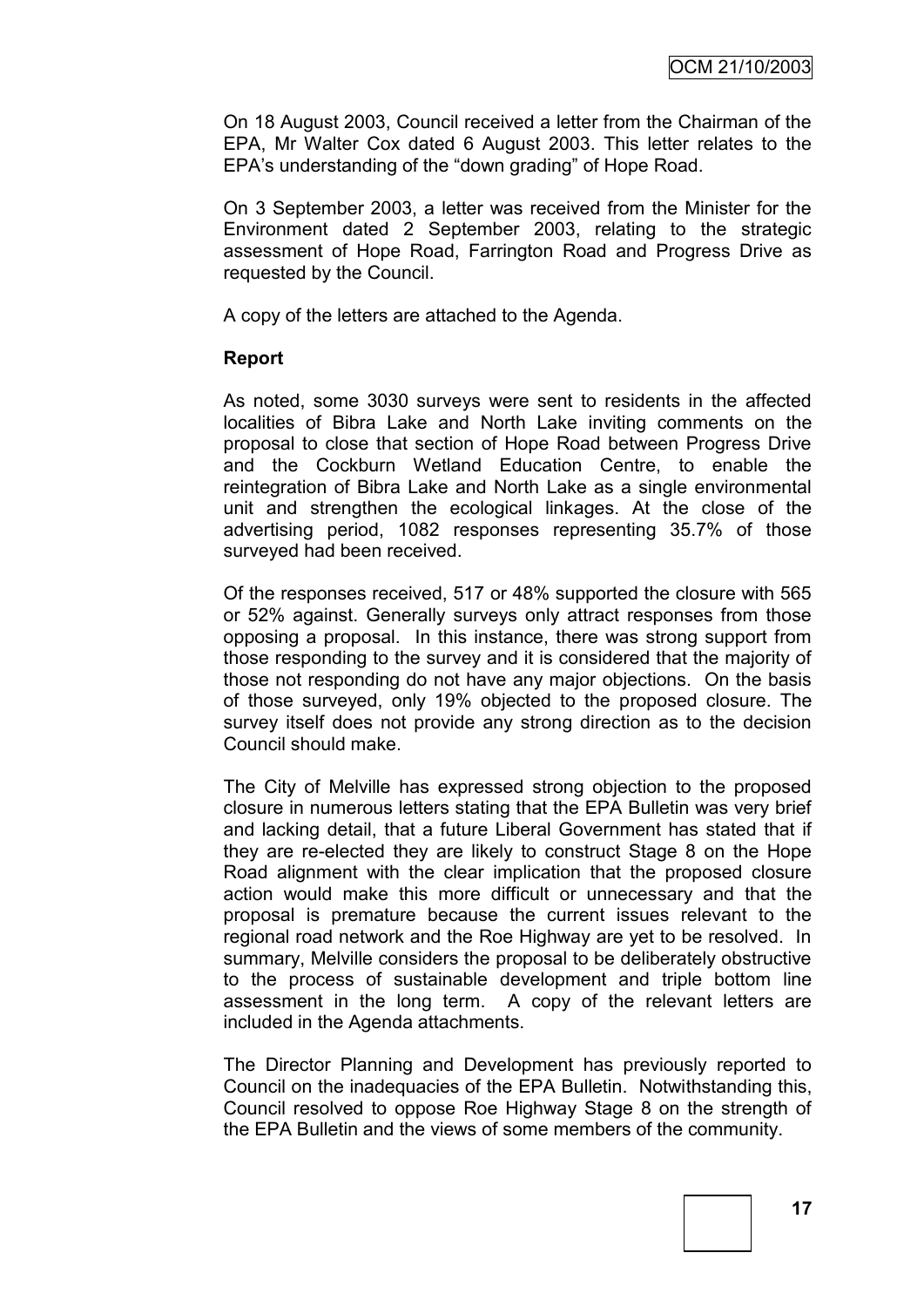On 18 August 2003, Council received a letter from the Chairman of the EPA, Mr Walter Cox dated 6 August 2003. This letter relates to the EPA's understanding of the "down grading" of Hope Road.

On 3 September 2003, a letter was received from the Minister for the Environment dated 2 September 2003, relating to the strategic assessment of Hope Road, Farrington Road and Progress Drive as requested by the Council.

A copy of the letters are attached to the Agenda.

**Report**

As noted, some 3030 surveys were sent to residents in the affected localities of Bibra Lake and North Lake inviting comments on the proposal to close that section of Hope Road between Progress Drive and the Cockburn Wetland Education Centre, to enable the reintegration of Bibra Lake and North Lake as a single environmental unit and strengthen the ecological linkages. At the close of the advertising period, 1082 responses representing 35.7% of those surveyed had been received.

Of the responses received, 517 or 48% supported the closure with 565 or 52% against. Generally surveys only attract responses from those opposing a proposal. In this instance, there was strong support from those responding to the survey and it is considered that the majority of those not responding do not have any major objections. On the basis of those surveyed, only 19% objected to the proposed closure. The survey itself does not provide any strong direction as to the decision Council should make.

The City of Melville has expressed strong objection to the proposed closure in numerous letters stating that the EPA Bulletin was very brief and lacking detail, that a future Liberal Government has stated that if they are re-elected they are likely to construct Stage 8 on the Hope Road alignment with the clear implication that the proposed closure action would make this more difficult or unnecessary and that the proposal is premature because the current issues relevant to the regional road network and the Roe Highway are yet to be resolved. In summary, Melville considers the proposal to be deliberately obstructive to the process of sustainable development and triple bottom line assessment in the long term. A copy of the relevant letters are included in the Agenda attachments.

The Director Planning and Development has previously reported to Council on the inadequacies of the EPA Bulletin. Notwithstanding this, Council resolved to oppose Roe Highway Stage 8 on the strength of the EPA Bulletin and the views of some members of the community.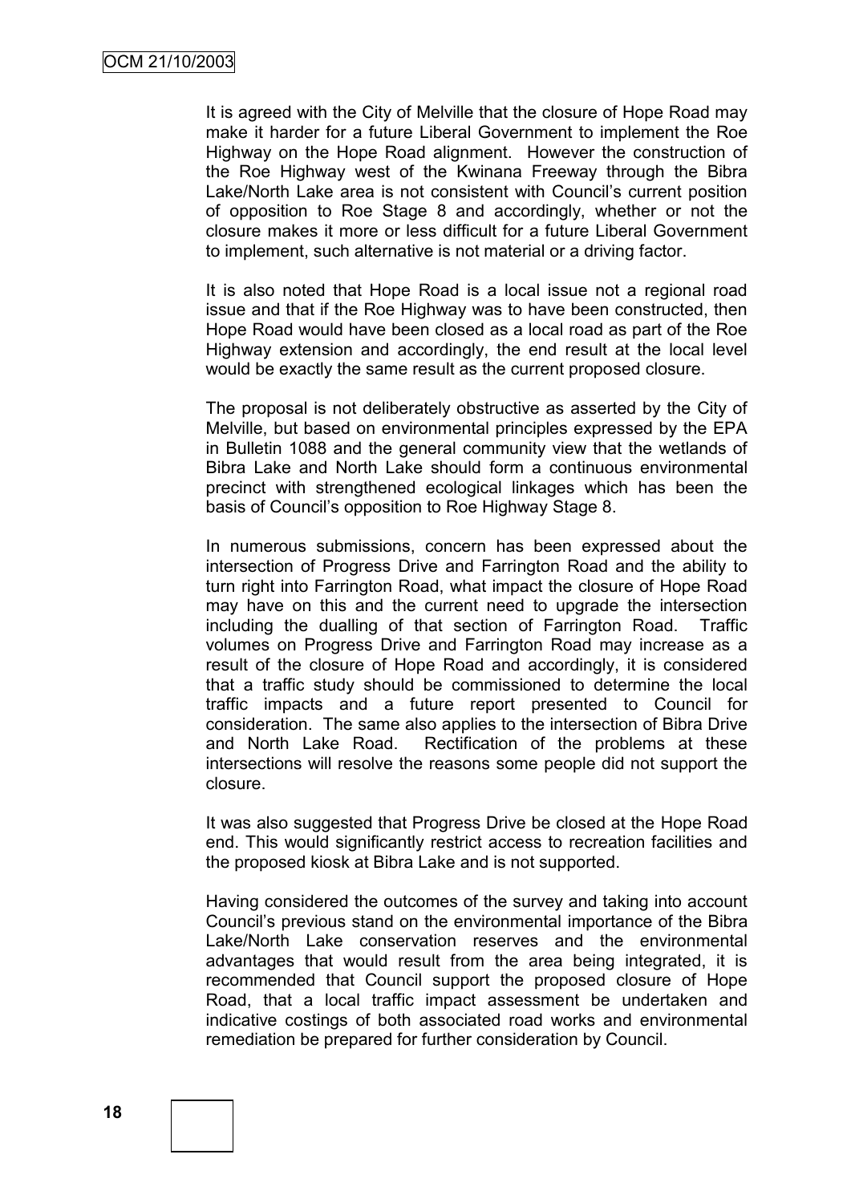It is agreed with the City of Melville that the closure of Hope Road may make it harder for a future Liberal Government to implement the Roe Highway on the Hope Road alignment. However the construction of the Roe Highway west of the Kwinana Freeway through the Bibra Lake/North Lake area is not consistent with Council's current position of opposition to Roe Stage 8 and accordingly, whether or not the closure makes it more or less difficult for a future Liberal Government to implement, such alternative is not material or a driving factor.

It is also noted that Hope Road is a local issue not a regional road issue and that if the Roe Highway was to have been constructed, then Hope Road would have been closed as a local road as part of the Roe Highway extension and accordingly, the end result at the local level would be exactly the same result as the current proposed closure.

The proposal is not deliberately obstructive as asserted by the City of Melville, but based on environmental principles expressed by the EPA in Bulletin 1088 and the general community view that the wetlands of Bibra Lake and North Lake should form a continuous environmental precinct with strengthened ecological linkages which has been the basis of Council's opposition to Roe Highway Stage 8.

In numerous submissions, concern has been expressed about the intersection of Progress Drive and Farrington Road and the ability to turn right into Farrington Road, what impact the closure of Hope Road may have on this and the current need to upgrade the intersection including the dualling of that section of Farrington Road. Traffic volumes on Progress Drive and Farrington Road may increase as a result of the closure of Hope Road and accordingly, it is considered that a traffic study should be commissioned to determine the local traffic impacts and a future report presented to Council for consideration. The same also applies to the intersection of Bibra Drive and North Lake Road. Rectification of the problems at these intersections will resolve the reasons some people did not support the closure.

It was also suggested that Progress Drive be closed at the Hope Road end. This would significantly restrict access to recreation facilities and the proposed kiosk at Bibra Lake and is not supported.

Having considered the outcomes of the survey and taking into account Council's previous stand on the environmental importance of the Bibra Lake/North Lake conservation reserves and the environmental advantages that would result from the area being integrated, it is recommended that Council support the proposed closure of Hope Road, that a local traffic impact assessment be undertaken and indicative costings of both associated road works and environmental remediation be prepared for further consideration by Council.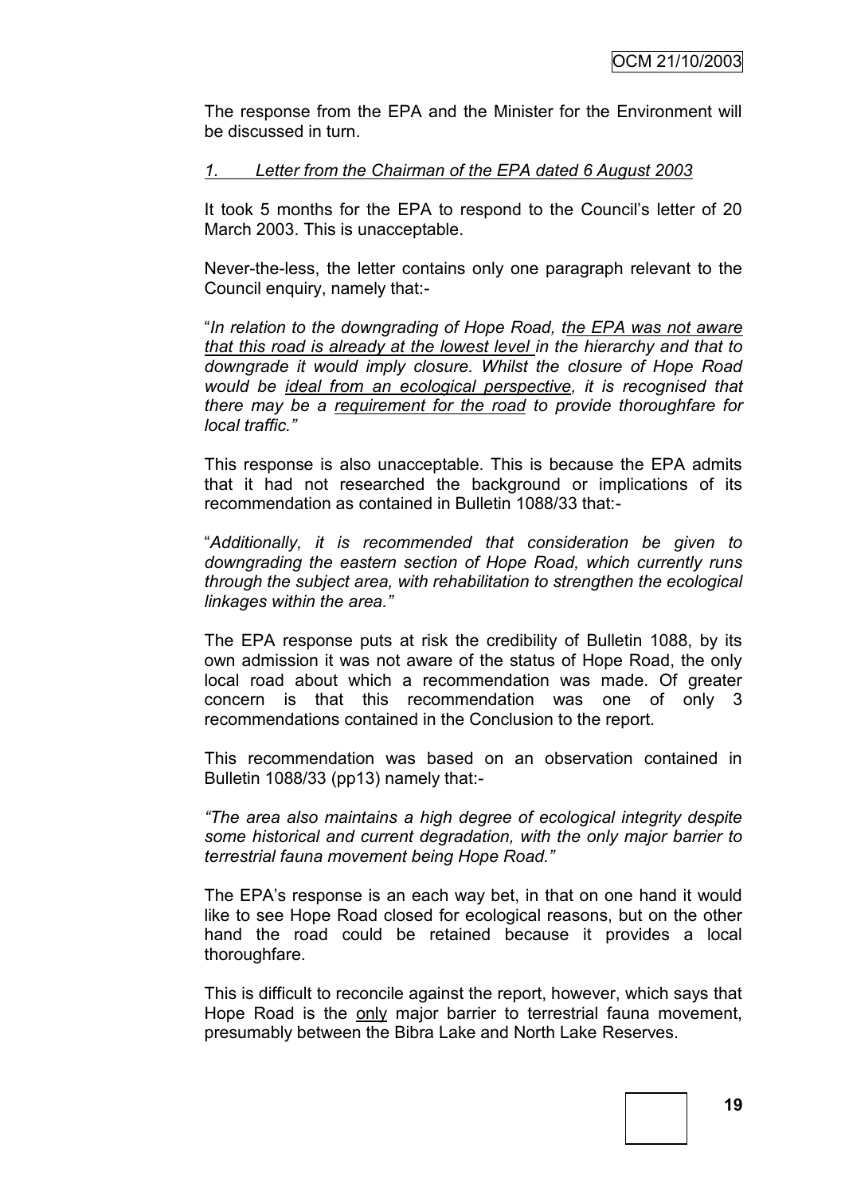The response from the EPA and the Minister for the Environment will be discussed in turn.

*1. Letter from the Chairman of the EPA dated 6 August 2003*

It took 5 months for the EPA to respond to the Council's letter of 20 March 2003. This is unacceptable.

Never-the-less, the letter contains only one paragraph relevant to the Council enquiry, namely that:-

"*In relation to the downgrading of Hope Road, the EPA was not aware that this road is already at the lowest level in the hierarchy and that to downgrade it would imply closure. Whilst the closure of Hope Road would be ideal from an ecological perspective, it is recognised that there may be a requirement for the road to provide thoroughfare for local traffic.*"

This response is also unacceptable. This is because the EPA admits that it had not researched the background or implications of its recommendation as contained in Bulletin 1088/33 that:-

"*Additionally, it is recommended that consideration be given to downgrading the eastern section of Hope Road, which currently runs through the subject area, with rehabilitation to strengthen the ecological linkages within the area.*"

The EPA response puts at risk the credibility of Bulletin 1088, by its own admission it was not aware of the status of Hope Road, the only local road about which a recommendation was made. Of greater concern is that this recommendation was one of only 3 recommendations contained in the Conclusion to the report.

This recommendation was based on an observation contained in Bulletin 1088/33 (pp13) namely that:-

*"The area also maintains a high degree of ecological integrity despite some historical and current degradation, with the only major barrier to terrestrial fauna movement being Hope Road."*

The EPA's response is an each way bet, in that on one hand it would like to see Hope Road closed for ecological reasons, but on the other hand the road could be retained because it provides a local thoroughfare.

This is difficult to reconcile against the report, however, which says that Hope Road is the only major barrier to terrestrial fauna movement, presumably between the Bibra Lake and North Lake Reserves.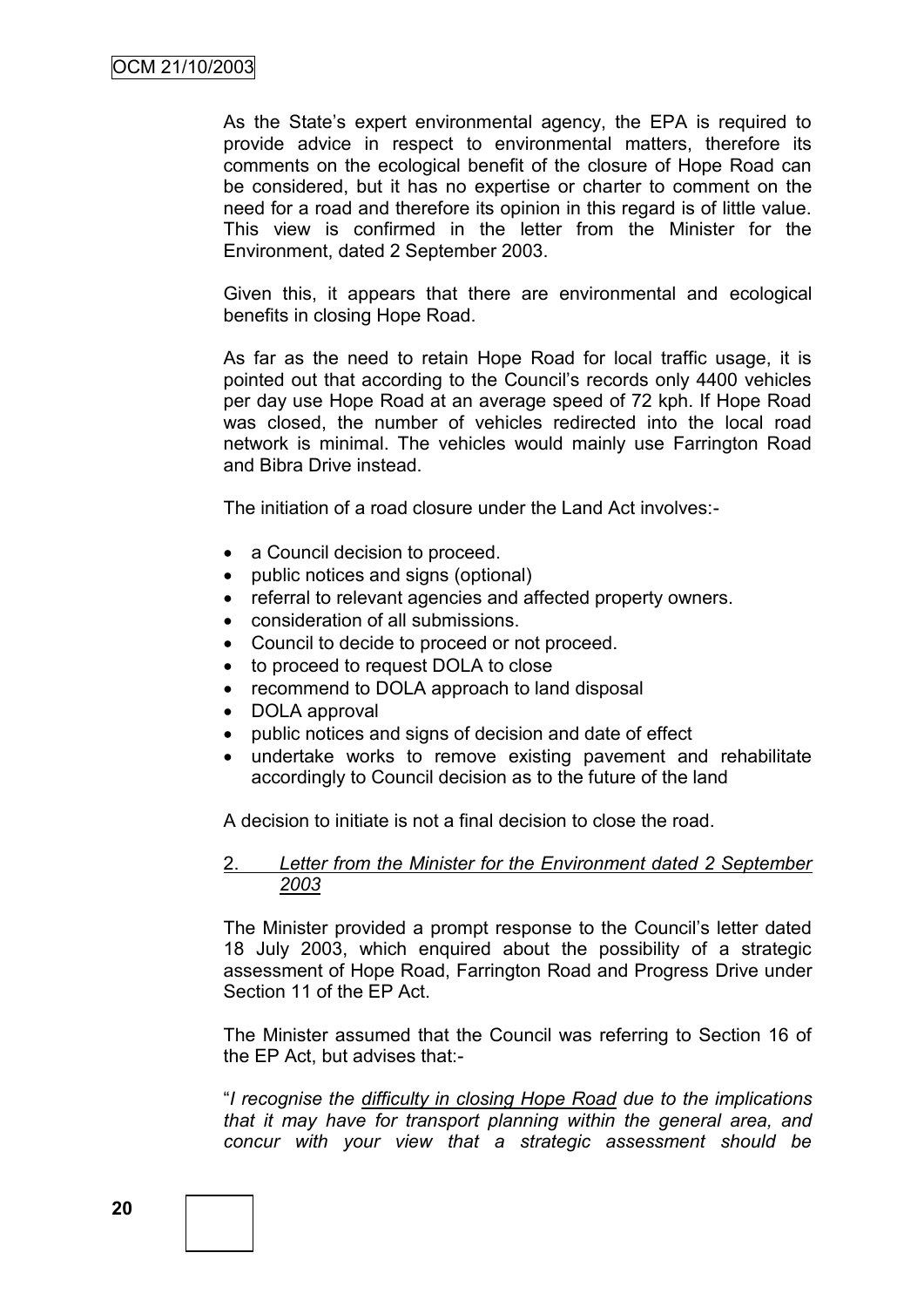As the State's expert environmental agency, the EPA is required to provide advice in respect to environmental matters, therefore its comments on the ecological benefit of the closure of Hope Road can be considered, but it has no expertise or charter to comment on the need for a road and therefore its opinion in this regard is of little value. This view is confirmed in the letter from the Minister for the Environment, dated 2 September 2003.

Given this, it appears that there are environmental and ecological benefits in closing Hope Road.

As far as the need to retain Hope Road for local traffic usage, it is pointed out that according to the Council's records only 4400 vehicles per day use Hope Road at an average speed of 72 kph. If Hope Road was closed, the number of vehicles redirected into the local road network is minimal. The vehicles would mainly use Farrington Road and Bibra Drive instead.

The initiation of a road closure under the Land Act involves:-

- a Council decision to proceed.
- public notices and signs (optional)
- referral to relevant agencies and affected property owners.
- consideration of all submissions.
- Council to decide to proceed or not proceed.
- to proceed to request DOLA to close
- recommend to DOLA approach to land disposal
- DOLA approval
- public notices and signs of decision and date of effect
- undertake works to remove existing pavement and rehabilitate accordingly to Council decision as to the future of the land

A decision to initiate is not a final decision to close the road.

2. *<u>Letter from the Minister for the Environment dated 2 September 2003</u>*

The Minister provided a prompt response to the Council's letter dated 18 July 2003, which enquired about the possibility of a strategic assessment of Hope Road, Farrington Road and Progress Drive under Section 11 of the EP Act.

The Minister assumed that the Council was referring to Section 16 of the EP Act, but advises that:-

"*I recognise the <u>difficulty in closing Hope Road</u> due to the implications that it may have for transport planning within the general area, and concur with your view that a strategic assessment should be*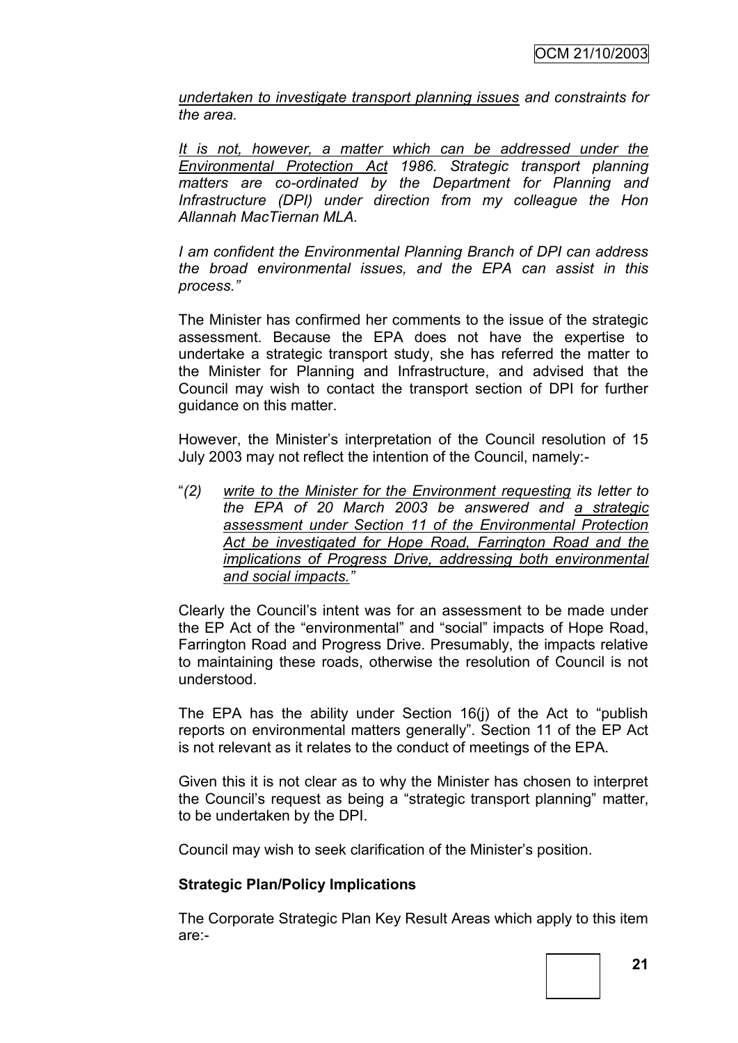*<u>undertaken to investigate transport planning issues</u> and constraints for the area.*

*<u>It is not, however, a matter which can be addressed under the Environmental Protection Act</u> 1986. Strategic transport planning matters are co-ordinated by the Department for Planning and Infrastructure (DPI) under direction from my colleague the Hon Allannah MacTiernan MLA.*

*I am confident the Environmental Planning Branch of DPI can address the broad environmental issues, and the EPA can assist in this process."*

The Minister has confirmed her comments to the issue of the strategic assessment. Because the EPA does not have the expertise to undertake a strategic transport study, she has referred the matter to the Minister for Planning and Infrastructure, and advised that the Council may wish to contact the transport section of DPI for further guidance on this matter.

However, the Minister's interpretation of the Council resolution of 15 July 2003 may not reflect the intention of the Council, namely:-

"*(2) <u>write to the Minister for the Environment requesting</u> its letter to the EPA of 20 March 2003 be answered and <u>a strategic assessment under Section 11 of the Environmental Protection Act be investigated for Hope Road, Farrington Road and the implications of Progress Drive, addressing both environmental and social impacts."</u>*

Clearly the Council's intent was for an assessment to be made under the EP Act of the "environmental" and "social" impacts of Hope Road, Farrington Road and Progress Drive. Presumably, the impacts relative to maintaining these roads, otherwise the resolution of Council is not understood.

The EPA has the ability under Section 16(j) of the Act to "publish reports on environmental matters generally". Section 11 of the EP Act is not relevant as it relates to the conduct of meetings of the EPA.

Given this it is not clear as to why the Minister has chosen to interpret the Council's request as being a "strategic transport planning" matter, to be undertaken by the DPI.

Council may wish to seek clarification of the Minister's position.

**Strategic Plan/Policy Implications**

The Corporate Strategic Plan Key Result Areas which apply to this item are:-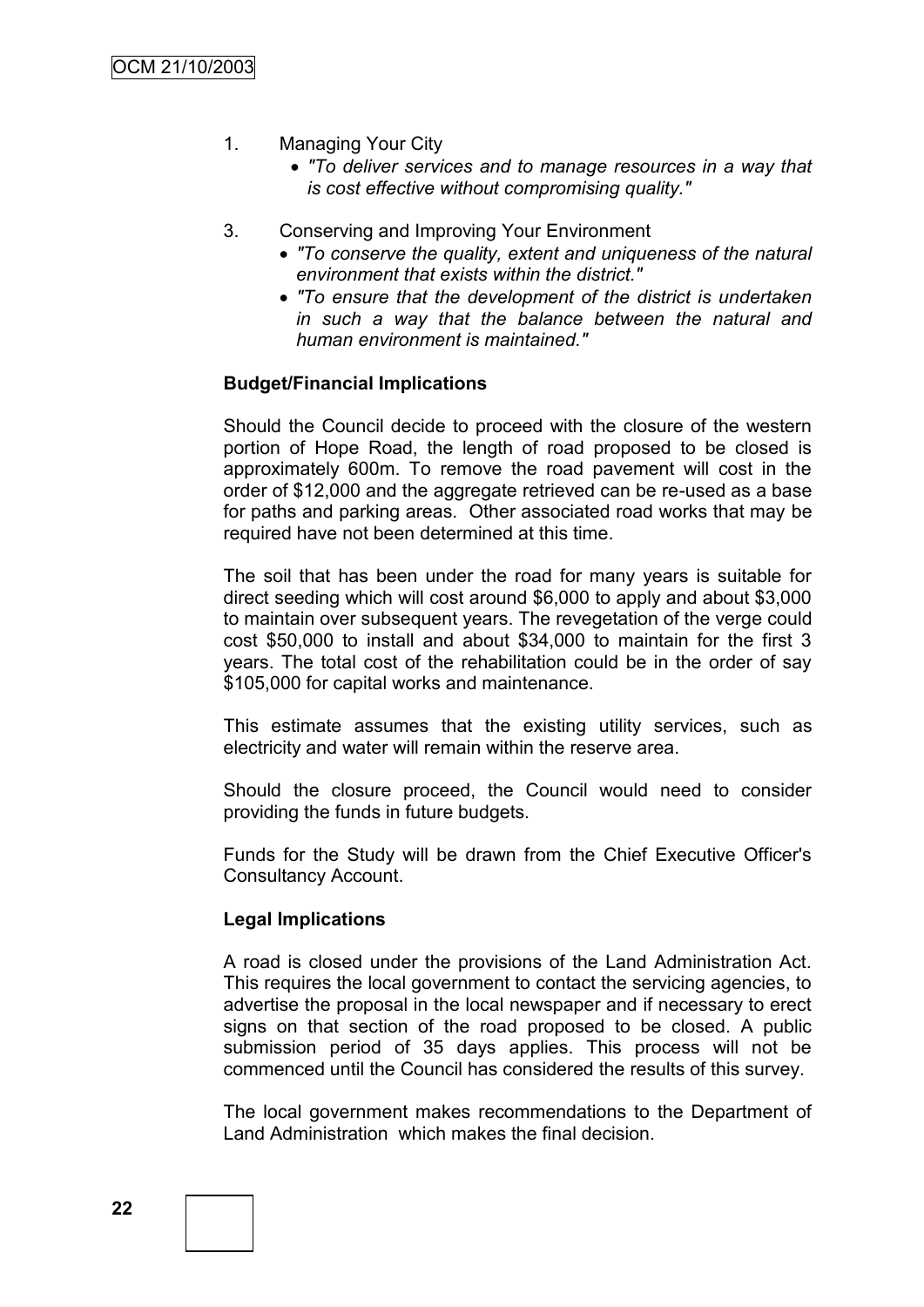1. Managing Your City
   - *"To deliver services and to manage resources in a way that is cost effective without compromising quality."*

3. Conserving and Improving Your Environment
   - *"To conserve the quality, extent and uniqueness of the natural environment that exists within the district."*
   - *"To ensure that the development of the district is undertaken in such a way that the balance between the natural and human environment is maintained."*

**Budget/Financial Implications**

Should the Council decide to proceed with the closure of the western portion of Hope Road, the length of road proposed to be closed is approximately 600m. To remove the road pavement will cost in the order of $12,000 and the aggregate retrieved can be re-used as a base for paths and parking areas. Other associated road works that may be required have not been determined at this time.

The soil that has been under the road for many years is suitable for direct seeding which will cost around $6,000 to apply and about $3,000 to maintain over subsequent years. The revegetation of the verge could cost $50,000 to install and about $34,000 to maintain for the first 3 years. The total cost of the rehabilitation could be in the order of say $105,000 for capital works and maintenance.

This estimate assumes that the existing utility services, such as electricity and water will remain within the reserve area.

Should the closure proceed, the Council would need to consider providing the funds in future budgets.

Funds for the Study will be drawn from the Chief Executive Officer's Consultancy Account.

**Legal Implications**

A road is closed under the provisions of the Land Administration Act. This requires the local government to contact the servicing agencies, to advertise the proposal in the local newspaper and if necessary to erect signs on that section of the road proposed to be closed. A public submission period of 35 days applies. This process will not be commenced until the Council has considered the results of this survey.

The local government makes recommendations to the Department of Land Administration which makes the final decision.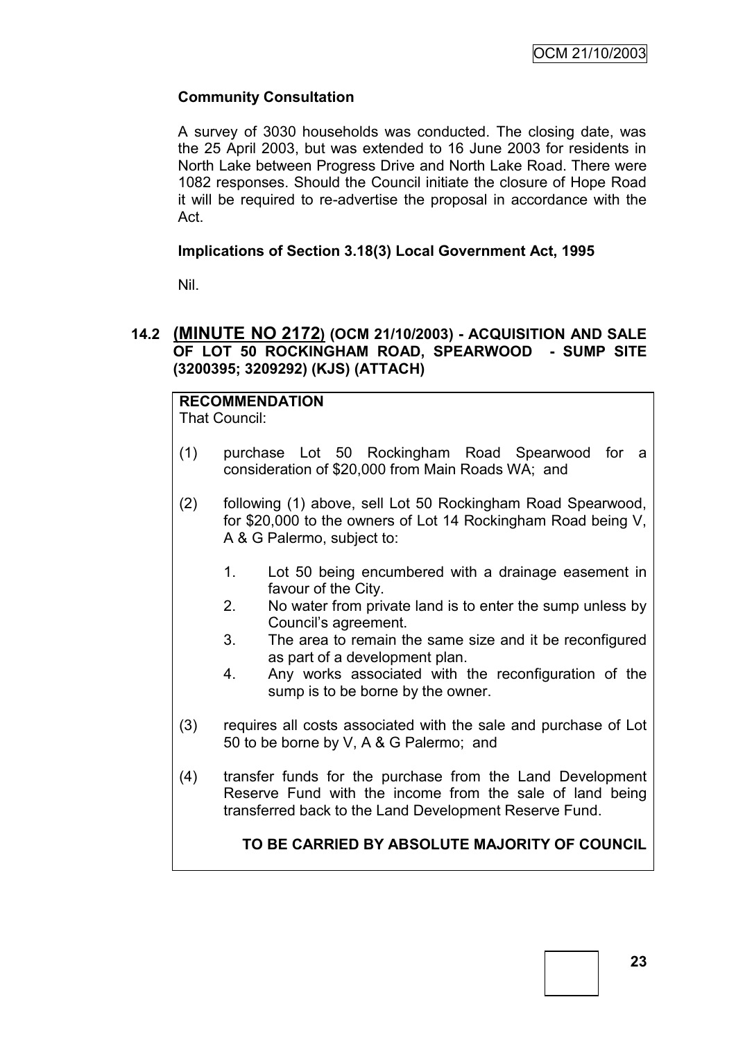**Community Consultation**

A survey of 3030 households was conducted. The closing date, was the 25 April 2003, but was extended to 16 June 2003 for residents in North Lake between Progress Drive and North Lake Road. There were 1082 responses. Should the Council initiate the closure of Hope Road it will be required to re-advertise the proposal in accordance with the Act.

**Implications of Section 3.18(3) Local Government Act, 1995**

Nil.

## 14.2 (MINUTE NO 2172) (OCM 21/10/2003) - ACQUISITION AND SALE OF LOT 50 ROCKINGHAM ROAD, SPEARWOOD - SUMP SITE (3200395; 3209292) (KJS) (ATTACH)

**RECOMMENDATION**

That Council:

(1) purchase Lot 50 Rockingham Road Spearwood for a consideration of $20,000 from Main Roads WA; and

(2) following (1) above, sell Lot 50 Rockingham Road Spearwood, for $20,000 to the owners of Lot 14 Rockingham Road being V, A & G Palermo, subject to:

1. Lot 50 being encumbered with a drainage easement in favour of the City.
2. No water from private land is to enter the sump unless by Council's agreement.
3. The area to remain the same size and it be reconfigured as part of a development plan.
4. Any works associated with the reconfiguration of the sump is to be borne by the owner.

(3) requires all costs associated with the sale and purchase of Lot 50 to be borne by V, A & G Palermo; and

(4) transfer funds for the purchase from the Land Development Reserve Fund with the income from the sale of land being transferred back to the Land Development Reserve Fund.

**TO BE CARRIED BY ABSOLUTE MAJORITY OF COUNCIL**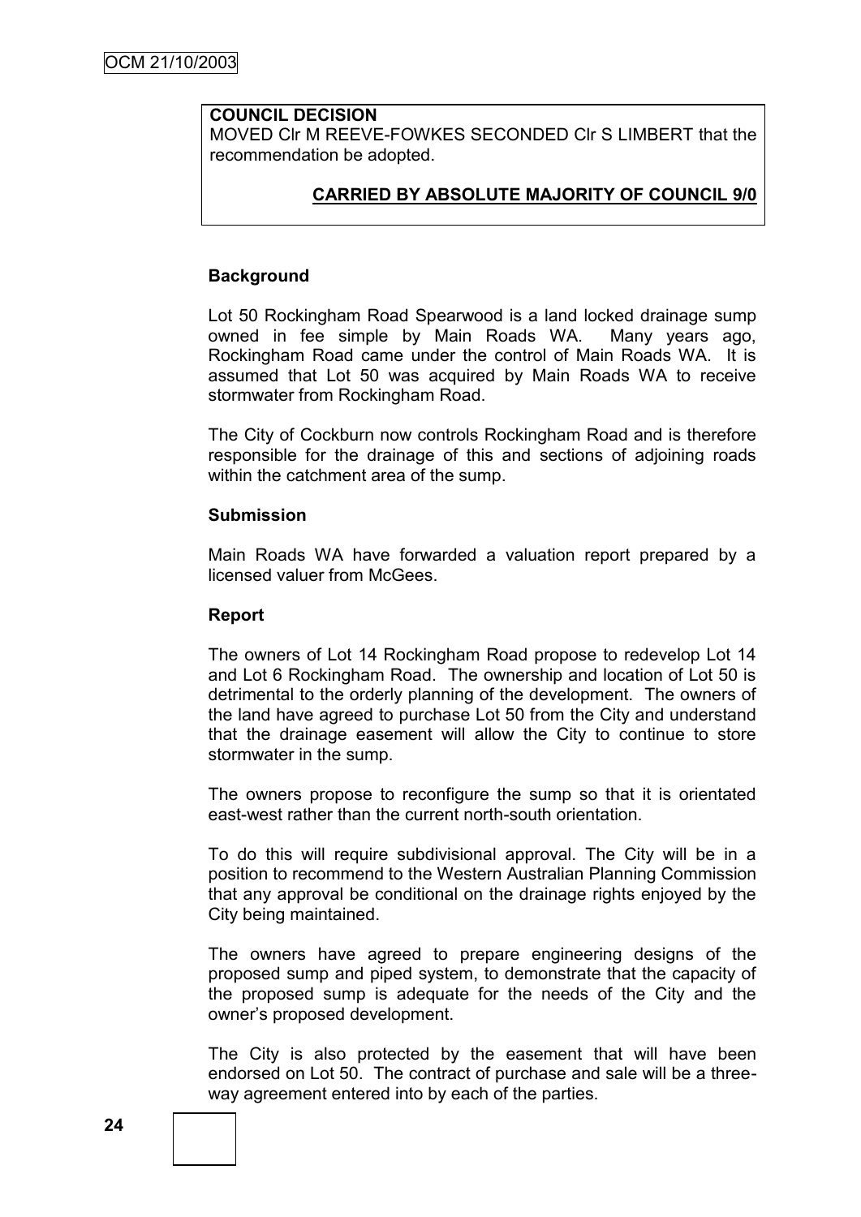**COUNCIL DECISION**
MOVED Clr M REEVE-FOWKES SECONDED Clr S LIMBERT that the recommendation be adopted.

**CARRIED BY ABSOLUTE MAJORITY OF COUNCIL 9/0**

**Background**

Lot 50 Rockingham Road Spearwood is a land locked drainage sump owned in fee simple by Main Roads WA. Many years ago, Rockingham Road came under the control of Main Roads WA. It is assumed that Lot 50 was acquired by Main Roads WA to receive stormwater from Rockingham Road.

The City of Cockburn now controls Rockingham Road and is therefore responsible for the drainage of this and sections of adjoining roads within the catchment area of the sump.

**Submission**

Main Roads WA have forwarded a valuation report prepared by a licensed valuer from McGees.

**Report**

The owners of Lot 14 Rockingham Road propose to redevelop Lot 14 and Lot 6 Rockingham Road. The ownership and location of Lot 50 is detrimental to the orderly planning of the development. The owners of the land have agreed to purchase Lot 50 from the City and understand that the drainage easement will allow the City to continue to store stormwater in the sump.

The owners propose to reconfigure the sump so that it is orientated east-west rather than the current north-south orientation.

To do this will require subdivisional approval. The City will be in a position to recommend to the Western Australian Planning Commission that any approval be conditional on the drainage rights enjoyed by the City being maintained.

The owners have agreed to prepare engineering designs of the proposed sump and piped system, to demonstrate that the capacity of the proposed sump is adequate for the needs of the City and the owner's proposed development.

The City is also protected by the easement that will have been endorsed on Lot 50. The contract of purchase and sale will be a three-way agreement entered into by each of the parties.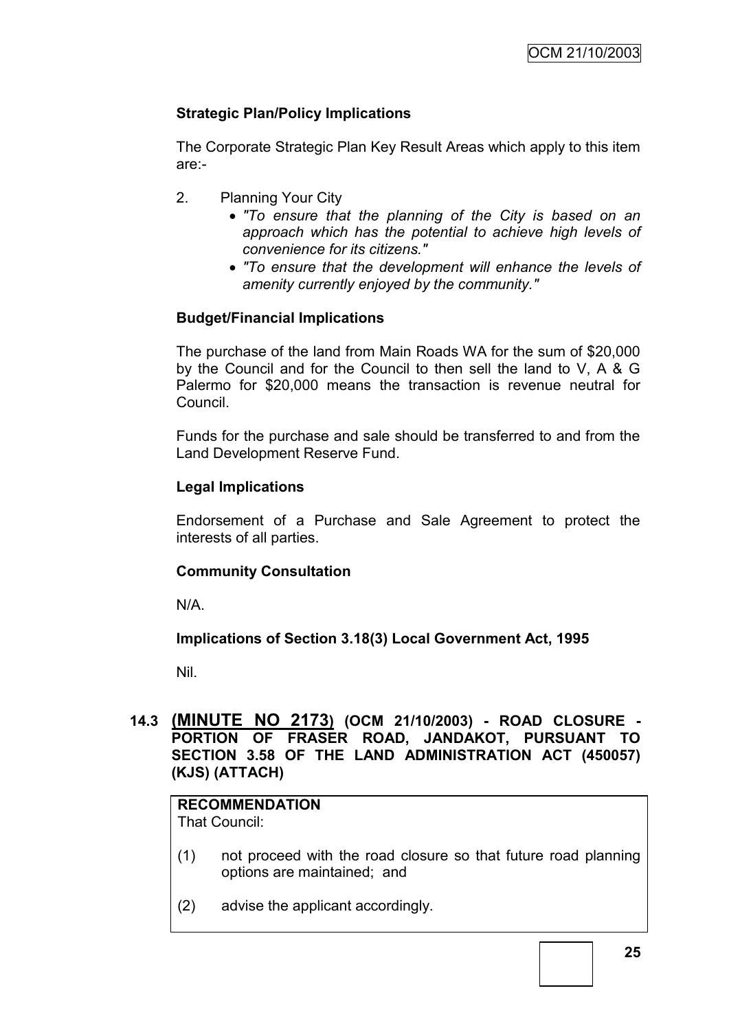**Strategic Plan/Policy Implications**

The Corporate Strategic Plan Key Result Areas which apply to this item are:-

2. Planning Your City
   - *"To ensure that the planning of the City is based on an approach which has the potential to achieve high levels of convenience for its citizens."*
   - *"To ensure that the development will enhance the levels of amenity currently enjoyed by the community."*

**Budget/Financial Implications**

The purchase of the land from Main Roads WA for the sum of $20,000 by the Council and for the Council to then sell the land to V, A & G Palermo for $20,000 means the transaction is revenue neutral for Council.

Funds for the purchase and sale should be transferred to and from the Land Development Reserve Fund.

**Legal Implications**

Endorsement of a Purchase and Sale Agreement to protect the interests of all parties.

**Community Consultation**

N/A.

**Implications of Section 3.18(3) Local Government Act, 1995**

Nil.

## 14.3 (MINUTE NO 2173) (OCM 21/10/2003) - ROAD CLOSURE - PORTION OF FRASER ROAD, JANDAKOT, PURSUANT TO SECTION 3.58 OF THE LAND ADMINISTRATION ACT (450057) (KJS) (ATTACH)

**RECOMMENDATION**
That Council:

(1) not proceed with the road closure so that future road planning options are maintained; and

(2) advise the applicant accordingly.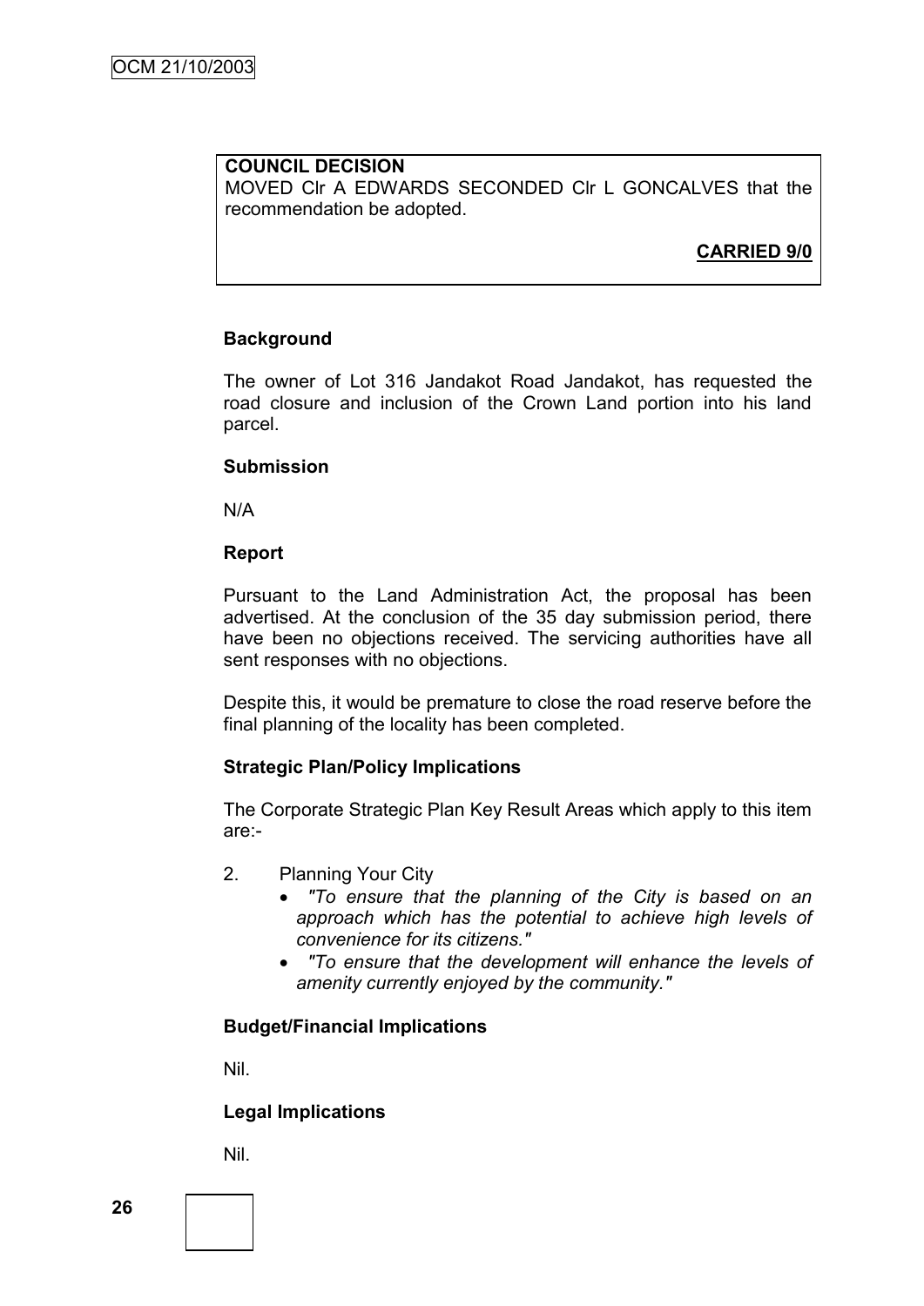**COUNCIL DECISION**

MOVED Clr A EDWARDS SECONDED Clr L GONCALVES that the recommendation be adopted.

**CARRIED 9/0**

### Background

The owner of Lot 316 Jandakot Road Jandakot, has requested the road closure and inclusion of the Crown Land portion into his land parcel.

### Submission

N/A

### Report

Pursuant to the Land Administration Act, the proposal has been advertised. At the conclusion of the 35 day submission period, there have been no objections received. The servicing authorities have all sent responses with no objections.

Despite this, it would be premature to close the road reserve before the final planning of the locality has been completed.

### Strategic Plan/Policy Implications

The Corporate Strategic Plan Key Result Areas which apply to this item are:-

2. Planning Your City
   - *"To ensure that the planning of the City is based on an approach which has the potential to achieve high levels of convenience for its citizens."*
   - *"To ensure that the development will enhance the levels of amenity currently enjoyed by the community."*

### Budget/Financial Implications

Nil.

### Legal Implications

Nil.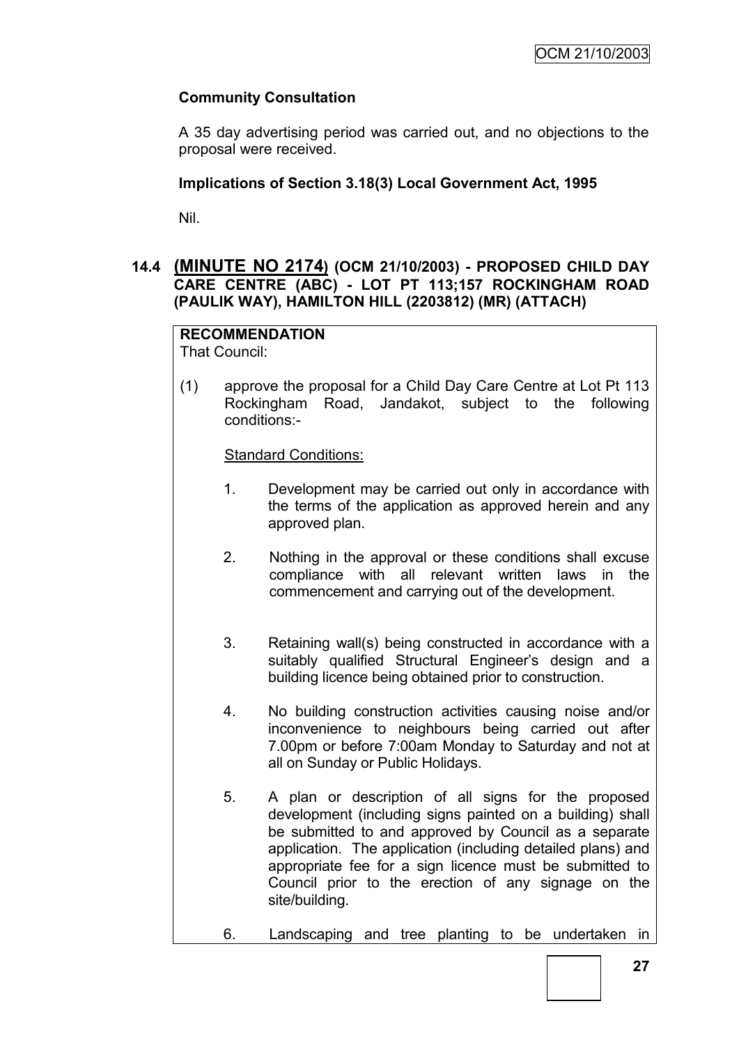**Community Consultation**

A 35 day advertising period was carried out, and no objections to the proposal were received.

**Implications of Section 3.18(3) Local Government Act, 1995**

Nil.

## 14.4 (MINUTE NO 2174) (OCM 21/10/2003) - PROPOSED CHILD DAY CARE CENTRE (ABC) - LOT PT 113;157 ROCKINGHAM ROAD (PAULIK WAY), HAMILTON HILL (2203812) (MR) (ATTACH)

**RECOMMENDATION**

That Council:

(1) approve the proposal for a Child Day Care Centre at Lot Pt 113 Rockingham Road, Jandakot, subject to the following conditions:-

<u>Standard Conditions:</u>

1. Development may be carried out only in accordance with the terms of the application as approved herein and any approved plan.

2. Nothing in the approval or these conditions shall excuse compliance with all relevant written laws in the commencement and carrying out of the development.

3. Retaining wall(s) being constructed in accordance with a suitably qualified Structural Engineer's design and a building licence being obtained prior to construction.

4. No building construction activities causing noise and/or inconvenience to neighbours being carried out after 7.00pm or before 7:00am Monday to Saturday and not at all on Sunday or Public Holidays.

5. A plan or description of all signs for the proposed development (including signs painted on a building) shall be submitted to and approved by Council as a separate application. The application (including detailed plans) and appropriate fee for a sign licence must be submitted to Council prior to the erection of any signage on the site/building.

6. Landscaping and tree planting to be undertaken in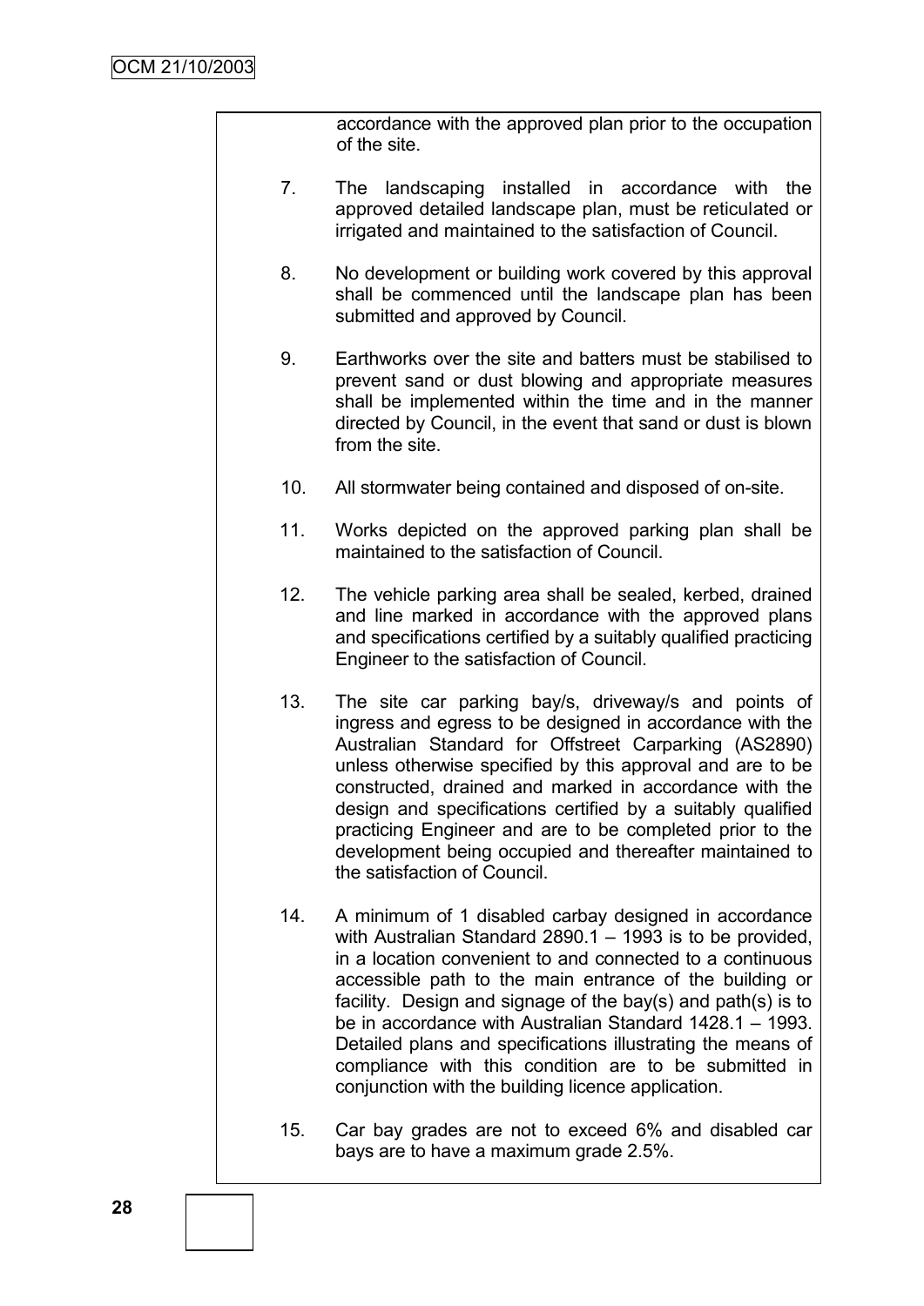accordance with the approved plan prior to the occupation of the site.

7. The landscaping installed in accordance with the approved detailed landscape plan, must be reticulated or irrigated and maintained to the satisfaction of Council.

8. No development or building work covered by this approval shall be commenced until the landscape plan has been submitted and approved by Council.

9. Earthworks over the site and batters must be stabilised to prevent sand or dust blowing and appropriate measures shall be implemented within the time and in the manner directed by Council, in the event that sand or dust is blown from the site.

10. All stormwater being contained and disposed of on-site.

11. Works depicted on the approved parking plan shall be maintained to the satisfaction of Council.

12. The vehicle parking area shall be sealed, kerbed, drained and line marked in accordance with the approved plans and specifications certified by a suitably qualified practicing Engineer to the satisfaction of Council.

13. The site car parking bay/s, driveway/s and points of ingress and egress to be designed in accordance with the Australian Standard for Offstreet Carparking (AS2890) unless otherwise specified by this approval and are to be constructed, drained and marked in accordance with the design and specifications certified by a suitably qualified practicing Engineer and are to be completed prior to the development being occupied and thereafter maintained to the satisfaction of Council.

14. A minimum of 1 disabled carbay designed in accordance with Australian Standard 2890.1 – 1993 is to be provided, in a location convenient to and connected to a continuous accessible path to the main entrance of the building or facility. Design and signage of the bay(s) and path(s) is to be in accordance with Australian Standard 1428.1 – 1993. Detailed plans and specifications illustrating the means of compliance with this condition are to be submitted in conjunction with the building licence application.

15. Car bay grades are not to exceed 6% and disabled car bays are to have a maximum grade 2.5%.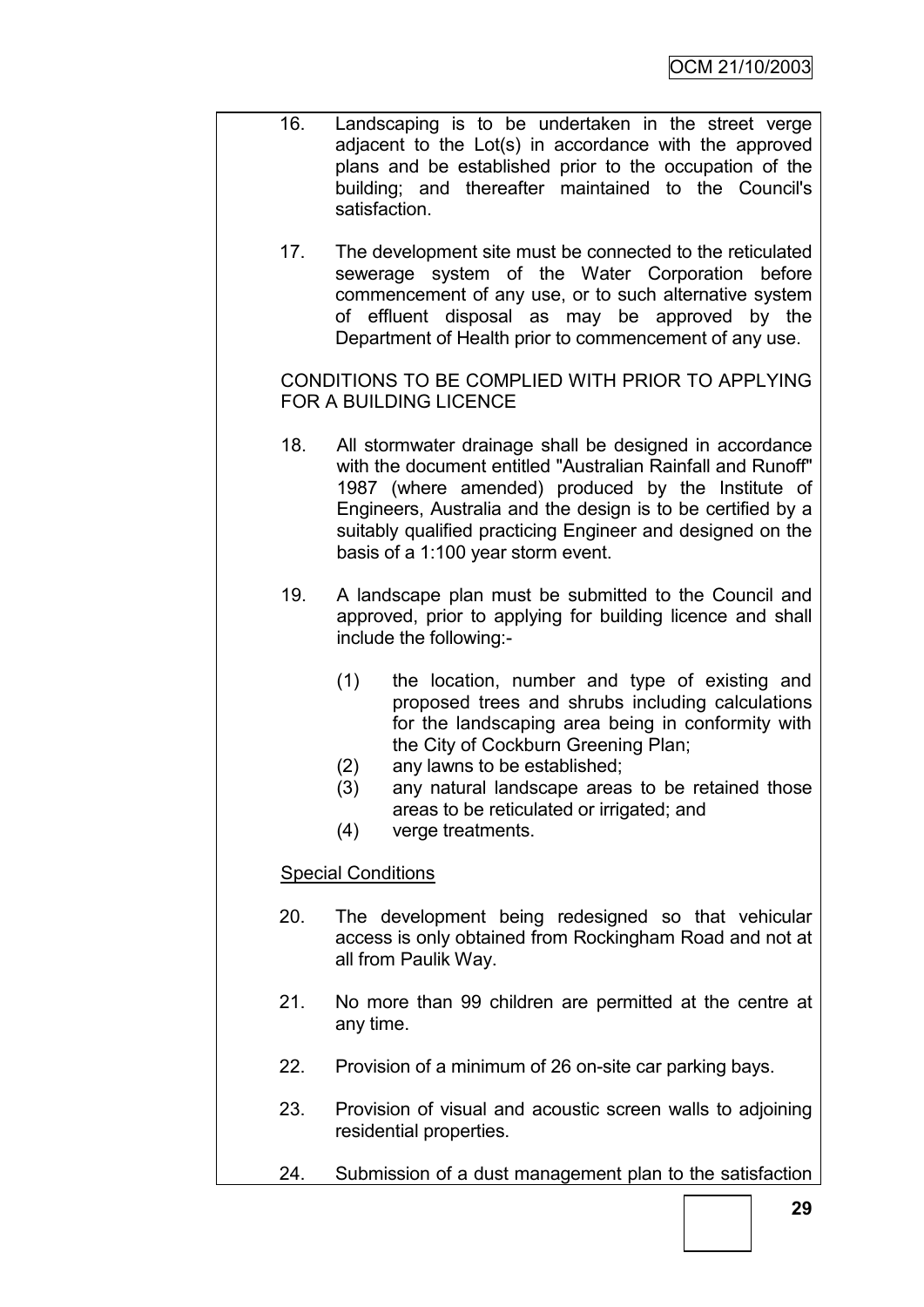16. Landscaping is to be undertaken in the street verge adjacent to the Lot(s) in accordance with the approved plans and be established prior to the occupation of the building; and thereafter maintained to the Council's satisfaction.

17. The development site must be connected to the reticulated sewerage system of the Water Corporation before commencement of any use, or to such alternative system of effluent disposal as may be approved by the Department of Health prior to commencement of any use.

CONDITIONS TO BE COMPLIED WITH PRIOR TO APPLYING FOR A BUILDING LICENCE

18. All stormwater drainage shall be designed in accordance with the document entitled "Australian Rainfall and Runoff" 1987 (where amended) produced by the Institute of Engineers, Australia and the design is to be certified by a suitably qualified practicing Engineer and designed on the basis of a 1:100 year storm event.

19. A landscape plan must be submitted to the Council and approved, prior to applying for building licence and shall include the following:-

    (1) the location, number and type of existing and proposed trees and shrubs including calculations for the landscaping area being in conformity with the City of Cockburn Greening Plan;
    (2) any lawns to be established;
    (3) any natural landscape areas to be retained those areas to be reticulated or irrigated; and
    (4) verge treatments.

Special Conditions

20. The development being redesigned so that vehicular access is only obtained from Rockingham Road and not at all from Paulik Way.

21. No more than 99 children are permitted at the centre at any time.

22. Provision of a minimum of 26 on-site car parking bays.

23. Provision of visual and acoustic screen walls to adjoining residential properties.

24. Submission of a dust management plan to the satisfaction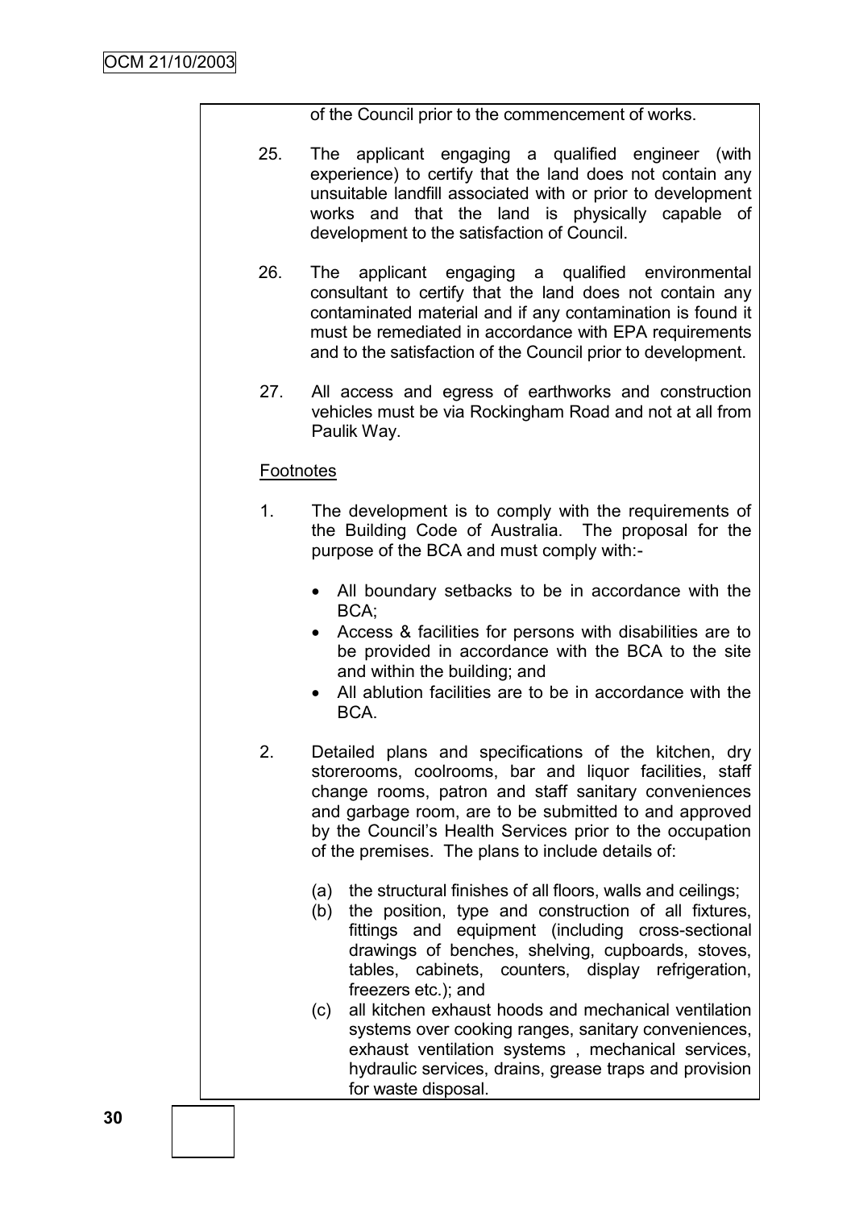of the Council prior to the commencement of works.

25. The applicant engaging a qualified engineer (with experience) to certify that the land does not contain any unsuitable landfill associated with or prior to development works and that the land is physically capable of development to the satisfaction of Council.

26. The applicant engaging a qualified environmental consultant to certify that the land does not contain any contaminated material and if any contamination is found it must be remediated in accordance with EPA requirements and to the satisfaction of the Council prior to development.

27. All access and egress of earthworks and construction vehicles must be via Rockingham Road and not at all from Paulik Way.

Footnotes

1. The development is to comply with the requirements of the Building Code of Australia. The proposal for the purpose of the BCA and must comply with:-

   - All boundary setbacks to be in accordance with the BCA;
   - Access & facilities for persons with disabilities are to be provided in accordance with the BCA to the site and within the building; and
   - All ablution facilities are to be in accordance with the BCA.

2. Detailed plans and specifications of the kitchen, dry storerooms, coolrooms, bar and liquor facilities, staff change rooms, patron and staff sanitary conveniences and garbage room, are to be submitted to and approved by the Council's Health Services prior to the occupation of the premises. The plans to include details of:

   (a) the structural finishes of all floors, walls and ceilings;
   (b) the position, type and construction of all fixtures, fittings and equipment (including cross-sectional drawings of benches, shelving, cupboards, stoves, tables, cabinets, counters, display refrigeration, freezers etc.); and
   (c) all kitchen exhaust hoods and mechanical ventilation systems over cooking ranges, sanitary conveniences, exhaust ventilation systems , mechanical services, hydraulic services, drains, grease traps and provision for waste disposal.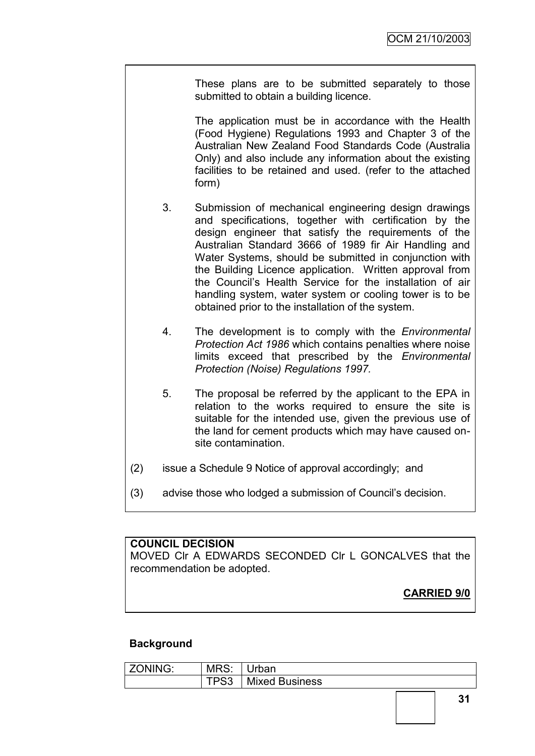These plans are to be submitted separately to those submitted to obtain a building licence.

The application must be in accordance with the Health (Food Hygiene) Regulations 1993 and Chapter 3 of the Australian New Zealand Food Standards Code (Australia Only) and also include any information about the existing facilities to be retained and used. (refer to the attached form)

3. Submission of mechanical engineering design drawings and specifications, together with certification by the design engineer that satisfy the requirements of the Australian Standard 3666 of 1989 fir Air Handling and Water Systems, should be submitted in conjunction with the Building Licence application. Written approval from the Council's Health Service for the installation of air handling system, water system or cooling tower is to be obtained prior to the installation of the system.

4. The development is to comply with the *Environmental Protection Act 1986* which contains penalties where noise limits exceed that prescribed by the *Environmental Protection (Noise) Regulations 1997.*

5. The proposal be referred by the applicant to the EPA in relation to the works required to ensure the site is suitable for the intended use, given the previous use of the land for cement products which may have caused on-site contamination.

(2) issue a Schedule 9 Notice of approval accordingly; and

(3) advise those who lodged a submission of Council's decision.

**COUNCIL DECISION**

MOVED Clr A EDWARDS SECONDED Clr L GONCALVES that the recommendation be adopted.

**CARRIED 9/0**

**Background**

| ZONING: | MRS: | Urban |
|---|---|---|
| | TPS3 | Mixed Business |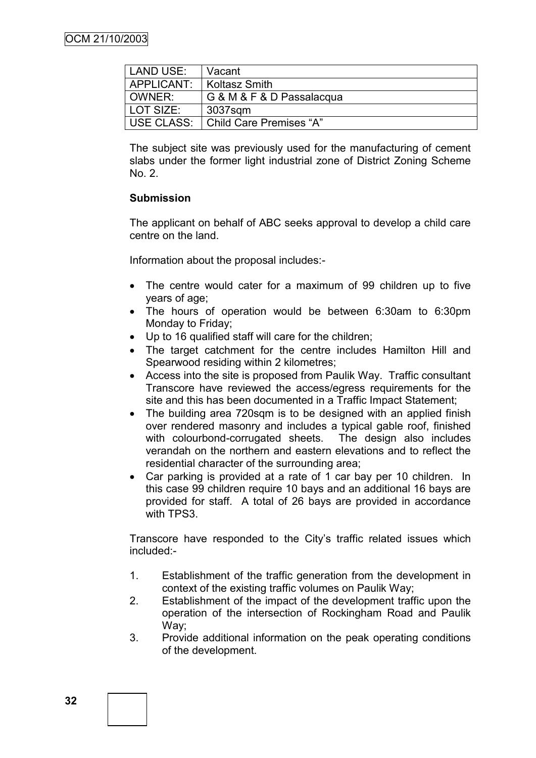| LAND USE: | Vacant |
|---|---|
| APPLICANT: | Koltasz Smith |
| OWNER: | G & M & F & D Passalacqua |
| LOT SIZE: | 3037sqm |
| USE CLASS: | Child Care Premises "A" |

The subject site was previously used for the manufacturing of cement slabs under the former light industrial zone of District Zoning Scheme No. 2.

**Submission**

The applicant on behalf of ABC seeks approval to develop a child care centre on the land.

Information about the proposal includes:-

- The centre would cater for a maximum of 99 children up to five years of age;
- The hours of operation would be between 6:30am to 6:30pm Monday to Friday;
- Up to 16 qualified staff will care for the children;
- The target catchment for the centre includes Hamilton Hill and Spearwood residing within 2 kilometres;
- Access into the site is proposed from Paulik Way. Traffic consultant Transcore have reviewed the access/egress requirements for the site and this has been documented in a Traffic Impact Statement;
- The building area 720sqm is to be designed with an applied finish over rendered masonry and includes a typical gable roof, finished with colourbond-corrugated sheets. The design also includes verandah on the northern and eastern elevations and to reflect the residential character of the surrounding area;
- Car parking is provided at a rate of 1 car bay per 10 children. In this case 99 children require 10 bays and an additional 16 bays are provided for staff. A total of 26 bays are provided in accordance with TPS3.

Transcore have responded to the City's traffic related issues which included:-

1. Establishment of the traffic generation from the development in context of the existing traffic volumes on Paulik Way;
2. Establishment of the impact of the development traffic upon the operation of the intersection of Rockingham Road and Paulik Way;
3. Provide additional information on the peak operating conditions of the development.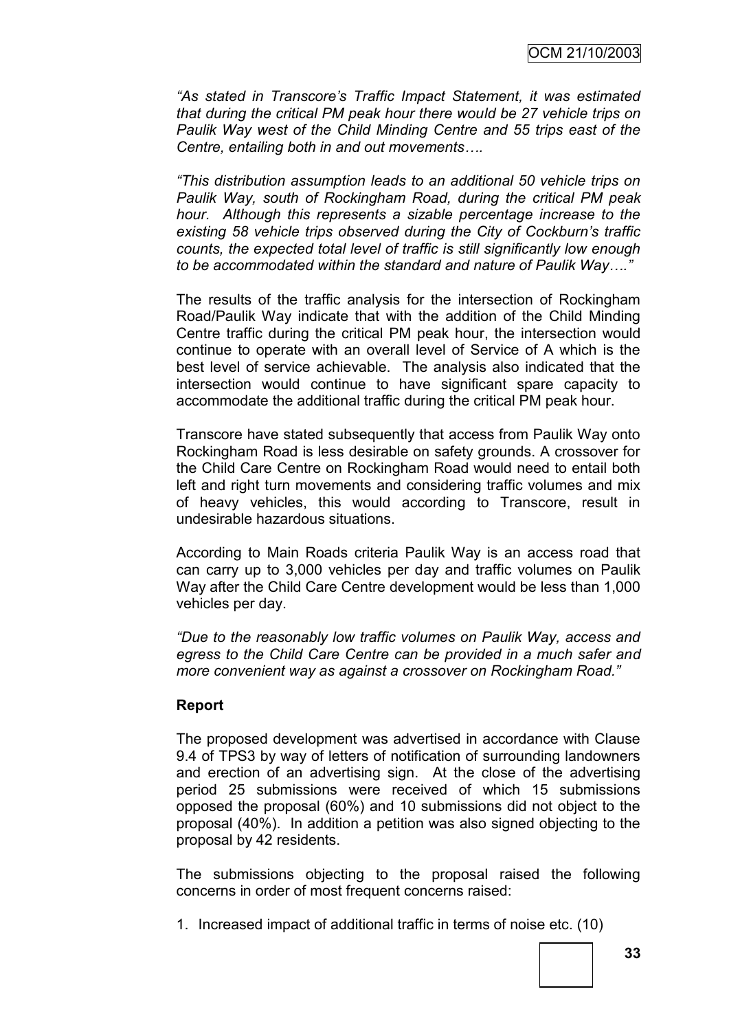*"As stated in Transcore's Traffic Impact Statement, it was estimated that during the critical PM peak hour there would be 27 vehicle trips on Paulik Way west of the Child Minding Centre and 55 trips east of the Centre, entailing both in and out movements….*

*"This distribution assumption leads to an additional 50 vehicle trips on Paulik Way, south of Rockingham Road, during the critical PM peak hour. Although this represents a sizable percentage increase to the existing 58 vehicle trips observed during the City of Cockburn's traffic counts, the expected total level of traffic is still significantly low enough to be accommodated within the standard and nature of Paulik Way…."*

The results of the traffic analysis for the intersection of Rockingham Road/Paulik Way indicate that with the addition of the Child Minding Centre traffic during the critical PM peak hour, the intersection would continue to operate with an overall level of Service of A which is the best level of service achievable. The analysis also indicated that the intersection would continue to have significant spare capacity to accommodate the additional traffic during the critical PM peak hour.

Transcore have stated subsequently that access from Paulik Way onto Rockingham Road is less desirable on safety grounds. A crossover for the Child Care Centre on Rockingham Road would need to entail both left and right turn movements and considering traffic volumes and mix of heavy vehicles, this would according to Transcore, result in undesirable hazardous situations.

According to Main Roads criteria Paulik Way is an access road that can carry up to 3,000 vehicles per day and traffic volumes on Paulik Way after the Child Care Centre development would be less than 1,000 vehicles per day.

*"Due to the reasonably low traffic volumes on Paulik Way, access and egress to the Child Care Centre can be provided in a much safer and more convenient way as against a crossover on Rockingham Road."*

**Report**

The proposed development was advertised in accordance with Clause 9.4 of TPS3 by way of letters of notification of surrounding landowners and erection of an advertising sign. At the close of the advertising period 25 submissions were received of which 15 submissions opposed the proposal (60%) and 10 submissions did not object to the proposal (40%). In addition a petition was also signed objecting to the proposal by 42 residents.

The submissions objecting to the proposal raised the following concerns in order of most frequent concerns raised:

1. Increased impact of additional traffic in terms of noise etc. (10)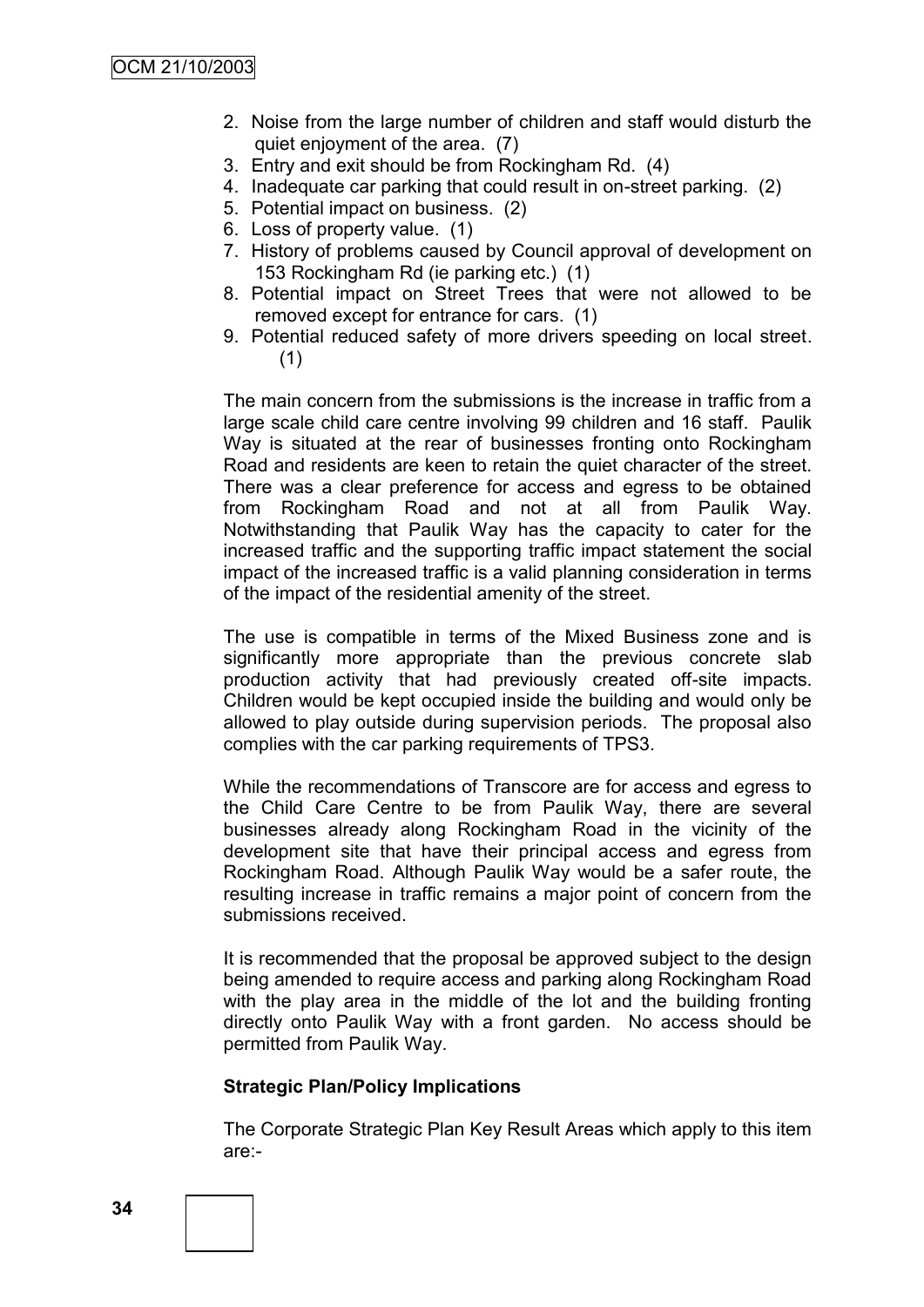2. Noise from the large number of children and staff would disturb the quiet enjoyment of the area. (7)
3. Entry and exit should be from Rockingham Rd. (4)
4. Inadequate car parking that could result in on-street parking. (2)
5. Potential impact on business. (2)
6. Loss of property value. (1)
7. History of problems caused by Council approval of development on 153 Rockingham Rd (ie parking etc.) (1)
8. Potential impact on Street Trees that were not allowed to be removed except for entrance for cars. (1)
9. Potential reduced safety of more drivers speeding on local street. (1)

The main concern from the submissions is the increase in traffic from a large scale child care centre involving 99 children and 16 staff. Paulik Way is situated at the rear of businesses fronting onto Rockingham Road and residents are keen to retain the quiet character of the street. There was a clear preference for access and egress to be obtained from Rockingham Road and not at all from Paulik Way. Notwithstanding that Paulik Way has the capacity to cater for the increased traffic and the supporting traffic impact statement the social impact of the increased traffic is a valid planning consideration in terms of the impact of the residential amenity of the street.

The use is compatible in terms of the Mixed Business zone and is significantly more appropriate than the previous concrete slab production activity that had previously created off-site impacts. Children would be kept occupied inside the building and would only be allowed to play outside during supervision periods. The proposal also complies with the car parking requirements of TPS3.

While the recommendations of Transcore are for access and egress to the Child Care Centre to be from Paulik Way, there are several businesses already along Rockingham Road in the vicinity of the development site that have their principal access and egress from Rockingham Road. Although Paulik Way would be a safer route, the resulting increase in traffic remains a major point of concern from the submissions received.

It is recommended that the proposal be approved subject to the design being amended to require access and parking along Rockingham Road with the play area in the middle of the lot and the building fronting directly onto Paulik Way with a front garden. No access should be permitted from Paulik Way.

**Strategic Plan/Policy Implications**

The Corporate Strategic Plan Key Result Areas which apply to this item are:-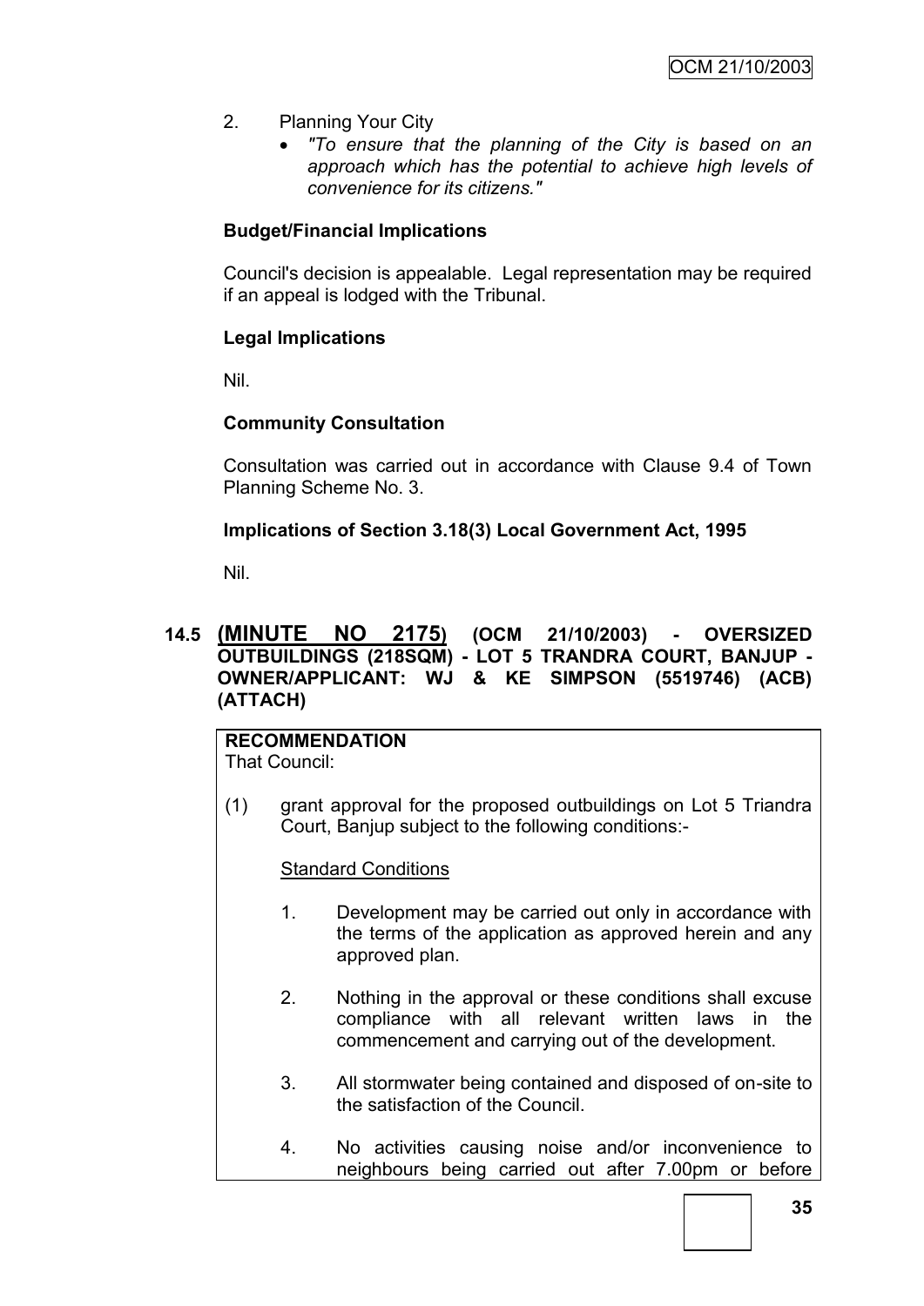2. Planning Your City
   - *"To ensure that the planning of the City is based on an approach which has the potential to achieve high levels of convenience for its citizens."*

**Budget/Financial Implications**

Council's decision is appealable. Legal representation may be required if an appeal is lodged with the Tribunal.

**Legal Implications**

Nil.

**Community Consultation**

Consultation was carried out in accordance with Clause 9.4 of Town Planning Scheme No. 3.

**Implications of Section 3.18(3) Local Government Act, 1995**

Nil.

## 14.5 (MINUTE NO 2175) (OCM 21/10/2003) - OVERSIZED OUTBUILDINGS (218SQM) - LOT 5 TRANDRA COURT, BANJUP - OWNER/APPLICANT: WJ & KE SIMPSON (5519746) (ACB) (ATTACH)

**RECOMMENDATION**
That Council:

(1) grant approval for the proposed outbuildings on Lot 5 Triandra Court, Banjup subject to the following conditions:-

Standard Conditions

1. Development may be carried out only in accordance with the terms of the application as approved herein and any approved plan.

2. Nothing in the approval or these conditions shall excuse compliance with all relevant written laws in the commencement and carrying out of the development.

3. All stormwater being contained and disposed of on-site to the satisfaction of the Council.

4. No activities causing noise and/or inconvenience to neighbours being carried out after 7.00pm or before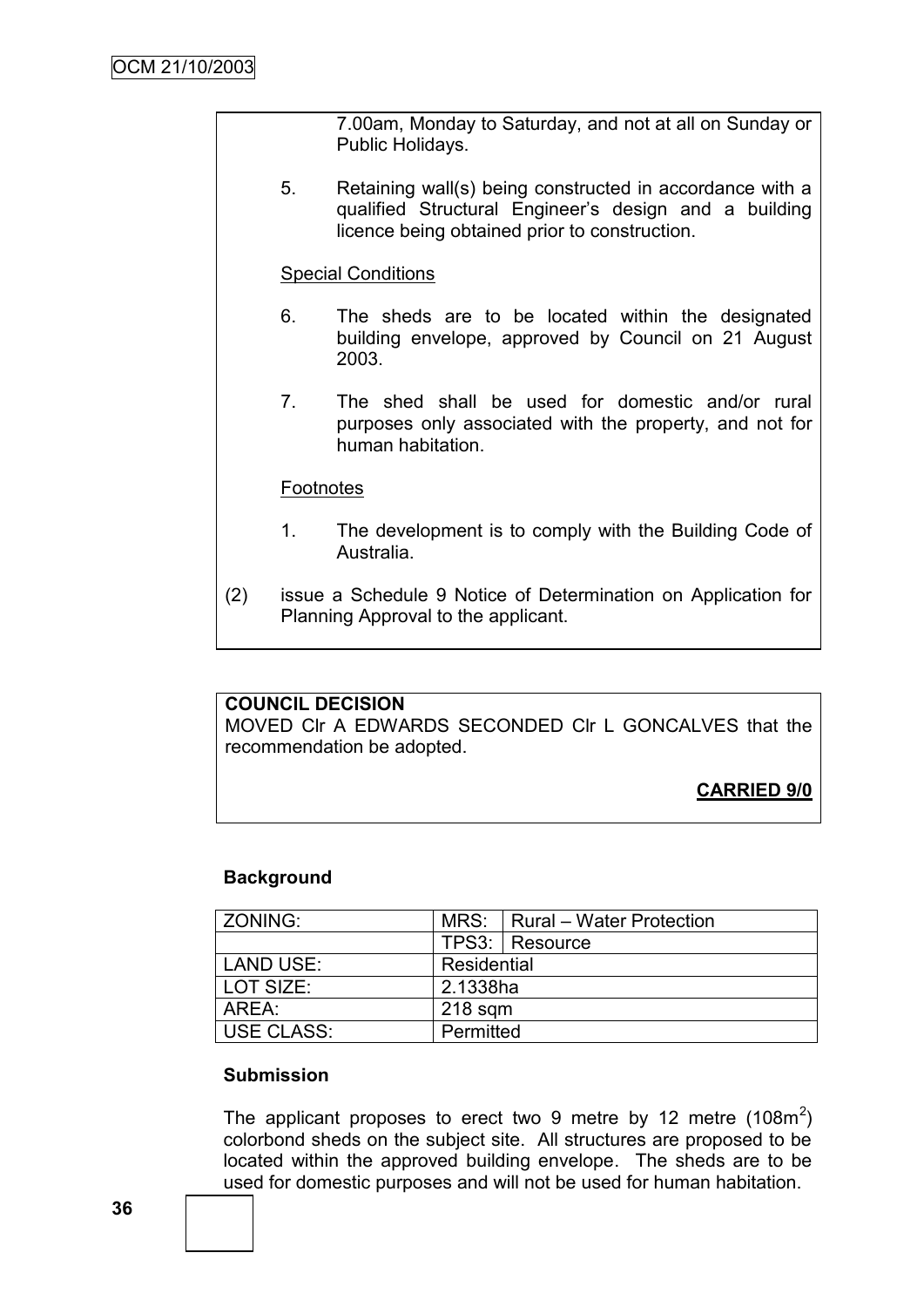7.00am, Monday to Saturday, and not at all on Sunday or Public Holidays.

5. Retaining wall(s) being constructed in accordance with a qualified Structural Engineer's design and a building licence being obtained prior to construction.

Special Conditions

6. The sheds are to be located within the designated building envelope, approved by Council on 21 August 2003.

7. The shed shall be used for domestic and/or rural purposes only associated with the property, and not for human habitation.

Footnotes

1. The development is to comply with the Building Code of Australia.

(2) issue a Schedule 9 Notice of Determination on Application for Planning Approval to the applicant.

**COUNCIL DECISION**

MOVED Clr A EDWARDS SECONDED Clr L GONCALVES that the recommendation be adopted.

**CARRIED 9/0**

**Background**

| ZONING: | MRS: | Rural – Water Protection |
|---|---|---|
| | TPS3: | Resource |
| LAND USE: | Residential | |
| LOT SIZE: | 2.1338ha | |
| AREA: | 218 sqm | |
| USE CLASS: | Permitted | |

**Submission**

The applicant proposes to erect two 9 metre by 12 metre (108m$^2$) colorbond sheds on the subject site. All structures are proposed to be located within the approved building envelope. The sheds are to be used for domestic purposes and will not be used for human habitation.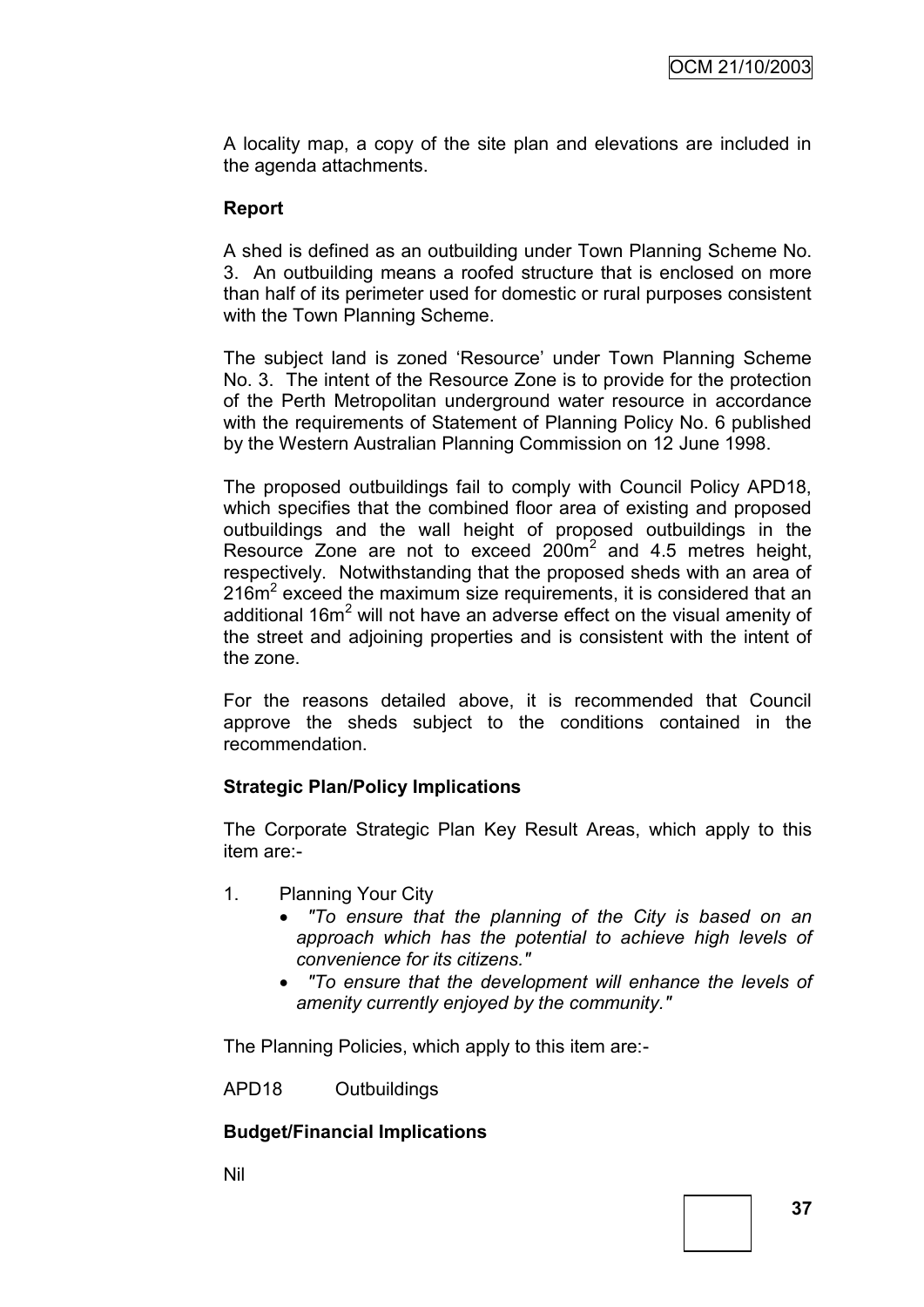A locality map, a copy of the site plan and elevations are included in the agenda attachments.

**Report**

A shed is defined as an outbuilding under Town Planning Scheme No. 3. An outbuilding means a roofed structure that is enclosed on more than half of its perimeter used for domestic or rural purposes consistent with the Town Planning Scheme.

The subject land is zoned 'Resource' under Town Planning Scheme No. 3. The intent of the Resource Zone is to provide for the protection of the Perth Metropolitan underground water resource in accordance with the requirements of Statement of Planning Policy No. 6 published by the Western Australian Planning Commission on 12 June 1998.

The proposed outbuildings fail to comply with Council Policy APD18, which specifies that the combined floor area of existing and proposed outbuildings and the wall height of proposed outbuildings in the Resource Zone are not to exceed $200m^2$ and 4.5 metres height, respectively. Notwithstanding that the proposed sheds with an area of $216m^2$ exceed the maximum size requirements, it is considered that an additional $16m^2$ will not have an adverse effect on the visual amenity of the street and adjoining properties and is consistent with the intent of the zone.

For the reasons detailed above, it is recommended that Council approve the sheds subject to the conditions contained in the recommendation.

**Strategic Plan/Policy Implications**

The Corporate Strategic Plan Key Result Areas, which apply to this item are:-

1. Planning Your City
   - *"To ensure that the planning of the City is based on an approach which has the potential to achieve high levels of convenience for its citizens."*
   - *"To ensure that the development will enhance the levels of amenity currently enjoyed by the community."*

The Planning Policies, which apply to this item are:-

APD18 Outbuildings

**Budget/Financial Implications**

Nil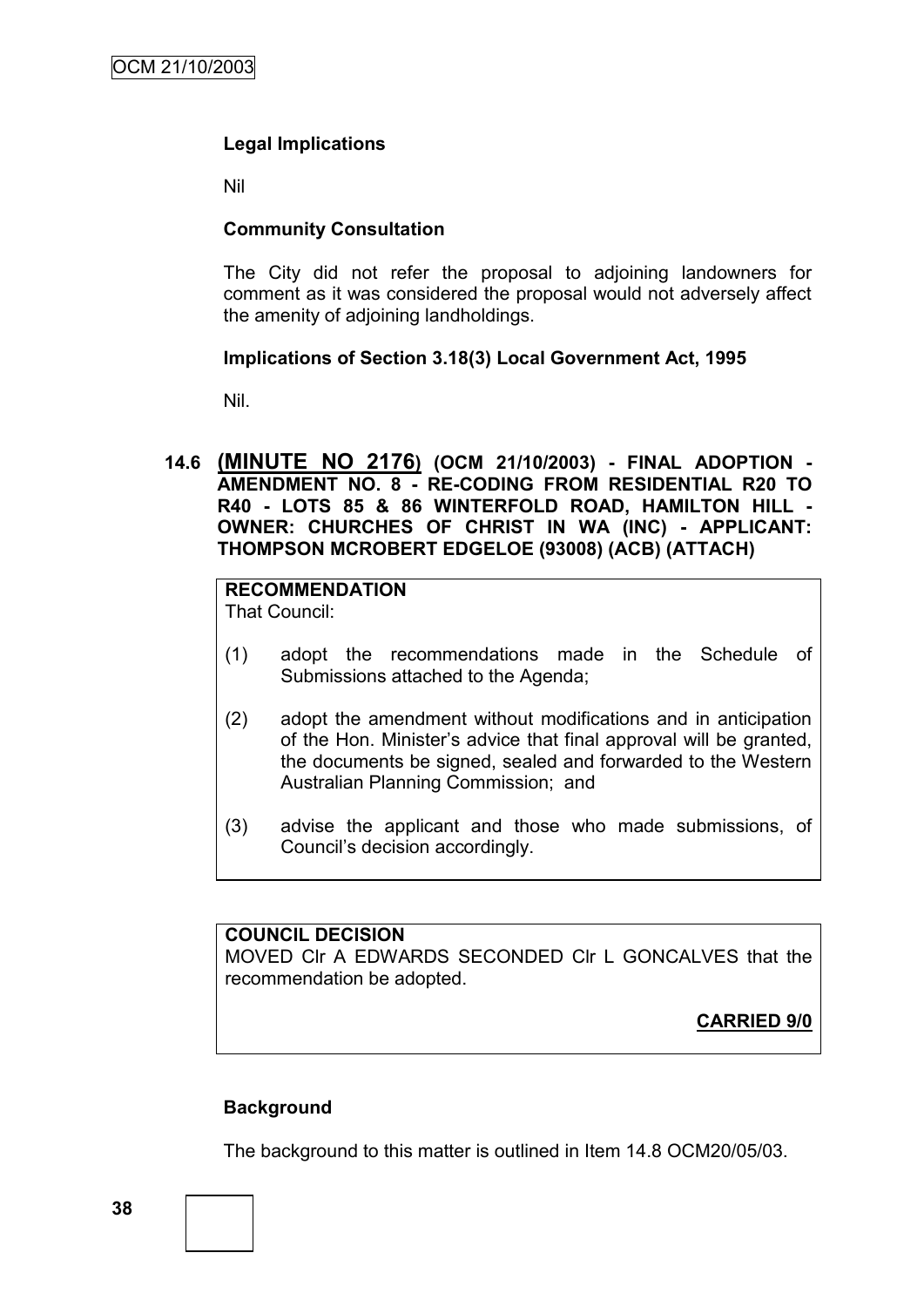**Legal Implications**

Nil

**Community Consultation**

The City did not refer the proposal to adjoining landowners for comment as it was considered the proposal would not adversely affect the amenity of adjoining landholdings.

**Implications of Section 3.18(3) Local Government Act, 1995**

Nil.

### 14.6 (MINUTE NO 2176) (OCM 21/10/2003) - FINAL ADOPTION - AMENDMENT NO. 8 - RE-CODING FROM RESIDENTIAL R20 TO R40 - LOTS 85 & 86 WINTERFOLD ROAD, HAMILTON HILL - OWNER: CHURCHES OF CHRIST IN WA (INC) - APPLICANT: THOMPSON MCROBERT EDGELOE (93008) (ACB) (ATTACH)

**RECOMMENDATION**
That Council:

(1) adopt the recommendations made in the Schedule of Submissions attached to the Agenda;

(2) adopt the amendment without modifications and in anticipation of the Hon. Minister's advice that final approval will be granted, the documents be signed, sealed and forwarded to the Western Australian Planning Commission; and

(3) advise the applicant and those who made submissions, of Council's decision accordingly.

**COUNCIL DECISION**
MOVED Clr A EDWARDS SECONDED Clr L GONCALVES that the recommendation be adopted.

**CARRIED 9/0**

**Background**

The background to this matter is outlined in Item 14.8 OCM20/05/03.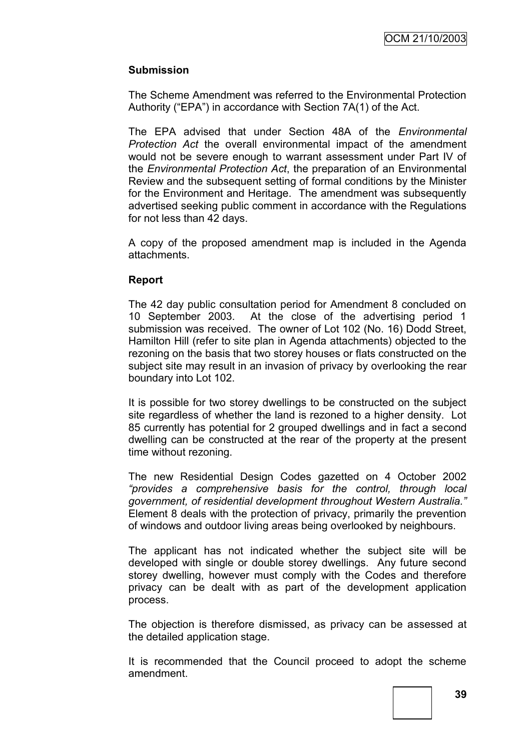**Submission**

The Scheme Amendment was referred to the Environmental Protection Authority ("EPA") in accordance with Section 7A(1) of the Act.

The EPA advised that under Section 48A of the *Environmental Protection Act* the overall environmental impact of the amendment would not be severe enough to warrant assessment under Part IV of the *Environmental Protection Act*, the preparation of an Environmental Review and the subsequent setting of formal conditions by the Minister for the Environment and Heritage. The amendment was subsequently advertised seeking public comment in accordance with the Regulations for not less than 42 days.

A copy of the proposed amendment map is included in the Agenda attachments.

**Report**

The 42 day public consultation period for Amendment 8 concluded on 10 September 2003. At the close of the advertising period 1 submission was received. The owner of Lot 102 (No. 16) Dodd Street, Hamilton Hill (refer to site plan in Agenda attachments) objected to the rezoning on the basis that two storey houses or flats constructed on the subject site may result in an invasion of privacy by overlooking the rear boundary into Lot 102.

It is possible for two storey dwellings to be constructed on the subject site regardless of whether the land is rezoned to a higher density. Lot 85 currently has potential for 2 grouped dwellings and in fact a second dwelling can be constructed at the rear of the property at the present time without rezoning.

The new Residential Design Codes gazetted on 4 October 2002 *"provides a comprehensive basis for the control, through local government, of residential development throughout Western Australia."* Element 8 deals with the protection of privacy, primarily the prevention of windows and outdoor living areas being overlooked by neighbours.

The applicant has not indicated whether the subject site will be developed with single or double storey dwellings. Any future second storey dwelling, however must comply with the Codes and therefore privacy can be dealt with as part of the development application process.

The objection is therefore dismissed, as privacy can be assessed at the detailed application stage.

It is recommended that the Council proceed to adopt the scheme amendment.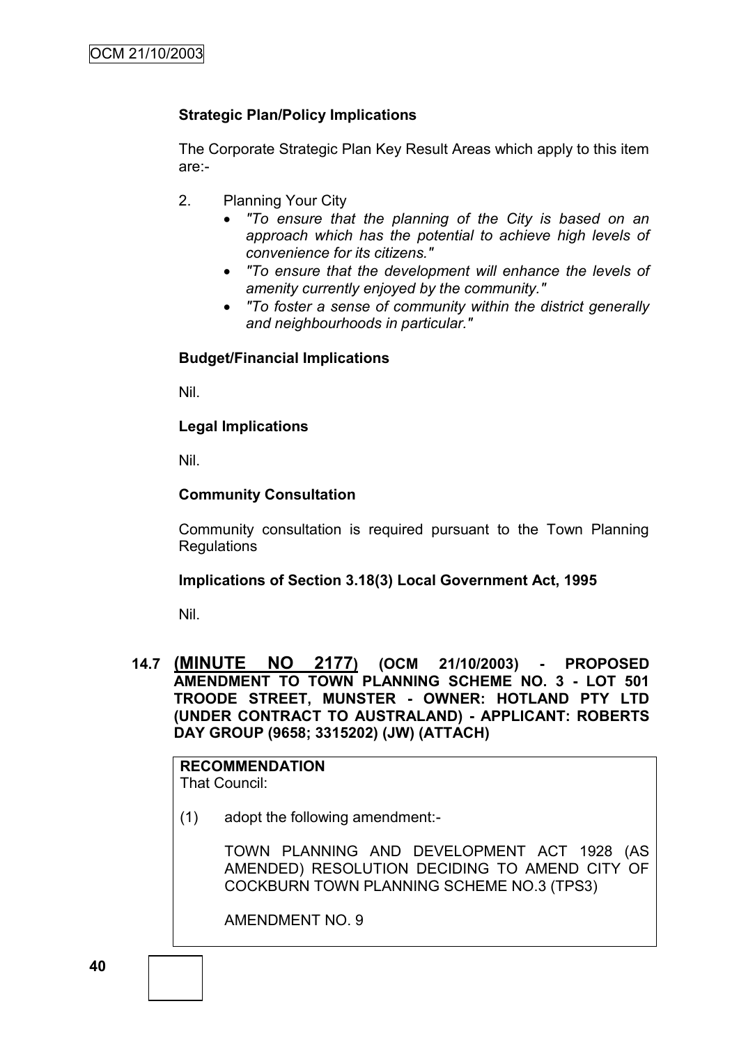**Strategic Plan/Policy Implications**

The Corporate Strategic Plan Key Result Areas which apply to this item are:-

2. Planning Your City
   - *"To ensure that the planning of the City is based on an approach which has the potential to achieve high levels of convenience for its citizens."*
   - *"To ensure that the development will enhance the levels of amenity currently enjoyed by the community."*
   - *"To foster a sense of community within the district generally and neighbourhoods in particular."*

**Budget/Financial Implications**

Nil.

**Legal Implications**

Nil.

**Community Consultation**

Community consultation is required pursuant to the Town Planning Regulations

**Implications of Section 3.18(3) Local Government Act, 1995**

Nil.

### 14.7 (MINUTE NO 2177) (OCM 21/10/2003) - PROPOSED AMENDMENT TO TOWN PLANNING SCHEME NO. 3 - LOT 501 TROODE STREET, MUNSTER - OWNER: HOTLAND PTY LTD (UNDER CONTRACT TO AUSTRALAND) - APPLICANT: ROBERTS DAY GROUP (9658; 3315202) (JW) (ATTACH)

**RECOMMENDATION**
That Council:

(1) adopt the following amendment:-

TOWN PLANNING AND DEVELOPMENT ACT 1928 (AS AMENDED) RESOLUTION DECIDING TO AMEND CITY OF COCKBURN TOWN PLANNING SCHEME NO.3 (TPS3)

AMENDMENT NO. 9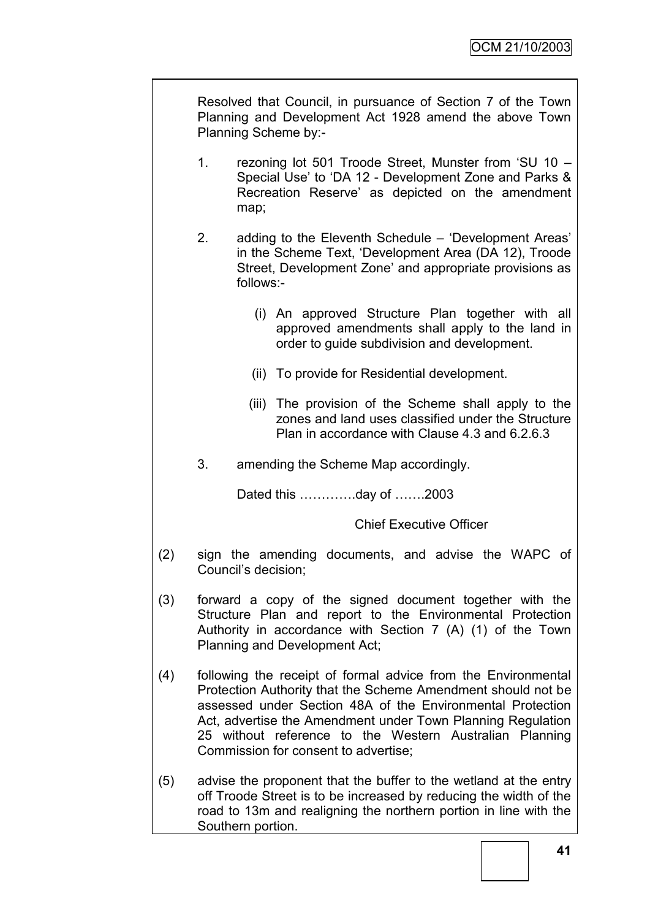Resolved that Council, in pursuance of Section 7 of the Town Planning and Development Act 1928 amend the above Town Planning Scheme by:-

1. rezoning lot 501 Troode Street, Munster from 'SU 10 – Special Use' to 'DA 12 - Development Zone and Parks & Recreation Reserve' as depicted on the amendment map;

2. adding to the Eleventh Schedule – 'Development Areas' in the Scheme Text, 'Development Area (DA 12), Troode Street, Development Zone' and appropriate provisions as follows:-

   (i) An approved Structure Plan together with all approved amendments shall apply to the land in order to guide subdivision and development.

   (ii) To provide for Residential development.

   (iii) The provision of the Scheme shall apply to the zones and land uses classified under the Structure Plan in accordance with Clause 4.3 and 6.2.6.3

3. amending the Scheme Map accordingly.

Dated this ………….day of …….2003

Chief Executive Officer

(2) sign the amending documents, and advise the WAPC of Council's decision;

(3) forward a copy of the signed document together with the Structure Plan and report to the Environmental Protection Authority in accordance with Section 7 (A) (1) of the Town Planning and Development Act;

(4) following the receipt of formal advice from the Environmental Protection Authority that the Scheme Amendment should not be assessed under Section 48A of the Environmental Protection Act, advertise the Amendment under Town Planning Regulation 25 without reference to the Western Australian Planning Commission for consent to advertise;

(5) advise the proponent that the buffer to the wetland at the entry off Troode Street is to be increased by reducing the width of the road to 13m and realigning the northern portion in line with the Southern portion.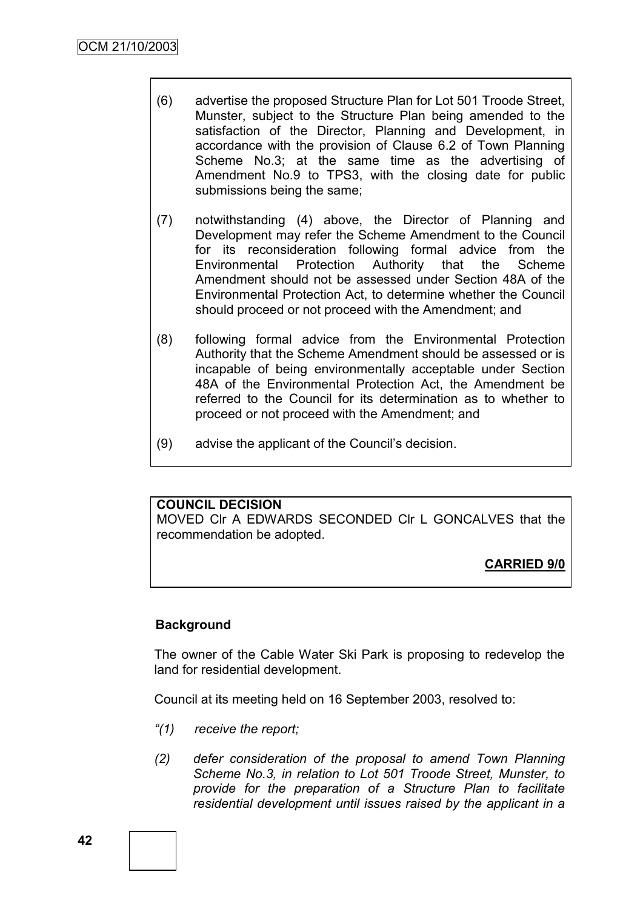(6) advertise the proposed Structure Plan for Lot 501 Troode Street, Munster, subject to the Structure Plan being amended to the satisfaction of the Director, Planning and Development, in accordance with the provision of Clause 6.2 of Town Planning Scheme No.3; at the same time as the advertising of Amendment No.9 to TPS3, with the closing date for public submissions being the same;

(7) notwithstanding (4) above, the Director of Planning and Development may refer the Scheme Amendment to the Council for its reconsideration following formal advice from the Environmental Protection Authority that the Scheme Amendment should not be assessed under Section 48A of the Environmental Protection Act, to determine whether the Council should proceed or not proceed with the Amendment; and

(8) following formal advice from the Environmental Protection Authority that the Scheme Amendment should be assessed or is incapable of being environmentally acceptable under Section 48A of the Environmental Protection Act, the Amendment be referred to the Council for its determination as to whether to proceed or not proceed with the Amendment; and

(9) advise the applicant of the Council's decision.

**COUNCIL DECISION**

MOVED Clr A EDWARDS SECONDED Clr L GONCALVES that the recommendation be adopted.

**CARRIED 9/0**

**Background**

The owner of the Cable Water Ski Park is proposing to redevelop the land for residential development.

Council at its meeting held on 16 September 2003, resolved to:

*"(1) receive the report;*

*(2) defer consideration of the proposal to amend Town Planning Scheme No.3, in relation to Lot 501 Troode Street, Munster, to provide for the preparation of a Structure Plan to facilitate residential development until issues raised by the applicant in a*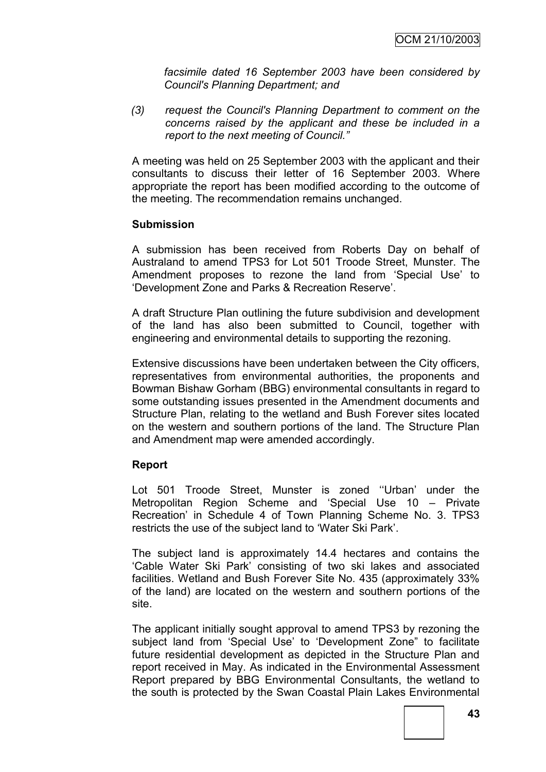*facsimile dated 16 September 2003 have been considered by Council's Planning Department; and*

*(3) request the Council's Planning Department to comment on the concerns raised by the applicant and these be included in a report to the next meeting of Council."*

A meeting was held on 25 September 2003 with the applicant and their consultants to discuss their letter of 16 September 2003. Where appropriate the report has been modified according to the outcome of the meeting. The recommendation remains unchanged.

**Submission**

A submission has been received from Roberts Day on behalf of Australand to amend TPS3 for Lot 501 Troode Street, Munster. The Amendment proposes to rezone the land from 'Special Use' to 'Development Zone and Parks & Recreation Reserve'.

A draft Structure Plan outlining the future subdivision and development of the land has also been submitted to Council, together with engineering and environmental details to supporting the rezoning.

Extensive discussions have been undertaken between the City officers, representatives from environmental authorities, the proponents and Bowman Bishaw Gorham (BBG) environmental consultants in regard to some outstanding issues presented in the Amendment documents and Structure Plan, relating to the wetland and Bush Forever sites located on the western and southern portions of the land. The Structure Plan and Amendment map were amended accordingly.

**Report**

Lot 501 Troode Street, Munster is zoned ''Urban' under the Metropolitan Region Scheme and 'Special Use 10 – Private Recreation' in Schedule 4 of Town Planning Scheme No. 3. TPS3 restricts the use of the subject land to 'Water Ski Park'.

The subject land is approximately 14.4 hectares and contains the 'Cable Water Ski Park' consisting of two ski lakes and associated facilities. Wetland and Bush Forever Site No. 435 (approximately 33% of the land) are located on the western and southern portions of the site.

The applicant initially sought approval to amend TPS3 by rezoning the subject land from 'Special Use' to 'Development Zone" to facilitate future residential development as depicted in the Structure Plan and report received in May. As indicated in the Environmental Assessment Report prepared by BBG Environmental Consultants, the wetland to the south is protected by the Swan Coastal Plain Lakes Environmental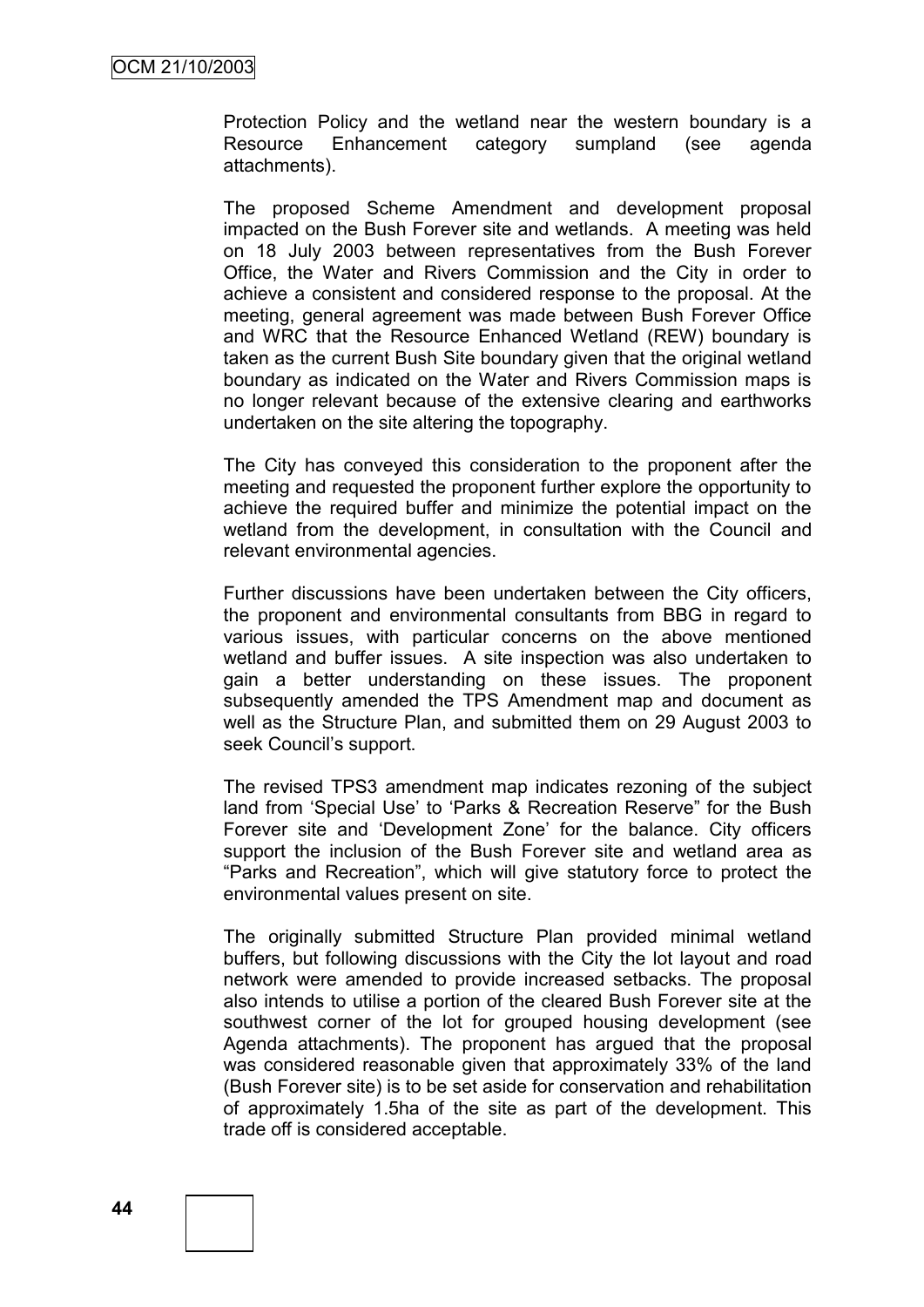Protection Policy and the wetland near the western boundary is a Resource Enhancement category sumpland (see agenda attachments).

The proposed Scheme Amendment and development proposal impacted on the Bush Forever site and wetlands. A meeting was held on 18 July 2003 between representatives from the Bush Forever Office, the Water and Rivers Commission and the City in order to achieve a consistent and considered response to the proposal. At the meeting, general agreement was made between Bush Forever Office and WRC that the Resource Enhanced Wetland (REW) boundary is taken as the current Bush Site boundary given that the original wetland boundary as indicated on the Water and Rivers Commission maps is no longer relevant because of the extensive clearing and earthworks undertaken on the site altering the topography.

The City has conveyed this consideration to the proponent after the meeting and requested the proponent further explore the opportunity to achieve the required buffer and minimize the potential impact on the wetland from the development, in consultation with the Council and relevant environmental agencies.

Further discussions have been undertaken between the City officers, the proponent and environmental consultants from BBG in regard to various issues, with particular concerns on the above mentioned wetland and buffer issues. A site inspection was also undertaken to gain a better understanding on these issues. The proponent subsequently amended the TPS Amendment map and document as well as the Structure Plan, and submitted them on 29 August 2003 to seek Council's support.

The revised TPS3 amendment map indicates rezoning of the subject land from 'Special Use' to 'Parks & Recreation Reserve" for the Bush Forever site and 'Development Zone' for the balance. City officers support the inclusion of the Bush Forever site and wetland area as "Parks and Recreation", which will give statutory force to protect the environmental values present on site.

The originally submitted Structure Plan provided minimal wetland buffers, but following discussions with the City the lot layout and road network were amended to provide increased setbacks. The proposal also intends to utilise a portion of the cleared Bush Forever site at the southwest corner of the lot for grouped housing development (see Agenda attachments). The proponent has argued that the proposal was considered reasonable given that approximately 33% of the land (Bush Forever site) is to be set aside for conservation and rehabilitation of approximately 1.5ha of the site as part of the development. This trade off is considered acceptable.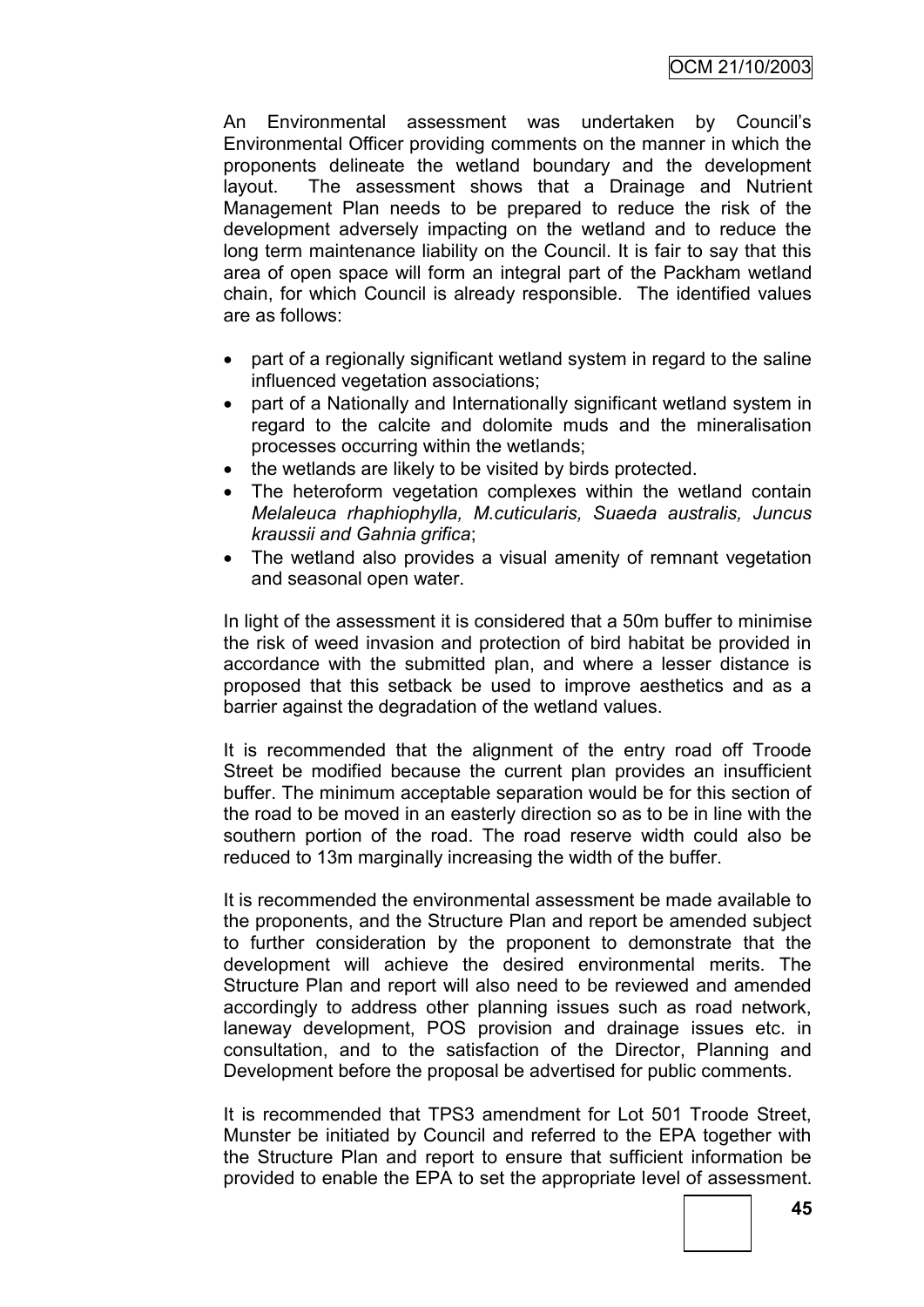An Environmental assessment was undertaken by Council's Environmental Officer providing comments on the manner in which the proponents delineate the wetland boundary and the development layout. The assessment shows that a Drainage and Nutrient Management Plan needs to be prepared to reduce the risk of the development adversely impacting on the wetland and to reduce the long term maintenance liability on the Council. It is fair to say that this area of open space will form an integral part of the Packham wetland chain, for which Council is already responsible. The identified values are as follows:

- part of a regionally significant wetland system in regard to the saline influenced vegetation associations;
- part of a Nationally and Internationally significant wetland system in regard to the calcite and dolomite muds and the mineralisation processes occurring within the wetlands;
- the wetlands are likely to be visited by birds protected.
- The heteroform vegetation complexes within the wetland contain *Melaleuca rhaphiophylla, M.cuticularis, Suaeda australis, Juncus kraussii and Gahnia grifica*;
- The wetland also provides a visual amenity of remnant vegetation and seasonal open water.

In light of the assessment it is considered that a 50m buffer to minimise the risk of weed invasion and protection of bird habitat be provided in accordance with the submitted plan, and where a lesser distance is proposed that this setback be used to improve aesthetics and as a barrier against the degradation of the wetland values.

It is recommended that the alignment of the entry road off Troode Street be modified because the current plan provides an insufficient buffer. The minimum acceptable separation would be for this section of the road to be moved in an easterly direction so as to be in line with the southern portion of the road. The road reserve width could also be reduced to 13m marginally increasing the width of the buffer.

It is recommended the environmental assessment be made available to the proponents, and the Structure Plan and report be amended subject to further consideration by the proponent to demonstrate that the development will achieve the desired environmental merits. The Structure Plan and report will also need to be reviewed and amended accordingly to address other planning issues such as road network, laneway development, POS provision and drainage issues etc. in consultation, and to the satisfaction of the Director, Planning and Development before the proposal be advertised for public comments.

It is recommended that TPS3 amendment for Lot 501 Troode Street, Munster be initiated by Council and referred to the EPA together with the Structure Plan and report to ensure that sufficient information be provided to enable the EPA to set the appropriate level of assessment.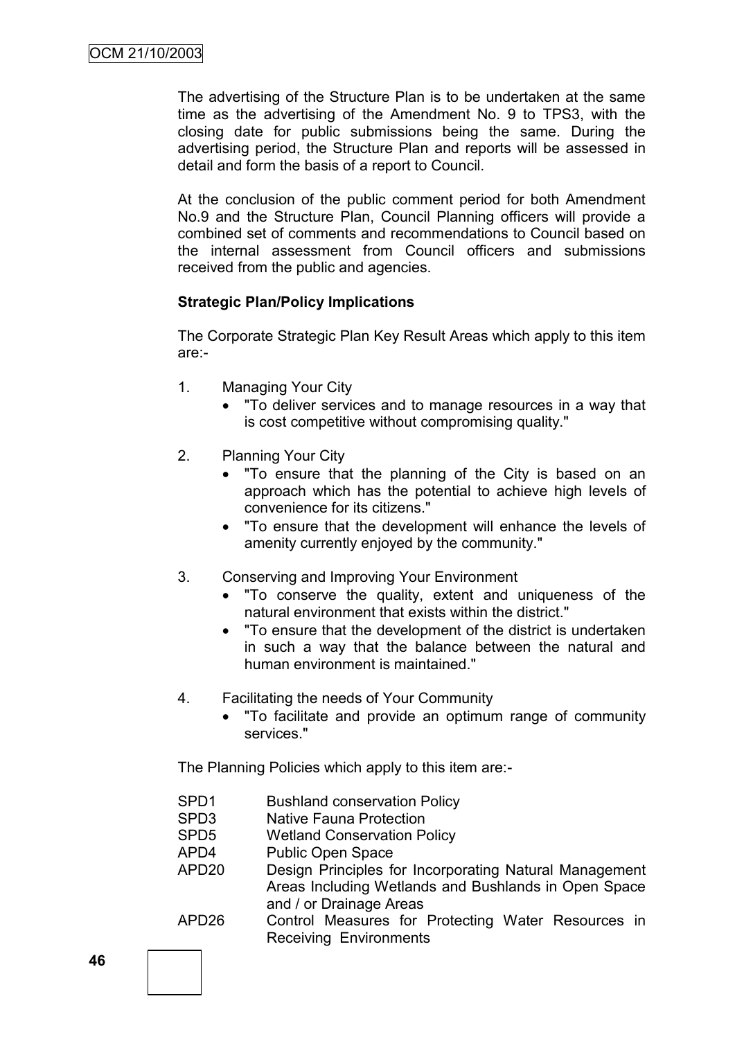The advertising of the Structure Plan is to be undertaken at the same time as the advertising of the Amendment No. 9 to TPS3, with the closing date for public submissions being the same. During the advertising period, the Structure Plan and reports will be assessed in detail and form the basis of a report to Council.

At the conclusion of the public comment period for both Amendment No.9 and the Structure Plan, Council Planning officers will provide a combined set of comments and recommendations to Council based on the internal assessment from Council officers and submissions received from the public and agencies.

**Strategic Plan/Policy Implications**

The Corporate Strategic Plan Key Result Areas which apply to this item are:-

1. Managing Your City
   - "To deliver services and to manage resources in a way that is cost competitive without compromising quality."

2. Planning Your City
   - "To ensure that the planning of the City is based on an approach which has the potential to achieve high levels of convenience for its citizens."
   - "To ensure that the development will enhance the levels of amenity currently enjoyed by the community."

3. Conserving and Improving Your Environment
   - "To conserve the quality, extent and uniqueness of the natural environment that exists within the district."
   - "To ensure that the development of the district is undertaken in such a way that the balance between the natural and human environment is maintained."

4. Facilitating the needs of Your Community
   - "To facilitate and provide an optimum range of community services."

The Planning Policies which apply to this item are:-

| | |
|---|---|
| SPD1 | Bushland conservation Policy |
| SPD3 | Native Fauna Protection |
| SPD5 | Wetland Conservation Policy |
| APD4 | Public Open Space |
| APD20 | Design Principles for Incorporating Natural Management Areas Including Wetlands and Bushlands in Open Space and / or Drainage Areas |
| APD26 | Control Measures for Protecting Water Resources in Receiving Environments |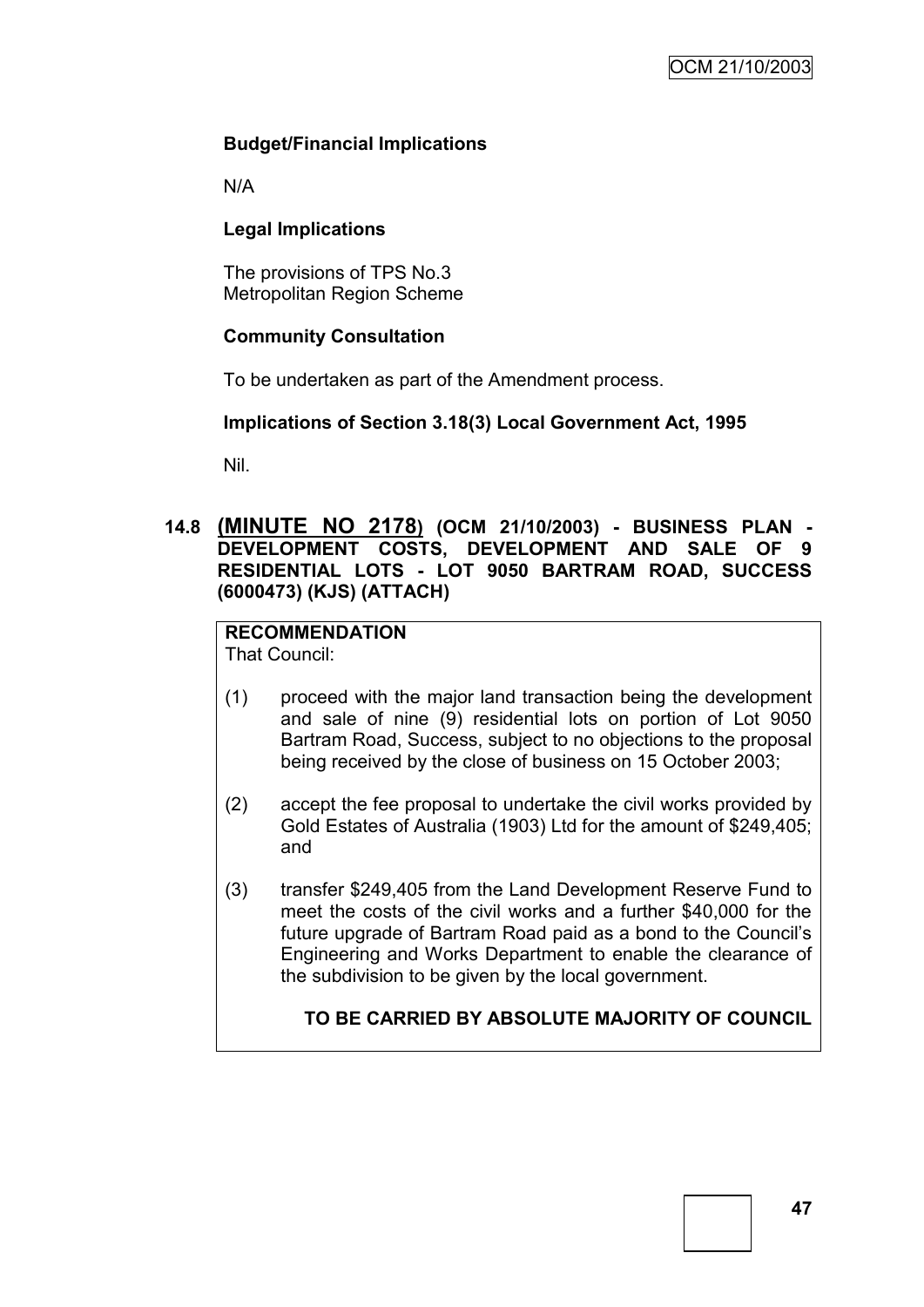**Budget/Financial Implications**

N/A

**Legal Implications**

The provisions of TPS No.3
Metropolitan Region Scheme

**Community Consultation**

To be undertaken as part of the Amendment process.

**Implications of Section 3.18(3) Local Government Act, 1995**

Nil.

## 14.8 (MINUTE NO 2178) (OCM 21/10/2003) - BUSINESS PLAN - DEVELOPMENT COSTS, DEVELOPMENT AND SALE OF 9 RESIDENTIAL LOTS - LOT 9050 BARTRAM ROAD, SUCCESS (6000473) (KJS) (ATTACH)

**RECOMMENDATION**
That Council:

(1) proceed with the major land transaction being the development and sale of nine (9) residential lots on portion of Lot 9050 Bartram Road, Success, subject to no objections to the proposal being received by the close of business on 15 October 2003;

(2) accept the fee proposal to undertake the civil works provided by Gold Estates of Australia (1903) Ltd for the amount of $249,405; and

(3) transfer $249,405 from the Land Development Reserve Fund to meet the costs of the civil works and a further $40,000 for the future upgrade of Bartram Road paid as a bond to the Council's Engineering and Works Department to enable the clearance of the subdivision to be given by the local government.

**TO BE CARRIED BY ABSOLUTE MAJORITY OF COUNCIL**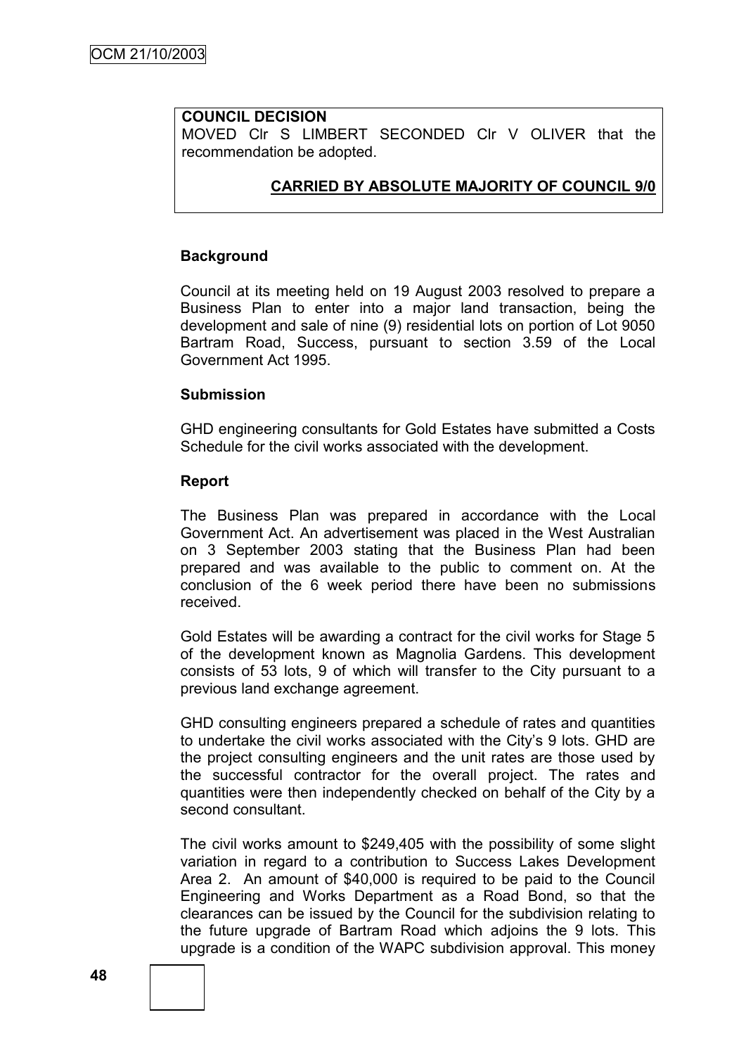**COUNCIL DECISION**
MOVED Clr S LIMBERT SECONDED Clr V OLIVER that the recommendation be adopted.

**CARRIED BY ABSOLUTE MAJORITY OF COUNCIL 9/0**

**Background**

Council at its meeting held on 19 August 2003 resolved to prepare a Business Plan to enter into a major land transaction, being the development and sale of nine (9) residential lots on portion of Lot 9050 Bartram Road, Success, pursuant to section 3.59 of the Local Government Act 1995.

**Submission**

GHD engineering consultants for Gold Estates have submitted a Costs Schedule for the civil works associated with the development.

**Report**

The Business Plan was prepared in accordance with the Local Government Act. An advertisement was placed in the West Australian on 3 September 2003 stating that the Business Plan had been prepared and was available to the public to comment on. At the conclusion of the 6 week period there have been no submissions received.

Gold Estates will be awarding a contract for the civil works for Stage 5 of the development known as Magnolia Gardens. This development consists of 53 lots, 9 of which will transfer to the City pursuant to a previous land exchange agreement.

GHD consulting engineers prepared a schedule of rates and quantities to undertake the civil works associated with the City's 9 lots. GHD are the project consulting engineers and the unit rates are those used by the successful contractor for the overall project. The rates and quantities were then independently checked on behalf of the City by a second consultant.

The civil works amount to $249,405 with the possibility of some slight variation in regard to a contribution to Success Lakes Development Area 2. An amount of $40,000 is required to be paid to the Council Engineering and Works Department as a Road Bond, so that the clearances can be issued by the Council for the subdivision relating to the future upgrade of Bartram Road which adjoins the 9 lots. This upgrade is a condition of the WAPC subdivision approval. This money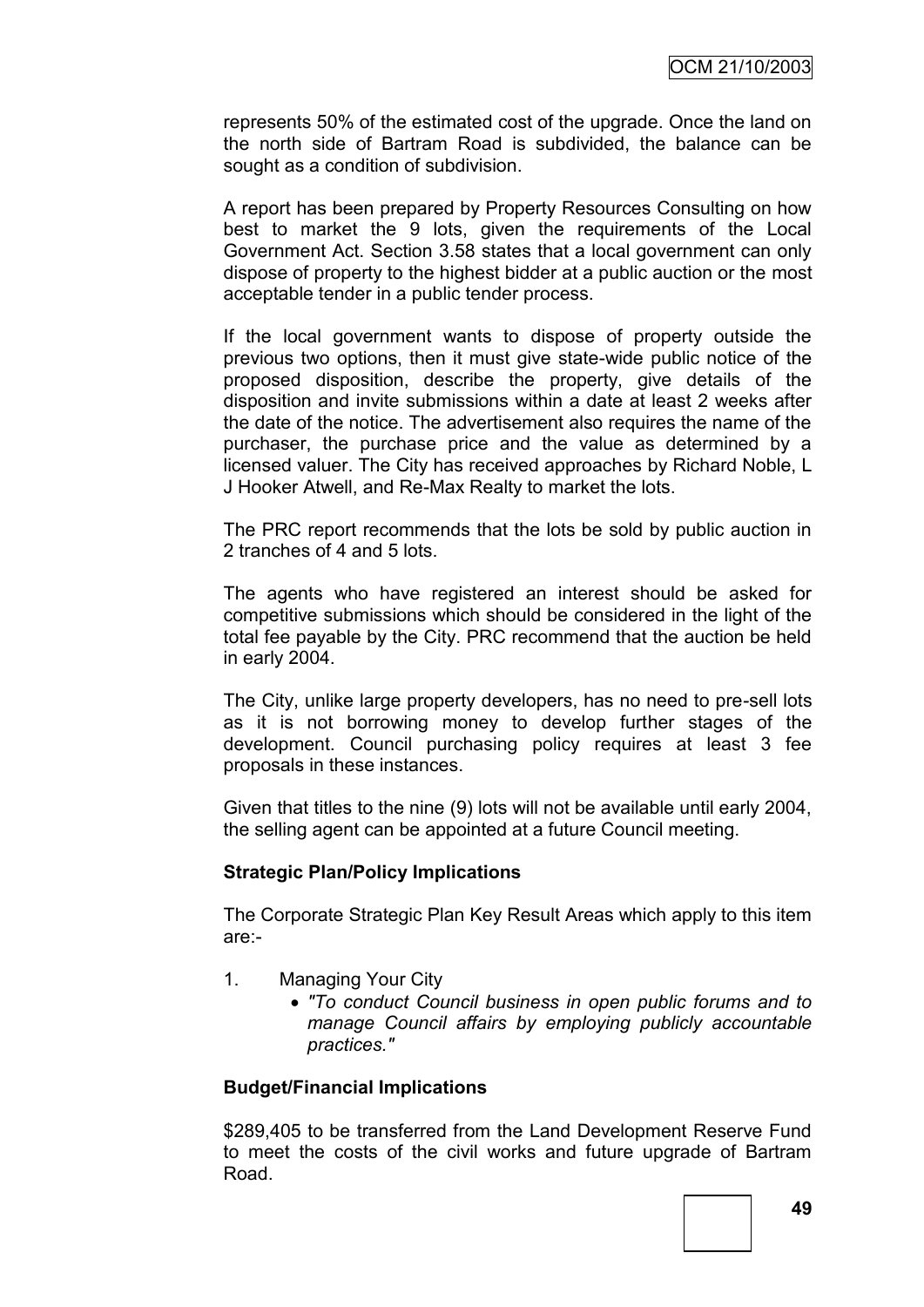represents 50% of the estimated cost of the upgrade. Once the land on the north side of Bartram Road is subdivided, the balance can be sought as a condition of subdivision.

A report has been prepared by Property Resources Consulting on how best to market the 9 lots, given the requirements of the Local Government Act. Section 3.58 states that a local government can only dispose of property to the highest bidder at a public auction or the most acceptable tender in a public tender process.

If the local government wants to dispose of property outside the previous two options, then it must give state-wide public notice of the proposed disposition, describe the property, give details of the disposition and invite submissions within a date at least 2 weeks after the date of the notice. The advertisement also requires the name of the purchaser, the purchase price and the value as determined by a licensed valuer. The City has received approaches by Richard Noble, L J Hooker Atwell, and Re-Max Realty to market the lots.

The PRC report recommends that the lots be sold by public auction in 2 tranches of 4 and 5 lots.

The agents who have registered an interest should be asked for competitive submissions which should be considered in the light of the total fee payable by the City. PRC recommend that the auction be held in early 2004.

The City, unlike large property developers, has no need to pre-sell lots as it is not borrowing money to develop further stages of the development. Council purchasing policy requires at least 3 fee proposals in these instances.

Given that titles to the nine (9) lots will not be available until early 2004, the selling agent can be appointed at a future Council meeting.

**Strategic Plan/Policy Implications**

The Corporate Strategic Plan Key Result Areas which apply to this item are:-

1. Managing Your City
   - *"To conduct Council business in open public forums and to manage Council affairs by employing publicly accountable practices."*

**Budget/Financial Implications**

$289,405 to be transferred from the Land Development Reserve Fund to meet the costs of the civil works and future upgrade of Bartram Road.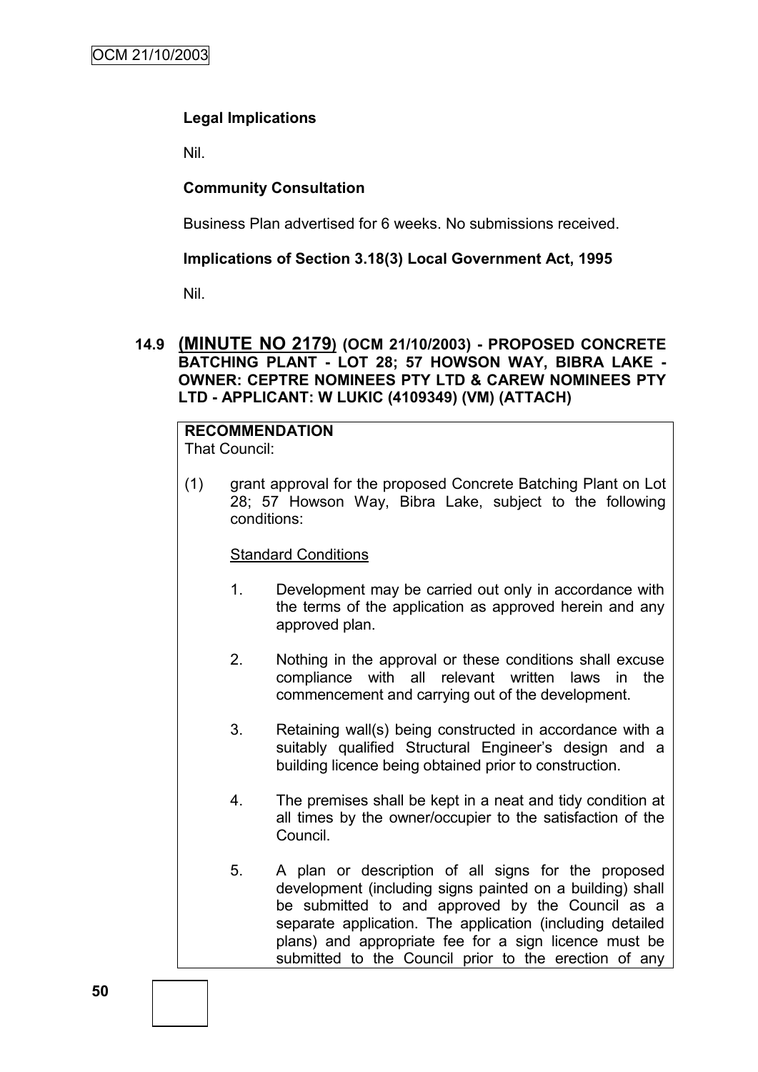**Legal Implications**

Nil.

**Community Consultation**

Business Plan advertised for 6 weeks. No submissions received.

**Implications of Section 3.18(3) Local Government Act, 1995**

Nil.

### 14.9 (MINUTE NO 2179) (OCM 21/10/2003) - PROPOSED CONCRETE BATCHING PLANT - LOT 28; 57 HOWSON WAY, BIBRA LAKE - OWNER: CEPTRE NOMINEES PTY LTD & CAREW NOMINEES PTY LTD - APPLICANT: W LUKIC (4109349) (VM) (ATTACH)

**RECOMMENDATION**

That Council:

(1) grant approval for the proposed Concrete Batching Plant on Lot 28; 57 Howson Way, Bibra Lake, subject to the following conditions:

Standard Conditions

1. Development may be carried out only in accordance with the terms of the application as approved herein and any approved plan.

2. Nothing in the approval or these conditions shall excuse compliance with all relevant written laws in the commencement and carrying out of the development.

3. Retaining wall(s) being constructed in accordance with a suitably qualified Structural Engineer's design and a building licence being obtained prior to construction.

4. The premises shall be kept in a neat and tidy condition at all times by the owner/occupier to the satisfaction of the Council.

5. A plan or description of all signs for the proposed development (including signs painted on a building) shall be submitted to and approved by the Council as a separate application. The application (including detailed plans) and appropriate fee for a sign licence must be submitted to the Council prior to the erection of any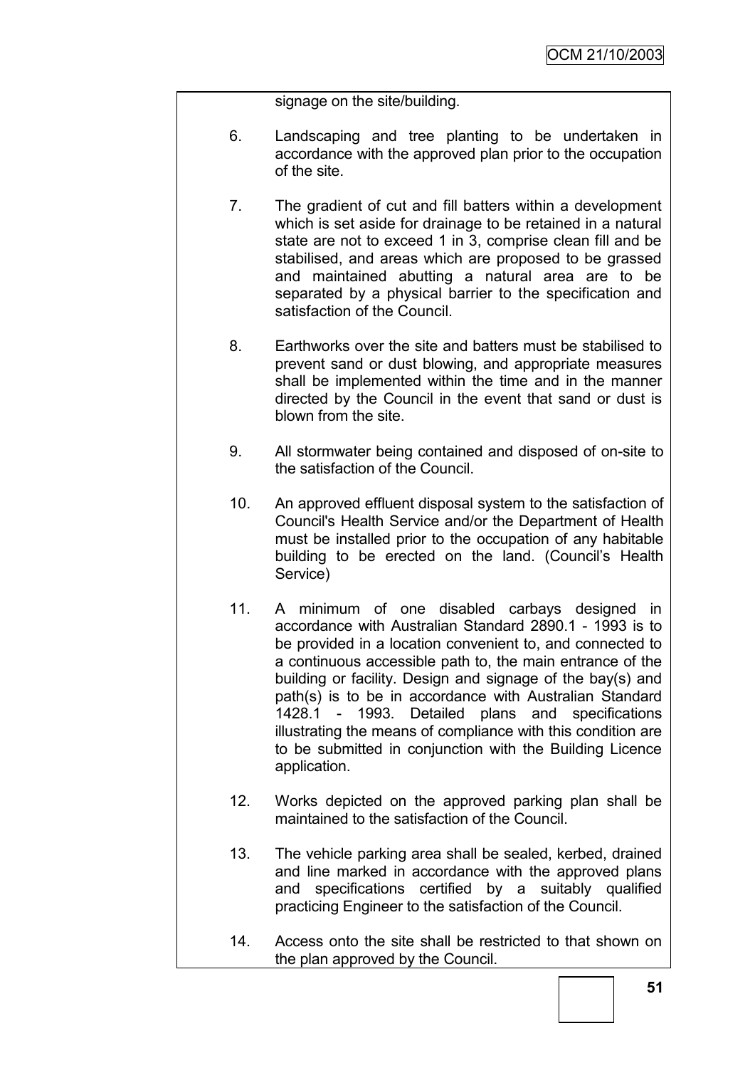signage on the site/building.

6. Landscaping and tree planting to be undertaken in accordance with the approved plan prior to the occupation of the site.

7. The gradient of cut and fill batters within a development which is set aside for drainage to be retained in a natural state are not to exceed 1 in 3, comprise clean fill and be stabilised, and areas which are proposed to be grassed and maintained abutting a natural area are to be separated by a physical barrier to the specification and satisfaction of the Council.

8. Earthworks over the site and batters must be stabilised to prevent sand or dust blowing, and appropriate measures shall be implemented within the time and in the manner directed by the Council in the event that sand or dust is blown from the site.

9. All stormwater being contained and disposed of on-site to the satisfaction of the Council.

10. An approved effluent disposal system to the satisfaction of Council's Health Service and/or the Department of Health must be installed prior to the occupation of any habitable building to be erected on the land. (Council's Health Service)

11. A minimum of one disabled carbays designed in accordance with Australian Standard 2890.1 - 1993 is to be provided in a location convenient to, and connected to a continuous accessible path to, the main entrance of the building or facility. Design and signage of the bay(s) and path(s) is to be in accordance with Australian Standard 1428.1 - 1993. Detailed plans and specifications illustrating the means of compliance with this condition are to be submitted in conjunction with the Building Licence application.

12. Works depicted on the approved parking plan shall be maintained to the satisfaction of the Council.

13. The vehicle parking area shall be sealed, kerbed, drained and line marked in accordance with the approved plans and specifications certified by a suitably qualified practicing Engineer to the satisfaction of the Council.

14. Access onto the site shall be restricted to that shown on the plan approved by the Council.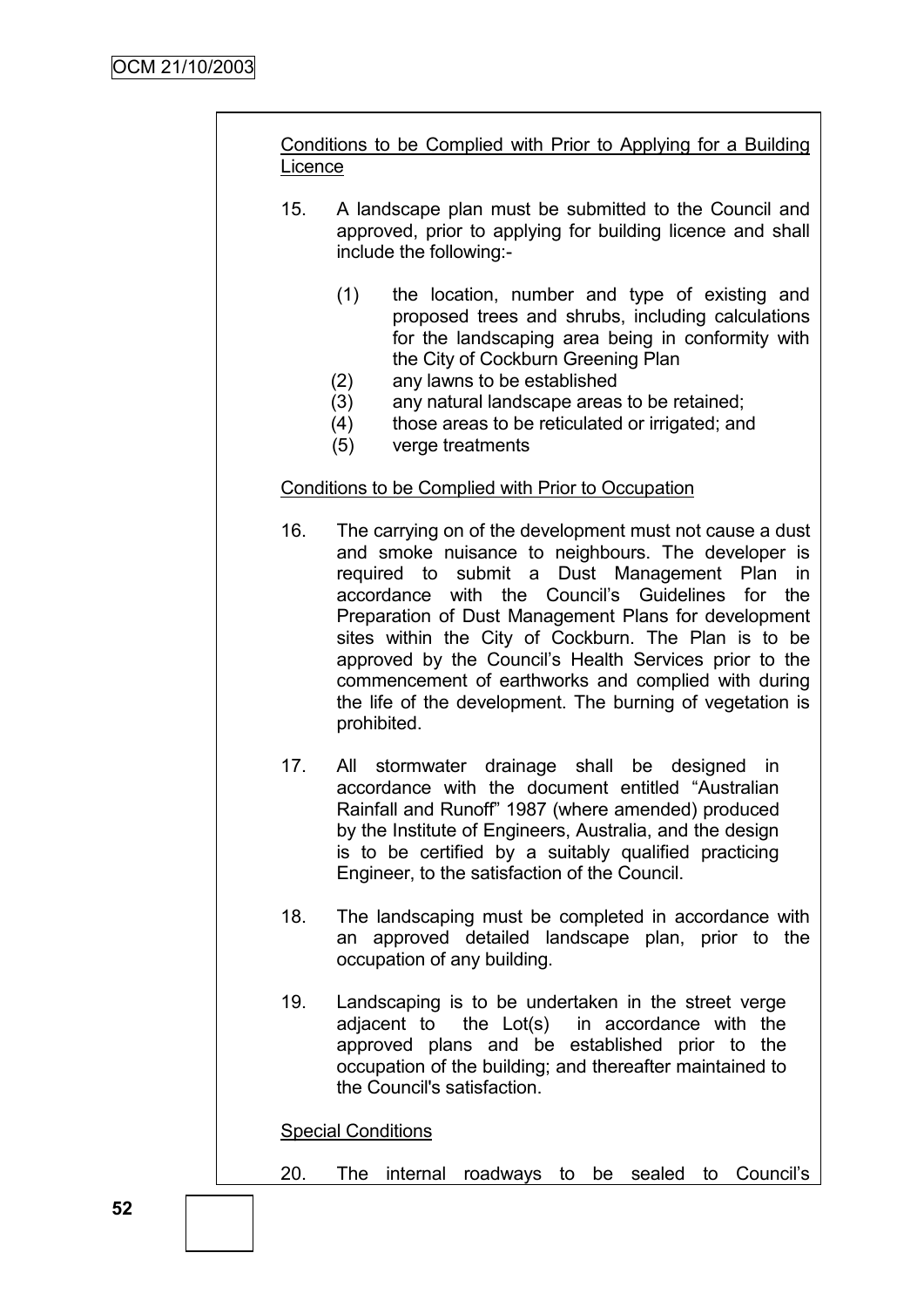Conditions to be Complied with Prior to Applying for a Building Licence

15. A landscape plan must be submitted to the Council and approved, prior to applying for building licence and shall include the following:-

    (1) the location, number and type of existing and proposed trees and shrubs, including calculations for the landscaping area being in conformity with the City of Cockburn Greening Plan
    (2) any lawns to be established
    (3) any natural landscape areas to be retained;
    (4) those areas to be reticulated or irrigated; and
    (5) verge treatments

Conditions to be Complied with Prior to Occupation

16. The carrying on of the development must not cause a dust and smoke nuisance to neighbours. The developer is required to submit a Dust Management Plan in accordance with the Council's Guidelines for the Preparation of Dust Management Plans for development sites within the City of Cockburn. The Plan is to be approved by the Council's Health Services prior to the commencement of earthworks and complied with during the life of the development. The burning of vegetation is prohibited.

17. All stormwater drainage shall be designed in accordance with the document entitled "Australian Rainfall and Runoff" 1987 (where amended) produced by the Institute of Engineers, Australia, and the design is to be certified by a suitably qualified practicing Engineer, to the satisfaction of the Council.

18. The landscaping must be completed in accordance with an approved detailed landscape plan, prior to the occupation of any building.

19. Landscaping is to be undertaken in the street verge adjacent to the Lot(s) in accordance with the approved plans and be established prior to the occupation of the building; and thereafter maintained to the Council's satisfaction.

Special Conditions

20. The internal roadways to be sealed to Council's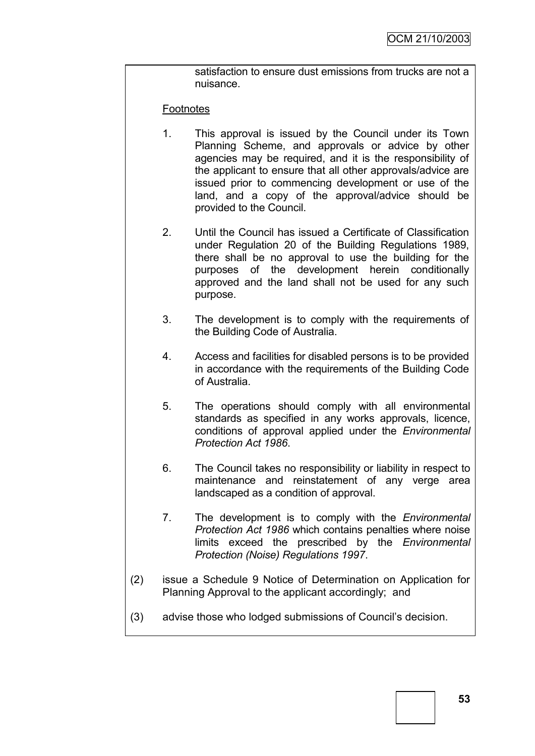satisfaction to ensure dust emissions from trucks are not a nuisance.

<u>Footnotes</u>

1. This approval is issued by the Council under its Town Planning Scheme, and approvals or advice by other agencies may be required, and it is the responsibility of the applicant to ensure that all other approvals/advice are issued prior to commencing development or use of the land, and a copy of the approval/advice should be provided to the Council.

2. Until the Council has issued a Certificate of Classification under Regulation 20 of the Building Regulations 1989, there shall be no approval to use the building for the purposes of the development herein conditionally approved and the land shall not be used for any such purpose.

3. The development is to comply with the requirements of the Building Code of Australia.

4. Access and facilities for disabled persons is to be provided in accordance with the requirements of the Building Code of Australia.

5. The operations should comply with all environmental standards as specified in any works approvals, licence, conditions of approval applied under the *Environmental Protection Act 1986*.

6. The Council takes no responsibility or liability in respect to maintenance and reinstatement of any verge area landscaped as a condition of approval.

7. The development is to comply with the *Environmental Protection Act 1986* which contains penalties where noise limits exceed the prescribed by the *Environmental Protection (Noise) Regulations 1997*.

(2) issue a Schedule 9 Notice of Determination on Application for Planning Approval to the applicant accordingly; and

(3) advise those who lodged submissions of Council's decision.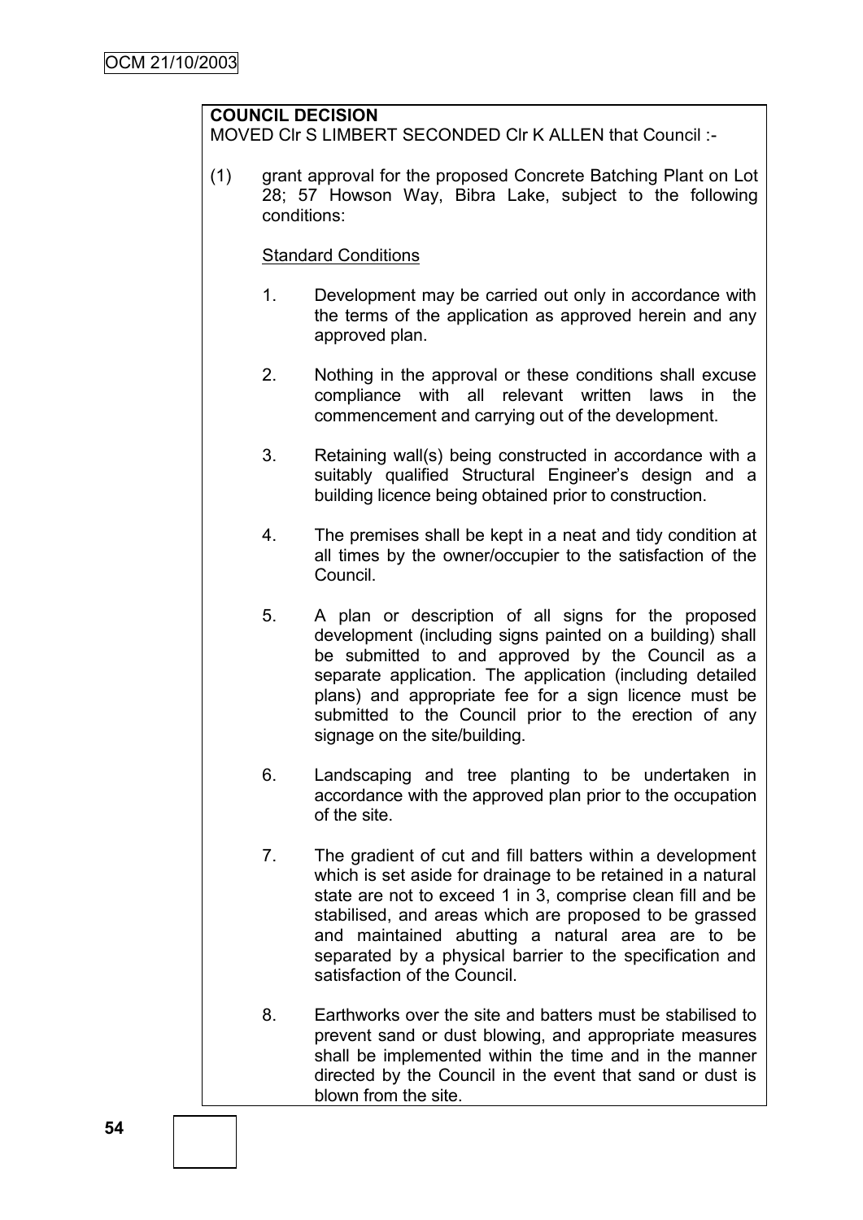**COUNCIL DECISION**

MOVED Clr S LIMBERT SECONDED Clr K ALLEN that Council :-

(1) grant approval for the proposed Concrete Batching Plant on Lot 28; 57 Howson Way, Bibra Lake, subject to the following conditions:

Standard Conditions

1. Development may be carried out only in accordance with the terms of the application as approved herein and any approved plan.

2. Nothing in the approval or these conditions shall excuse compliance with all relevant written laws in the commencement and carrying out of the development.

3. Retaining wall(s) being constructed in accordance with a suitably qualified Structural Engineer's design and a building licence being obtained prior to construction.

4. The premises shall be kept in a neat and tidy condition at all times by the owner/occupier to the satisfaction of the Council.

5. A plan or description of all signs for the proposed development (including signs painted on a building) shall be submitted to and approved by the Council as a separate application. The application (including detailed plans) and appropriate fee for a sign licence must be submitted to the Council prior to the erection of any signage on the site/building.

6. Landscaping and tree planting to be undertaken in accordance with the approved plan prior to the occupation of the site.

7. The gradient of cut and fill batters within a development which is set aside for drainage to be retained in a natural state are not to exceed 1 in 3, comprise clean fill and be stabilised, and areas which are proposed to be grassed and maintained abutting a natural area are to be separated by a physical barrier to the specification and satisfaction of the Council.

8. Earthworks over the site and batters must be stabilised to prevent sand or dust blowing, and appropriate measures shall be implemented within the time and in the manner directed by the Council in the event that sand or dust is blown from the site.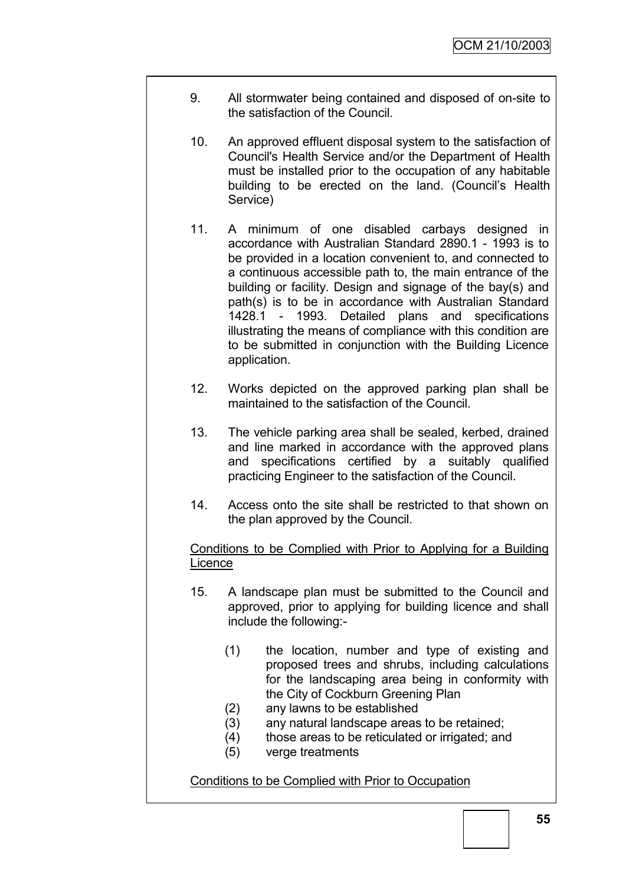9. All stormwater being contained and disposed of on-site to the satisfaction of the Council.

10. An approved effluent disposal system to the satisfaction of Council's Health Service and/or the Department of Health must be installed prior to the occupation of any habitable building to be erected on the land. (Council's Health Service)

11. A minimum of one disabled carbays designed in accordance with Australian Standard 2890.1 - 1993 is to be provided in a location convenient to, and connected to a continuous accessible path to, the main entrance of the building or facility. Design and signage of the bay(s) and path(s) is to be in accordance with Australian Standard 1428.1 - 1993. Detailed plans and specifications illustrating the means of compliance with this condition are to be submitted in conjunction with the Building Licence application.

12. Works depicted on the approved parking plan shall be maintained to the satisfaction of the Council.

13. The vehicle parking area shall be sealed, kerbed, drained and line marked in accordance with the approved plans and specifications certified by a suitably qualified practicing Engineer to the satisfaction of the Council.

14. Access onto the site shall be restricted to that shown on the plan approved by the Council.

Conditions to be Complied with Prior to Applying for a Building Licence

15. A landscape plan must be submitted to the Council and approved, prior to applying for building licence and shall include the following:-

    (1) the location, number and type of existing and proposed trees and shrubs, including calculations for the landscaping area being in conformity with the City of Cockburn Greening Plan
    (2) any lawns to be established
    (3) any natural landscape areas to be retained;
    (4) those areas to be reticulated or irrigated; and
    (5) verge treatments

Conditions to be Complied with Prior to Occupation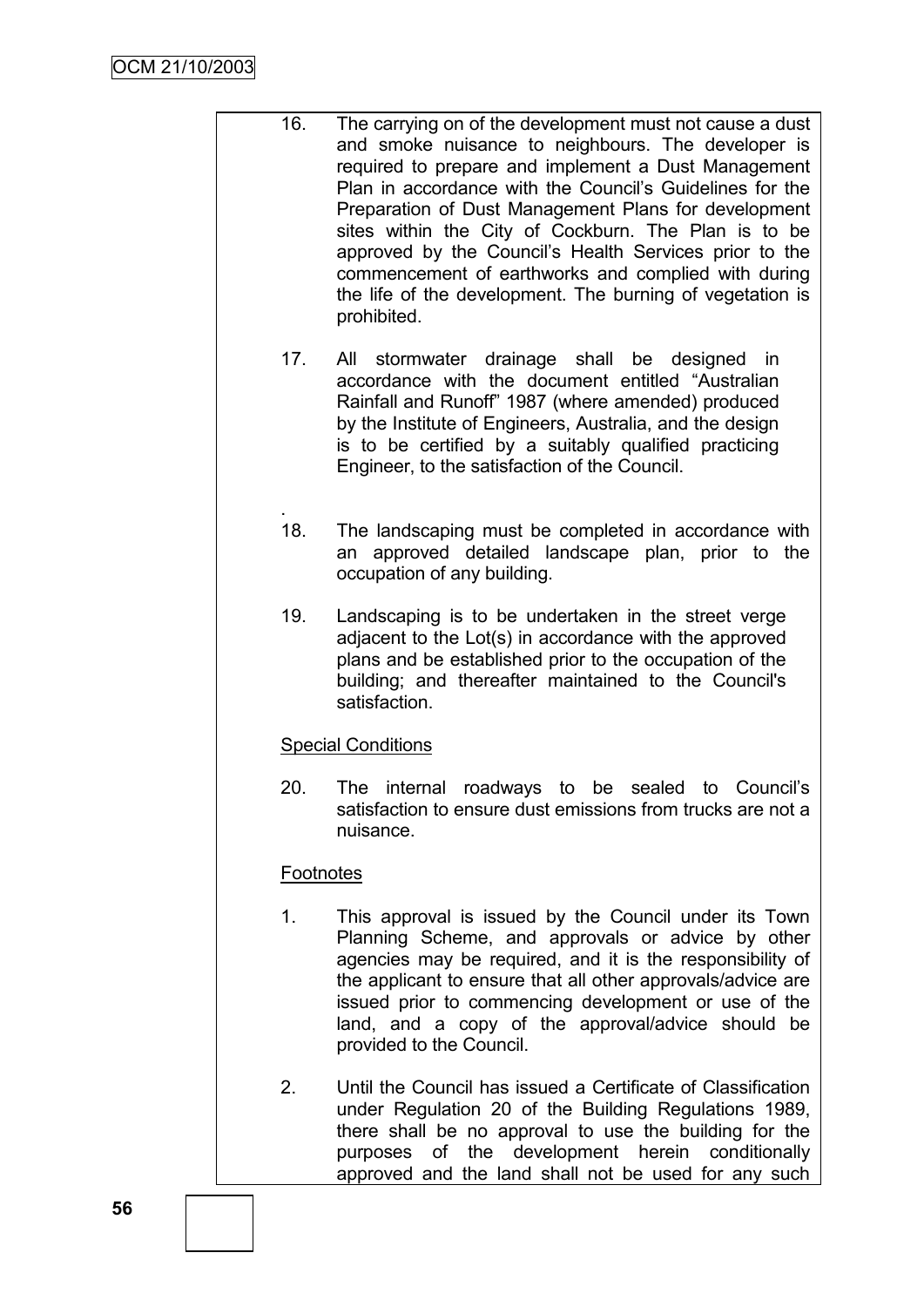16. The carrying on of the development must not cause a dust and smoke nuisance to neighbours. The developer is required to prepare and implement a Dust Management Plan in accordance with the Council's Guidelines for the Preparation of Dust Management Plans for development sites within the City of Cockburn. The Plan is to be approved by the Council's Health Services prior to the commencement of earthworks and complied with during the life of the development. The burning of vegetation is prohibited.

17. All stormwater drainage shall be designed in accordance with the document entitled "Australian Rainfall and Runoff" 1987 (where amended) produced by the Institute of Engineers, Australia, and the design is to be certified by a suitably qualified practicing Engineer, to the satisfaction of the Council.

.

18. The landscaping must be completed in accordance with an approved detailed landscape plan, prior to the occupation of any building.

19. Landscaping is to be undertaken in the street verge adjacent to the Lot(s) in accordance with the approved plans and be established prior to the occupation of the building; and thereafter maintained to the Council's satisfaction.

Special Conditions

20. The internal roadways to be sealed to Council's satisfaction to ensure dust emissions from trucks are not a nuisance.

Footnotes

1. This approval is issued by the Council under its Town Planning Scheme, and approvals or advice by other agencies may be required, and it is the responsibility of the applicant to ensure that all other approvals/advice are issued prior to commencing development or use of the land, and a copy of the approval/advice should be provided to the Council.

2. Until the Council has issued a Certificate of Classification under Regulation 20 of the Building Regulations 1989, there shall be no approval to use the building for the purposes of the development herein conditionally approved and the land shall not be used for any such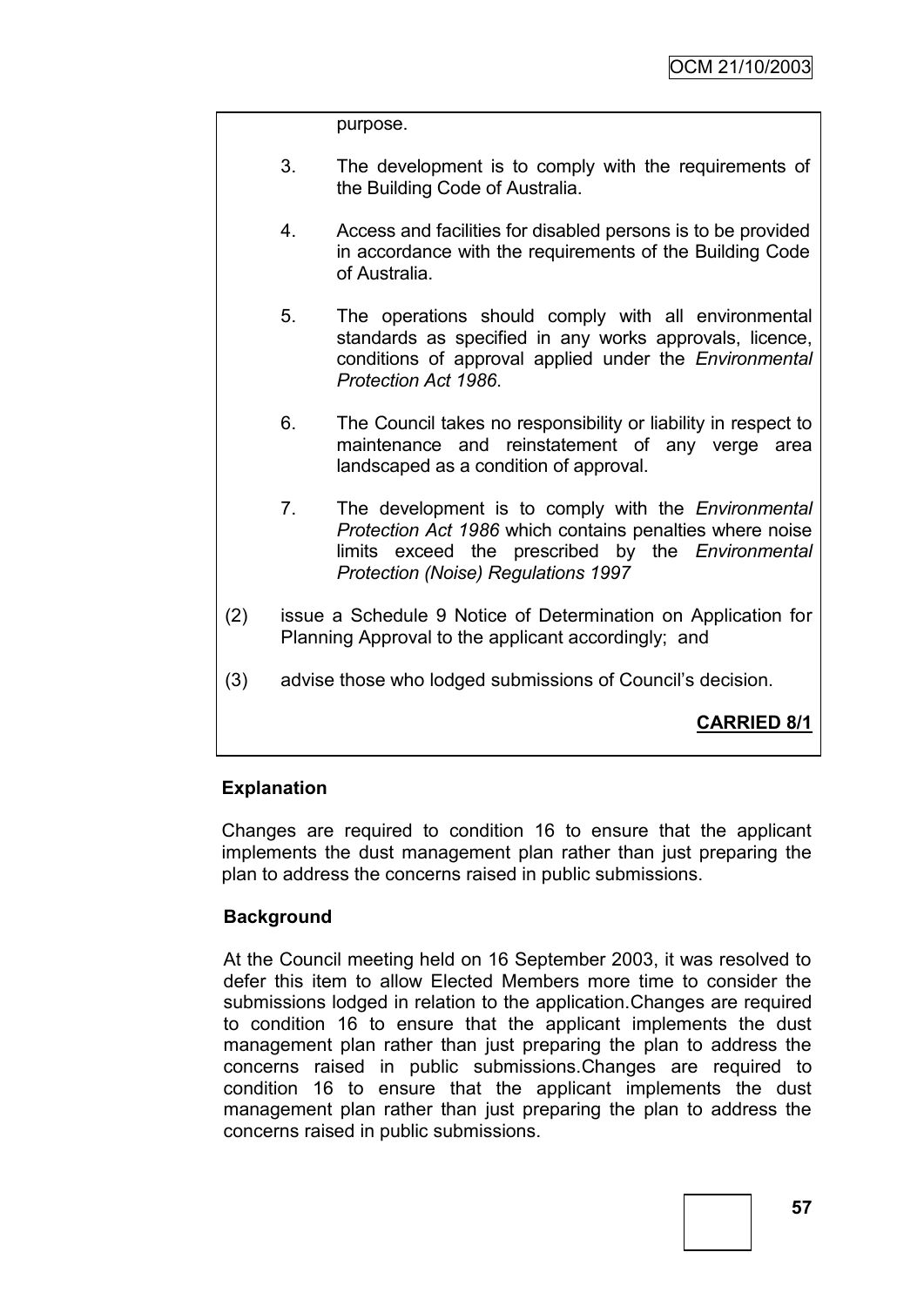purpose.

3. The development is to comply with the requirements of the Building Code of Australia.

4. Access and facilities for disabled persons is to be provided in accordance with the requirements of the Building Code of Australia.

5. The operations should comply with all environmental standards as specified in any works approvals, licence, conditions of approval applied under the *Environmental Protection Act 1986*.

6. The Council takes no responsibility or liability in respect to maintenance and reinstatement of any verge area landscaped as a condition of approval.

7. The development is to comply with the *Environmental Protection Act 1986* which contains penalties where noise limits exceed the prescribed by the *Environmental Protection (Noise) Regulations 1997*

(2) issue a Schedule 9 Notice of Determination on Application for Planning Approval to the applicant accordingly; and

(3) advise those who lodged submissions of Council's decision.

**CARRIED 8/1**

**Explanation**

Changes are required to condition 16 to ensure that the applicant implements the dust management plan rather than just preparing the plan to address the concerns raised in public submissions.

**Background**

At the Council meeting held on 16 September 2003, it was resolved to defer this item to allow Elected Members more time to consider the submissions lodged in relation to the application.Changes are required to condition 16 to ensure that the applicant implements the dust management plan rather than just preparing the plan to address the concerns raised in public submissions.Changes are required to condition 16 to ensure that the applicant implements the dust management plan rather than just preparing the plan to address the concerns raised in public submissions.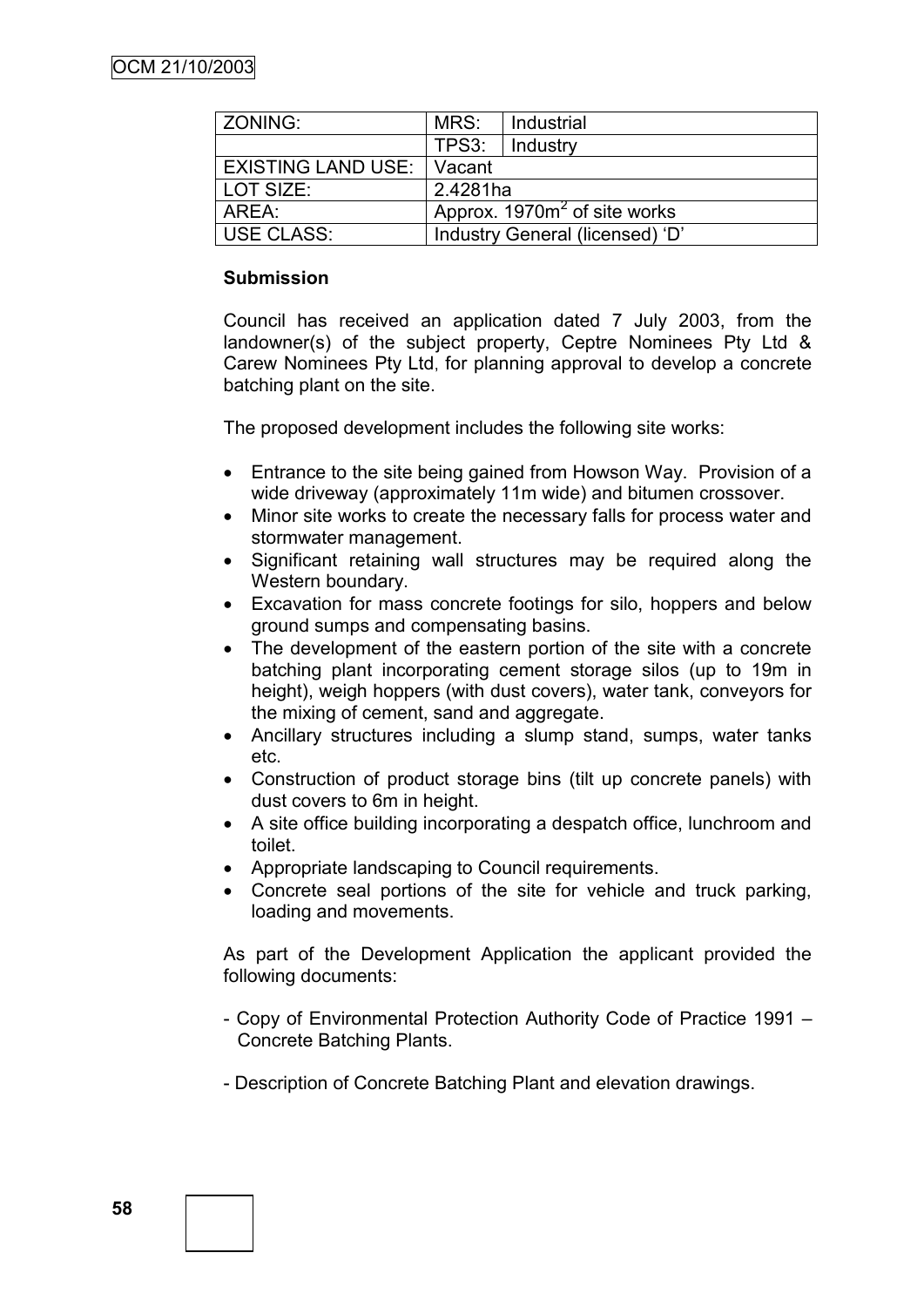| ZONING: | MRS: | Industrial |
|---|---|---|
| | TPS3: | Industry |
| EXISTING LAND USE: | Vacant | |
| LOT SIZE: | 2.4281ha | |
| AREA: | Approx. 1970m$^2$ of site works | |
| USE CLASS: | Industry General (licensed) 'D' | |

**Submission**

Council has received an application dated 7 July 2003, from the landowner(s) of the subject property, Ceptre Nominees Pty Ltd & Carew Nominees Pty Ltd, for planning approval to develop a concrete batching plant on the site.

The proposed development includes the following site works:

- Entrance to the site being gained from Howson Way. Provision of a wide driveway (approximately 11m wide) and bitumen crossover.
- Minor site works to create the necessary falls for process water and stormwater management.
- Significant retaining wall structures may be required along the Western boundary.
- Excavation for mass concrete footings for silo, hoppers and below ground sumps and compensating basins.
- The development of the eastern portion of the site with a concrete batching plant incorporating cement storage silos (up to 19m in height), weigh hoppers (with dust covers), water tank, conveyors for the mixing of cement, sand and aggregate.
- Ancillary structures including a slump stand, sumps, water tanks etc.
- Construction of product storage bins (tilt up concrete panels) with dust covers to 6m in height.
- A site office building incorporating a despatch office, lunchroom and toilet.
- Appropriate landscaping to Council requirements.
- Concrete seal portions of the site for vehicle and truck parking, loading and movements.

As part of the Development Application the applicant provided the following documents:

- Copy of Environmental Protection Authority Code of Practice 1991 – Concrete Batching Plants.

- Description of Concrete Batching Plant and elevation drawings.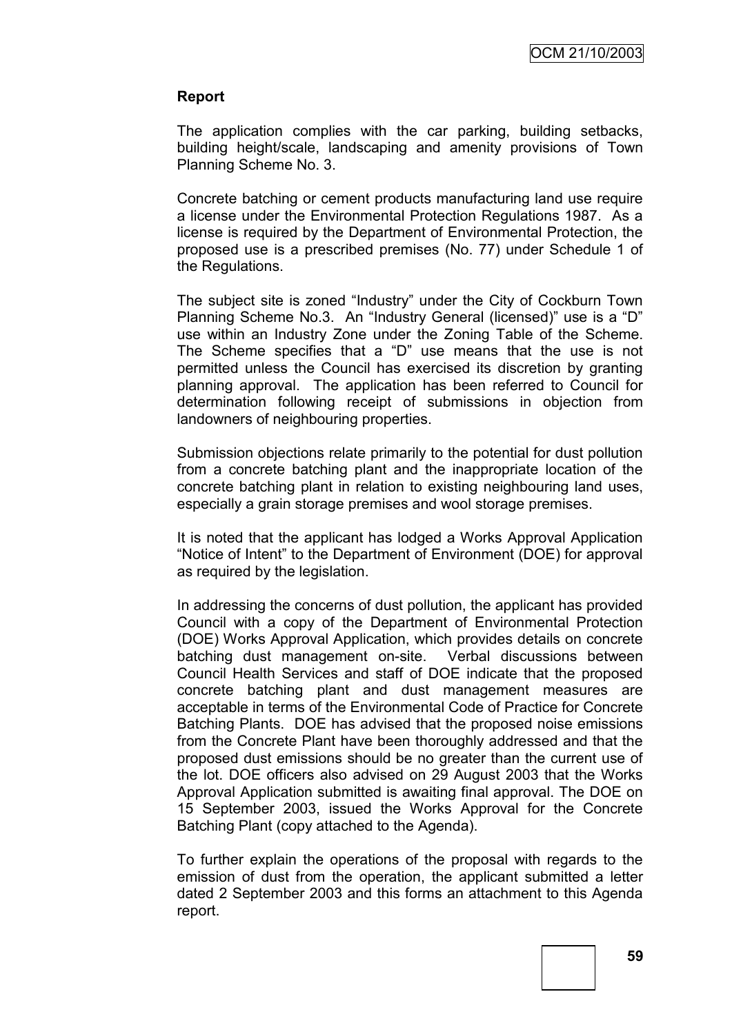**Report**

The application complies with the car parking, building setbacks, building height/scale, landscaping and amenity provisions of Town Planning Scheme No. 3.

Concrete batching or cement products manufacturing land use require a license under the Environmental Protection Regulations 1987. As a license is required by the Department of Environmental Protection, the proposed use is a prescribed premises (No. 77) under Schedule 1 of the Regulations.

The subject site is zoned "Industry" under the City of Cockburn Town Planning Scheme No.3. An "Industry General (licensed)" use is a "D" use within an Industry Zone under the Zoning Table of the Scheme. The Scheme specifies that a "D" use means that the use is not permitted unless the Council has exercised its discretion by granting planning approval. The application has been referred to Council for determination following receipt of submissions in objection from landowners of neighbouring properties.

Submission objections relate primarily to the potential for dust pollution from a concrete batching plant and the inappropriate location of the concrete batching plant in relation to existing neighbouring land uses, especially a grain storage premises and wool storage premises.

It is noted that the applicant has lodged a Works Approval Application "Notice of Intent" to the Department of Environment (DOE) for approval as required by the legislation.

In addressing the concerns of dust pollution, the applicant has provided Council with a copy of the Department of Environmental Protection (DOE) Works Approval Application, which provides details on concrete batching dust management on-site. Verbal discussions between Council Health Services and staff of DOE indicate that the proposed concrete batching plant and dust management measures are acceptable in terms of the Environmental Code of Practice for Concrete Batching Plants. DOE has advised that the proposed noise emissions from the Concrete Plant have been thoroughly addressed and that the proposed dust emissions should be no greater than the current use of the lot. DOE officers also advised on 29 August 2003 that the Works Approval Application submitted is awaiting final approval. The DOE on 15 September 2003, issued the Works Approval for the Concrete Batching Plant (copy attached to the Agenda).

To further explain the operations of the proposal with regards to the emission of dust from the operation, the applicant submitted a letter dated 2 September 2003 and this forms an attachment to this Agenda report.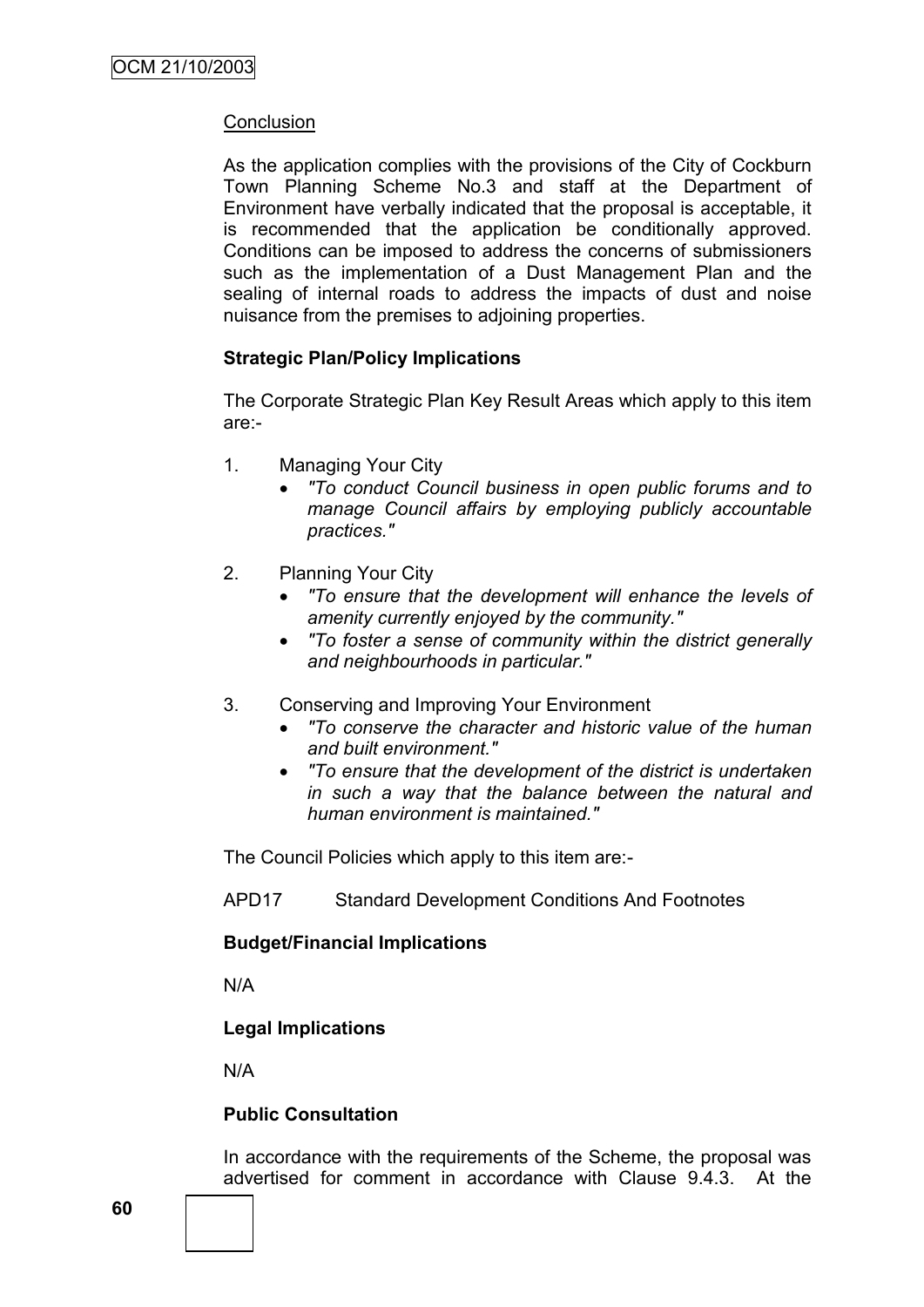Conclusion

As the application complies with the provisions of the City of Cockburn Town Planning Scheme No.3 and staff at the Department of Environment have verbally indicated that the proposal is acceptable, it is recommended that the application be conditionally approved. Conditions can be imposed to address the concerns of submissioners such as the implementation of a Dust Management Plan and the sealing of internal roads to address the impacts of dust and noise nuisance from the premises to adjoining properties.

**Strategic Plan/Policy Implications**

The Corporate Strategic Plan Key Result Areas which apply to this item are:-

1. Managing Your City
   - *"To conduct Council business in open public forums and to manage Council affairs by employing publicly accountable practices."*

2. Planning Your City
   - *"To ensure that the development will enhance the levels of amenity currently enjoyed by the community."*
   - *"To foster a sense of community within the district generally and neighbourhoods in particular."*

3. Conserving and Improving Your Environment
   - *"To conserve the character and historic value of the human and built environment."*
   - *"To ensure that the development of the district is undertaken in such a way that the balance between the natural and human environment is maintained."*

The Council Policies which apply to this item are:-

APD17 Standard Development Conditions And Footnotes

**Budget/Financial Implications**

N/A

**Legal Implications**

N/A

**Public Consultation**

In accordance with the requirements of the Scheme, the proposal was advertised for comment in accordance with Clause 9.4.3. At the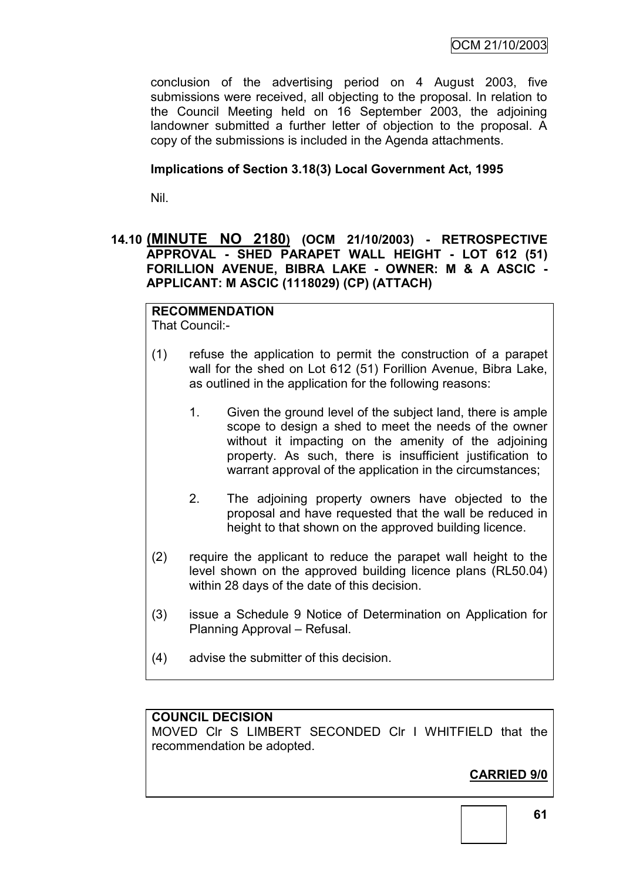conclusion of the advertising period on 4 August 2003, five submissions were received, all objecting to the proposal. In relation to the Council Meeting held on 16 September 2003, the adjoining landowner submitted a further letter of objection to the proposal. A copy of the submissions is included in the Agenda attachments.

**Implications of Section 3.18(3) Local Government Act, 1995**

Nil.

### 14.10 (MINUTE NO 2180) (OCM 21/10/2003) - RETROSPECTIVE APPROVAL - SHED PARAPET WALL HEIGHT - LOT 612 (51) FORILLION AVENUE, BIBRA LAKE - OWNER: M & A ASCIC - APPLICANT: M ASCIC (1118029) (CP) (ATTACH)

**RECOMMENDATION**
That Council:-

(1) refuse the application to permit the construction of a parapet wall for the shed on Lot 612 (51) Forillion Avenue, Bibra Lake, as outlined in the application for the following reasons:

1. Given the ground level of the subject land, there is ample scope to design a shed to meet the needs of the owner without it impacting on the amenity of the adjoining property. As such, there is insufficient justification to warrant approval of the application in the circumstances;

2. The adjoining property owners have objected to the proposal and have requested that the wall be reduced in height to that shown on the approved building licence.

(2) require the applicant to reduce the parapet wall height to the level shown on the approved building licence plans (RL50.04) within 28 days of the date of this decision.

(3) issue a Schedule 9 Notice of Determination on Application for Planning Approval – Refusal.

(4) advise the submitter of this decision.

**COUNCIL DECISION**
MOVED Clr S LIMBERT SECONDED Clr I WHITFIELD that the recommendation be adopted.

**CARRIED 9/0**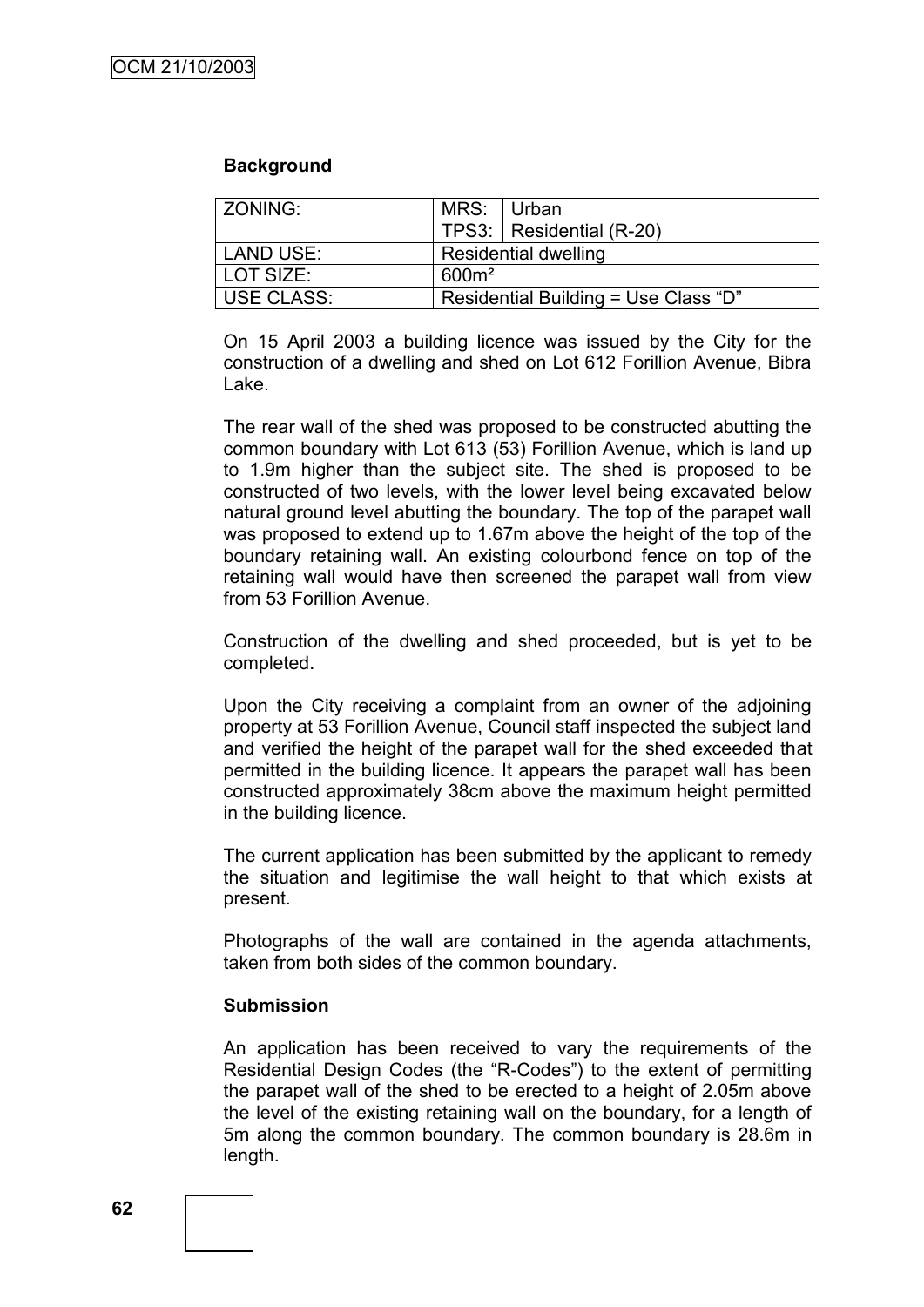### Background

| ZONING: | MRS: | Urban |
|---|---|---|
| | TPS3: | Residential (R-20) |
| LAND USE: | Residential dwelling | |
| LOT SIZE: | 600m² | |
| USE CLASS: | Residential Building = Use Class "D" | |

On 15 April 2003 a building licence was issued by the City for the construction of a dwelling and shed on Lot 612 Forillion Avenue, Bibra Lake.

The rear wall of the shed was proposed to be constructed abutting the common boundary with Lot 613 (53) Forillion Avenue, which is land up to 1.9m higher than the subject site. The shed is proposed to be constructed of two levels, with the lower level being excavated below natural ground level abutting the boundary. The top of the parapet wall was proposed to extend up to 1.67m above the height of the top of the boundary retaining wall. An existing colourbond fence on top of the retaining wall would have then screened the parapet wall from view from 53 Forillion Avenue.

Construction of the dwelling and shed proceeded, but is yet to be completed.

Upon the City receiving a complaint from an owner of the adjoining property at 53 Forillion Avenue, Council staff inspected the subject land and verified the height of the parapet wall for the shed exceeded that permitted in the building licence. It appears the parapet wall has been constructed approximately 38cm above the maximum height permitted in the building licence.

The current application has been submitted by the applicant to remedy the situation and legitimise the wall height to that which exists at present.

Photographs of the wall are contained in the agenda attachments, taken from both sides of the common boundary.

### Submission

An application has been received to vary the requirements of the Residential Design Codes (the "R-Codes") to the extent of permitting the parapet wall of the shed to be erected to a height of 2.05m above the level of the existing retaining wall on the boundary, for a length of 5m along the common boundary. The common boundary is 28.6m in length.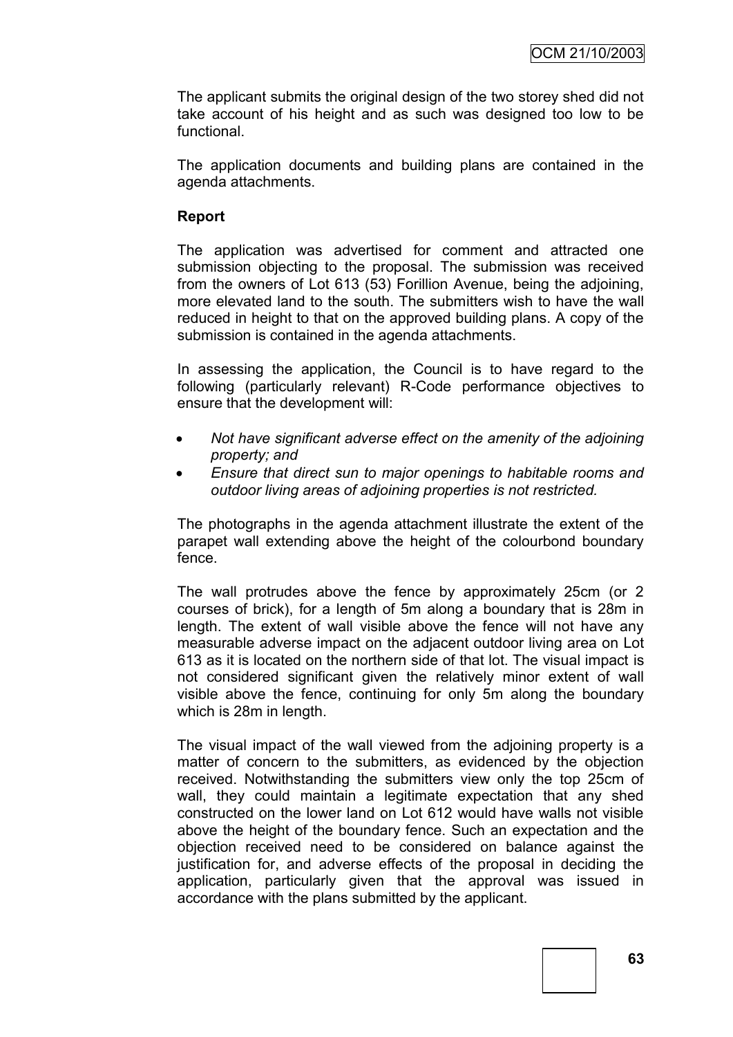The applicant submits the original design of the two storey shed did not take account of his height and as such was designed too low to be functional.

The application documents and building plans are contained in the agenda attachments.

**Report**

The application was advertised for comment and attracted one submission objecting to the proposal. The submission was received from the owners of Lot 613 (53) Forillion Avenue, being the adjoining, more elevated land to the south. The submitters wish to have the wall reduced in height to that on the approved building plans. A copy of the submission is contained in the agenda attachments.

In assessing the application, the Council is to have regard to the following (particularly relevant) R-Code performance objectives to ensure that the development will:

- *Not have significant adverse effect on the amenity of the adjoining property; and*
- *Ensure that direct sun to major openings to habitable rooms and outdoor living areas of adjoining properties is not restricted.*

The photographs in the agenda attachment illustrate the extent of the parapet wall extending above the height of the colourbond boundary fence.

The wall protrudes above the fence by approximately 25cm (or 2 courses of brick), for a length of 5m along a boundary that is 28m in length. The extent of wall visible above the fence will not have any measurable adverse impact on the adjacent outdoor living area on Lot 613 as it is located on the northern side of that lot. The visual impact is not considered significant given the relatively minor extent of wall visible above the fence, continuing for only 5m along the boundary which is 28m in length.

The visual impact of the wall viewed from the adjoining property is a matter of concern to the submitters, as evidenced by the objection received. Notwithstanding the submitters view only the top 25cm of wall, they could maintain a legitimate expectation that any shed constructed on the lower land on Lot 612 would have walls not visible above the height of the boundary fence. Such an expectation and the objection received need to be considered on balance against the justification for, and adverse effects of the proposal in deciding the application, particularly given that the approval was issued in accordance with the plans submitted by the applicant.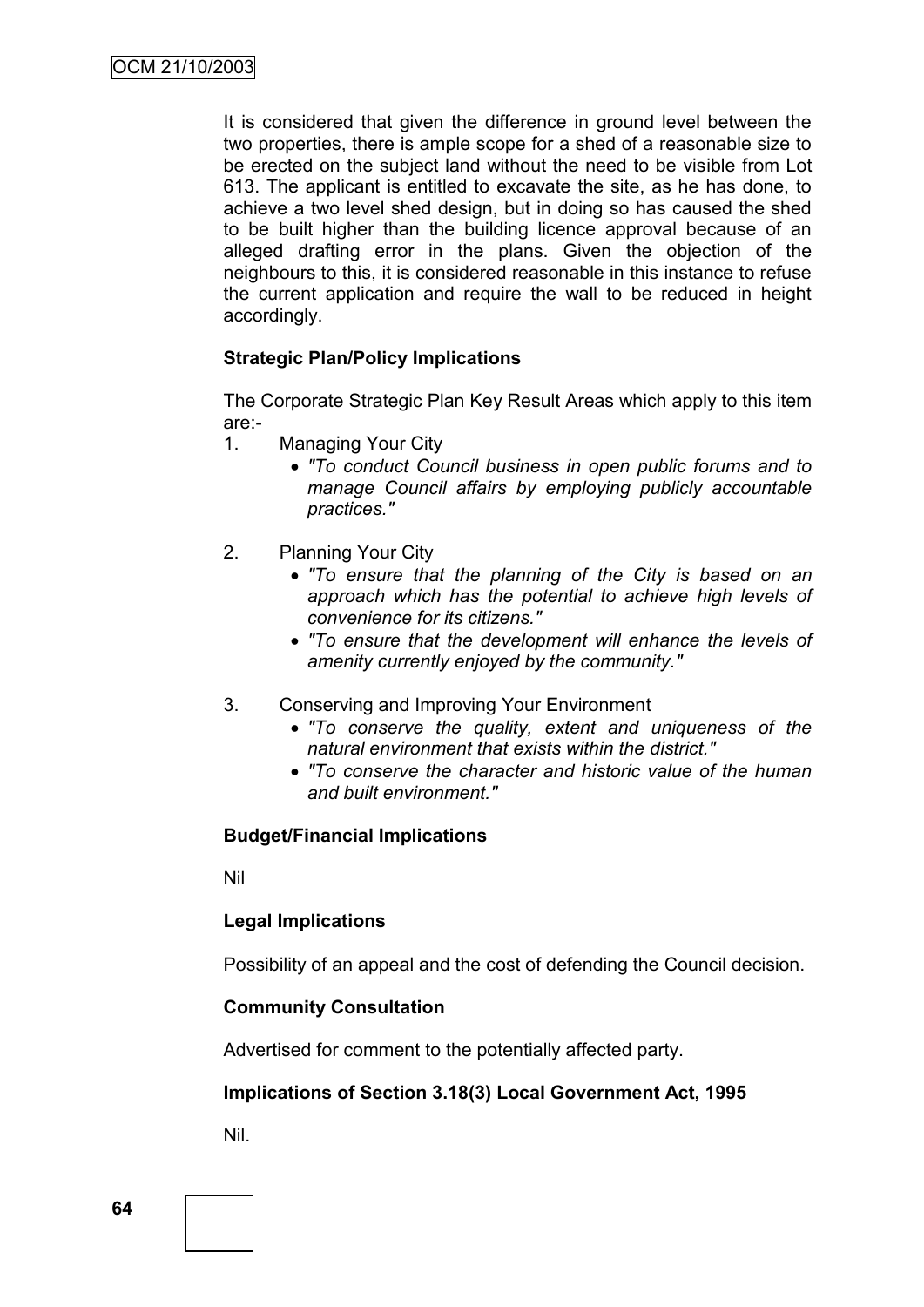It is considered that given the difference in ground level between the two properties, there is ample scope for a shed of a reasonable size to be erected on the subject land without the need to be visible from Lot 613. The applicant is entitled to excavate the site, as he has done, to achieve a two level shed design, but in doing so has caused the shed to be built higher than the building licence approval because of an alleged drafting error in the plans. Given the objection of the neighbours to this, it is considered reasonable in this instance to refuse the current application and require the wall to be reduced in height accordingly.

**Strategic Plan/Policy Implications**

The Corporate Strategic Plan Key Result Areas which apply to this item are:-

1. Managing Your City
   - *"To conduct Council business in open public forums and to manage Council affairs by employing publicly accountable practices."*

2. Planning Your City
   - *"To ensure that the planning of the City is based on an approach which has the potential to achieve high levels of convenience for its citizens."*
   - *"To ensure that the development will enhance the levels of amenity currently enjoyed by the community."*

3. Conserving and Improving Your Environment
   - *"To conserve the quality, extent and uniqueness of the natural environment that exists within the district."*
   - *"To conserve the character and historic value of the human and built environment."*

**Budget/Financial Implications**

Nil

**Legal Implications**

Possibility of an appeal and the cost of defending the Council decision.

**Community Consultation**

Advertised for comment to the potentially affected party.

**Implications of Section 3.18(3) Local Government Act, 1995**

Nil.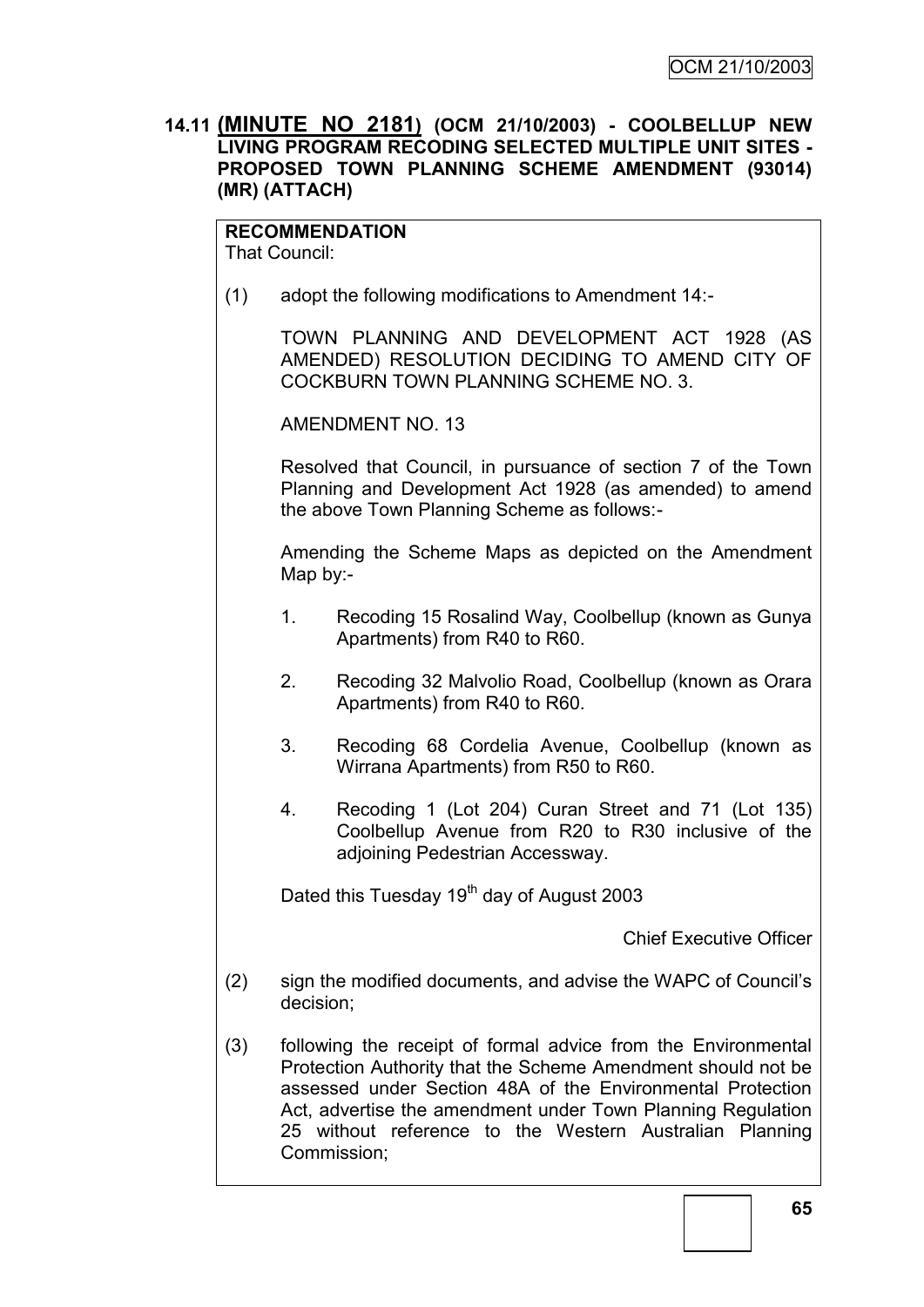## 14.11 **(MINUTE NO 2181)** (OCM 21/10/2003) - COOLBELLUP NEW LIVING PROGRAM RECODING SELECTED MULTIPLE UNIT SITES - PROPOSED TOWN PLANNING SCHEME AMENDMENT (93014) (MR) (ATTACH)

**RECOMMENDATION**
That Council:

(1) adopt the following modifications to Amendment 14:-

TOWN PLANNING AND DEVELOPMENT ACT 1928 (AS AMENDED) RESOLUTION DECIDING TO AMEND CITY OF COCKBURN TOWN PLANNING SCHEME NO. 3.

AMENDMENT NO. 13

Resolved that Council, in pursuance of section 7 of the Town Planning and Development Act 1928 (as amended) to amend the above Town Planning Scheme as follows:-

Amending the Scheme Maps as depicted on the Amendment Map by:-

1. Recoding 15 Rosalind Way, Coolbellup (known as Gunya Apartments) from R40 to R60.
2. Recoding 32 Malvolio Road, Coolbellup (known as Orara Apartments) from R40 to R60.
3. Recoding 68 Cordelia Avenue, Coolbellup (known as Wirrana Apartments) from R50 to R60.
4. Recoding 1 (Lot 204) Curan Street and 71 (Lot 135) Coolbellup Avenue from R20 to R30 inclusive of the adjoining Pedestrian Accessway.

Dated this Tuesday 19th day of August 2003

Chief Executive Officer

(2) sign the modified documents, and advise the WAPC of Council's decision;

(3) following the receipt of formal advice from the Environmental Protection Authority that the Scheme Amendment should not be assessed under Section 48A of the Environmental Protection Act, advertise the amendment under Town Planning Regulation 25 without reference to the Western Australian Planning Commission;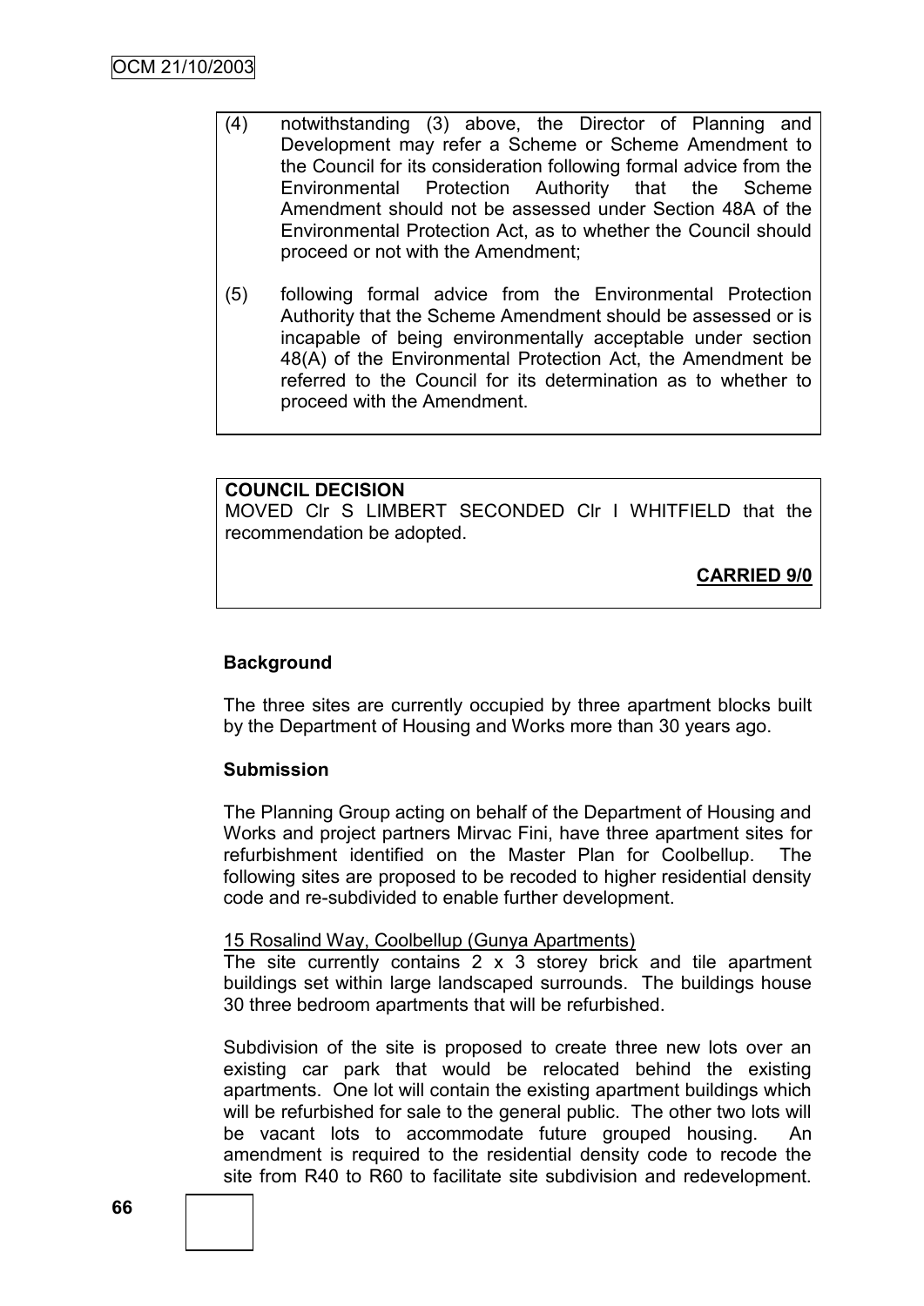(4) notwithstanding (3) above, the Director of Planning and Development may refer a Scheme or Scheme Amendment to the Council for its consideration following formal advice from the Environmental Protection Authority that the Scheme Amendment should not be assessed under Section 48A of the Environmental Protection Act, as to whether the Council should proceed or not with the Amendment;

(5) following formal advice from the Environmental Protection Authority that the Scheme Amendment should be assessed or is incapable of being environmentally acceptable under section 48(A) of the Environmental Protection Act, the Amendment be referred to the Council for its determination as to whether to proceed with the Amendment.

**COUNCIL DECISION**

MOVED Clr S LIMBERT SECONDED Clr I WHITFIELD that the recommendation be adopted.

**CARRIED 9/0**

**Background**

The three sites are currently occupied by three apartment blocks built by the Department of Housing and Works more than 30 years ago.

**Submission**

The Planning Group acting on behalf of the Department of Housing and Works and project partners Mirvac Fini, have three apartment sites for refurbishment identified on the Master Plan for Coolbellup. The following sites are proposed to be recoded to higher residential density code and re-subdivided to enable further development.

15 Rosalind Way, Coolbellup (Gunya Apartments)

The site currently contains 2 x 3 storey brick and tile apartment buildings set within large landscaped surrounds. The buildings house 30 three bedroom apartments that will be refurbished.

Subdivision of the site is proposed to create three new lots over an existing car park that would be relocated behind the existing apartments. One lot will contain the existing apartment buildings which will be refurbished for sale to the general public. The other two lots will be vacant lots to accommodate future grouped housing. An amendment is required to the residential density code to recode the site from R40 to R60 to facilitate site subdivision and redevelopment.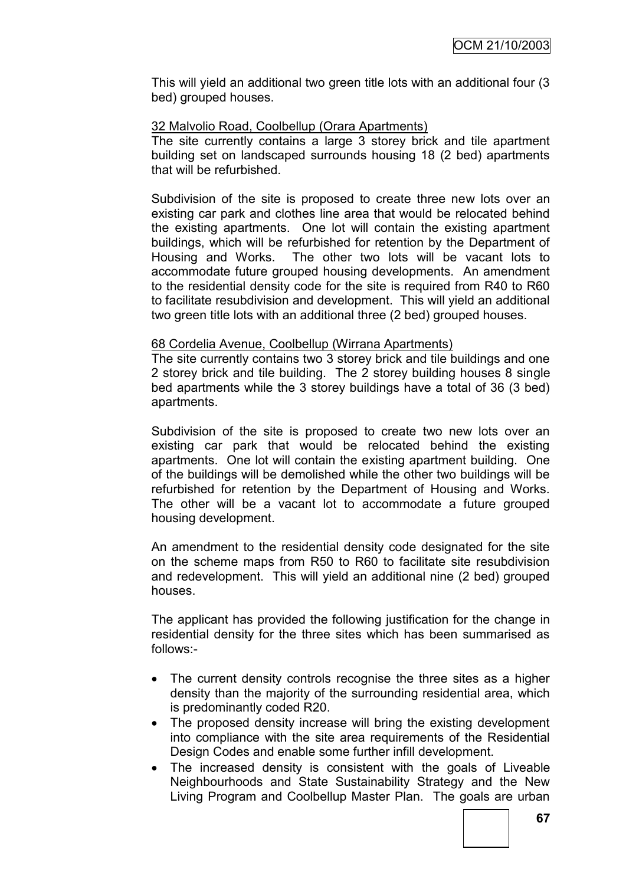This will yield an additional two green title lots with an additional four (3 bed) grouped houses.

32 Malvolio Road, Coolbellup (Orara Apartments)

The site currently contains a large 3 storey brick and tile apartment building set on landscaped surrounds housing 18 (2 bed) apartments that will be refurbished.

Subdivision of the site is proposed to create three new lots over an existing car park and clothes line area that would be relocated behind the existing apartments. One lot will contain the existing apartment buildings, which will be refurbished for retention by the Department of Housing and Works. The other two lots will be vacant lots to accommodate future grouped housing developments. An amendment to the residential density code for the site is required from R40 to R60 to facilitate resubdivision and development. This will yield an additional two green title lots with an additional three (2 bed) grouped houses.

68 Cordelia Avenue, Coolbellup (Wirrana Apartments)

The site currently contains two 3 storey brick and tile buildings and one 2 storey brick and tile building. The 2 storey building houses 8 single bed apartments while the 3 storey buildings have a total of 36 (3 bed) apartments.

Subdivision of the site is proposed to create two new lots over an existing car park that would be relocated behind the existing apartments. One lot will contain the existing apartment building. One of the buildings will be demolished while the other two buildings will be refurbished for retention by the Department of Housing and Works. The other will be a vacant lot to accommodate a future grouped housing development.

An amendment to the residential density code designated for the site on the scheme maps from R50 to R60 to facilitate site resubdivision and redevelopment. This will yield an additional nine (2 bed) grouped houses.

The applicant has provided the following justification for the change in residential density for the three sites which has been summarised as follows:-

- The current density controls recognise the three sites as a higher density than the majority of the surrounding residential area, which is predominantly coded R20.
- The proposed density increase will bring the existing development into compliance with the site area requirements of the Residential Design Codes and enable some further infill development.
- The increased density is consistent with the goals of Liveable Neighbourhoods and State Sustainability Strategy and the New Living Program and Coolbellup Master Plan. The goals are urban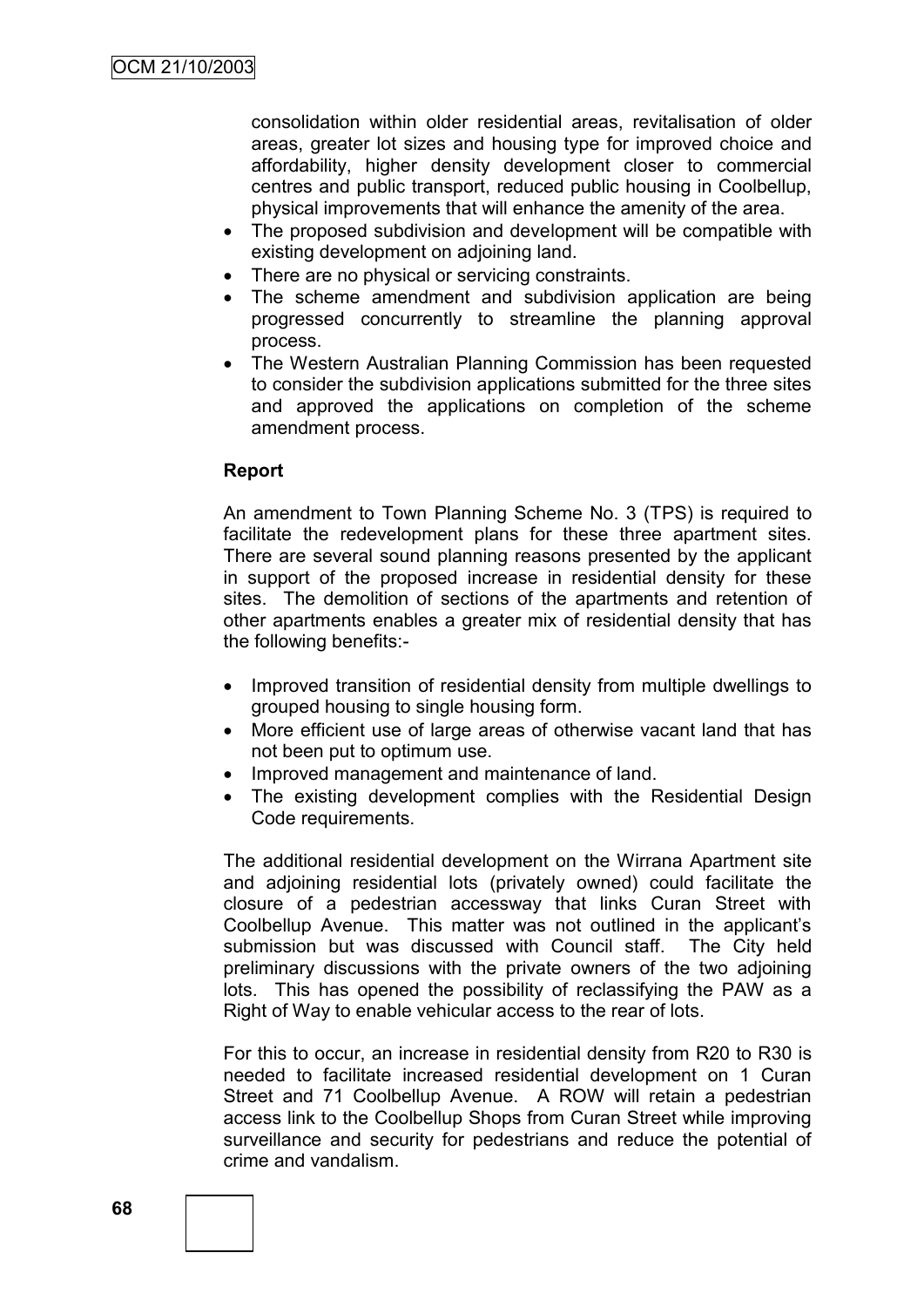consolidation within older residential areas, revitalisation of older areas, greater lot sizes and housing type for improved choice and affordability, higher density development closer to commercial centres and public transport, reduced public housing in Coolbellup, physical improvements that will enhance the amenity of the area.

- The proposed subdivision and development will be compatible with existing development on adjoining land.
- There are no physical or servicing constraints.
- The scheme amendment and subdivision application are being progressed concurrently to streamline the planning approval process.
- The Western Australian Planning Commission has been requested to consider the subdivision applications submitted for the three sites and approved the applications on completion of the scheme amendment process.

**Report**

An amendment to Town Planning Scheme No. 3 (TPS) is required to facilitate the redevelopment plans for these three apartment sites. There are several sound planning reasons presented by the applicant in support of the proposed increase in residential density for these sites. The demolition of sections of the apartments and retention of other apartments enables a greater mix of residential density that has the following benefits:-

- Improved transition of residential density from multiple dwellings to grouped housing to single housing form.
- More efficient use of large areas of otherwise vacant land that has not been put to optimum use.
- Improved management and maintenance of land.
- The existing development complies with the Residential Design Code requirements.

The additional residential development on the Wirrana Apartment site and adjoining residential lots (privately owned) could facilitate the closure of a pedestrian accessway that links Curan Street with Coolbellup Avenue. This matter was not outlined in the applicant's submission but was discussed with Council staff. The City held preliminary discussions with the private owners of the two adjoining lots. This has opened the possibility of reclassifying the PAW as a Right of Way to enable vehicular access to the rear of lots.

For this to occur, an increase in residential density from R20 to R30 is needed to facilitate increased residential development on 1 Curan Street and 71 Coolbellup Avenue. A ROW will retain a pedestrian access link to the Coolbellup Shops from Curan Street while improving surveillance and security for pedestrians and reduce the potential of crime and vandalism.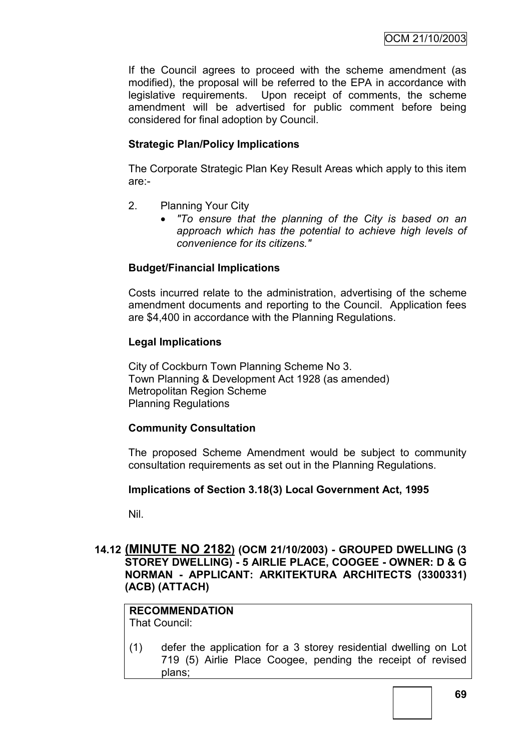If the Council agrees to proceed with the scheme amendment (as modified), the proposal will be referred to the EPA in accordance with legislative requirements. Upon receipt of comments, the scheme amendment will be advertised for public comment before being considered for final adoption by Council.

**Strategic Plan/Policy Implications**

The Corporate Strategic Plan Key Result Areas which apply to this item are:-

2. Planning Your City
   - *"To ensure that the planning of the City is based on an approach which has the potential to achieve high levels of convenience for its citizens."*

**Budget/Financial Implications**

Costs incurred relate to the administration, advertising of the scheme amendment documents and reporting to the Council. Application fees are $4,400 in accordance with the Planning Regulations.

**Legal Implications**

City of Cockburn Town Planning Scheme No 3.
Town Planning & Development Act 1928 (as amended)
Metropolitan Region Scheme
Planning Regulations

**Community Consultation**

The proposed Scheme Amendment would be subject to community consultation requirements as set out in the Planning Regulations.

**Implications of Section 3.18(3) Local Government Act, 1995**

Nil.

## 14.12 (MINUTE NO 2182) (OCM 21/10/2003) - GROUPED DWELLING (3 STOREY DWELLING) - 5 AIRLIE PLACE, COOGEE - OWNER: D & G NORMAN - APPLICANT: ARKITEKTURA ARCHITECTS (3300331) (ACB) (ATTACH)

**RECOMMENDATION**
That Council:

(1) defer the application for a 3 storey residential dwelling on Lot 719 (5) Airlie Place Coogee, pending the receipt of revised plans;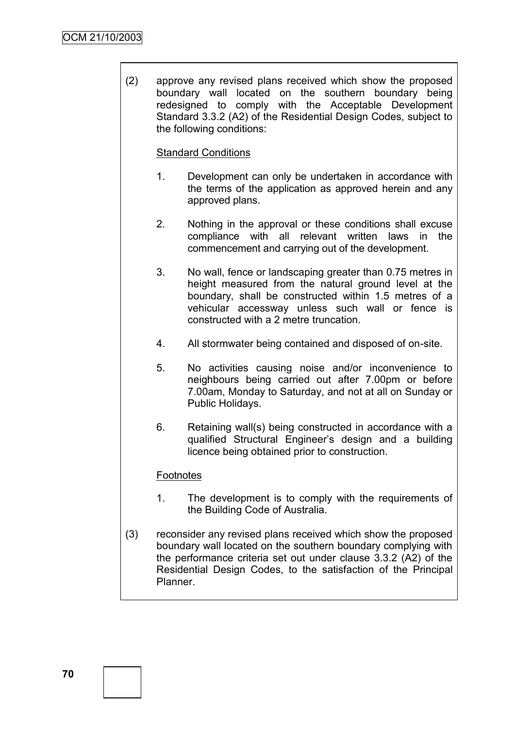(2) approve any revised plans received which show the proposed boundary wall located on the southern boundary being redesigned to comply with the Acceptable Development Standard 3.3.2 (A2) of the Residential Design Codes, subject to the following conditions:

Standard Conditions

1. Development can only be undertaken in accordance with the terms of the application as approved herein and any approved plans.

2. Nothing in the approval or these conditions shall excuse compliance with all relevant written laws in the commencement and carrying out of the development.

3. No wall, fence or landscaping greater than 0.75 metres in height measured from the natural ground level at the boundary, shall be constructed within 1.5 metres of a vehicular accessway unless such wall or fence is constructed with a 2 metre truncation.

4. All stormwater being contained and disposed of on-site.

5. No activities causing noise and/or inconvenience to neighbours being carried out after 7.00pm or before 7.00am, Monday to Saturday, and not at all on Sunday or Public Holidays.

6. Retaining wall(s) being constructed in accordance with a qualified Structural Engineer's design and a building licence being obtained prior to construction.

Footnotes

1. The development is to comply with the requirements of the Building Code of Australia.

(3) reconsider any revised plans received which show the proposed boundary wall located on the southern boundary complying with the performance criteria set out under clause 3.3.2 (A2) of the Residential Design Codes, to the satisfaction of the Principal Planner.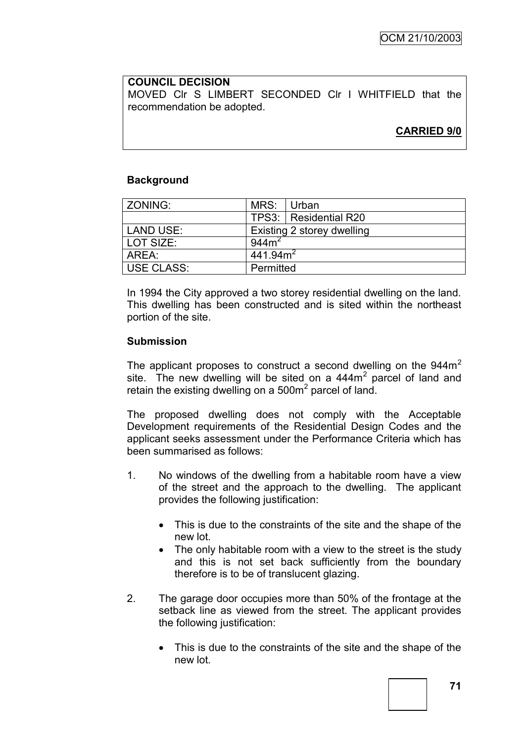**COUNCIL DECISION**

MOVED Clr S LIMBERT SECONDED Clr I WHITFIELD that the recommendation be adopted.

**CARRIED 9/0**

**Background**

| ZONING: | MRS: | Urban |
|---|---|---|
| | TPS3: | Residential R20 |
| LAND USE: | Existing 2 storey dwelling | |
| LOT SIZE: | $944m^2$ | |
| AREA: | $441.94m^2$ | |
| USE CLASS: | Permitted | |

In 1994 the City approved a two storey residential dwelling on the land. This dwelling has been constructed and is sited within the northeast portion of the site.

**Submission**

The applicant proposes to construct a second dwelling on the $944m^2$ site. The new dwelling will be sited on a $444m^2$ parcel of land and retain the existing dwelling on a $500m^2$ parcel of land.

The proposed dwelling does not comply with the Acceptable Development requirements of the Residential Design Codes and the applicant seeks assessment under the Performance Criteria which has been summarised as follows:

1. No windows of the dwelling from a habitable room have a view of the street and the approach to the dwelling. The applicant provides the following justification:

    - This is due to the constraints of the site and the shape of the new lot.
    - The only habitable room with a view to the street is the study and this is not set back sufficiently from the boundary therefore is to be of translucent glazing.

2. The garage door occupies more than 50% of the frontage at the setback line as viewed from the street. The applicant provides the following justification:

    - This is due to the constraints of the site and the shape of the new lot.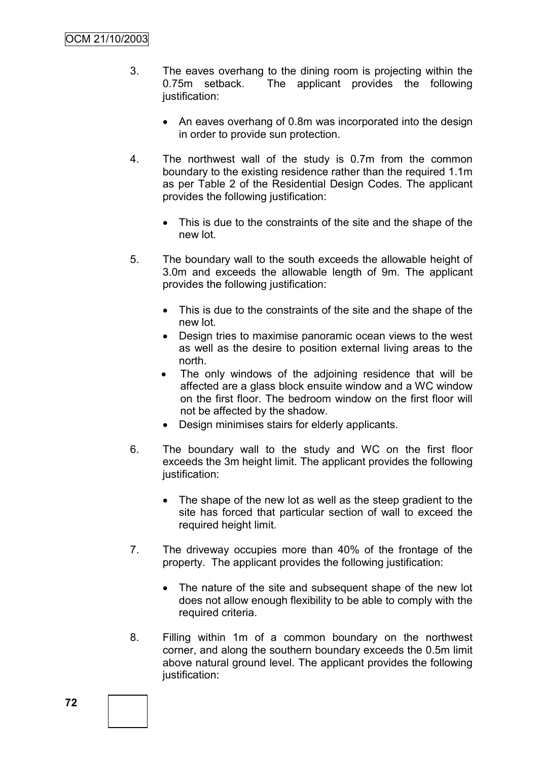3. The eaves overhang to the dining room is projecting within the 0.75m setback. The applicant provides the following justification:

   - An eaves overhang of 0.8m was incorporated into the design in order to provide sun protection.

4. The northwest wall of the study is 0.7m from the common boundary to the existing residence rather than the required 1.1m as per Table 2 of the Residential Design Codes. The applicant provides the following justification:

   - This is due to the constraints of the site and the shape of the new lot.

5. The boundary wall to the south exceeds the allowable height of 3.0m and exceeds the allowable length of 9m. The applicant provides the following justification:

   - This is due to the constraints of the site and the shape of the new lot.
   - Design tries to maximise panoramic ocean views to the west as well as the desire to position external living areas to the north.
   - The only windows of the adjoining residence that will be affected are a glass block ensuite window and a WC window on the first floor. The bedroom window on the first floor will not be affected by the shadow.
   - Design minimises stairs for elderly applicants.

6. The boundary wall to the study and WC on the first floor exceeds the 3m height limit. The applicant provides the following justification:

   - The shape of the new lot as well as the steep gradient to the site has forced that particular section of wall to exceed the required height limit.

7. The driveway occupies more than 40% of the frontage of the property. The applicant provides the following justification:

   - The nature of the site and subsequent shape of the new lot does not allow enough flexibility to be able to comply with the required criteria.

8. Filling within 1m of a common boundary on the northwest corner, and along the southern boundary exceeds the 0.5m limit above natural ground level. The applicant provides the following justification: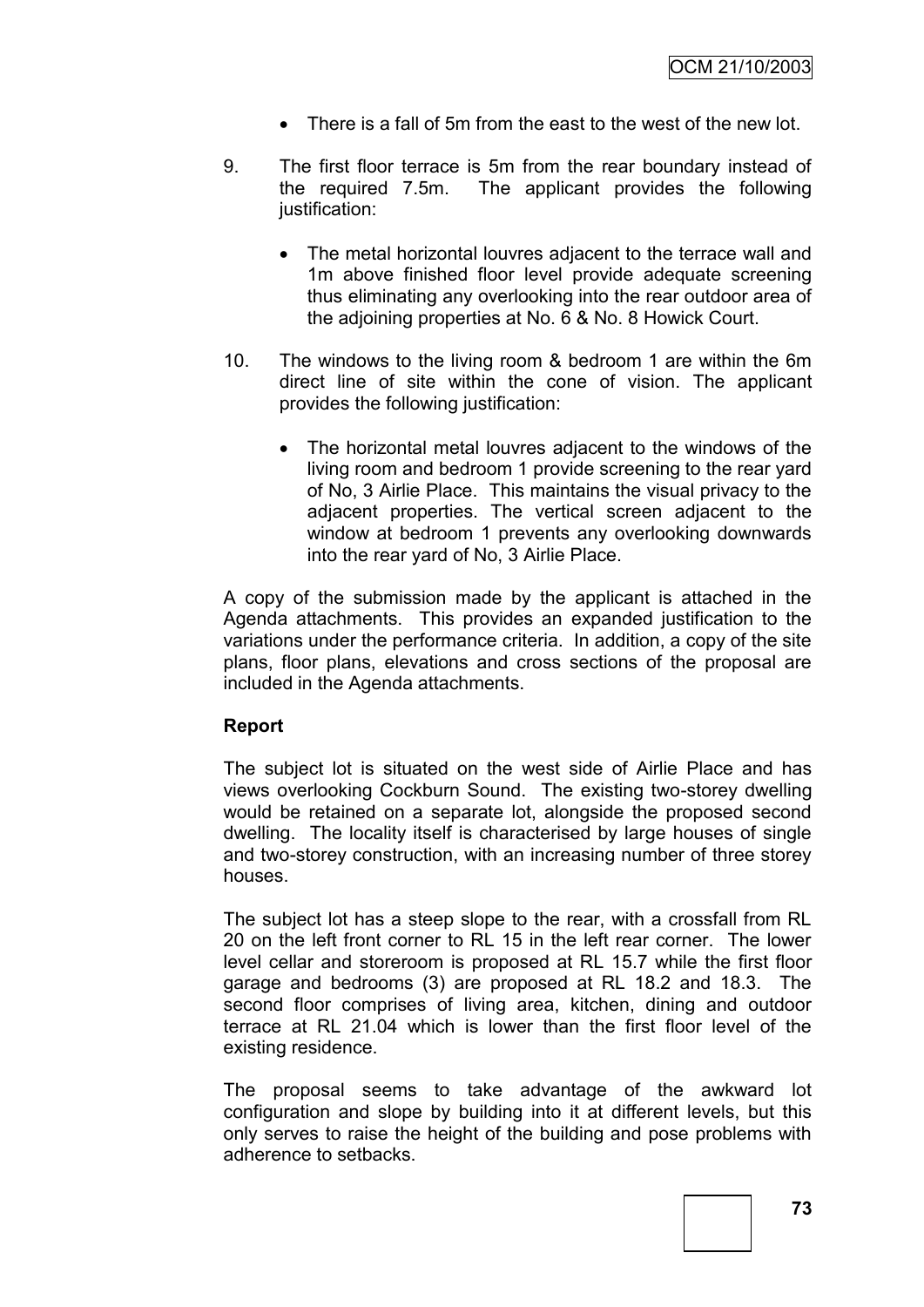- There is a fall of 5m from the east to the west of the new lot.

9. The first floor terrace is 5m from the rear boundary instead of the required 7.5m. The applicant provides the following justification:

   - The metal horizontal louvres adjacent to the terrace wall and 1m above finished floor level provide adequate screening thus eliminating any overlooking into the rear outdoor area of the adjoining properties at No. 6 & No. 8 Howick Court.

10. The windows to the living room & bedroom 1 are within the 6m direct line of site within the cone of vision. The applicant provides the following justification:

    - The horizontal metal louvres adjacent to the windows of the living room and bedroom 1 provide screening to the rear yard of No, 3 Airlie Place. This maintains the visual privacy to the adjacent properties. The vertical screen adjacent to the window at bedroom 1 prevents any overlooking downwards into the rear yard of No, 3 Airlie Place.

A copy of the submission made by the applicant is attached in the Agenda attachments. This provides an expanded justification to the variations under the performance criteria. In addition, a copy of the site plans, floor plans, elevations and cross sections of the proposal are included in the Agenda attachments.

**Report**

The subject lot is situated on the west side of Airlie Place and has views overlooking Cockburn Sound. The existing two-storey dwelling would be retained on a separate lot, alongside the proposed second dwelling. The locality itself is characterised by large houses of single and two-storey construction, with an increasing number of three storey houses.

The subject lot has a steep slope to the rear, with a crossfall from RL 20 on the left front corner to RL 15 in the left rear corner. The lower level cellar and storeroom is proposed at RL 15.7 while the first floor garage and bedrooms (3) are proposed at RL 18.2 and 18.3. The second floor comprises of living area, kitchen, dining and outdoor terrace at RL 21.04 which is lower than the first floor level of the existing residence.

The proposal seems to take advantage of the awkward lot configuration and slope by building into it at different levels, but this only serves to raise the height of the building and pose problems with adherence to setbacks.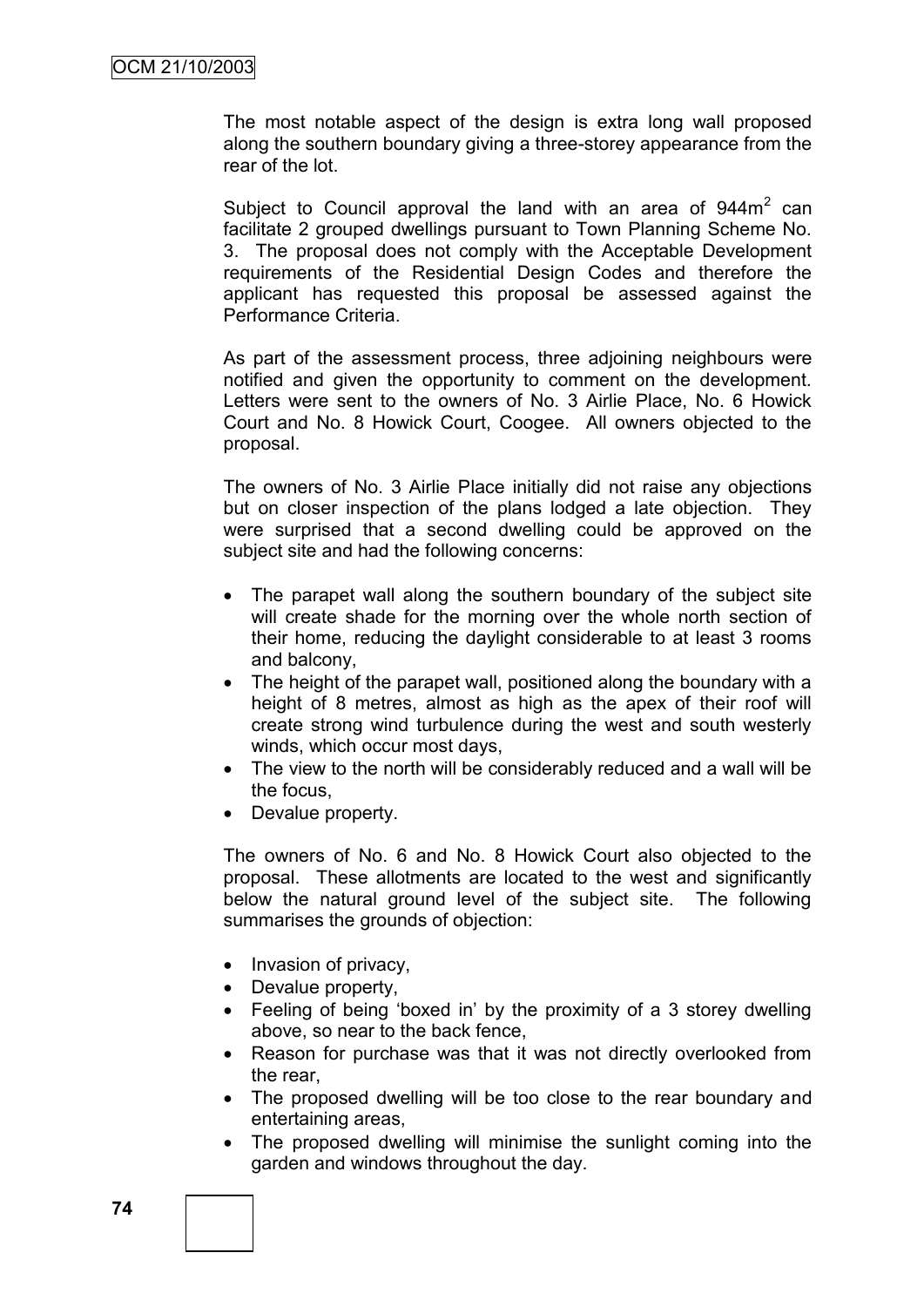The most notable aspect of the design is extra long wall proposed along the southern boundary giving a three-storey appearance from the rear of the lot.

Subject to Council approval the land with an area of $944m^2$ can facilitate 2 grouped dwellings pursuant to Town Planning Scheme No. 3. The proposal does not comply with the Acceptable Development requirements of the Residential Design Codes and therefore the applicant has requested this proposal be assessed against the Performance Criteria.

As part of the assessment process, three adjoining neighbours were notified and given the opportunity to comment on the development. Letters were sent to the owners of No. 3 Airlie Place, No. 6 Howick Court and No. 8 Howick Court, Coogee. All owners objected to the proposal.

The owners of No. 3 Airlie Place initially did not raise any objections but on closer inspection of the plans lodged a late objection. They were surprised that a second dwelling could be approved on the subject site and had the following concerns:

- The parapet wall along the southern boundary of the subject site will create shade for the morning over the whole north section of their home, reducing the daylight considerable to at least 3 rooms and balcony,
- The height of the parapet wall, positioned along the boundary with a height of 8 metres, almost as high as the apex of their roof will create strong wind turbulence during the west and south westerly winds, which occur most days,
- The view to the north will be considerably reduced and a wall will be the focus,
- Devalue property.

The owners of No. 6 and No. 8 Howick Court also objected to the proposal. These allotments are located to the west and significantly below the natural ground level of the subject site. The following summarises the grounds of objection:

- Invasion of privacy,
- Devalue property,
- Feeling of being 'boxed in' by the proximity of a 3 storey dwelling above, so near to the back fence,
- Reason for purchase was that it was not directly overlooked from the rear,
- The proposed dwelling will be too close to the rear boundary and entertaining areas,
- The proposed dwelling will minimise the sunlight coming into the garden and windows throughout the day.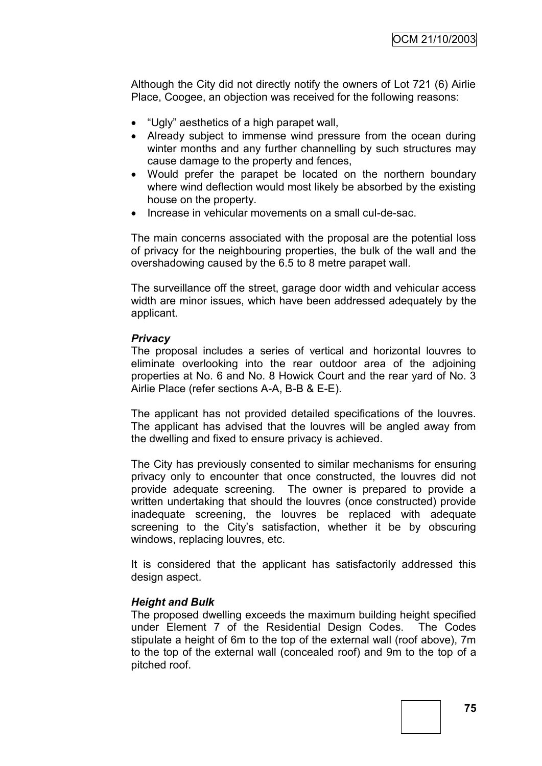Although the City did not directly notify the owners of Lot 721 (6) Airlie Place, Coogee, an objection was received for the following reasons:

- "Ugly" aesthetics of a high parapet wall,
- Already subject to immense wind pressure from the ocean during winter months and any further channelling by such structures may cause damage to the property and fences,
- Would prefer the parapet be located on the northern boundary where wind deflection would most likely be absorbed by the existing house on the property.
- Increase in vehicular movements on a small cul-de-sac.

The main concerns associated with the proposal are the potential loss of privacy for the neighbouring properties, the bulk of the wall and the overshadowing caused by the 6.5 to 8 metre parapet wall.

The surveillance off the street, garage door width and vehicular access width are minor issues, which have been addressed adequately by the applicant.

***Privacy***

The proposal includes a series of vertical and horizontal louvres to eliminate overlooking into the rear outdoor area of the adjoining properties at No. 6 and No. 8 Howick Court and the rear yard of No. 3 Airlie Place (refer sections A-A, B-B & E-E).

The applicant has not provided detailed specifications of the louvres. The applicant has advised that the louvres will be angled away from the dwelling and fixed to ensure privacy is achieved.

The City has previously consented to similar mechanisms for ensuring privacy only to encounter that once constructed, the louvres did not provide adequate screening. The owner is prepared to provide a written undertaking that should the louvres (once constructed) provide inadequate screening, the louvres be replaced with adequate screening to the City's satisfaction, whether it be by obscuring windows, replacing louvres, etc.

It is considered that the applicant has satisfactorily addressed this design aspect.

***Height and Bulk***

The proposed dwelling exceeds the maximum building height specified under Element 7 of the Residential Design Codes. The Codes stipulate a height of 6m to the top of the external wall (roof above), 7m to the top of the external wall (concealed roof) and 9m to the top of a pitched roof.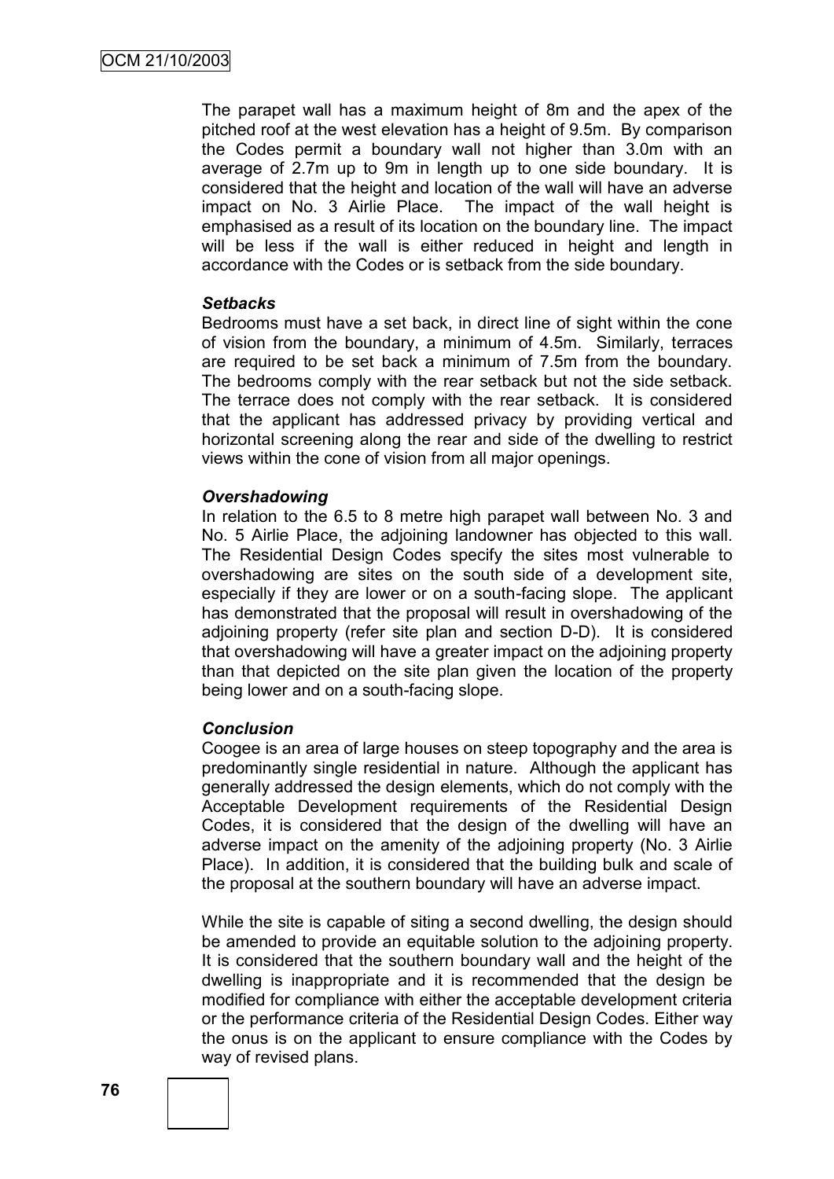The parapet wall has a maximum height of 8m and the apex of the pitched roof at the west elevation has a height of 9.5m. By comparison the Codes permit a boundary wall not higher than 3.0m with an average of 2.7m up to 9m in length up to one side boundary. It is considered that the height and location of the wall will have an adverse impact on No. 3 Airlie Place. The impact of the wall height is emphasised as a result of its location on the boundary line. The impact will be less if the wall is either reduced in height and length in accordance with the Codes or is setback from the side boundary.

***Setbacks***

Bedrooms must have a set back, in direct line of sight within the cone of vision from the boundary, a minimum of 4.5m. Similarly, terraces are required to be set back a minimum of 7.5m from the boundary. The bedrooms comply with the rear setback but not the side setback. The terrace does not comply with the rear setback. It is considered that the applicant has addressed privacy by providing vertical and horizontal screening along the rear and side of the dwelling to restrict views within the cone of vision from all major openings.

***Overshadowing***

In relation to the 6.5 to 8 metre high parapet wall between No. 3 and No. 5 Airlie Place, the adjoining landowner has objected to this wall. The Residential Design Codes specify the sites most vulnerable to overshadowing are sites on the south side of a development site, especially if they are lower or on a south-facing slope. The applicant has demonstrated that the proposal will result in overshadowing of the adjoining property (refer site plan and section D-D). It is considered that overshadowing will have a greater impact on the adjoining property than that depicted on the site plan given the location of the property being lower and on a south-facing slope.

***Conclusion***

Coogee is an area of large houses on steep topography and the area is predominantly single residential in nature. Although the applicant has generally addressed the design elements, which do not comply with the Acceptable Development requirements of the Residential Design Codes, it is considered that the design of the dwelling will have an adverse impact on the amenity of the adjoining property (No. 3 Airlie Place). In addition, it is considered that the building bulk and scale of the proposal at the southern boundary will have an adverse impact.

While the site is capable of siting a second dwelling, the design should be amended to provide an equitable solution to the adjoining property. It is considered that the southern boundary wall and the height of the dwelling is inappropriate and it is recommended that the design be modified for compliance with either the acceptable development criteria or the performance criteria of the Residential Design Codes. Either way the onus is on the applicant to ensure compliance with the Codes by way of revised plans.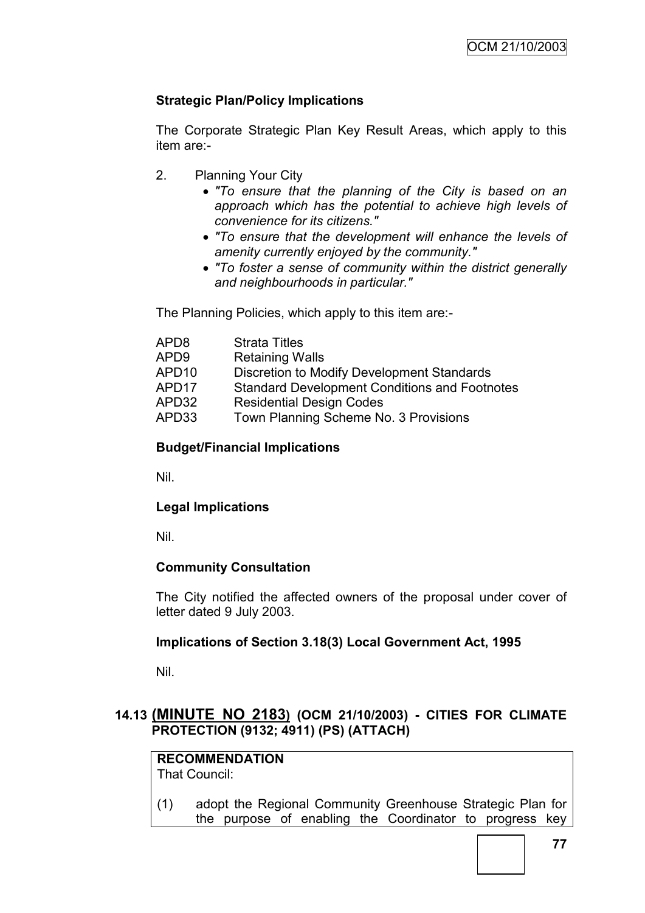**Strategic Plan/Policy Implications**

The Corporate Strategic Plan Key Result Areas, which apply to this item are:-

2. Planning Your City
   - *"To ensure that the planning of the City is based on an approach which has the potential to achieve high levels of convenience for its citizens."*
   - *"To ensure that the development will enhance the levels of amenity currently enjoyed by the community."*
   - *"To foster a sense of community within the district generally and neighbourhoods in particular."*

The Planning Policies, which apply to this item are:-

| | |
|---|---|
| APD8 | Strata Titles |
| APD9 | Retaining Walls |
| APD10 | Discretion to Modify Development Standards |
| APD17 | Standard Development Conditions and Footnotes |
| APD32 | Residential Design Codes |
| APD33 | Town Planning Scheme No. 3 Provisions |

**Budget/Financial Implications**

Nil.

**Legal Implications**

Nil.

**Community Consultation**

The City notified the affected owners of the proposal under cover of letter dated 9 July 2003.

**Implications of Section 3.18(3) Local Government Act, 1995**

Nil.

## 14.13 (MINUTE NO 2183) (OCM 21/10/2003) - CITIES FOR CLIMATE PROTECTION (9132; 4911) (PS) (ATTACH)

**RECOMMENDATION**
That Council:

(1) adopt the Regional Community Greenhouse Strategic Plan for the purpose of enabling the Coordinator to progress key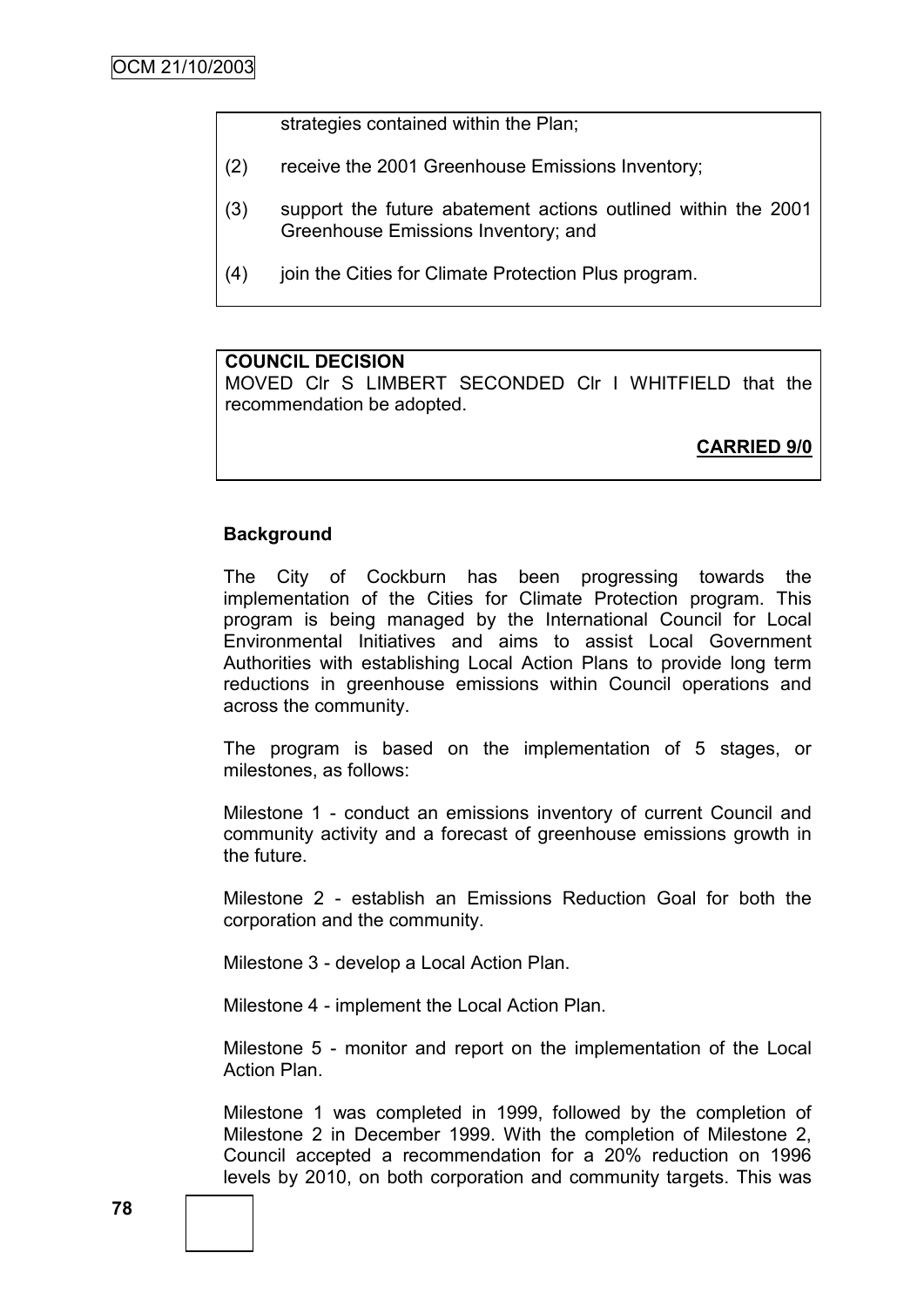strategies contained within the Plan;

(2) receive the 2001 Greenhouse Emissions Inventory;

(3) support the future abatement actions outlined within the 2001 Greenhouse Emissions Inventory; and

(4) join the Cities for Climate Protection Plus program.

**COUNCIL DECISION**
MOVED Clr S LIMBERT SECONDED Clr I WHITFIELD that the recommendation be adopted.

**CARRIED 9/0**

**Background**

The City of Cockburn has been progressing towards the implementation of the Cities for Climate Protection program. This program is being managed by the International Council for Local Environmental Initiatives and aims to assist Local Government Authorities with establishing Local Action Plans to provide long term reductions in greenhouse emissions within Council operations and across the community.

The program is based on the implementation of 5 stages, or milestones, as follows:

Milestone 1 - conduct an emissions inventory of current Council and community activity and a forecast of greenhouse emissions growth in the future.

Milestone 2 - establish an Emissions Reduction Goal for both the corporation and the community.

Milestone 3 - develop a Local Action Plan.

Milestone 4 - implement the Local Action Plan.

Milestone 5 - monitor and report on the implementation of the Local Action Plan.

Milestone 1 was completed in 1999, followed by the completion of Milestone 2 in December 1999. With the completion of Milestone 2, Council accepted a recommendation for a 20% reduction on 1996 levels by 2010, on both corporation and community targets. This was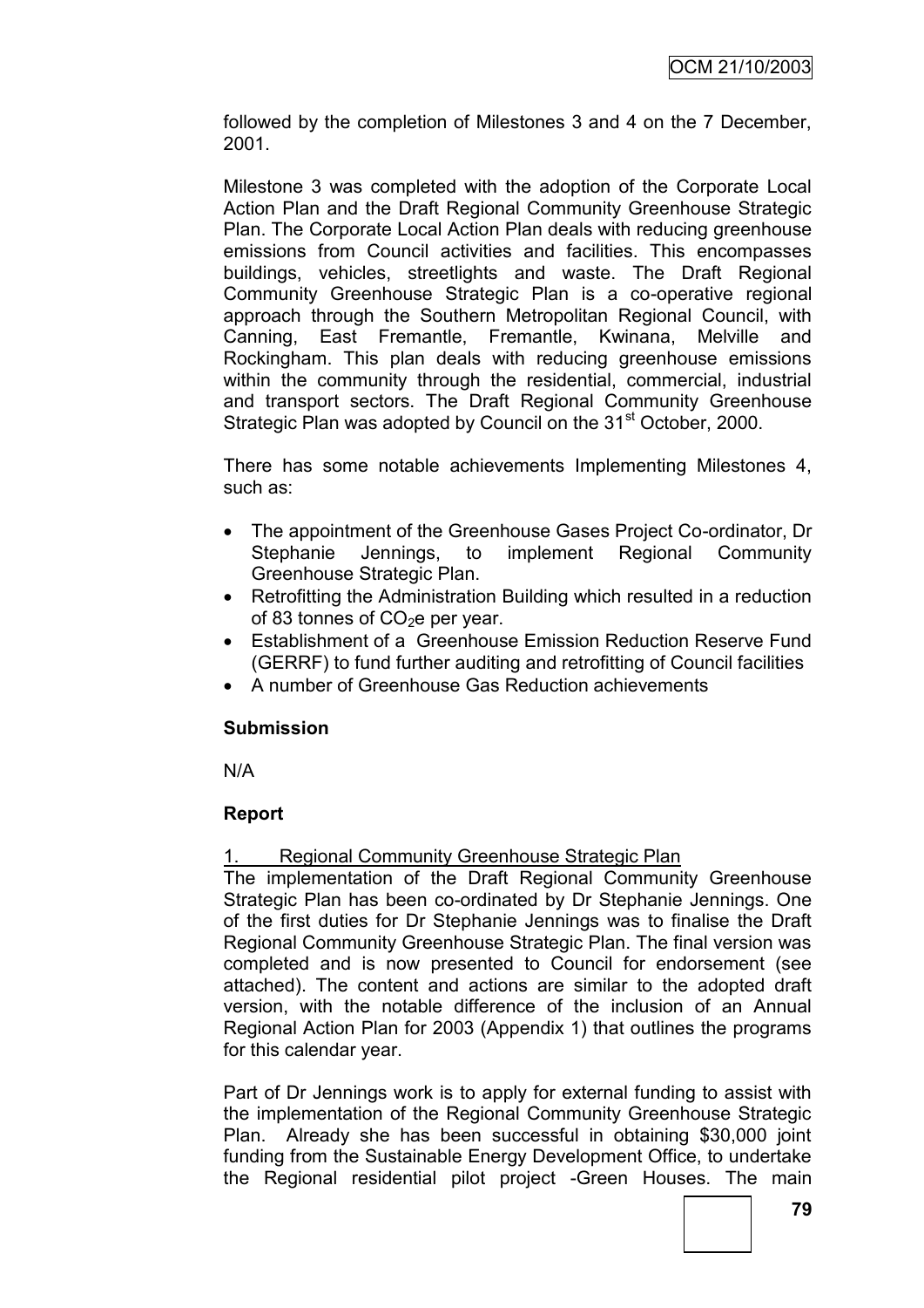followed by the completion of Milestones 3 and 4 on the 7 December, 2001.

Milestone 3 was completed with the adoption of the Corporate Local Action Plan and the Draft Regional Community Greenhouse Strategic Plan. The Corporate Local Action Plan deals with reducing greenhouse emissions from Council activities and facilities. This encompasses buildings, vehicles, streetlights and waste. The Draft Regional Community Greenhouse Strategic Plan is a co-operative regional approach through the Southern Metropolitan Regional Council, with Canning, East Fremantle, Fremantle, Kwinana, Melville and Rockingham. This plan deals with reducing greenhouse emissions within the community through the residential, commercial, industrial and transport sectors. The Draft Regional Community Greenhouse Strategic Plan was adopted by Council on the 31st October, 2000.

There has some notable achievements Implementing Milestones 4, such as:

- The appointment of the Greenhouse Gases Project Co-ordinator, Dr Stephanie Jennings, to implement Regional Community Greenhouse Strategic Plan.
- Retrofitting the Administration Building which resulted in a reduction of 83 tonnes of $CO_2e$ per year.
- Establishment of a Greenhouse Emission Reduction Reserve Fund (GERRF) to fund further auditing and retrofitting of Council facilities
- A number of Greenhouse Gas Reduction achievements

**Submission**

N/A

**Report**

1. Regional Community Greenhouse Strategic Plan

The implementation of the Draft Regional Community Greenhouse Strategic Plan has been co-ordinated by Dr Stephanie Jennings. One of the first duties for Dr Stephanie Jennings was to finalise the Draft Regional Community Greenhouse Strategic Plan. The final version was completed and is now presented to Council for endorsement (see attached). The content and actions are similar to the adopted draft version, with the notable difference of the inclusion of an Annual Regional Action Plan for 2003 (Appendix 1) that outlines the programs for this calendar year.

Part of Dr Jennings work is to apply for external funding to assist with the implementation of the Regional Community Greenhouse Strategic Plan. Already she has been successful in obtaining $30,000 joint funding from the Sustainable Energy Development Office, to undertake the Regional residential pilot project -Green Houses. The main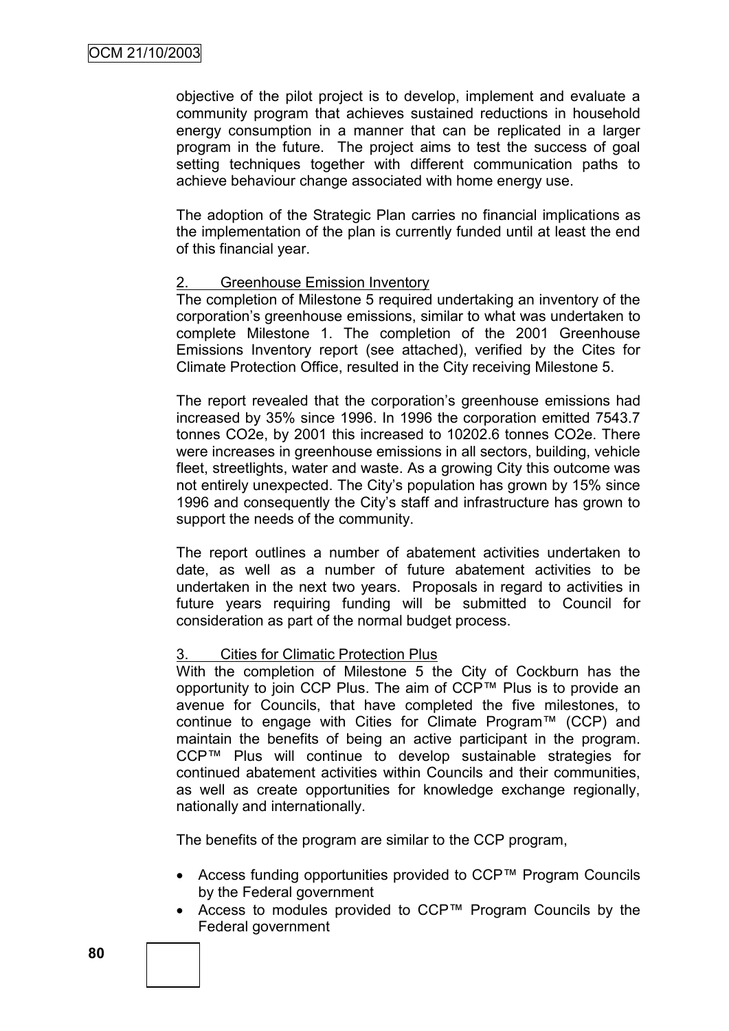objective of the pilot project is to develop, implement and evaluate a community program that achieves sustained reductions in household energy consumption in a manner that can be replicated in a larger program in the future. The project aims to test the success of goal setting techniques together with different communication paths to achieve behaviour change associated with home energy use.

The adoption of the Strategic Plan carries no financial implications as the implementation of the plan is currently funded until at least the end of this financial year.

2. Greenhouse Emission Inventory

The completion of Milestone 5 required undertaking an inventory of the corporation's greenhouse emissions, similar to what was undertaken to complete Milestone 1. The completion of the 2001 Greenhouse Emissions Inventory report (see attached), verified by the Cites for Climate Protection Office, resulted in the City receiving Milestone 5.

The report revealed that the corporation's greenhouse emissions had increased by 35% since 1996. In 1996 the corporation emitted 7543.7 tonnes $CO_2e$, by 2001 this increased to 10202.6 tonnes $CO_2e$. There were increases in greenhouse emissions in all sectors, building, vehicle fleet, streetlights, water and waste. As a growing City this outcome was not entirely unexpected. The City's population has grown by 15% since 1996 and consequently the City's staff and infrastructure has grown to support the needs of the community.

The report outlines a number of abatement activities undertaken to date, as well as a number of future abatement activities to be undertaken in the next two years. Proposals in regard to activities in future years requiring funding will be submitted to Council for consideration as part of the normal budget process.

3. Cities for Climatic Protection Plus

With the completion of Milestone 5 the City of Cockburn has the opportunity to join CCP Plus. The aim of CCP™ Plus is to provide an avenue for Councils, that have completed the five milestones, to continue to engage with Cities for Climate Program™ (CCP) and maintain the benefits of being an active participant in the program. CCP™ Plus will continue to develop sustainable strategies for continued abatement activities within Councils and their communities, as well as create opportunities for knowledge exchange regionally, nationally and internationally.

The benefits of the program are similar to the CCP program,

- Access funding opportunities provided to CCP™ Program Councils by the Federal government
- Access to modules provided to CCP™ Program Councils by the Federal government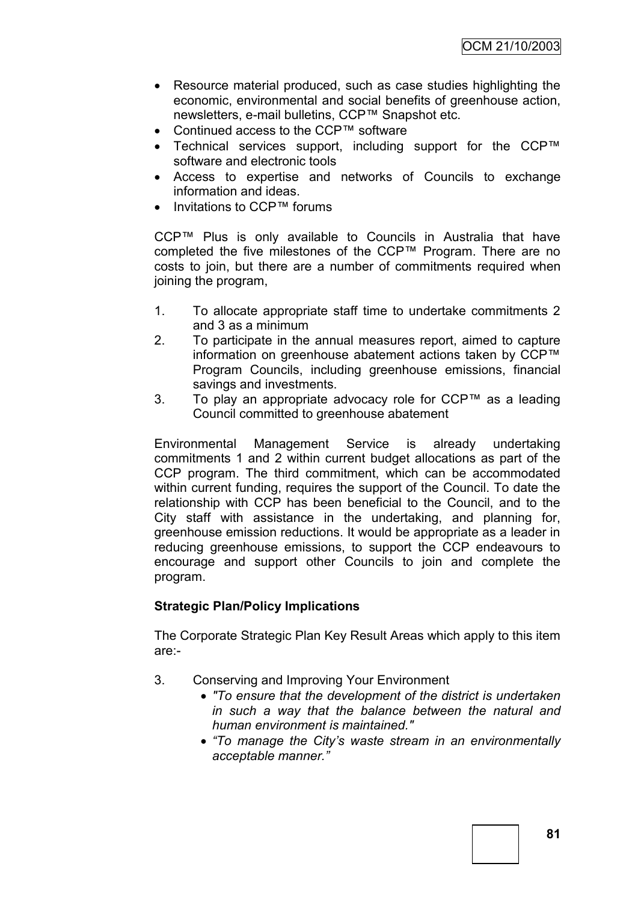- Resource material produced, such as case studies highlighting the economic, environmental and social benefits of greenhouse action, newsletters, e-mail bulletins, CCP™ Snapshot etc.
- Continued access to the CCP™ software
- Technical services support, including support for the CCP™ software and electronic tools
- Access to expertise and networks of Councils to exchange information and ideas.
- Invitations to CCP™ forums

CCP™ Plus is only available to Councils in Australia that have completed the five milestones of the CCP™ Program. There are no costs to join, but there are a number of commitments required when joining the program,

1. To allocate appropriate staff time to undertake commitments 2 and 3 as a minimum
2. To participate in the annual measures report, aimed to capture information on greenhouse abatement actions taken by CCP™ Program Councils, including greenhouse emissions, financial savings and investments.
3. To play an appropriate advocacy role for CCP™ as a leading Council committed to greenhouse abatement

Environmental Management Service is already undertaking commitments 1 and 2 within current budget allocations as part of the CCP program. The third commitment, which can be accommodated within current funding, requires the support of the Council. To date the relationship with CCP has been beneficial to the Council, and to the City staff with assistance in the undertaking, and planning for, greenhouse emission reductions. It would be appropriate as a leader in reducing greenhouse emissions, to support the CCP endeavours to encourage and support other Councils to join and complete the program.

**Strategic Plan/Policy Implications**

The Corporate Strategic Plan Key Result Areas which apply to this item are:-

3. Conserving and Improving Your Environment
   - *"To ensure that the development of the district is undertaken in such a way that the balance between the natural and human environment is maintained."*
   - *"To manage the City's waste stream in an environmentally acceptable manner."*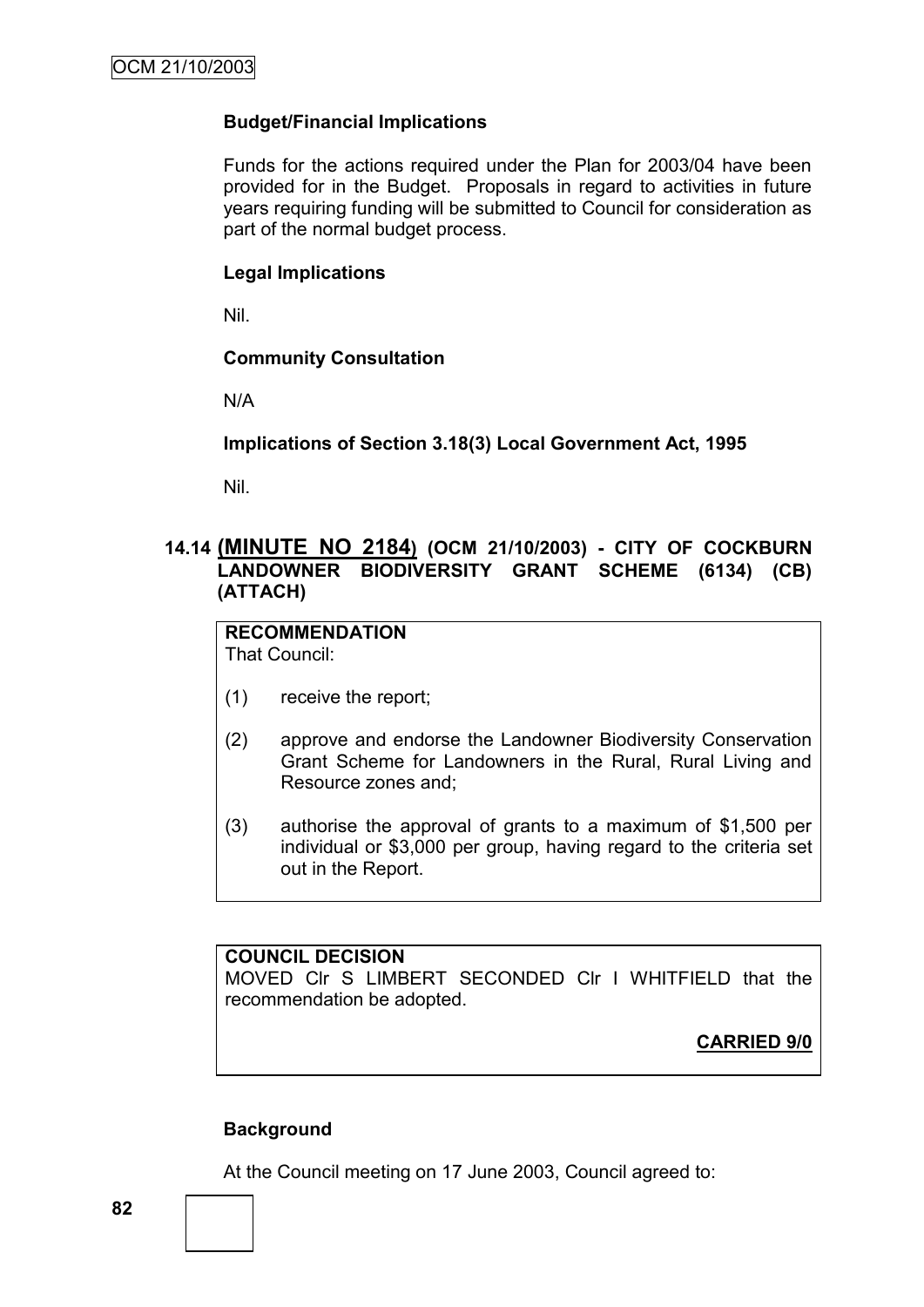### Budget/Financial Implications

Funds for the actions required under the Plan for 2003/04 have been provided for in the Budget. Proposals in regard to activities in future years requiring funding will be submitted to Council for consideration as part of the normal budget process.

### Legal Implications

Nil.

### Community Consultation

N/A

### Implications of Section 3.18(3) Local Government Act, 1995

Nil.

## 14.14 (MINUTE NO 2184) (OCM 21/10/2003) - CITY OF COCKBURN LANDOWNER BIODIVERSITY GRANT SCHEME (6134) (CB) (ATTACH)

**RECOMMENDATION**
That Council:

(1) receive the report;

(2) approve and endorse the Landowner Biodiversity Conservation Grant Scheme for Landowners in the Rural, Rural Living and Resource zones and;

(3) authorise the approval of grants to a maximum of $1,500 per individual or $3,000 per group, having regard to the criteria set out in the Report.

**COUNCIL DECISION**
MOVED Clr S LIMBERT SECONDED Clr I WHITFIELD that the recommendation be adopted.

**CARRIED 9/0**

### Background

At the Council meeting on 17 June 2003, Council agreed to: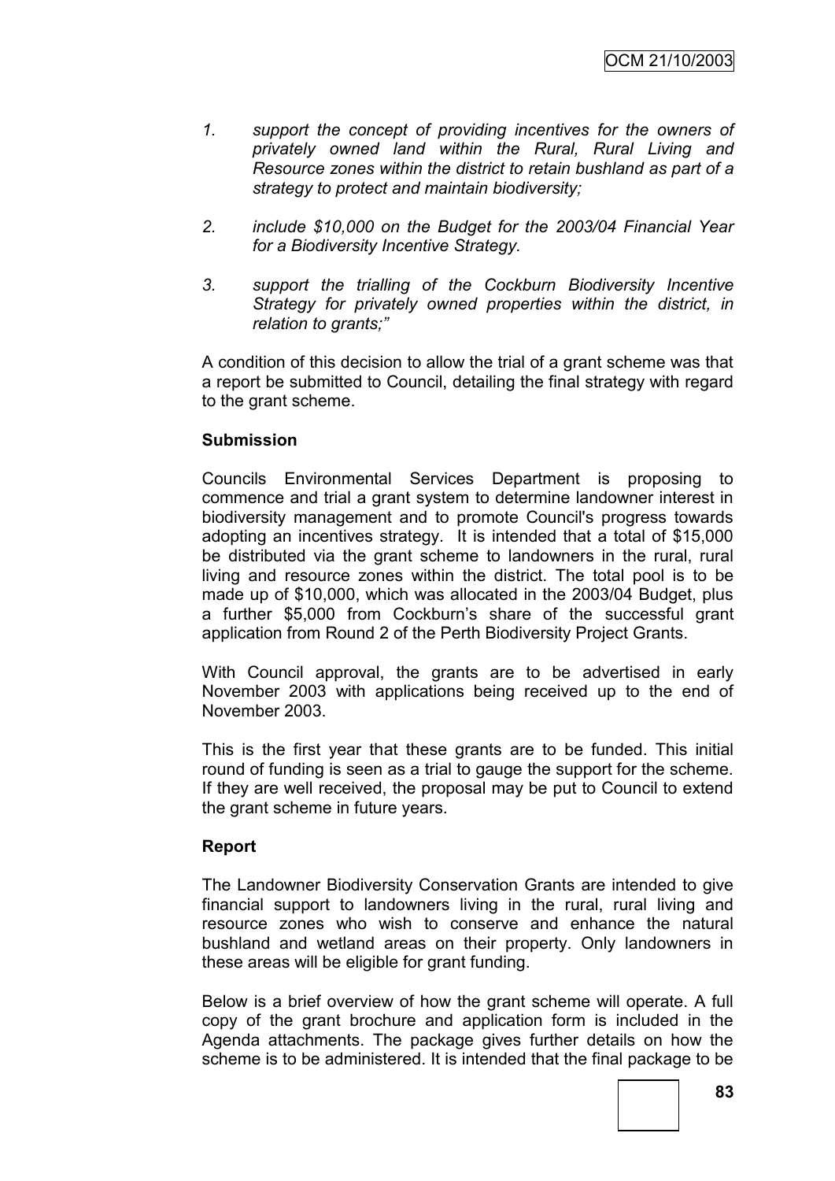1. *support the concept of providing incentives for the owners of privately owned land within the Rural, Rural Living and Resource zones within the district to retain bushland as part of a strategy to protect and maintain biodiversity;*

2. *include $10,000 on the Budget for the 2003/04 Financial Year for a Biodiversity Incentive Strategy.*

3. *support the trialling of the Cockburn Biodiversity Incentive Strategy for privately owned properties within the district, in relation to grants;"*

A condition of this decision to allow the trial of a grant scheme was that a report be submitted to Council, detailing the final strategy with regard to the grant scheme.

**Submission**

Councils Environmental Services Department is proposing to commence and trial a grant system to determine landowner interest in biodiversity management and to promote Council's progress towards adopting an incentives strategy. It is intended that a total of $15,000 be distributed via the grant scheme to landowners in the rural, rural living and resource zones within the district. The total pool is to be made up of $10,000, which was allocated in the 2003/04 Budget, plus a further $5,000 from Cockburn's share of the successful grant application from Round 2 of the Perth Biodiversity Project Grants.

With Council approval, the grants are to be advertised in early November 2003 with applications being received up to the end of November 2003.

This is the first year that these grants are to be funded. This initial round of funding is seen as a trial to gauge the support for the scheme. If they are well received, the proposal may be put to Council to extend the grant scheme in future years.

**Report**

The Landowner Biodiversity Conservation Grants are intended to give financial support to landowners living in the rural, rural living and resource zones who wish to conserve and enhance the natural bushland and wetland areas on their property. Only landowners in these areas will be eligible for grant funding.

Below is a brief overview of how the grant scheme will operate. A full copy of the grant brochure and application form is included in the Agenda attachments. The package gives further details on how the scheme is to be administered. It is intended that the final package to be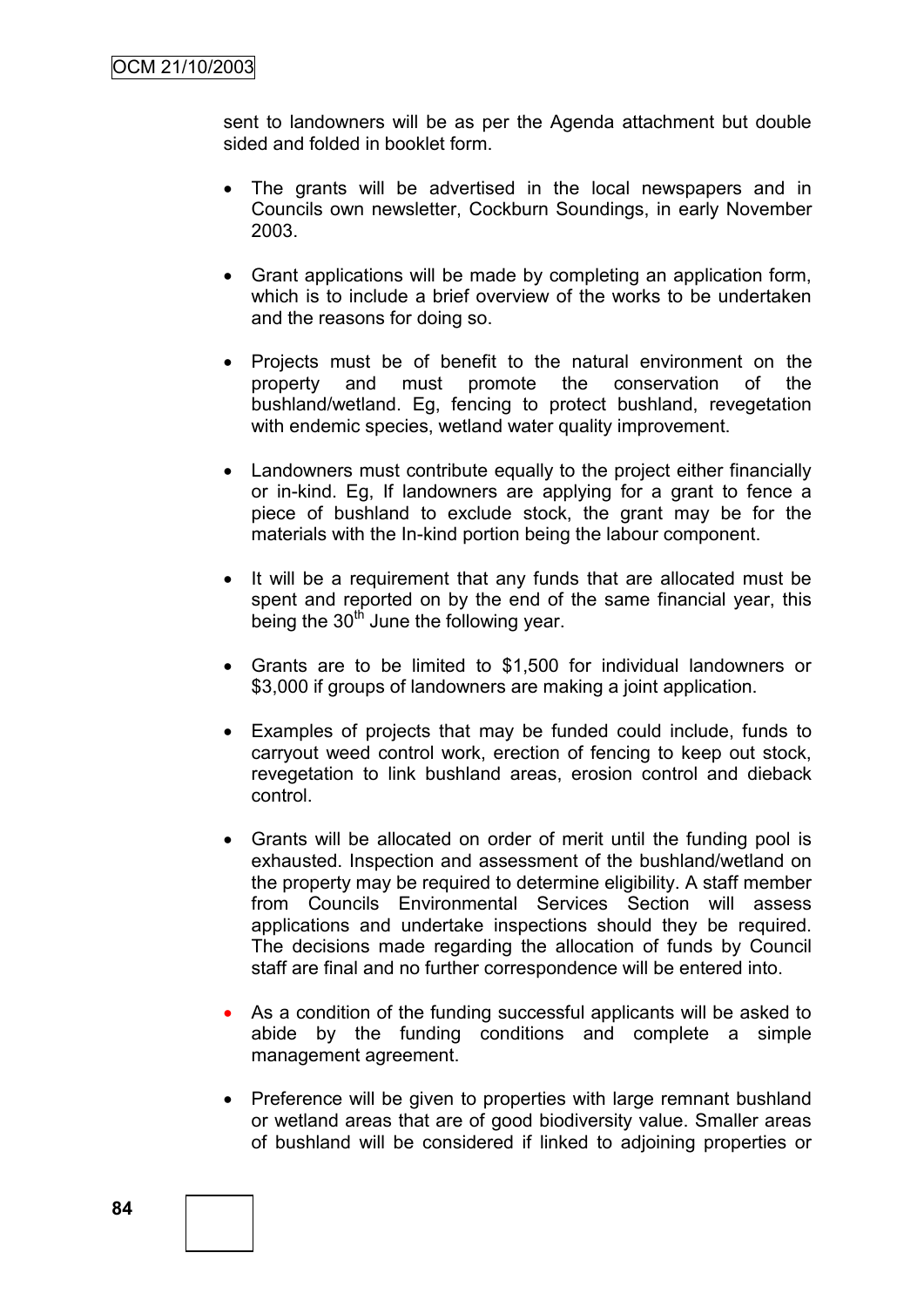sent to landowners will be as per the Agenda attachment but double sided and folded in booklet form.

- The grants will be advertised in the local newspapers and in Councils own newsletter, Cockburn Soundings, in early November 2003.

- Grant applications will be made by completing an application form, which is to include a brief overview of the works to be undertaken and the reasons for doing so.

- Projects must be of benefit to the natural environment on the property and must promote the conservation of the bushland/wetland. Eg, fencing to protect bushland, revegetation with endemic species, wetland water quality improvement.

- Landowners must contribute equally to the project either financially or in-kind. Eg, If landowners are applying for a grant to fence a piece of bushland to exclude stock, the grant may be for the materials with the In-kind portion being the labour component.

- It will be a requirement that any funds that are allocated must be spent and reported on by the end of the same financial year, this being the 30th June the following year.

- Grants are to be limited to $1,500 for individual landowners or $3,000 if groups of landowners are making a joint application.

- Examples of projects that may be funded could include, funds to carryout weed control work, erection of fencing to keep out stock, revegetation to link bushland areas, erosion control and dieback control.

- Grants will be allocated on order of merit until the funding pool is exhausted. Inspection and assessment of the bushland/wetland on the property may be required to determine eligibility. A staff member from Councils Environmental Services Section will assess applications and undertake inspections should they be required. The decisions made regarding the allocation of funds by Council staff are final and no further correspondence will be entered into.

- As a condition of the funding successful applicants will be asked to abide by the funding conditions and complete a simple management agreement.

- Preference will be given to properties with large remnant bushland or wetland areas that are of good biodiversity value. Smaller areas of bushland will be considered if linked to adjoining properties or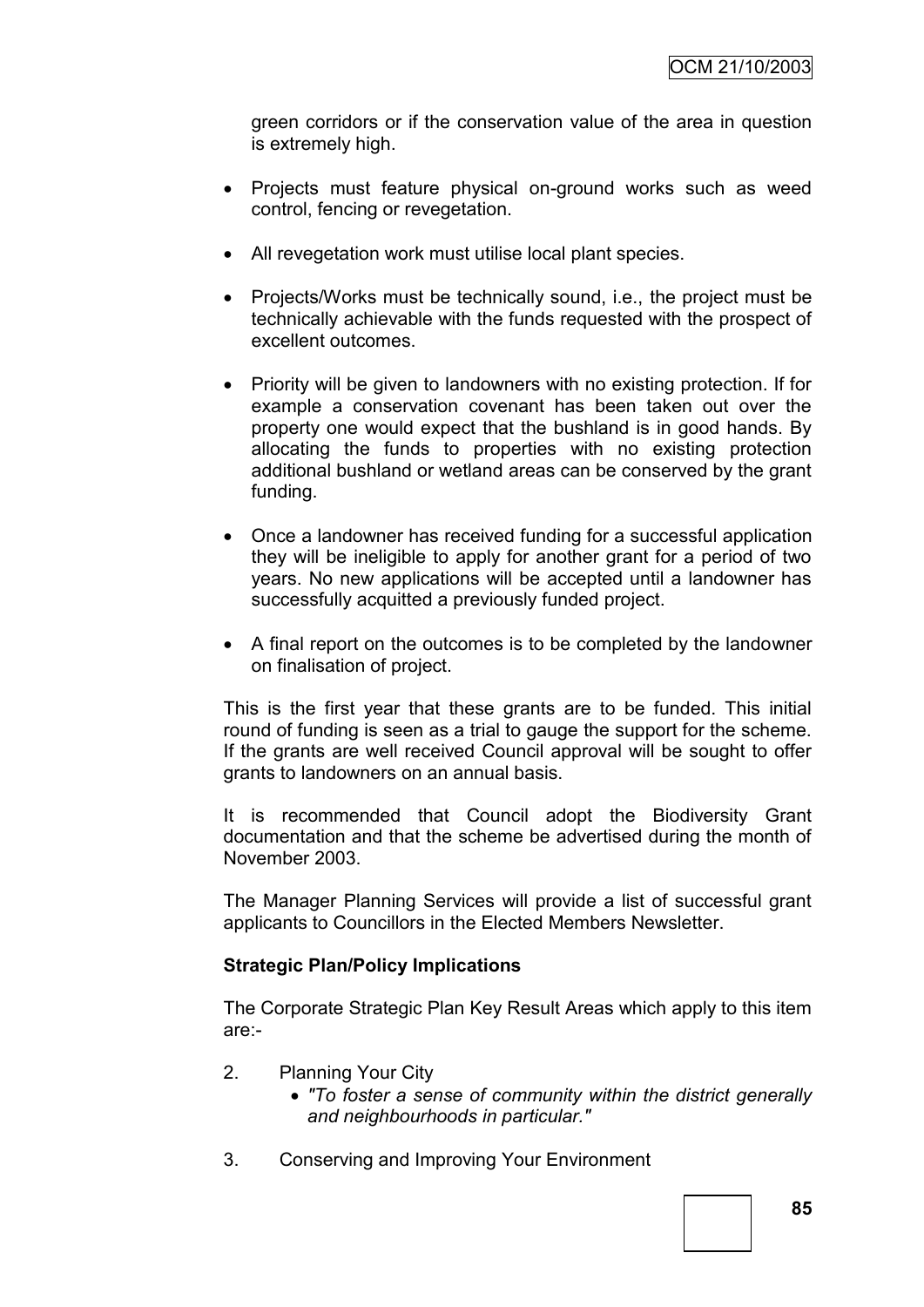green corridors or if the conservation value of the area in question is extremely high.

- Projects must feature physical on-ground works such as weed control, fencing or revegetation.

- All revegetation work must utilise local plant species.

- Projects/Works must be technically sound, i.e., the project must be technically achievable with the funds requested with the prospect of excellent outcomes.

- Priority will be given to landowners with no existing protection. If for example a conservation covenant has been taken out over the property one would expect that the bushland is in good hands. By allocating the funds to properties with no existing protection additional bushland or wetland areas can be conserved by the grant funding.

- Once a landowner has received funding for a successful application they will be ineligible to apply for another grant for a period of two years. No new applications will be accepted until a landowner has successfully acquitted a previously funded project.

- A final report on the outcomes is to be completed by the landowner on finalisation of project.

This is the first year that these grants are to be funded. This initial round of funding is seen as a trial to gauge the support for the scheme. If the grants are well received Council approval will be sought to offer grants to landowners on an annual basis.

It is recommended that Council adopt the Biodiversity Grant documentation and that the scheme be advertised during the month of November 2003.

The Manager Planning Services will provide a list of successful grant applicants to Councillors in the Elected Members Newsletter.

**Strategic Plan/Policy Implications**

The Corporate Strategic Plan Key Result Areas which apply to this item are:-

2. Planning Your City
   - *"To foster a sense of community within the district generally and neighbourhoods in particular."*

3. Conserving and Improving Your Environment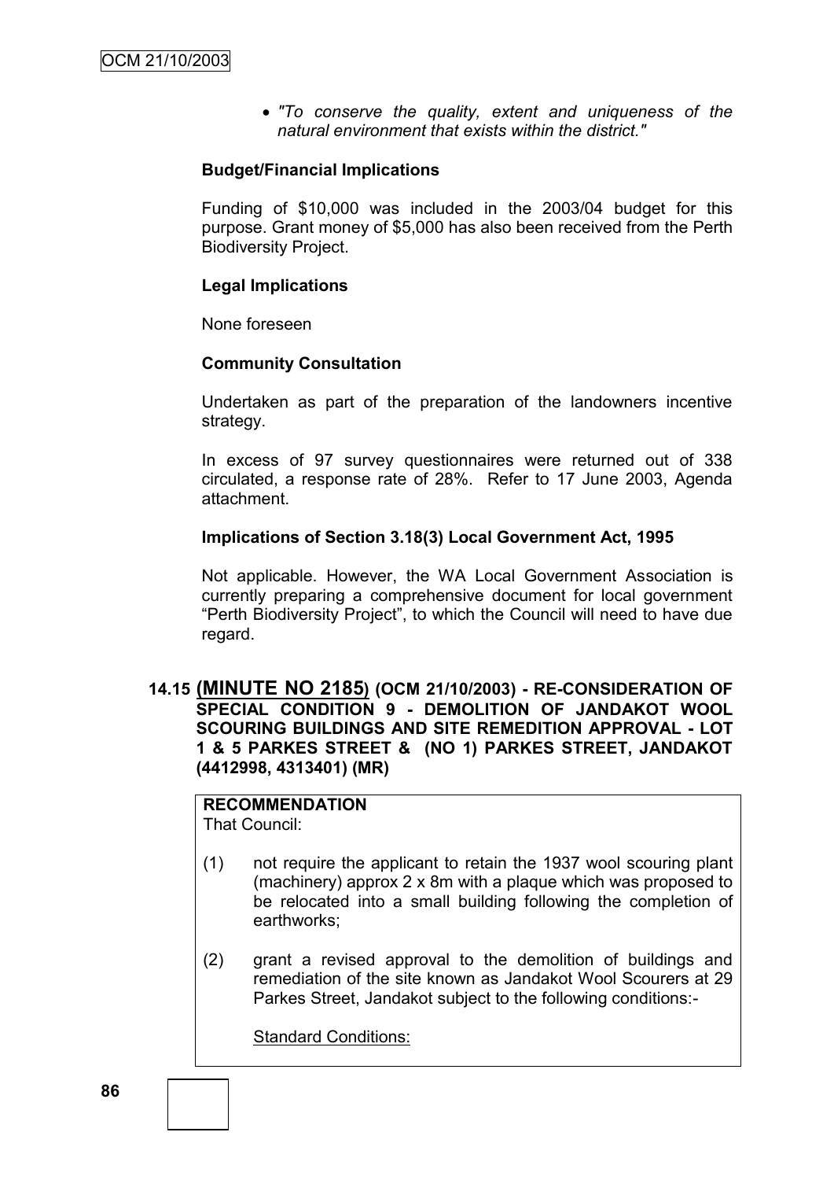- *"To conserve the quality, extent and uniqueness of the natural environment that exists within the district."*

**Budget/Financial Implications**

Funding of $10,000 was included in the 2003/04 budget for this purpose. Grant money of $5,000 has also been received from the Perth Biodiversity Project.

**Legal Implications**

None foreseen

**Community Consultation**

Undertaken as part of the preparation of the landowners incentive strategy.

In excess of 97 survey questionnaires were returned out of 338 circulated, a response rate of 28%. Refer to 17 June 2003, Agenda attachment.

**Implications of Section 3.18(3) Local Government Act, 1995**

Not applicable. However, the WA Local Government Association is currently preparing a comprehensive document for local government "Perth Biodiversity Project", to which the Council will need to have due regard.

## 14.15 (MINUTE NO 2185) (OCM 21/10/2003) - RE-CONSIDERATION OF SPECIAL CONDITION 9 - DEMOLITION OF JANDAKOT WOOL SCOURING BUILDINGS AND SITE REMEDITION APPROVAL - LOT 1 & 5 PARKES STREET & (NO 1) PARKES STREET, JANDAKOT (4412998, 4313401) (MR)

**RECOMMENDATION**
That Council:

(1) not require the applicant to retain the 1937 wool scouring plant (machinery) approx 2 x 8m with a plaque which was proposed to be relocated into a small building following the completion of earthworks;

(2) grant a revised approval to the demolition of buildings and remediation of the site known as Jandakot Wool Scourers at 29 Parkes Street, Jandakot subject to the following conditions:-

Standard Conditions: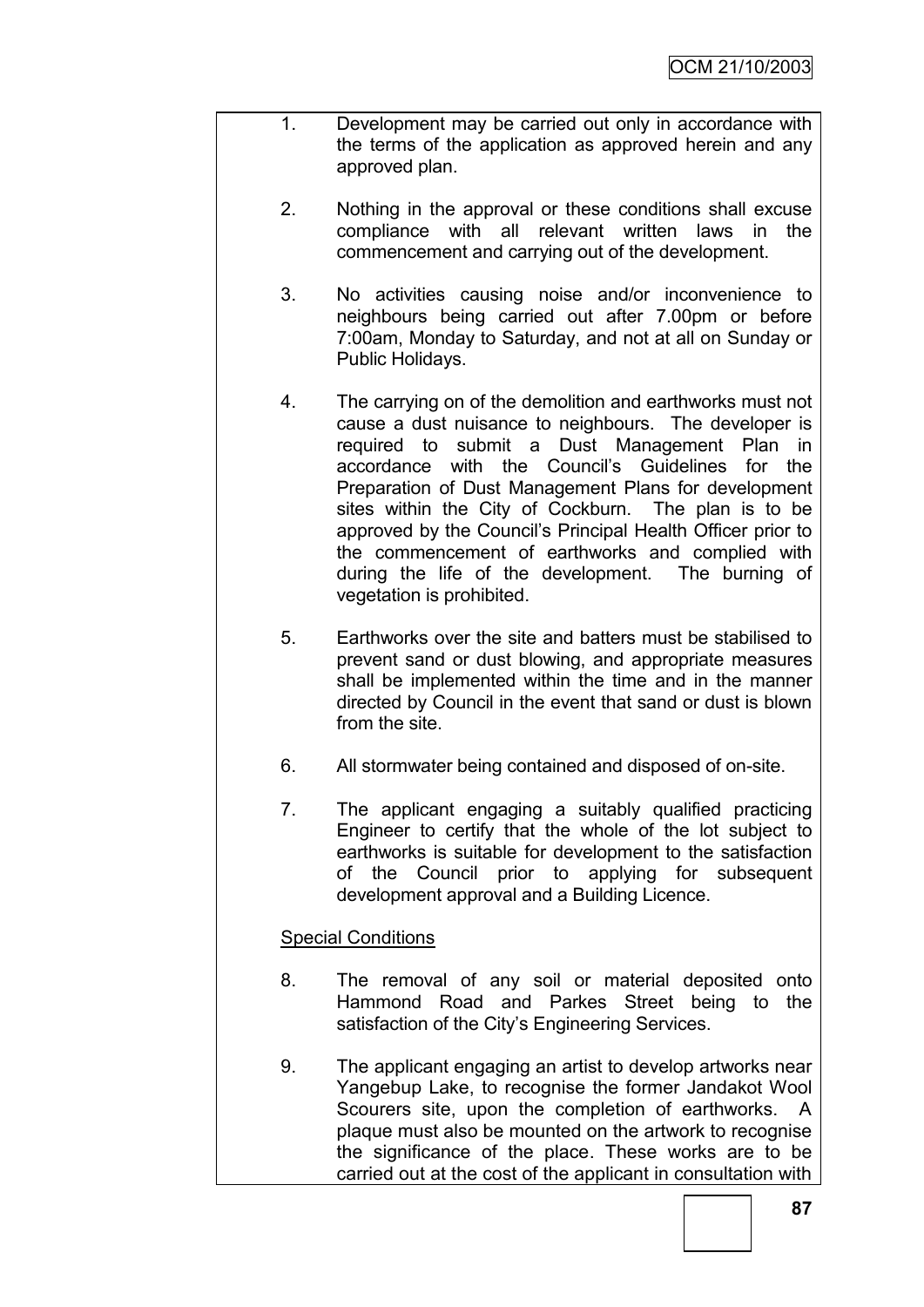1. Development may be carried out only in accordance with the terms of the application as approved herein and any approved plan.

2. Nothing in the approval or these conditions shall excuse compliance with all relevant written laws in the commencement and carrying out of the development.

3. No activities causing noise and/or inconvenience to neighbours being carried out after 7.00pm or before 7:00am, Monday to Saturday, and not at all on Sunday or Public Holidays.

4. The carrying on of the demolition and earthworks must not cause a dust nuisance to neighbours. The developer is required to submit a Dust Management Plan in accordance with the Council's Guidelines for the Preparation of Dust Management Plans for development sites within the City of Cockburn. The plan is to be approved by the Council's Principal Health Officer prior to the commencement of earthworks and complied with during the life of the development. The burning of vegetation is prohibited.

5. Earthworks over the site and batters must be stabilised to prevent sand or dust blowing, and appropriate measures shall be implemented within the time and in the manner directed by Council in the event that sand or dust is blown from the site.

6. All stormwater being contained and disposed of on-site.

7. The applicant engaging a suitably qualified practicing Engineer to certify that the whole of the lot subject to earthworks is suitable for development to the satisfaction of the Council prior to applying for subsequent development approval and a Building Licence.

<u>Special Conditions</u>

8. The removal of any soil or material deposited onto Hammond Road and Parkes Street being to the satisfaction of the City's Engineering Services.

9. The applicant engaging an artist to develop artworks near Yangebup Lake, to recognise the former Jandakot Wool Scourers site, upon the completion of earthworks. A plaque must also be mounted on the artwork to recognise the significance of the place. These works are to be carried out at the cost of the applicant in consultation with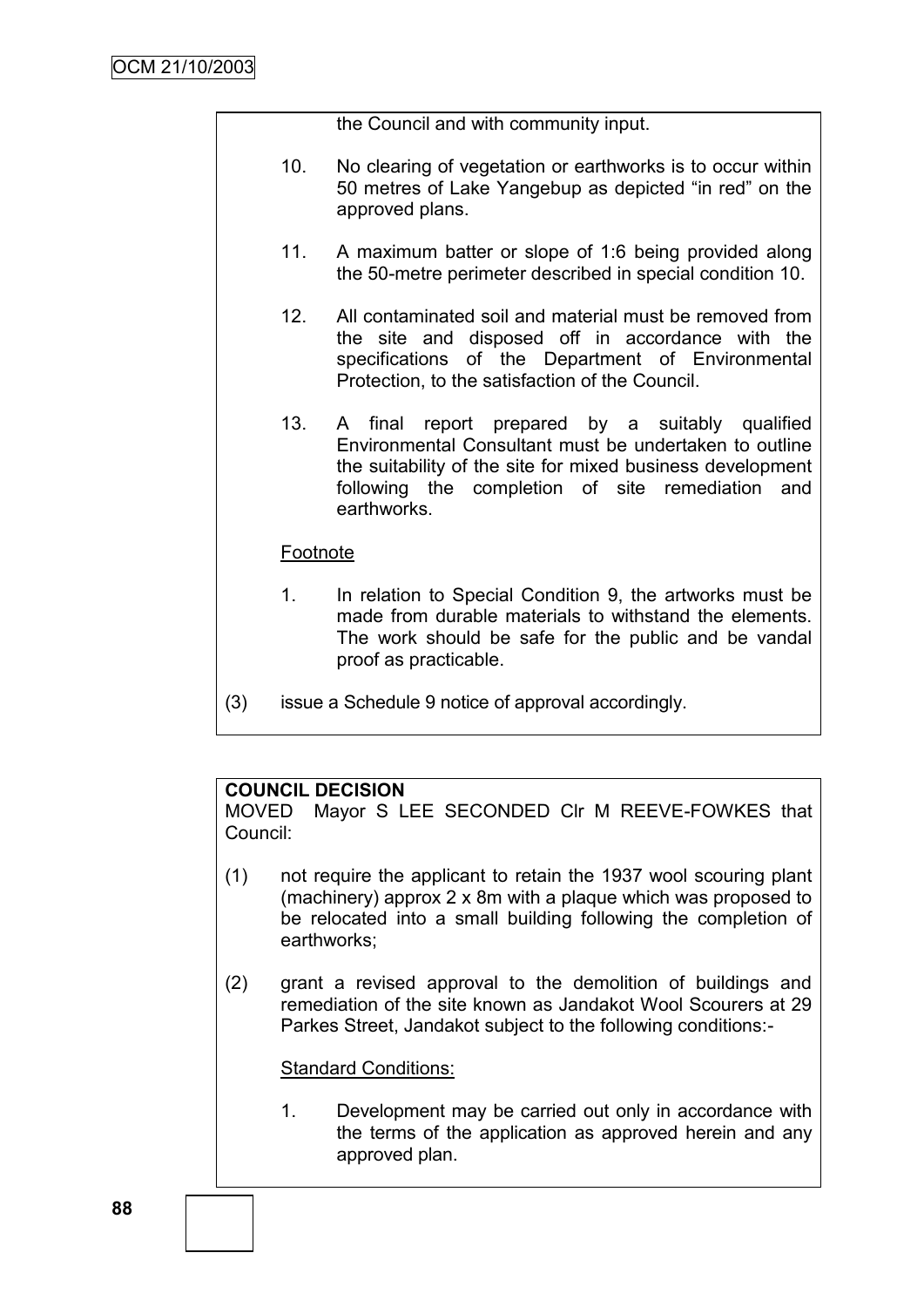the Council and with community input.

10. No clearing of vegetation or earthworks is to occur within 50 metres of Lake Yangebup as depicted "in red" on the approved plans.

11. A maximum batter or slope of 1:6 being provided along the 50-metre perimeter described in special condition 10.

12. All contaminated soil and material must be removed from the site and disposed off in accordance with the specifications of the Department of Environmental Protection, to the satisfaction of the Council.

13. A final report prepared by a suitably qualified Environmental Consultant must be undertaken to outline the suitability of the site for mixed business development following the completion of site remediation and earthworks.

Footnote

1. In relation to Special Condition 9, the artworks must be made from durable materials to withstand the elements. The work should be safe for the public and be vandal proof as practicable.

(3) issue a Schedule 9 notice of approval accordingly.

**COUNCIL DECISION**

MOVED Mayor S LEE SECONDED Clr M REEVE-FOWKES that Council:

(1) not require the applicant to retain the 1937 wool scouring plant (machinery) approx 2 x 8m with a plaque which was proposed to be relocated into a small building following the completion of earthworks;

(2) grant a revised approval to the demolition of buildings and remediation of the site known as Jandakot Wool Scourers at 29 Parkes Street, Jandakot subject to the following conditions:-

Standard Conditions:

1. Development may be carried out only in accordance with the terms of the application as approved herein and any approved plan.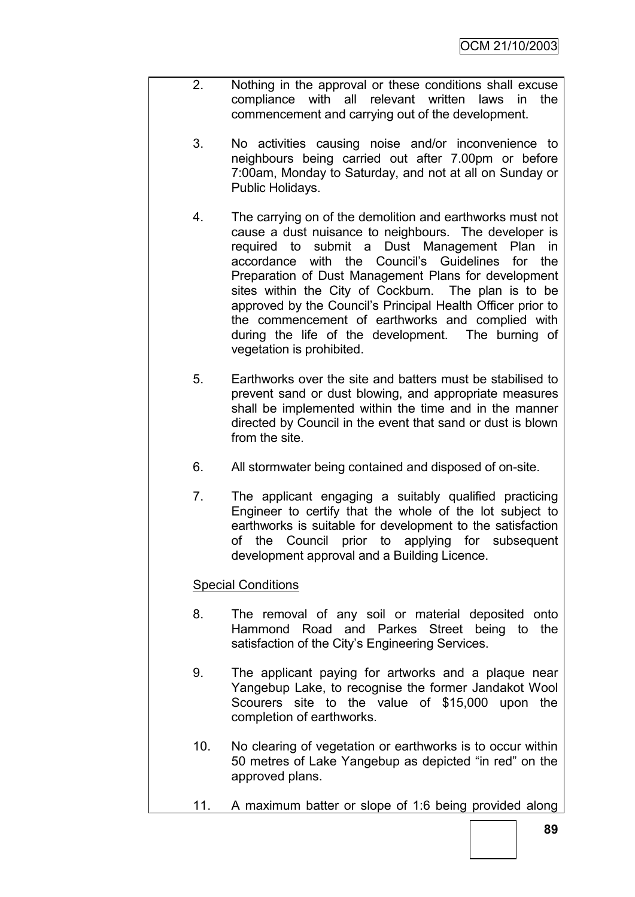2. Nothing in the approval or these conditions shall excuse compliance with all relevant written laws in the commencement and carrying out of the development.

3. No activities causing noise and/or inconvenience to neighbours being carried out after 7.00pm or before 7:00am, Monday to Saturday, and not at all on Sunday or Public Holidays.

4. The carrying on of the demolition and earthworks must not cause a dust nuisance to neighbours. The developer is required to submit a Dust Management Plan in accordance with the Council's Guidelines for the Preparation of Dust Management Plans for development sites within the City of Cockburn. The plan is to be approved by the Council's Principal Health Officer prior to the commencement of earthworks and complied with during the life of the development. The burning of vegetation is prohibited.

5. Earthworks over the site and batters must be stabilised to prevent sand or dust blowing, and appropriate measures shall be implemented within the time and in the manner directed by Council in the event that sand or dust is blown from the site.

6. All stormwater being contained and disposed of on-site.

7. The applicant engaging a suitably qualified practicing Engineer to certify that the whole of the lot subject to earthworks is suitable for development to the satisfaction of the Council prior to applying for subsequent development approval and a Building Licence.

Special Conditions

8. The removal of any soil or material deposited onto Hammond Road and Parkes Street being to the satisfaction of the City's Engineering Services.

9. The applicant paying for artworks and a plaque near Yangebup Lake, to recognise the former Jandakot Wool Scourers site to the value of $15,000 upon the completion of earthworks.

10. No clearing of vegetation or earthworks is to occur within 50 metres of Lake Yangebup as depicted "in red" on the approved plans.

11. A maximum batter or slope of 1:6 being provided along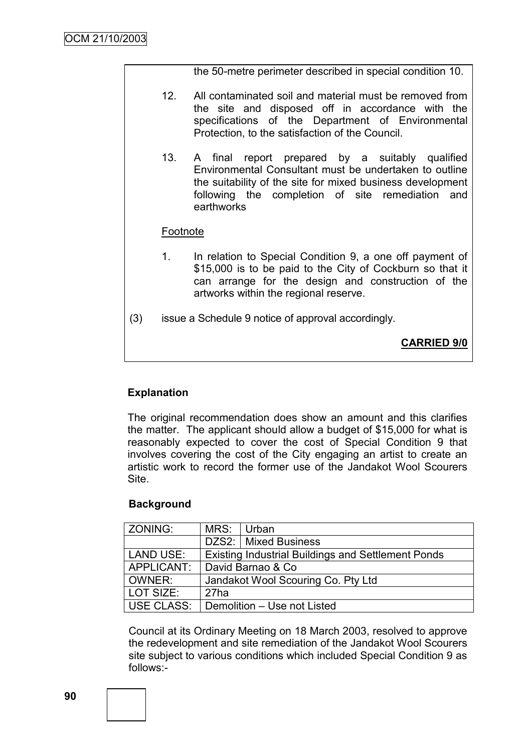the 50-metre perimeter described in special condition 10.

12. All contaminated soil and material must be removed from the site and disposed off in accordance with the specifications of the Department of Environmental Protection, to the satisfaction of the Council.

13. A final report prepared by a suitably qualified Environmental Consultant must be undertaken to outline the suitability of the site for mixed business development following the completion of site remediation and earthworks

Footnote

1. In relation to Special Condition 9, a one off payment of $15,000 is to be paid to the City of Cockburn so that it can arrange for the design and construction of the artworks within the regional reserve.

(3) issue a Schedule 9 notice of approval accordingly.

**CARRIED 9/0**

**Explanation**

The original recommendation does show an amount and this clarifies the matter. The applicant should allow a budget of $15,000 for what is reasonably expected to cover the cost of Special Condition 9 that involves covering the cost of the City engaging an artist to create an artistic work to record the former use of the Jandakot Wool Scourers Site.

**Background**

| ZONING: | MRS: | Urban |
|---|---|---|
| | DZS2: | Mixed Business |
| LAND USE: | Existing Industrial Buildings and Settlement Ponds | |
| APPLICANT: | David Barnao & Co | |
| OWNER: | Jandakot Wool Scouring Co. Pty Ltd | |
| LOT SIZE: | 27ha | |
| USE CLASS: | Demolition – Use not Listed | |

Council at its Ordinary Meeting on 18 March 2003, resolved to approve the redevelopment and site remediation of the Jandakot Wool Scourers site subject to various conditions which included Special Condition 9 as follows:-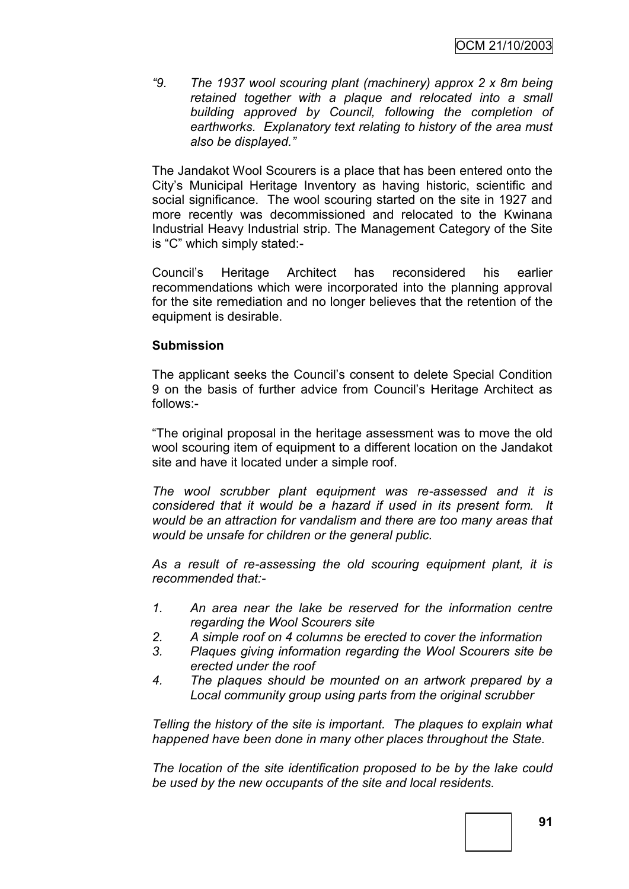*"9. The 1937 wool scouring plant (machinery) approx 2 x 8m being retained together with a plaque and relocated into a small building approved by Council, following the completion of earthworks. Explanatory text relating to history of the area must also be displayed."*

The Jandakot Wool Scourers is a place that has been entered onto the City's Municipal Heritage Inventory as having historic, scientific and social significance. The wool scouring started on the site in 1927 and more recently was decommissioned and relocated to the Kwinana Industrial Heavy Industrial strip. The Management Category of the Site is "C" which simply stated:-

Council's Heritage Architect has reconsidered his earlier recommendations which were incorporated into the planning approval for the site remediation and no longer believes that the retention of the equipment is desirable.

**Submission**

The applicant seeks the Council's consent to delete Special Condition 9 on the basis of further advice from Council's Heritage Architect as follows:-

"The original proposal in the heritage assessment was to move the old wool scouring item of equipment to a different location on the Jandakot site and have it located under a simple roof.

*The wool scrubber plant equipment was re-assessed and it is considered that it would be a hazard if used in its present form. It would be an attraction for vandalism and there are too many areas that would be unsafe for children or the general public.*

*As a result of re-assessing the old scouring equipment plant, it is recommended that:-*

1. *An area near the lake be reserved for the information centre regarding the Wool Scourers site*
2. *A simple roof on 4 columns be erected to cover the information*
3. *Plaques giving information regarding the Wool Scourers site be erected under the roof*
4. *The plaques should be mounted on an artwork prepared by a Local community group using parts from the original scrubber*

*Telling the history of the site is important. The plaques to explain what happened have been done in many other places throughout the State.*

*The location of the site identification proposed to be by the lake could be used by the new occupants of the site and local residents.*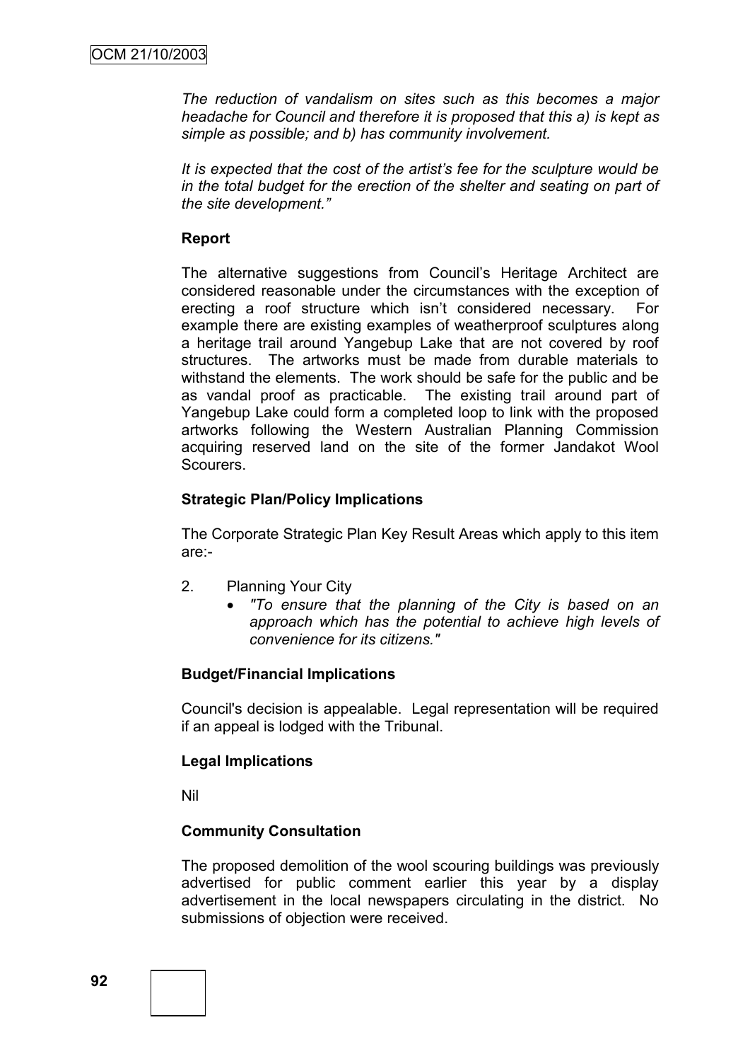*The reduction of vandalism on sites such as this becomes a major headache for Council and therefore it is proposed that this a) is kept as simple as possible; and b) has community involvement.*

*It is expected that the cost of the artist's fee for the sculpture would be in the total budget for the erection of the shelter and seating on part of the site development."*

**Report**

The alternative suggestions from Council's Heritage Architect are considered reasonable under the circumstances with the exception of erecting a roof structure which isn't considered necessary. For example there are existing examples of weatherproof sculptures along a heritage trail around Yangebup Lake that are not covered by roof structures. The artworks must be made from durable materials to withstand the elements. The work should be safe for the public and be as vandal proof as practicable. The existing trail around part of Yangebup Lake could form a completed loop to link with the proposed artworks following the Western Australian Planning Commission acquiring reserved land on the site of the former Jandakot Wool Scourers.

**Strategic Plan/Policy Implications**

The Corporate Strategic Plan Key Result Areas which apply to this item are:-

2. Planning Your City
   - *"To ensure that the planning of the City is based on an approach which has the potential to achieve high levels of convenience for its citizens."*

**Budget/Financial Implications**

Council's decision is appealable. Legal representation will be required if an appeal is lodged with the Tribunal.

**Legal Implications**

Nil

**Community Consultation**

The proposed demolition of the wool scouring buildings was previously advertised for public comment earlier this year by a display advertisement in the local newspapers circulating in the district. No submissions of objection were received.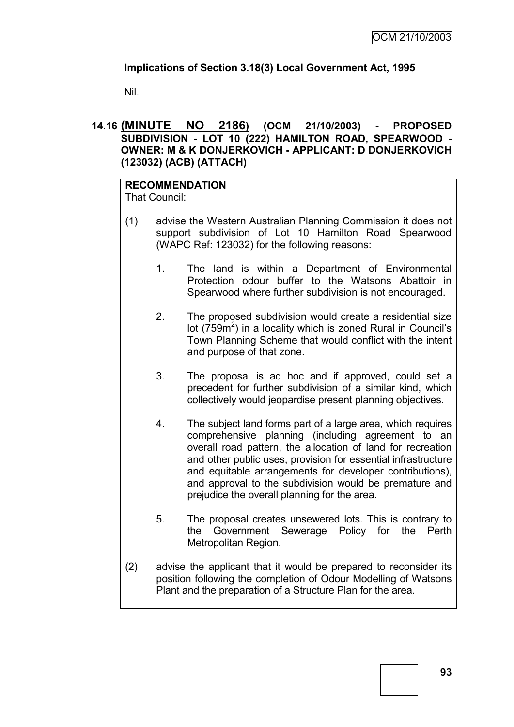**Implications of Section 3.18(3) Local Government Act, 1995**

Nil.

## 14.16 (MINUTE NO 2186) (OCM 21/10/2003) - PROPOSED SUBDIVISION - LOT 10 (222) HAMILTON ROAD, SPEARWOOD - OWNER: M & K DONJERKOVICH - APPLICANT: D DONJERKOVICH (123032) (ACB) (ATTACH)

**RECOMMENDATION**

That Council:

(1) advise the Western Australian Planning Commission it does not support subdivision of Lot 10 Hamilton Road Spearwood (WAPC Ref: 123032) for the following reasons:

1. The land is within a Department of Environmental Protection odour buffer to the Watsons Abattoir in Spearwood where further subdivision is not encouraged.

2. The proposed subdivision would create a residential size lot ($759m^2$) in a locality which is zoned Rural in Council's Town Planning Scheme that would conflict with the intent and purpose of that zone.

3. The proposal is ad hoc and if approved, could set a precedent for further subdivision of a similar kind, which collectively would jeopardise present planning objectives.

4. The subject land forms part of a large area, which requires comprehensive planning (including agreement to an overall road pattern, the allocation of land for recreation and other public uses, provision for essential infrastructure and equitable arrangements for developer contributions), and approval to the subdivision would be premature and prejudice the overall planning for the area.

5. The proposal creates unsewered lots. This is contrary to the Government Sewerage Policy for the Perth Metropolitan Region.

(2) advise the applicant that it would be prepared to reconsider its position following the completion of Odour Modelling of Watsons Plant and the preparation of a Structure Plan for the area.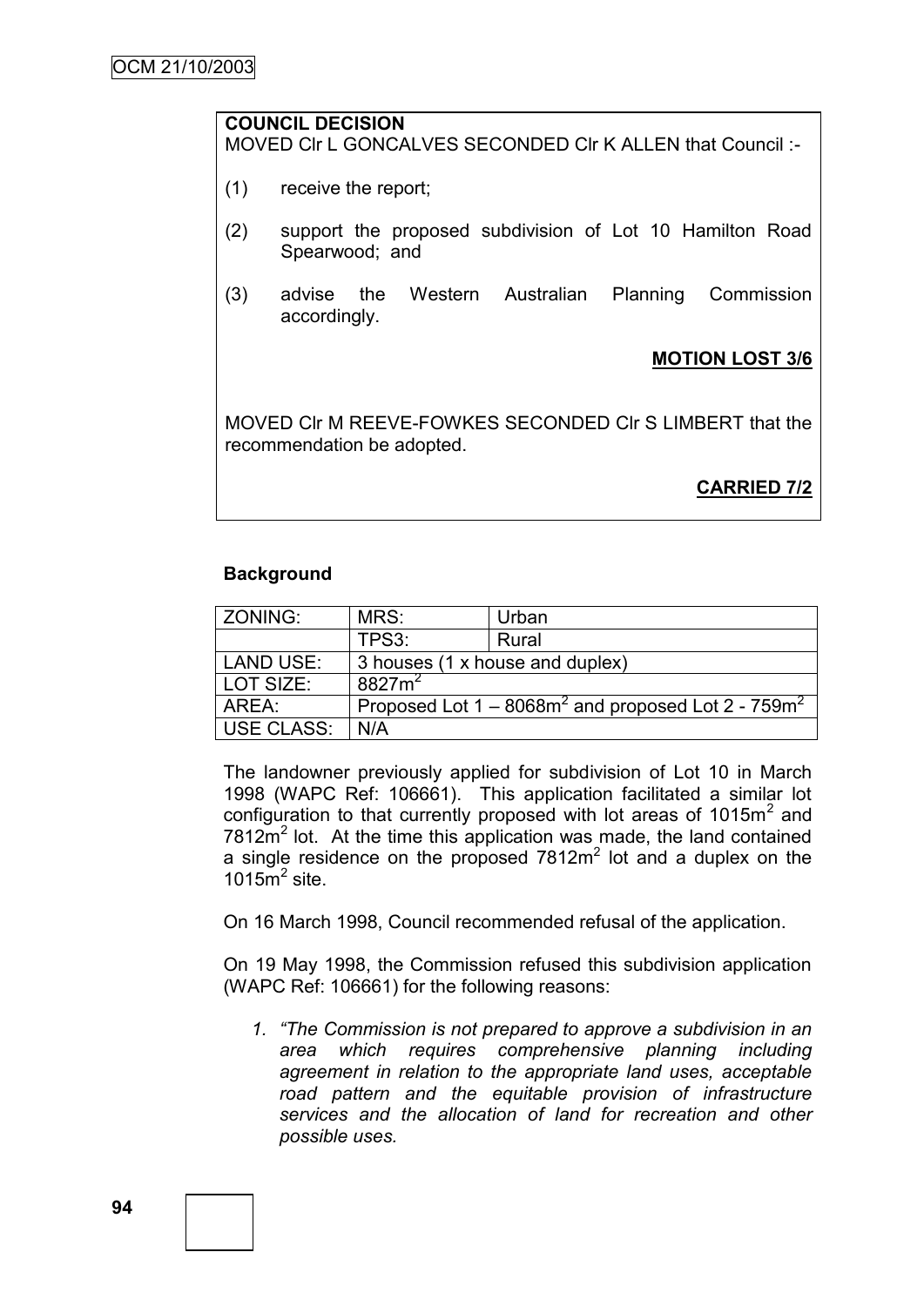**COUNCIL DECISION**

MOVED Clr L GONCALVES SECONDED Clr K ALLEN that Council :-

(1) receive the report;

(2) support the proposed subdivision of Lot 10 Hamilton Road Spearwood; and

(3) advise the Western Australian Planning Commission accordingly.

**MOTION LOST 3/6**

MOVED Clr M REEVE-FOWKES SECONDED Clr S LIMBERT that the recommendation be adopted.

**CARRIED 7/2**

**Background**

| ZONING: | MRS: | Urban |
|---|---|---|
| | TPS3: | Rural |
| LAND USE: | 3 houses (1 x house and duplex) | |
| LOT SIZE: | 8827m$^2$ | |
| AREA: | Proposed Lot 1 – 8068m$^2$ and proposed Lot 2 - 759m$^2$ | |
| USE CLASS: | N/A | |

The landowner previously applied for subdivision of Lot 10 in March 1998 (WAPC Ref: 106661). This application facilitated a similar lot configuration to that currently proposed with lot areas of 1015m$^2$ and 7812m$^2$ lot. At the time this application was made, the land contained a single residence on the proposed 7812m$^2$ lot and a duplex on the 1015m$^2$ site.

On 16 March 1998, Council recommended refusal of the application.

On 19 May 1998, the Commission refused this subdivision application (WAPC Ref: 106661) for the following reasons:

1. *"The Commission is not prepared to approve a subdivision in an area which requires comprehensive planning including agreement in relation to the appropriate land uses, acceptable road pattern and the equitable provision of infrastructure services and the allocation of land for recreation and other possible uses.*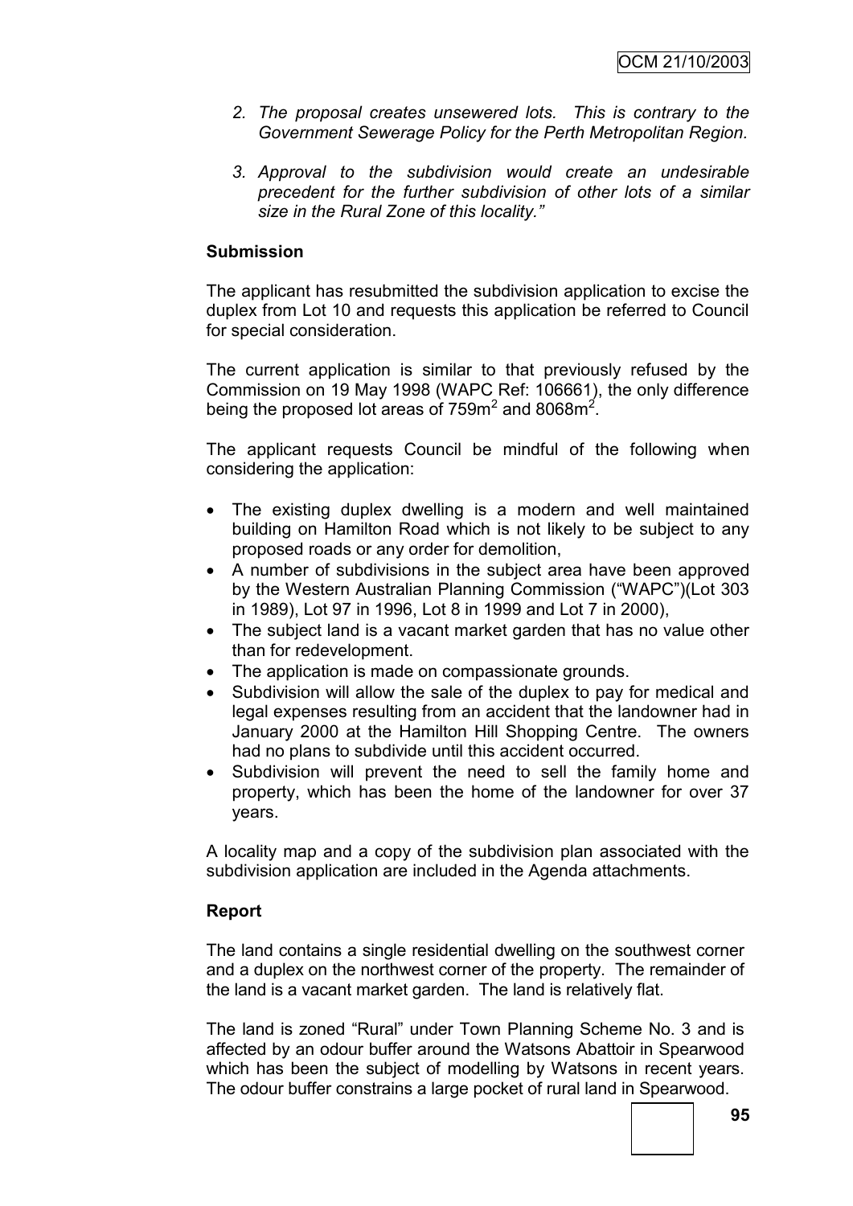2. *The proposal creates unsewered lots. This is contrary to the Government Sewerage Policy for the Perth Metropolitan Region.*

3. *Approval to the subdivision would create an undesirable precedent for the further subdivision of other lots of a similar size in the Rural Zone of this locality."*

**Submission**

The applicant has resubmitted the subdivision application to excise the duplex from Lot 10 and requests this application be referred to Council for special consideration.

The current application is similar to that previously refused by the Commission on 19 May 1998 (WAPC Ref: 106661), the only difference being the proposed lot areas of $759m^2$ and $8068m^2$.

The applicant requests Council be mindful of the following when considering the application:

- The existing duplex dwelling is a modern and well maintained building on Hamilton Road which is not likely to be subject to any proposed roads or any order for demolition,
- A number of subdivisions in the subject area have been approved by the Western Australian Planning Commission ("WAPC")(Lot 303 in 1989), Lot 97 in 1996, Lot 8 in 1999 and Lot 7 in 2000),
- The subject land is a vacant market garden that has no value other than for redevelopment.
- The application is made on compassionate grounds.
- Subdivision will allow the sale of the duplex to pay for medical and legal expenses resulting from an accident that the landowner had in January 2000 at the Hamilton Hill Shopping Centre. The owners had no plans to subdivide until this accident occurred.
- Subdivision will prevent the need to sell the family home and property, which has been the home of the landowner for over 37 years.

A locality map and a copy of the subdivision plan associated with the subdivision application are included in the Agenda attachments.

**Report**

The land contains a single residential dwelling on the southwest corner and a duplex on the northwest corner of the property. The remainder of the land is a vacant market garden. The land is relatively flat.

The land is zoned "Rural" under Town Planning Scheme No. 3 and is affected by an odour buffer around the Watsons Abattoir in Spearwood which has been the subject of modelling by Watsons in recent years. The odour buffer constrains a large pocket of rural land in Spearwood.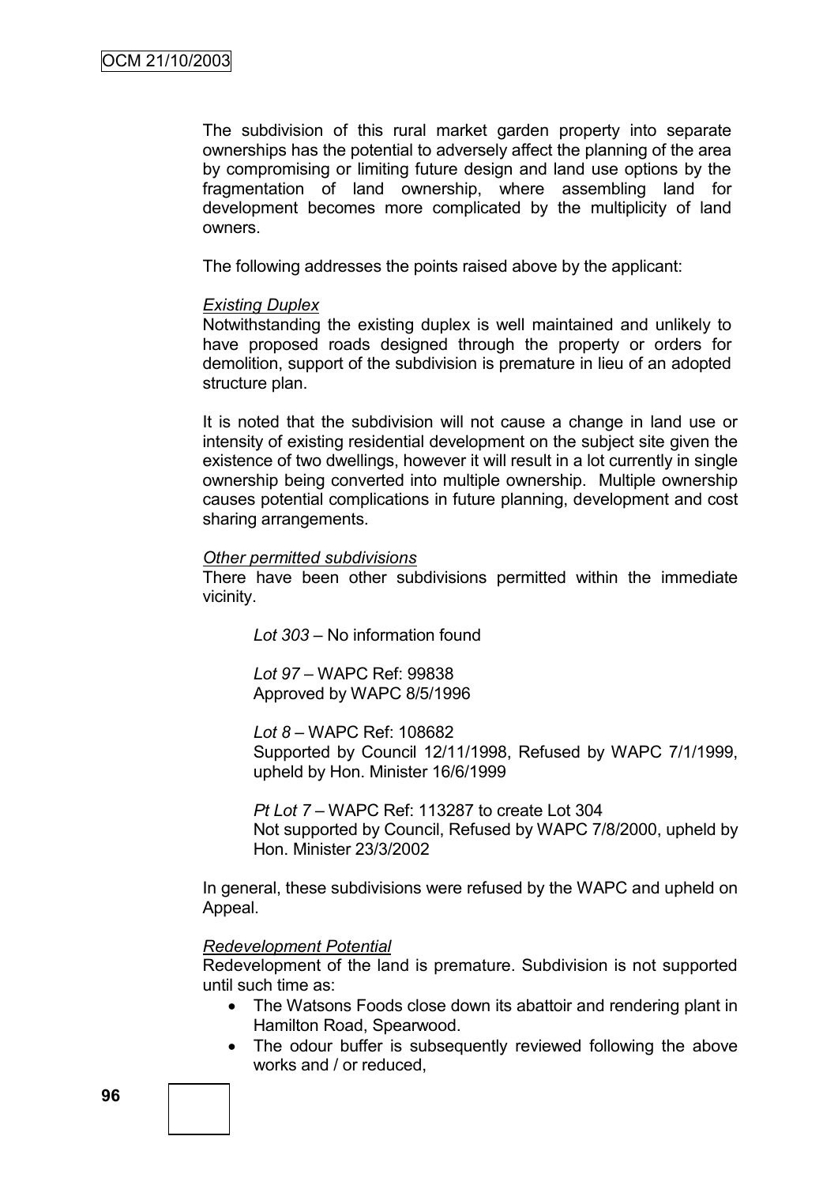The subdivision of this rural market garden property into separate ownerships has the potential to adversely affect the planning of the area by compromising or limiting future design and land use options by the fragmentation of land ownership, where assembling land for development becomes more complicated by the multiplicity of land owners.

The following addresses the points raised above by the applicant:

*Existing Duplex*

Notwithstanding the existing duplex is well maintained and unlikely to have proposed roads designed through the property or orders for demolition, support of the subdivision is premature in lieu of an adopted structure plan.

It is noted that the subdivision will not cause a change in land use or intensity of existing residential development on the subject site given the existence of two dwellings, however it will result in a lot currently in single ownership being converted into multiple ownership. Multiple ownership causes potential complications in future planning, development and cost sharing arrangements.

*Other permitted subdivisions*

There have been other subdivisions permitted within the immediate vicinity.

> *Lot 303* – No information found
>
> *Lot 97* – WAPC Ref: 99838
> Approved by WAPC 8/5/1996
>
> *Lot 8* – WAPC Ref: 108682
> Supported by Council 12/11/1998, Refused by WAPC 7/1/1999, upheld by Hon. Minister 16/6/1999
>
> *Pt Lot 7* – WAPC Ref: 113287 to create Lot 304
> Not supported by Council, Refused by WAPC 7/8/2000, upheld by Hon. Minister 23/3/2002

In general, these subdivisions were refused by the WAPC and upheld on Appeal.

*Redevelopment Potential*

Redevelopment of the land is premature. Subdivision is not supported until such time as:

- The Watsons Foods close down its abattoir and rendering plant in Hamilton Road, Spearwood.
- The odour buffer is subsequently reviewed following the above works and / or reduced,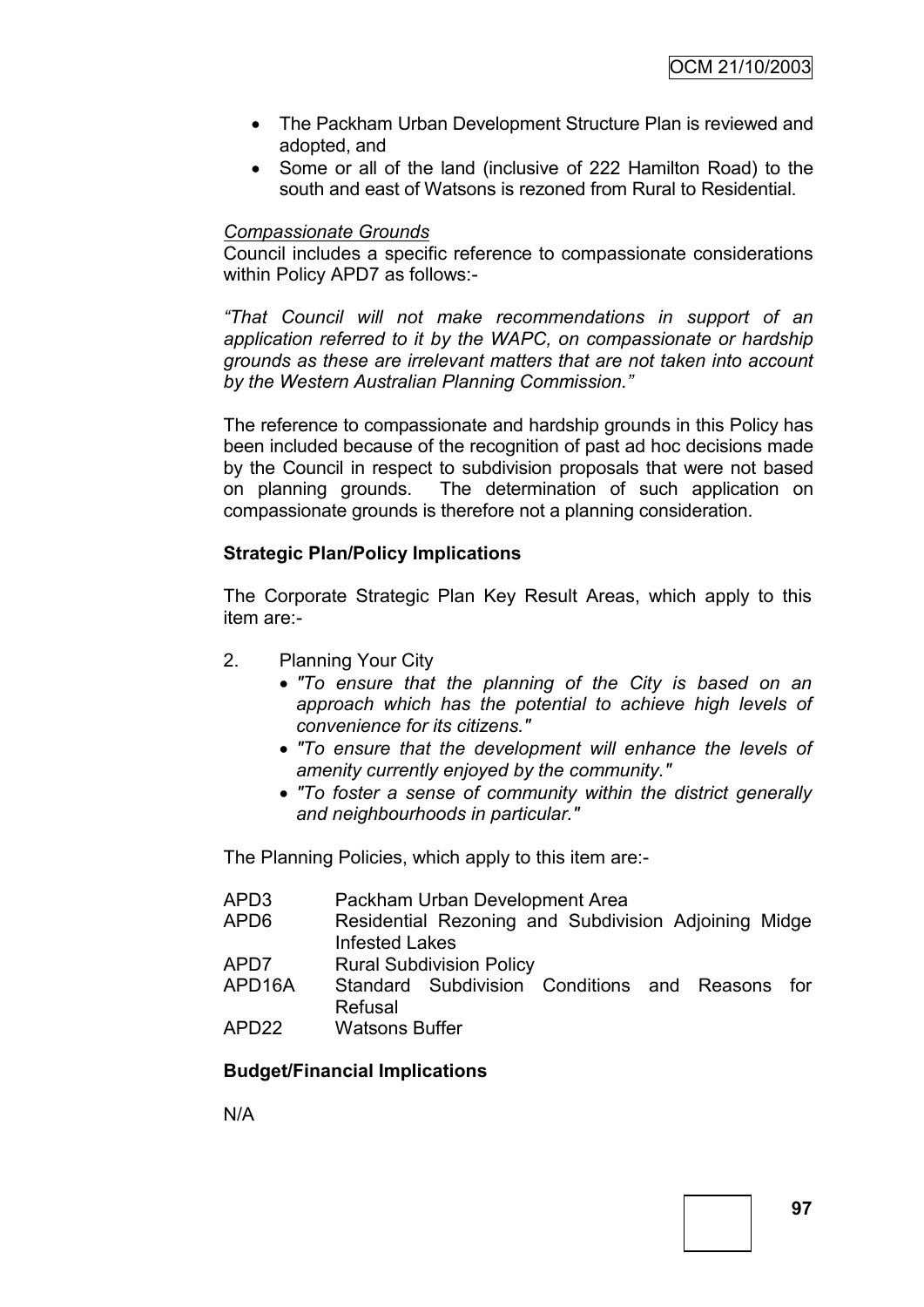- The Packham Urban Development Structure Plan is reviewed and adopted, and
- Some or all of the land (inclusive of 222 Hamilton Road) to the south and east of Watsons is rezoned from Rural to Residential.

*Compassionate Grounds*

Council includes a specific reference to compassionate considerations within Policy APD7 as follows:-

*"That Council will not make recommendations in support of an application referred to it by the WAPC, on compassionate or hardship grounds as these are irrelevant matters that are not taken into account by the Western Australian Planning Commission."*

The reference to compassionate and hardship grounds in this Policy has been included because of the recognition of past ad hoc decisions made by the Council in respect to subdivision proposals that were not based on planning grounds. The determination of such application on compassionate grounds is therefore not a planning consideration.

**Strategic Plan/Policy Implications**

The Corporate Strategic Plan Key Result Areas, which apply to this item are:-

2. Planning Your City
    - *"To ensure that the planning of the City is based on an approach which has the potential to achieve high levels of convenience for its citizens."*
    - *"To ensure that the development will enhance the levels of amenity currently enjoyed by the community."*
    - *"To foster a sense of community within the district generally and neighbourhoods in particular."*

The Planning Policies, which apply to this item are:-

| | |
|---|---|
| APD3 | Packham Urban Development Area |
| APD6 | Residential Rezoning and Subdivision Adjoining Midge Infested Lakes |
| APD7 | Rural Subdivision Policy |
| APD16A | Standard Subdivision Conditions and Reasons for Refusal |
| APD22 | Watsons Buffer |

**Budget/Financial Implications**

N/A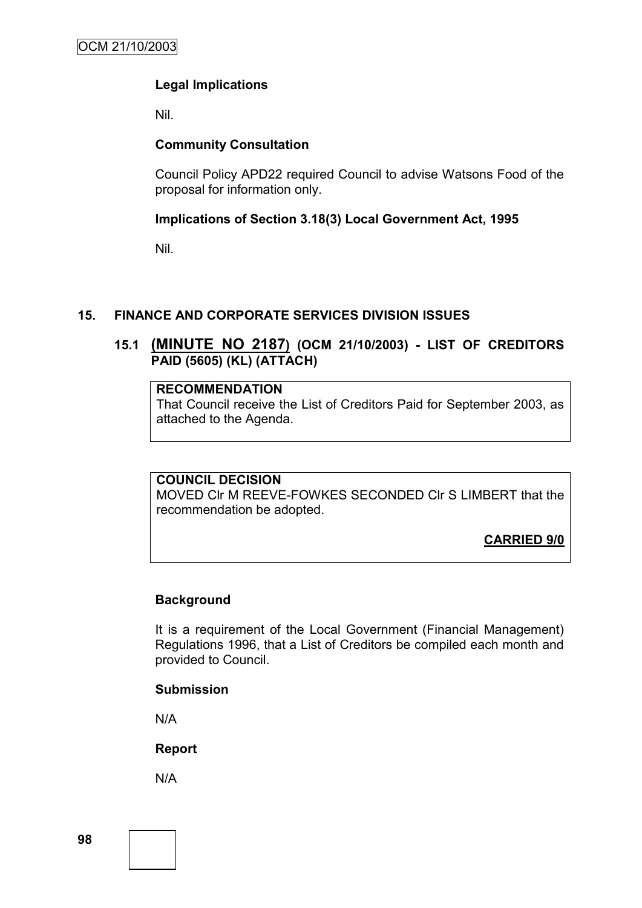**Legal Implications**

Nil.

**Community Consultation**

Council Policy APD22 required Council to advise Watsons Food of the proposal for information only.

**Implications of Section 3.18(3) Local Government Act, 1995**

Nil.

## 15. FINANCE AND CORPORATE SERVICES DIVISION ISSUES

### 15.1 (MINUTE NO 2187) (OCM 21/10/2003) - LIST OF CREDITORS PAID (5605) (KL) (ATTACH)

**RECOMMENDATION**
That Council receive the List of Creditors Paid for September 2003, as attached to the Agenda.

**COUNCIL DECISION**
MOVED Clr M REEVE-FOWKES SECONDED Clr S LIMBERT that the recommendation be adopted.

**CARRIED 9/0**

**Background**

It is a requirement of the Local Government (Financial Management) Regulations 1996, that a List of Creditors be compiled each month and provided to Council.

**Submission**

N/A

**Report**

N/A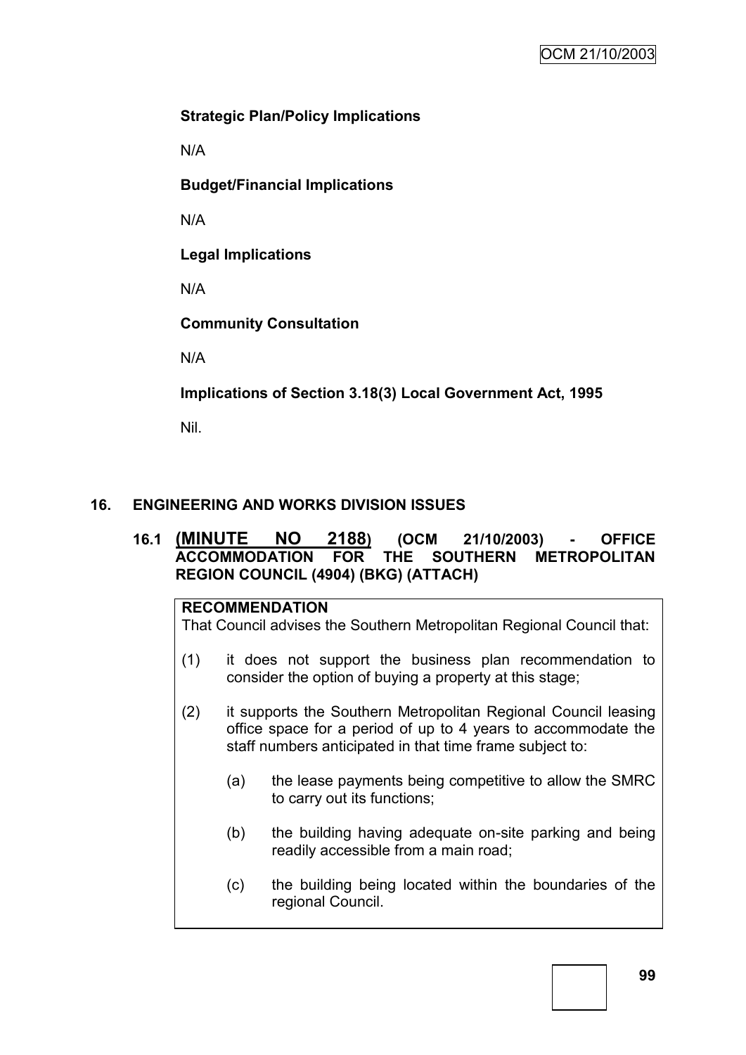**Strategic Plan/Policy Implications**

N/A

**Budget/Financial Implications**

N/A

**Legal Implications**

N/A

**Community Consultation**

N/A

**Implications of Section 3.18(3) Local Government Act, 1995**

Nil.

## 16. ENGINEERING AND WORKS DIVISION ISSUES

### 16.1 (MINUTE NO 2188) (OCM 21/10/2003) - OFFICE ACCOMMODATION FOR THE SOUTHERN METROPOLITAN REGION COUNCIL (4904) (BKG) (ATTACH)

**RECOMMENDATION**

That Council advises the Southern Metropolitan Regional Council that:

(1) it does not support the business plan recommendation to consider the option of buying a property at this stage;

(2) it supports the Southern Metropolitan Regional Council leasing office space for a period of up to 4 years to accommodate the staff numbers anticipated in that time frame subject to:

   (a) the lease payments being competitive to allow the SMRC to carry out its functions;

   (b) the building having adequate on-site parking and being readily accessible from a main road;

   (c) the building being located within the boundaries of the regional Council.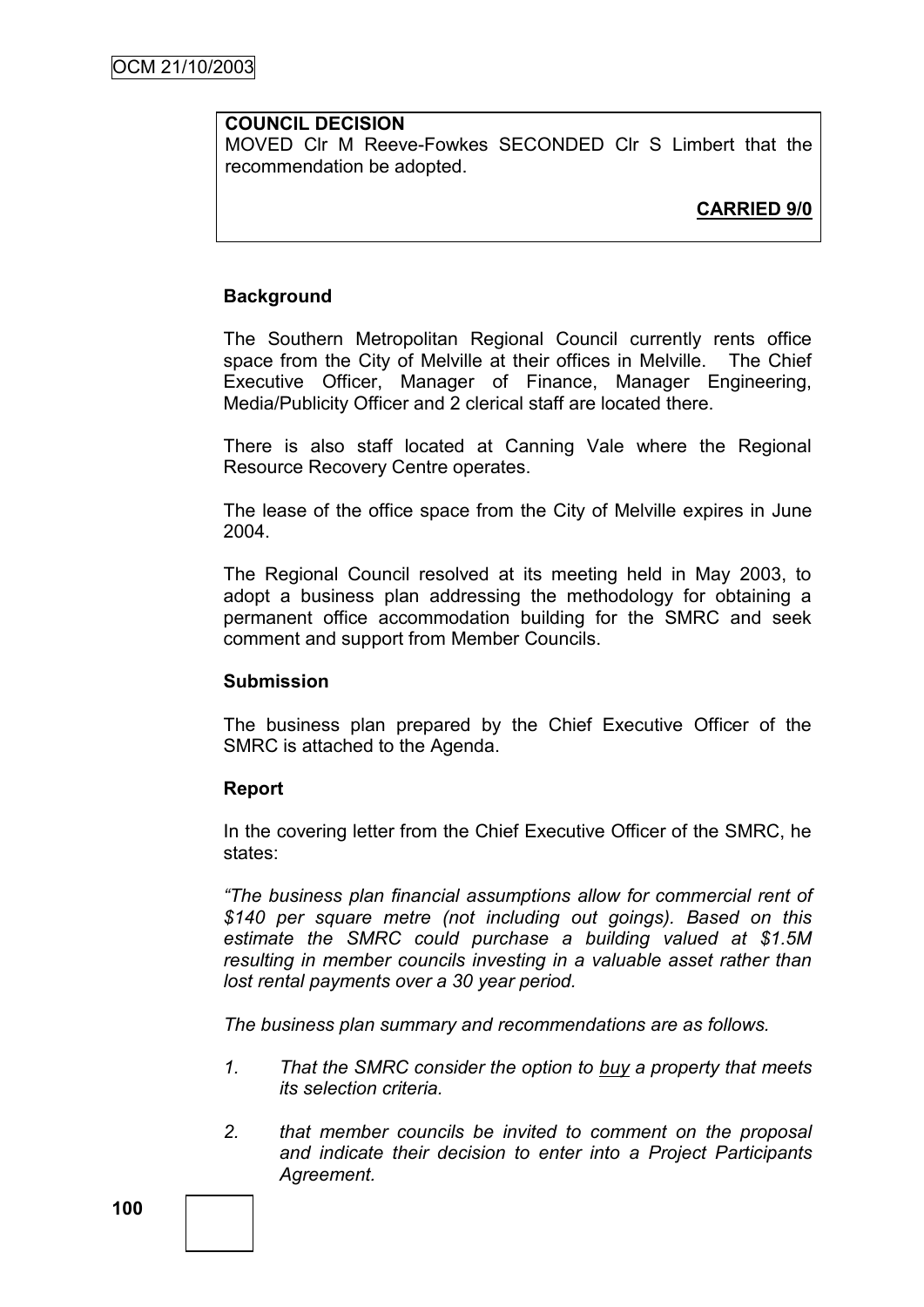**COUNCIL DECISION**

MOVED Clr M Reeve-Fowkes SECONDED Clr S Limbert that the recommendation be adopted.

**CARRIED 9/0**

**Background**

The Southern Metropolitan Regional Council currently rents office space from the City of Melville at their offices in Melville. The Chief Executive Officer, Manager of Finance, Manager Engineering, Media/Publicity Officer and 2 clerical staff are located there.

There is also staff located at Canning Vale where the Regional Resource Recovery Centre operates.

The lease of the office space from the City of Melville expires in June 2004.

The Regional Council resolved at its meeting held in May 2003, to adopt a business plan addressing the methodology for obtaining a permanent office accommodation building for the SMRC and seek comment and support from Member Councils.

**Submission**

The business plan prepared by the Chief Executive Officer of the SMRC is attached to the Agenda.

**Report**

In the covering letter from the Chief Executive Officer of the SMRC, he states:

*"The business plan financial assumptions allow for commercial rent of $140 per square metre (not including out goings). Based on this estimate the SMRC could purchase a building valued at $1.5M resulting in member councils investing in a valuable asset rather than lost rental payments over a 30 year period.*

*The business plan summary and recommendations are as follows.*

1. *That the SMRC consider the option to* ***buy*** *a property that meets its selection criteria.*
2. *that member councils be invited to comment on the proposal and indicate their decision to enter into a Project Participants Agreement.*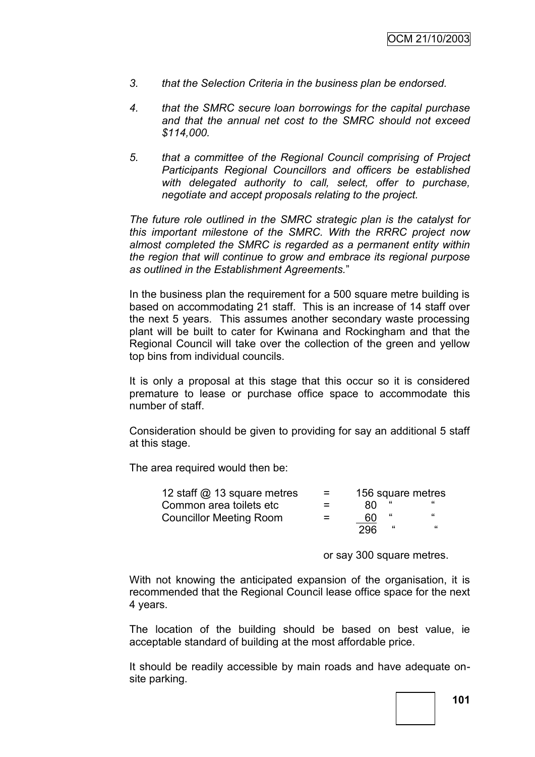3. *that the Selection Criteria in the business plan be endorsed.*

4. *that the SMRC secure loan borrowings for the capital purchase and that the annual net cost to the SMRC should not exceed $114,000.*

5. *that a committee of the Regional Council comprising of Project Participants Regional Councillors and officers be established with delegated authority to call, select, offer to purchase, negotiate and accept proposals relating to the project.*

*The future role outlined in the SMRC strategic plan is the catalyst for this important milestone of the SMRC. With the RRRC project now almost completed the SMRC is regarded as a permanent entity within the region that will continue to grow and embrace its regional purpose as outlined in the Establishment Agreements.*"

In the business plan the requirement for a 500 square metre building is based on accommodating 21 staff. This is an increase of 14 staff over the next 5 years. This assumes another secondary waste processing plant will be built to cater for Kwinana and Rockingham and that the Regional Council will take over the collection of the green and yellow top bins from individual councils.

It is only a proposal at this stage that this occur so it is considered premature to lease or purchase office space to accommodate this number of staff.

Consideration should be given to providing for say an additional 5 staff at this stage.

The area required would then be:

| | | |
|---|---|---|
| 12 staff @ 13 square metres | = | 156 square metres |
| Common area toilets etc | = | 80 " " |
| Councillor Meeting Room | = | 60 " " |
| | | 296 " " |

or say 300 square metres.

With not knowing the anticipated expansion of the organisation, it is recommended that the Regional Council lease office space for the next 4 years.

The location of the building should be based on best value, ie acceptable standard of building at the most affordable price.

It should be readily accessible by main roads and have adequate on-site parking.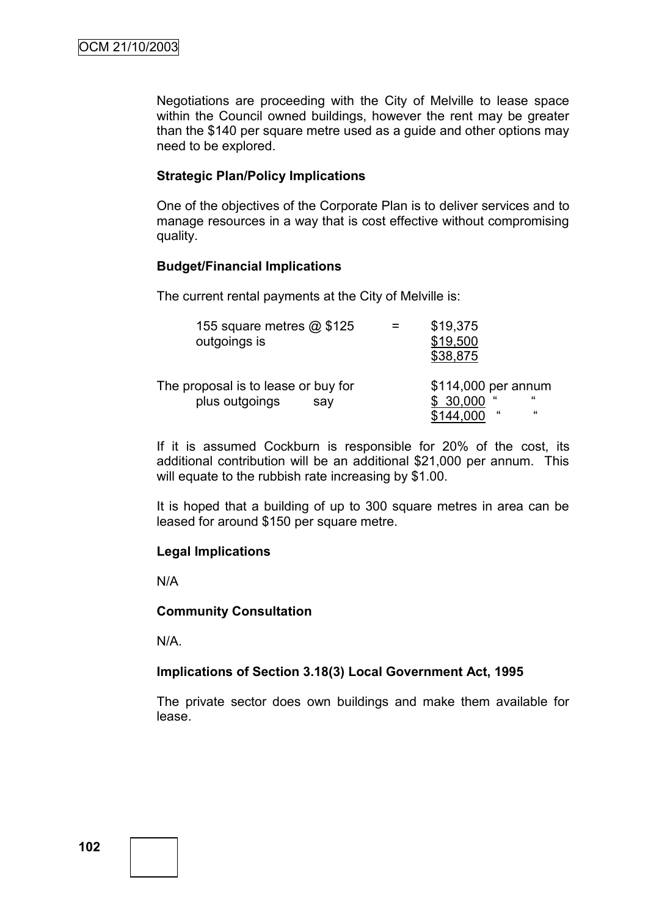Negotiations are proceeding with the City of Melville to lease space within the Council owned buildings, however the rent may be greater than the $140 per square metre used as a guide and other options may need to be explored.

**Strategic Plan/Policy Implications**

One of the objectives of the Corporate Plan is to deliver services and to manage resources in a way that is cost effective without compromising quality.

**Budget/Financial Implications**

The current rental payments at the City of Melville is:

| | | |
|---|---|---|
| 155 square metres @ $125 | = | $19,375 |
| outgoings is | | $19,500 |
| | | $38,875 |

| | | |
|---|---|---|
| The proposal is to lease or buy for | | $114,000 per annum |
| plus outgoings | say | $ 30,000 " " |
| | | $144,000 " " |

If it is assumed Cockburn is responsible for 20% of the cost, its additional contribution will be an additional $21,000 per annum. This will equate to the rubbish rate increasing by $1.00.

It is hoped that a building of up to 300 square metres in area can be leased for around $150 per square metre.

**Legal Implications**

N/A

**Community Consultation**

N/A.

**Implications of Section 3.18(3) Local Government Act, 1995**

The private sector does own buildings and make them available for lease.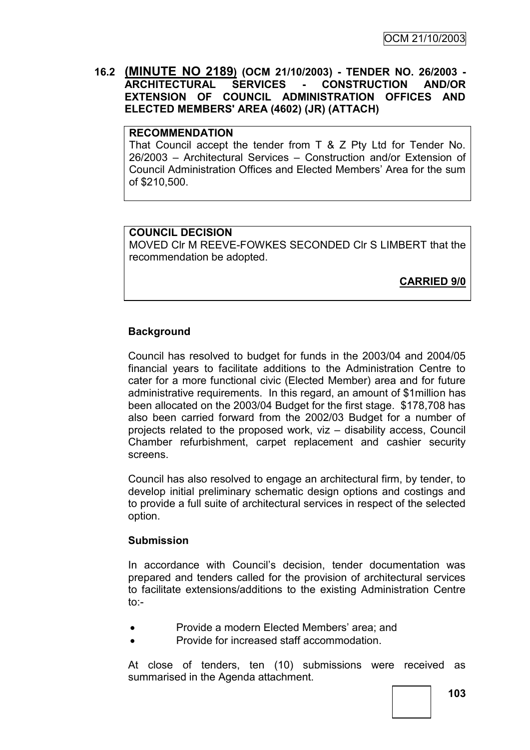## 16.2 (MINUTE NO 2189) (OCM 21/10/2003) - TENDER NO. 26/2003 - ARCHITECTURAL SERVICES - CONSTRUCTION AND/OR EXTENSION OF COUNCIL ADMINISTRATION OFFICES AND ELECTED MEMBERS' AREA (4602) (JR) (ATTACH)

**RECOMMENDATION**

That Council accept the tender from T & Z Pty Ltd for Tender No. 26/2003 – Architectural Services – Construction and/or Extension of Council Administration Offices and Elected Members' Area for the sum of $210,500.

**COUNCIL DECISION**

MOVED Clr M REEVE-FOWKES SECONDED Clr S LIMBERT that the recommendation be adopted.

**CARRIED 9/0**

### Background

Council has resolved to budget for funds in the 2003/04 and 2004/05 financial years to facilitate additions to the Administration Centre to cater for a more functional civic (Elected Member) area and for future administrative requirements. In this regard, an amount of $1million has been allocated on the 2003/04 Budget for the first stage. $178,708 has also been carried forward from the 2002/03 Budget for a number of projects related to the proposed work, viz – disability access, Council Chamber refurbishment, carpet replacement and cashier security screens.

Council has also resolved to engage an architectural firm, by tender, to develop initial preliminary schematic design options and costings and to provide a full suite of architectural services in respect of the selected option.

### Submission

In accordance with Council's decision, tender documentation was prepared and tenders called for the provision of architectural services to facilitate extensions/additions to the existing Administration Centre to:-

- Provide a modern Elected Members' area; and
- Provide for increased staff accommodation.

At close of tenders, ten (10) submissions were received as summarised in the Agenda attachment.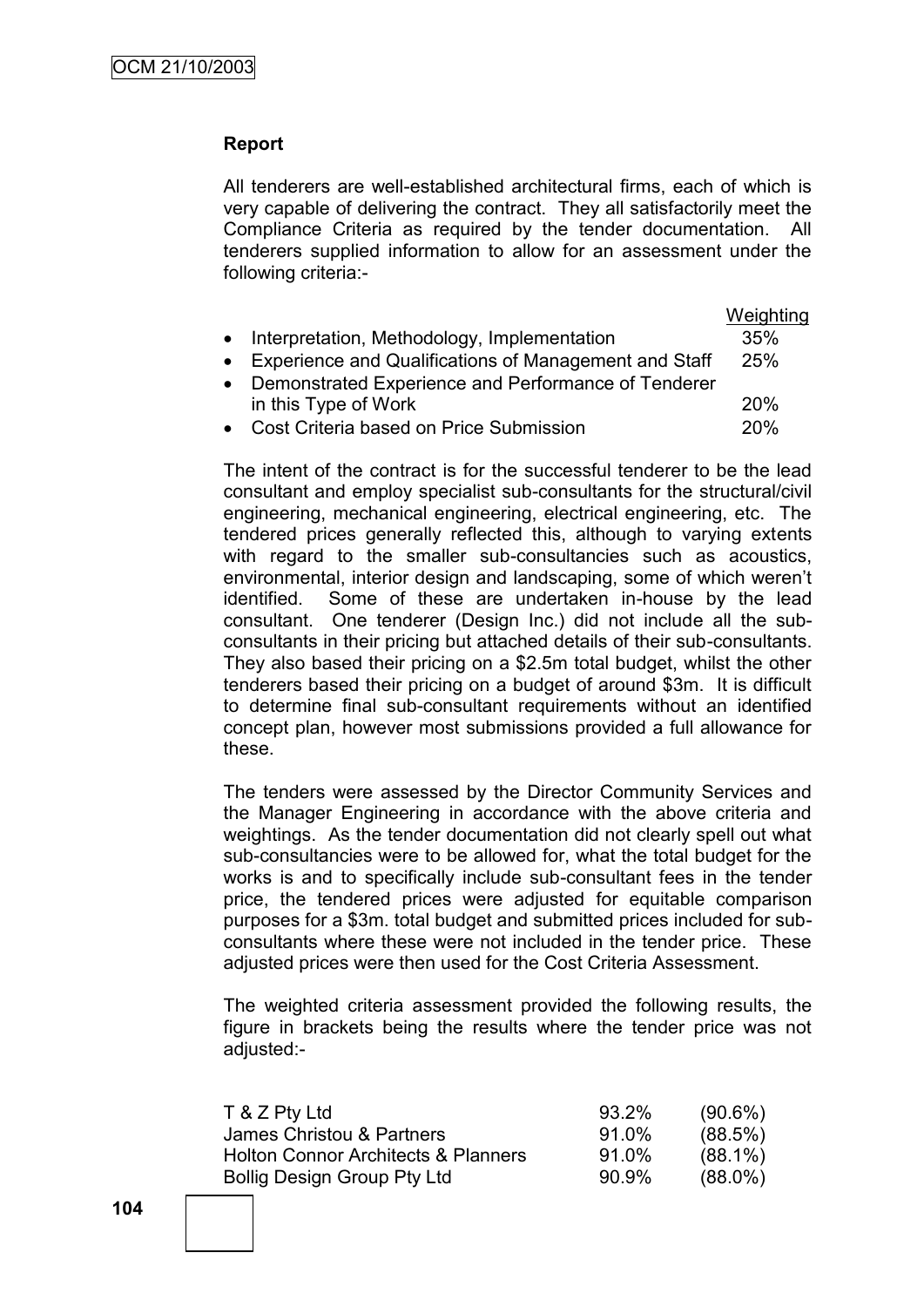**Report**

All tenderers are well-established architectural firms, each of which is very capable of delivering the contract. They all satisfactorily meet the Compliance Criteria as required by the tender documentation. All tenderers supplied information to allow for an assessment under the following criteria:-

| Criteria | Weighting |
|---|---|
| • Interpretation, Methodology, Implementation | 35% |
| • Experience and Qualifications of Management and Staff | 25% |
| • Demonstrated Experience and Performance of Tenderer in this Type of Work | 20% |
| • Cost Criteria based on Price Submission | 20% |

The intent of the contract is for the successful tenderer to be the lead consultant and employ specialist sub-consultants for the structural/civil engineering, mechanical engineering, electrical engineering, etc. The tendered prices generally reflected this, although to varying extents with regard to the smaller sub-consultancies such as acoustics, environmental, interior design and landscaping, some of which weren't identified. Some of these are undertaken in-house by the lead consultant. One tenderer (Design Inc.) did not include all the sub-consultants in their pricing but attached details of their sub-consultants. They also based their pricing on a $2.5m total budget, whilst the other tenderers based their pricing on a budget of around $3m. It is difficult to determine final sub-consultant requirements without an identified concept plan, however most submissions provided a full allowance for these.

The tenders were assessed by the Director Community Services and the Manager Engineering in accordance with the above criteria and weightings. As the tender documentation did not clearly spell out what sub-consultancies were to be allowed for, what the total budget for the works is and to specifically include sub-consultant fees in the tender price, the tendered prices were adjusted for equitable comparison purposes for a $3m. total budget and submitted prices included for sub-consultants where these were not included in the tender price. These adjusted prices were then used for the Cost Criteria Assessment.

The weighted criteria assessment provided the following results, the figure in brackets being the results where the tender price was not adjusted:-

| Tenderer | Adjusted | Not Adjusted |
|---|---|---|
| T & Z Pty Ltd | 93.2% | (90.6%) |
| James Christou & Partners | 91.0% | (88.5%) |
| Holton Connor Architects & Planners | 91.0% | (88.1%) |
| Bollig Design Group Pty Ltd | 90.9% | (88.0%) |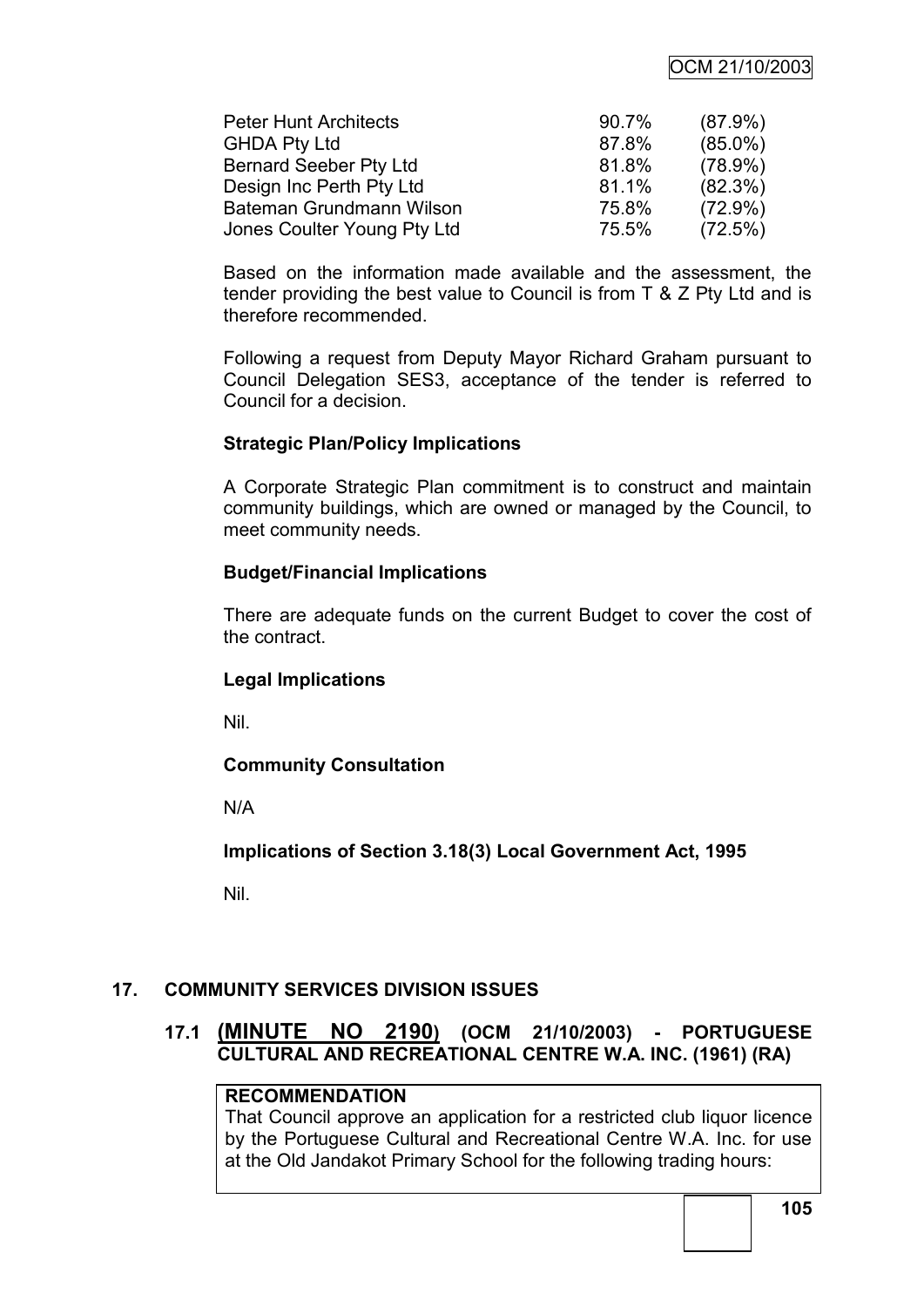| | | |
|---|---|---|
| Peter Hunt Architects | 90.7% | (87.9%) |
| GHDA Pty Ltd | 87.8% | (85.0%) |
| Bernard Seeber Pty Ltd | 81.8% | (78.9%) |
| Design Inc Perth Pty Ltd | 81.1% | (82.3%) |
| Bateman Grundmann Wilson | 75.8% | (72.9%) |
| Jones Coulter Young Pty Ltd | 75.5% | (72.5%) |

Based on the information made available and the assessment, the tender providing the best value to Council is from T & Z Pty Ltd and is therefore recommended.

Following a request from Deputy Mayor Richard Graham pursuant to Council Delegation SES3, acceptance of the tender is referred to Council for a decision.

**Strategic Plan/Policy Implications**

A Corporate Strategic Plan commitment is to construct and maintain community buildings, which are owned or managed by the Council, to meet community needs.

**Budget/Financial Implications**

There are adequate funds on the current Budget to cover the cost of the contract.

**Legal Implications**

Nil.

**Community Consultation**

N/A

**Implications of Section 3.18(3) Local Government Act, 1995**

Nil.

## 17. COMMUNITY SERVICES DIVISION ISSUES

### 17.1 (MINUTE NO 2190) (OCM 21/10/2003) - PORTUGUESE CULTURAL AND RECREATIONAL CENTRE W.A. INC. (1961) (RA)

**RECOMMENDATION**

That Council approve an application for a restricted club liquor licence by the Portuguese Cultural and Recreational Centre W.A. Inc. for use at the Old Jandakot Primary School for the following trading hours: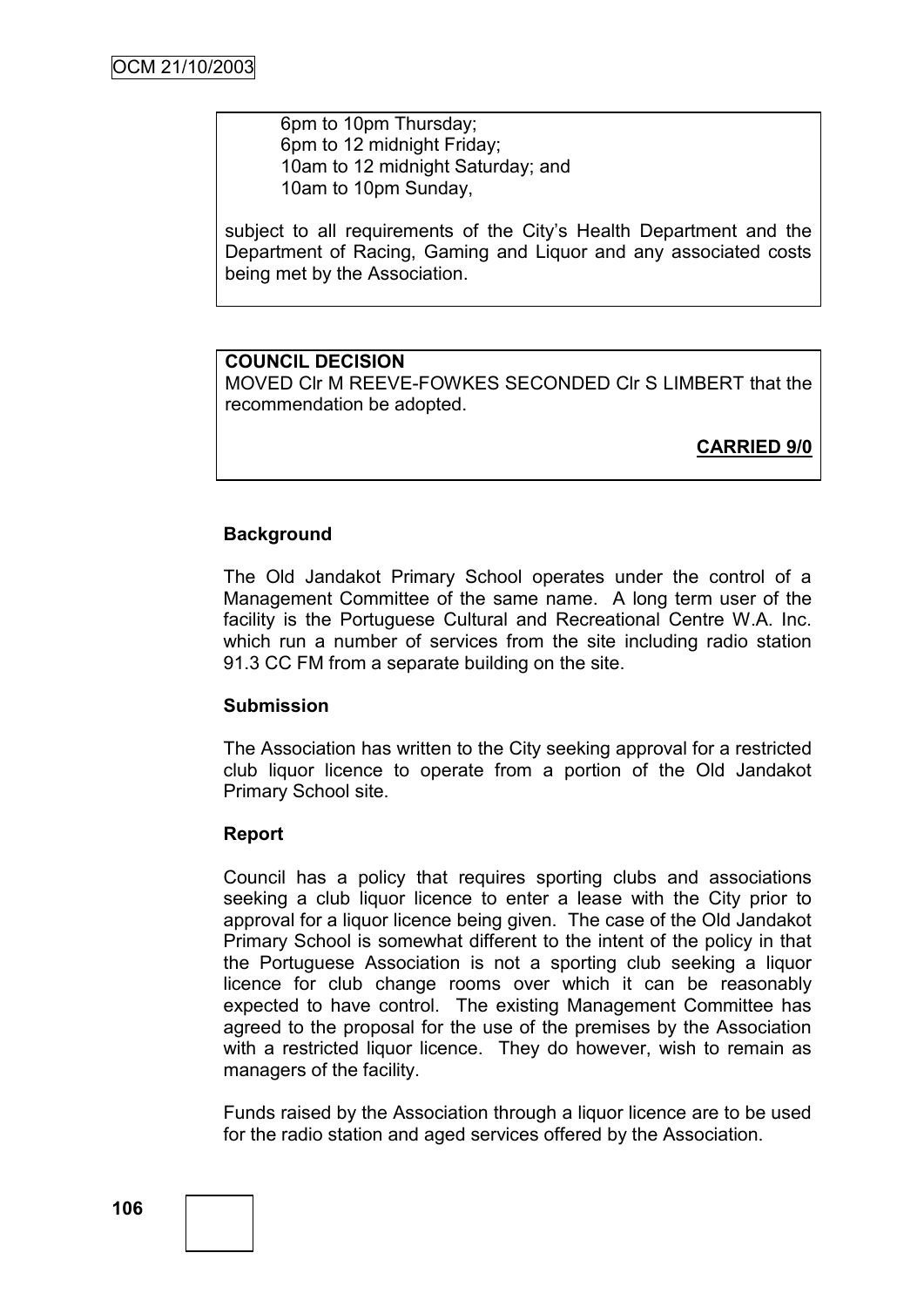6pm to 10pm Thursday;
6pm to 12 midnight Friday;
10am to 12 midnight Saturday; and
10am to 10pm Sunday,

subject to all requirements of the City's Health Department and the Department of Racing, Gaming and Liquor and any associated costs being met by the Association.

**COUNCIL DECISION**

MOVED Clr M REEVE-FOWKES SECONDED Clr S LIMBERT that the recommendation be adopted.

**CARRIED 9/0**

### Background

The Old Jandakot Primary School operates under the control of a Management Committee of the same name. A long term user of the facility is the Portuguese Cultural and Recreational Centre W.A. Inc. which run a number of services from the site including radio station 91.3 CC FM from a separate building on the site.

### Submission

The Association has written to the City seeking approval for a restricted club liquor licence to operate from a portion of the Old Jandakot Primary School site.

### Report

Council has a policy that requires sporting clubs and associations seeking a club liquor licence to enter a lease with the City prior to approval for a liquor licence being given. The case of the Old Jandakot Primary School is somewhat different to the intent of the policy in that the Portuguese Association is not a sporting club seeking a liquor licence for club change rooms over which it can be reasonably expected to have control. The existing Management Committee has agreed to the proposal for the use of the premises by the Association with a restricted liquor licence. They do however, wish to remain as managers of the facility.

Funds raised by the Association through a liquor licence are to be used for the radio station and aged services offered by the Association.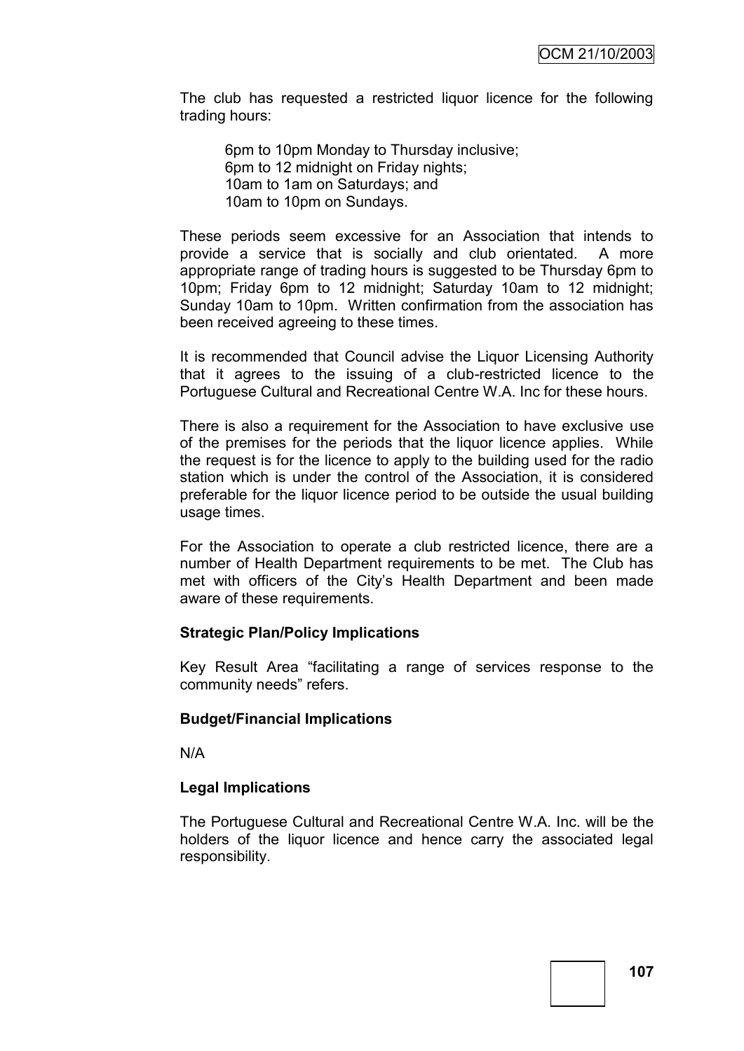The club has requested a restricted liquor licence for the following trading hours:

> 6pm to 10pm Monday to Thursday inclusive;
> 6pm to 12 midnight on Friday nights;
> 10am to 1am on Saturdays; and
> 10am to 10pm on Sundays.

These periods seem excessive for an Association that intends to provide a service that is socially and club orientated. A more appropriate range of trading hours is suggested to be Thursday 6pm to 10pm; Friday 6pm to 12 midnight; Saturday 10am to 12 midnight; Sunday 10am to 10pm. Written confirmation from the association has been received agreeing to these times.

It is recommended that Council advise the Liquor Licensing Authority that it agrees to the issuing of a club-restricted licence to the Portuguese Cultural and Recreational Centre W.A. Inc for these hours.

There is also a requirement for the Association to have exclusive use of the premises for the periods that the liquor licence applies. While the request is for the licence to apply to the building used for the radio station which is under the control of the Association, it is considered preferable for the liquor licence period to be outside the usual building usage times.

For the Association to operate a club restricted licence, there are a number of Health Department requirements to be met. The Club has met with officers of the City's Health Department and been made aware of these requirements.

**Strategic Plan/Policy Implications**

Key Result Area "facilitating a range of services response to the community needs" refers.

**Budget/Financial Implications**

N/A

**Legal Implications**

The Portuguese Cultural and Recreational Centre W.A. Inc. will be the holders of the liquor licence and hence carry the associated legal responsibility.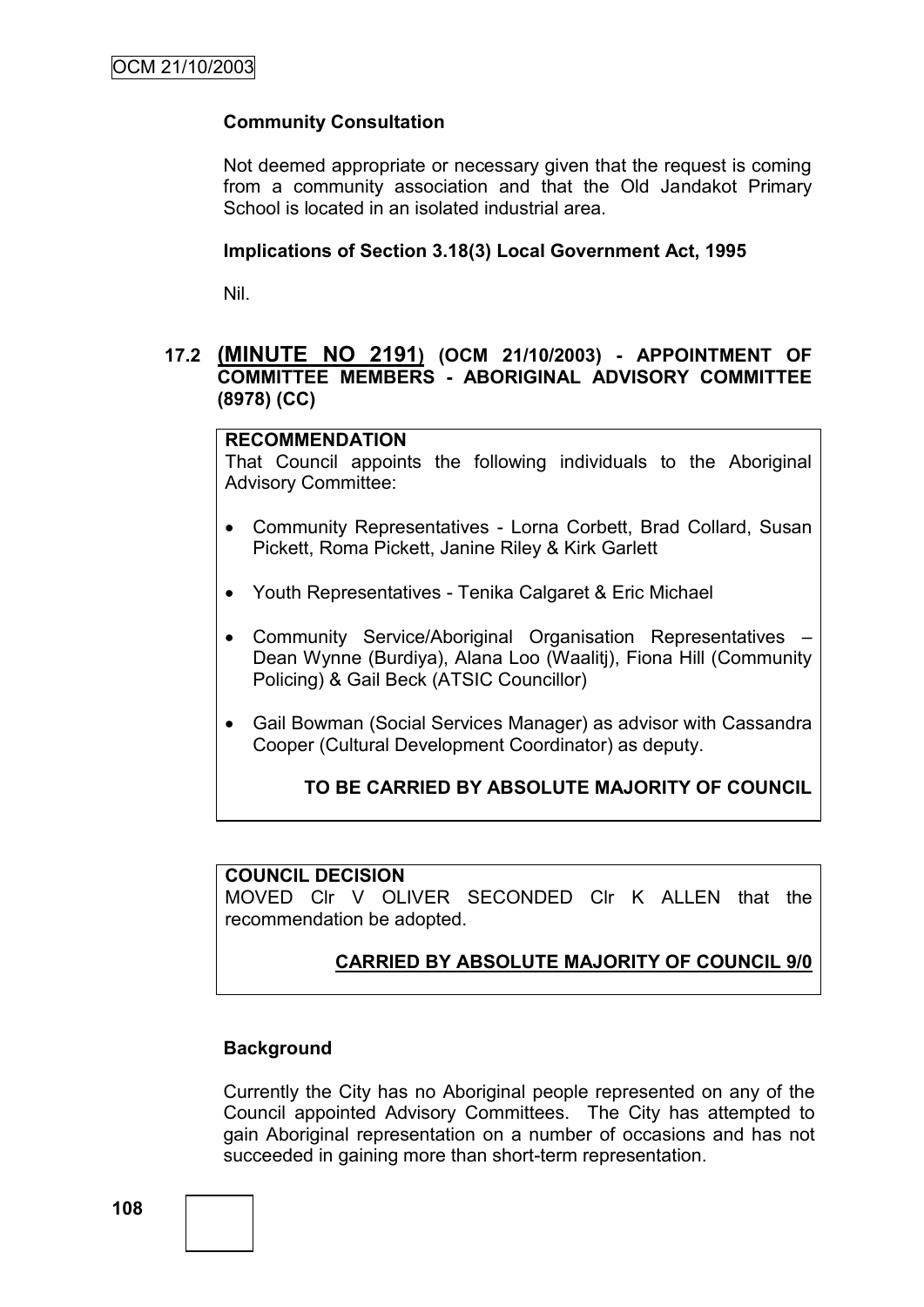**Community Consultation**

Not deemed appropriate or necessary given that the request is coming from a community association and that the Old Jandakot Primary School is located in an isolated industrial area.

**Implications of Section 3.18(3) Local Government Act, 1995**

Nil.

## 17.2 (MINUTE NO 2191) (OCM 21/10/2003) - APPOINTMENT OF COMMITTEE MEMBERS - ABORIGINAL ADVISORY COMMITTEE (8978) (CC)

**RECOMMENDATION**

That Council appoints the following individuals to the Aboriginal Advisory Committee:

- Community Representatives - Lorna Corbett, Brad Collard, Susan Pickett, Roma Pickett, Janine Riley & Kirk Garlett
- Youth Representatives - Tenika Calgaret & Eric Michael
- Community Service/Aboriginal Organisation Representatives – Dean Wynne (Burdiya), Alana Loo (Waalitj), Fiona Hill (Community Policing) & Gail Beck (ATSIC Councillor)
- Gail Bowman (Social Services Manager) as advisor with Cassandra Cooper (Cultural Development Coordinator) as deputy.

**TO BE CARRIED BY ABSOLUTE MAJORITY OF COUNCIL**

**COUNCIL DECISION**

MOVED Clr V OLIVER SECONDED Clr K ALLEN that the recommendation be adopted.

**CARRIED BY ABSOLUTE MAJORITY OF COUNCIL 9/0**

**Background**

Currently the City has no Aboriginal people represented on any of the Council appointed Advisory Committees. The City has attempted to gain Aboriginal representation on a number of occasions and has not succeeded in gaining more than short-term representation.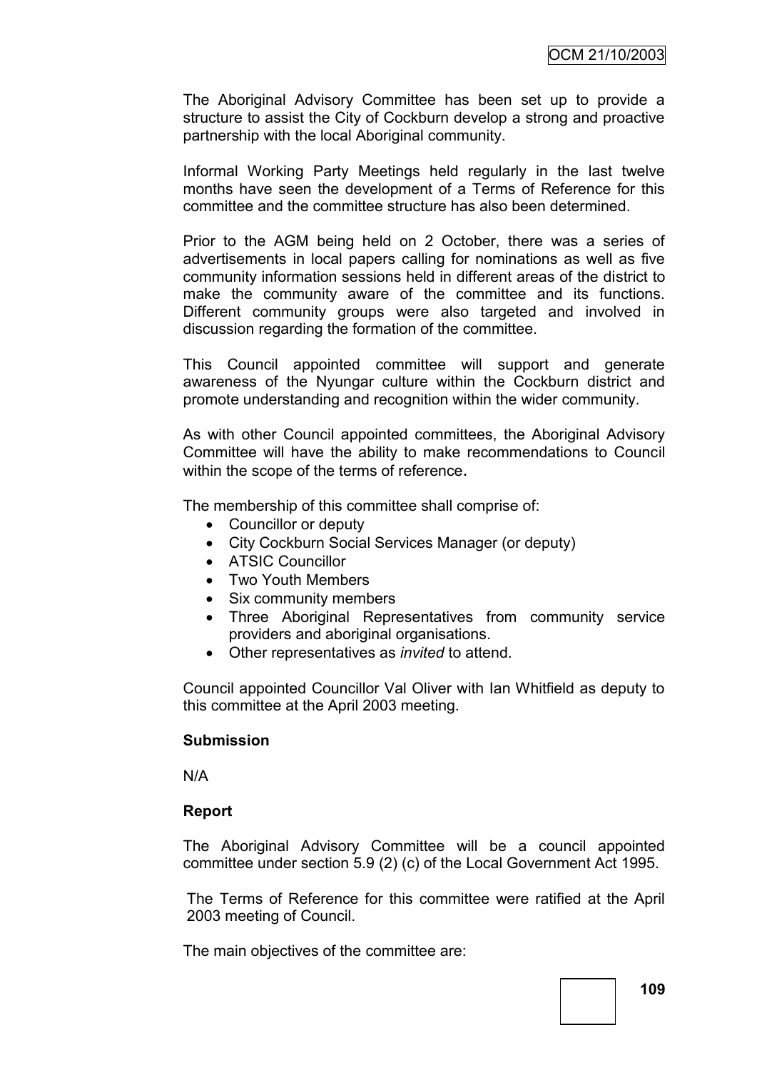The Aboriginal Advisory Committee has been set up to provide a structure to assist the City of Cockburn develop a strong and proactive partnership with the local Aboriginal community.

Informal Working Party Meetings held regularly in the last twelve months have seen the development of a Terms of Reference for this committee and the committee structure has also been determined.

Prior to the AGM being held on 2 October, there was a series of advertisements in local papers calling for nominations as well as five community information sessions held in different areas of the district to make the community aware of the committee and its functions. Different community groups were also targeted and involved in discussion regarding the formation of the committee.

This Council appointed committee will support and generate awareness of the Nyungar culture within the Cockburn district and promote understanding and recognition within the wider community.

As with other Council appointed committees, the Aboriginal Advisory Committee will have the ability to make recommendations to Council within the scope of the terms of reference.

The membership of this committee shall comprise of:

- Councillor or deputy
- City Cockburn Social Services Manager (or deputy)
- ATSIC Councillor
- Two Youth Members
- Six community members
- Three Aboriginal Representatives from community service providers and aboriginal organisations.
- Other representatives as *invited* to attend.

Council appointed Councillor Val Oliver with Ian Whitfield as deputy to this committee at the April 2003 meeting.

**Submission**

N/A

**Report**

The Aboriginal Advisory Committee will be a council appointed committee under section 5.9 (2) (c) of the Local Government Act 1995.

The Terms of Reference for this committee were ratified at the April 2003 meeting of Council.

The main objectives of the committee are: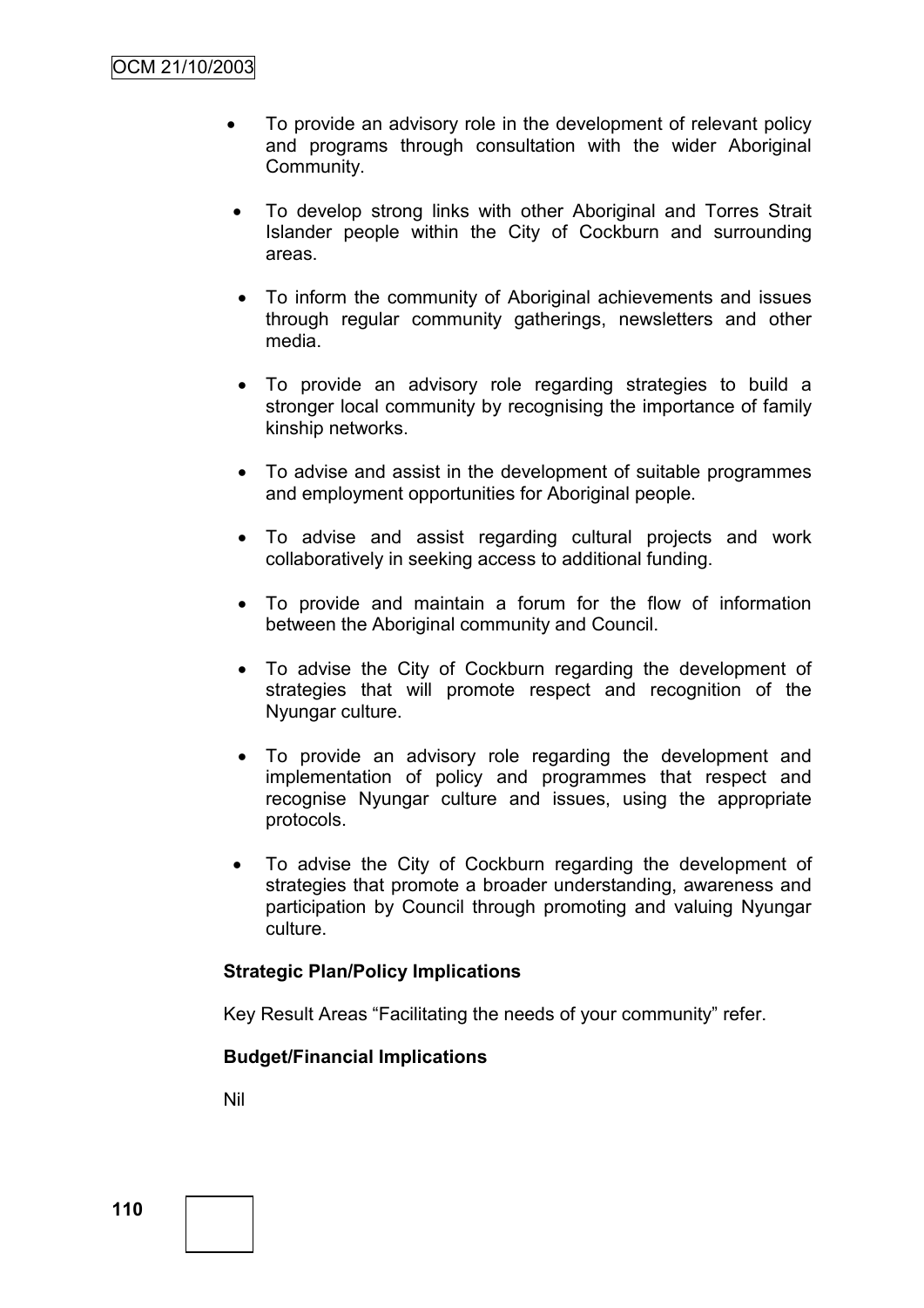- To provide an advisory role in the development of relevant policy and programs through consultation with the wider Aboriginal Community.
- To develop strong links with other Aboriginal and Torres Strait Islander people within the City of Cockburn and surrounding areas.
- To inform the community of Aboriginal achievements and issues through regular community gatherings, newsletters and other media.
- To provide an advisory role regarding strategies to build a stronger local community by recognising the importance of family kinship networks.
- To advise and assist in the development of suitable programmes and employment opportunities for Aboriginal people.
- To advise and assist regarding cultural projects and work collaboratively in seeking access to additional funding.
- To provide and maintain a forum for the flow of information between the Aboriginal community and Council.
- To advise the City of Cockburn regarding the development of strategies that will promote respect and recognition of the Nyungar culture.
- To provide an advisory role regarding the development and implementation of policy and programmes that respect and recognise Nyungar culture and issues, using the appropriate protocols.
- To advise the City of Cockburn regarding the development of strategies that promote a broader understanding, awareness and participation by Council through promoting and valuing Nyungar culture.

**Strategic Plan/Policy Implications**

Key Result Areas "Facilitating the needs of your community" refer.

**Budget/Financial Implications**

Nil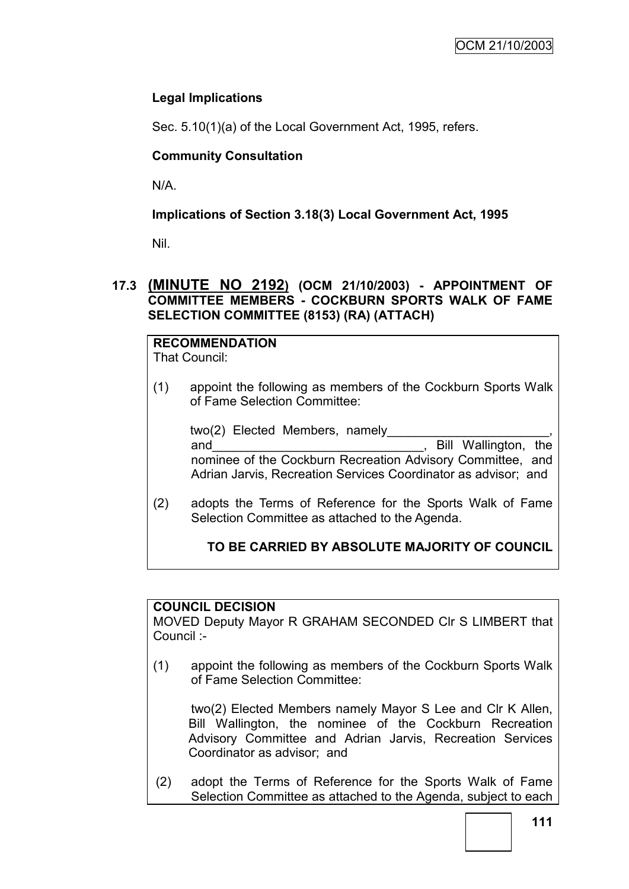### Legal Implications

Sec. 5.10(1)(a) of the Local Government Act, 1995, refers.

### Community Consultation

N/A.

### Implications of Section 3.18(3) Local Government Act, 1995

Nil.

## 17.3 (MINUTE NO 2192) (OCM 21/10/2003) - APPOINTMENT OF COMMITTEE MEMBERS - COCKBURN SPORTS WALK OF FAME SELECTION COMMITTEE (8153) (RA) (ATTACH)

**RECOMMENDATION**
That Council:

(1) appoint the following as members of the Cockburn Sports Walk of Fame Selection Committee:

two(2) Elected Members, namely_______________________, and_____________________________, Bill Wallington, the nominee of the Cockburn Recreation Advisory Committee, and Adrian Jarvis, Recreation Services Coordinator as advisor; and

(2) adopts the Terms of Reference for the Sports Walk of Fame Selection Committee as attached to the Agenda.

**TO BE CARRIED BY ABSOLUTE MAJORITY OF COUNCIL**

**COUNCIL DECISION**
MOVED Deputy Mayor R GRAHAM SECONDED Clr S LIMBERT that Council :-

(1) appoint the following as members of the Cockburn Sports Walk of Fame Selection Committee:

two(2) Elected Members namely Mayor S Lee and Clr K Allen, Bill Wallington, the nominee of the Cockburn Recreation Advisory Committee and Adrian Jarvis, Recreation Services Coordinator as advisor; and

(2) adopt the Terms of Reference for the Sports Walk of Fame Selection Committee as attached to the Agenda, subject to each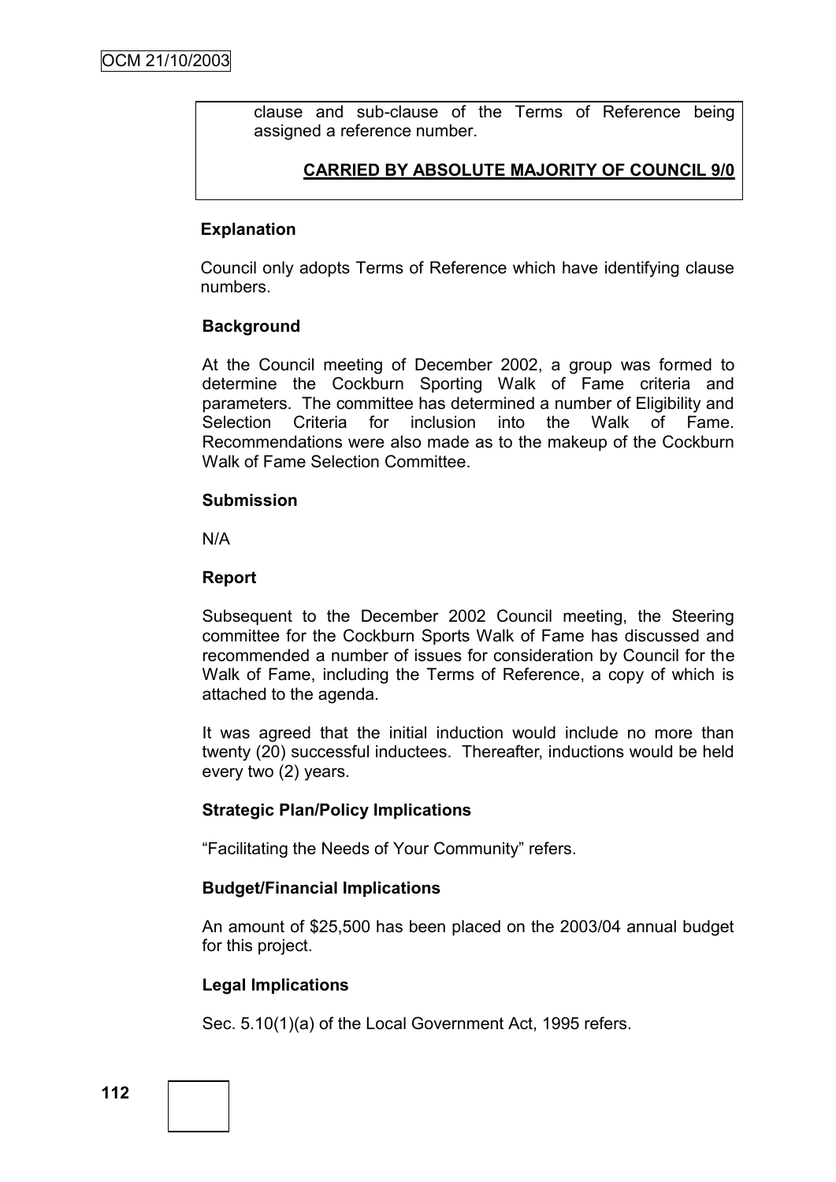clause and sub-clause of the Terms of Reference being assigned a reference number.

**CARRIED BY ABSOLUTE MAJORITY OF COUNCIL 9/0**

**Explanation**

Council only adopts Terms of Reference which have identifying clause numbers.

**Background**

At the Council meeting of December 2002, a group was formed to determine the Cockburn Sporting Walk of Fame criteria and parameters. The committee has determined a number of Eligibility and Selection Criteria for inclusion into the Walk of Fame. Recommendations were also made as to the makeup of the Cockburn Walk of Fame Selection Committee.

**Submission**

N/A

**Report**

Subsequent to the December 2002 Council meeting, the Steering committee for the Cockburn Sports Walk of Fame has discussed and recommended a number of issues for consideration by Council for the Walk of Fame, including the Terms of Reference, a copy of which is attached to the agenda.

It was agreed that the initial induction would include no more than twenty (20) successful inductees. Thereafter, inductions would be held every two (2) years.

**Strategic Plan/Policy Implications**

"Facilitating the Needs of Your Community" refers.

**Budget/Financial Implications**

An amount of $25,500 has been placed on the 2003/04 annual budget for this project.

**Legal Implications**

Sec. 5.10(1)(a) of the Local Government Act, 1995 refers.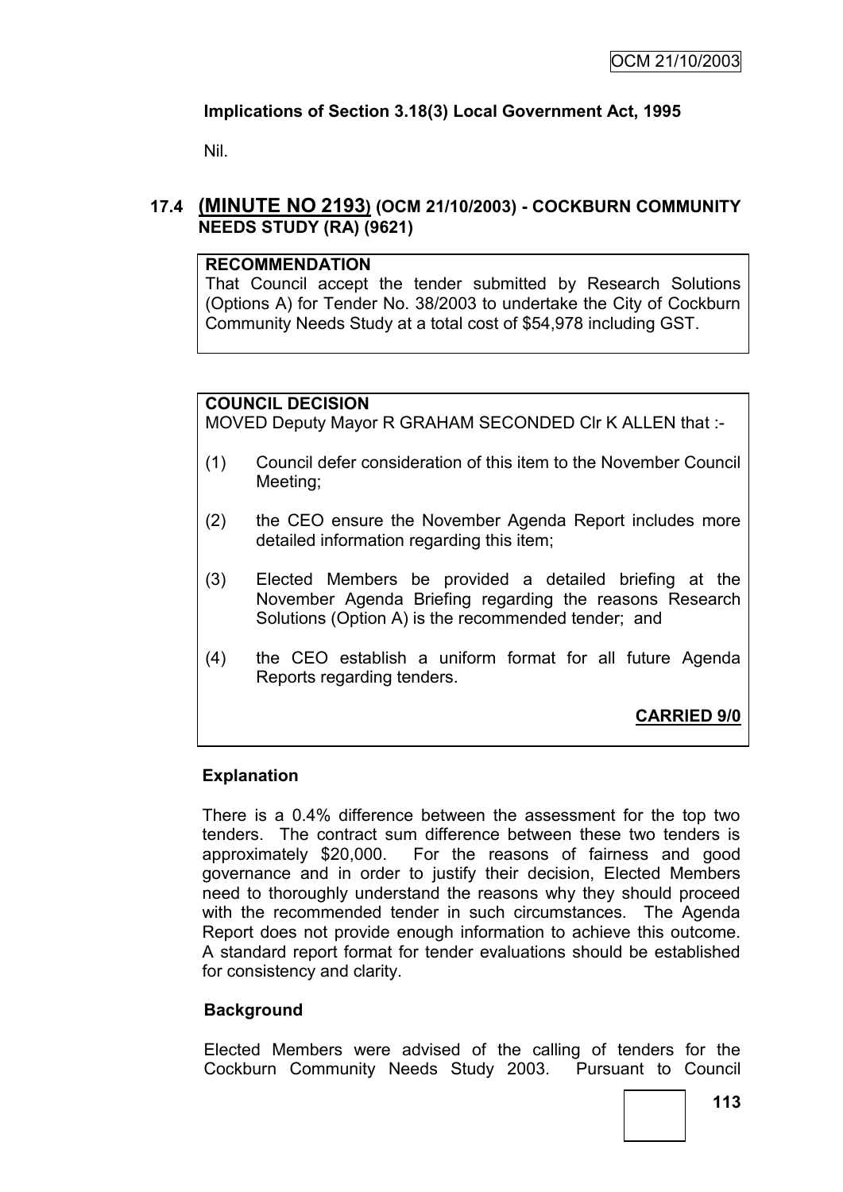**Implications of Section 3.18(3) Local Government Act, 1995**

Nil.

## 17.4 (MINUTE NO 2193) (OCM 21/10/2003) - COCKBURN COMMUNITY NEEDS STUDY (RA) (9621)

**RECOMMENDATION**

That Council accept the tender submitted by Research Solutions (Options A) for Tender No. 38/2003 to undertake the City of Cockburn Community Needs Study at a total cost of $54,978 including GST.

**COUNCIL DECISION**

MOVED Deputy Mayor R GRAHAM SECONDED Clr K ALLEN that :-

(1) Council defer consideration of this item to the November Council Meeting;

(2) the CEO ensure the November Agenda Report includes more detailed information regarding this item;

(3) Elected Members be provided a detailed briefing at the November Agenda Briefing regarding the reasons Research Solutions (Option A) is the recommended tender; and

(4) the CEO establish a uniform format for all future Agenda Reports regarding tenders.

**CARRIED 9/0**

**Explanation**

There is a 0.4% difference between the assessment for the top two tenders. The contract sum difference between these two tenders is approximately $20,000. For the reasons of fairness and good governance and in order to justify their decision, Elected Members need to thoroughly understand the reasons why they should proceed with the recommended tender in such circumstances. The Agenda Report does not provide enough information to achieve this outcome. A standard report format for tender evaluations should be established for consistency and clarity.

**Background**

Elected Members were advised of the calling of tenders for the Cockburn Community Needs Study 2003. Pursuant to Council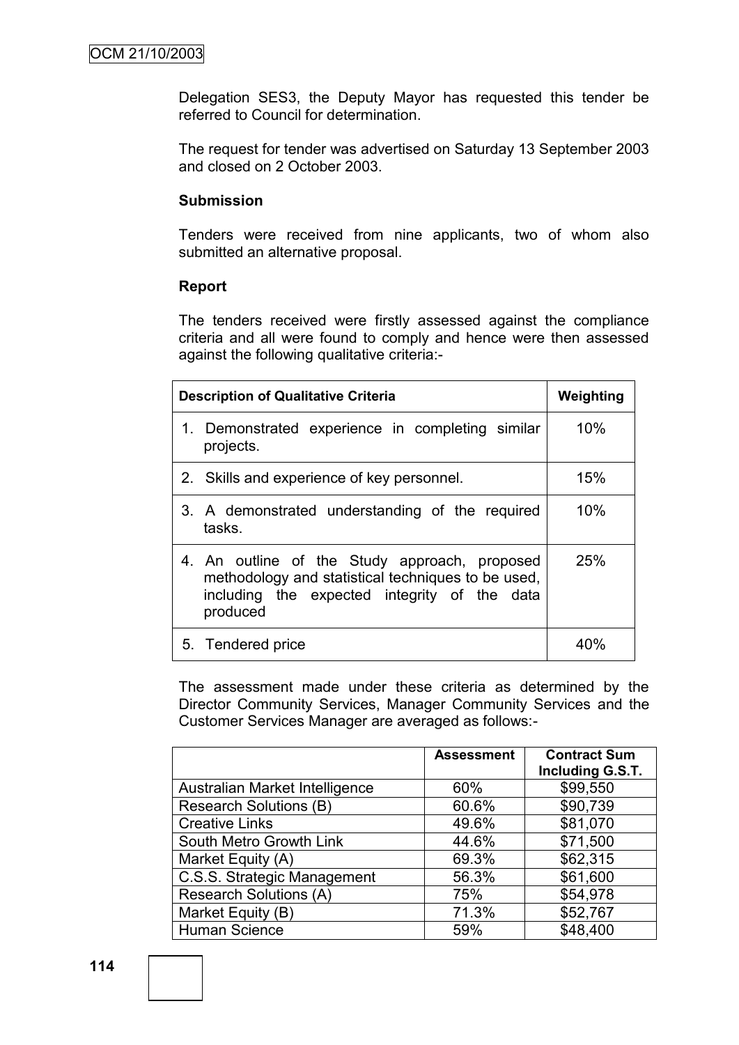Delegation SES3, the Deputy Mayor has requested this tender be referred to Council for determination.

The request for tender was advertised on Saturday 13 September 2003 and closed on 2 October 2003.

**Submission**

Tenders were received from nine applicants, two of whom also submitted an alternative proposal.

**Report**

The tenders received were firstly assessed against the compliance criteria and all were found to comply and hence were then assessed against the following qualitative criteria:-

| Description of Qualitative Criteria | Weighting |
|---|---|
| 1. Demonstrated experience in completing similar projects. | 10% |
| 2. Skills and experience of key personnel. | 15% |
| 3. A demonstrated understanding of the required tasks. | 10% |
| 4. An outline of the Study approach, proposed methodology and statistical techniques to be used, including the expected integrity of the data produced | 25% |
| 5. Tendered price | 40% |

The assessment made under these criteria as determined by the Director Community Services, Manager Community Services and the Customer Services Manager are averaged as follows:-

| | Assessment | Contract Sum Including G.S.T. |
|---|---|---|
| Australian Market Intelligence | 60% | $99,550 |
| Research Solutions (B) | 60.6% | $90,739 |
| Creative Links | 49.6% | $81,070 |
| South Metro Growth Link | 44.6% | $71,500 |
| Market Equity (A) | 69.3% | $62,315 |
| C.S.S. Strategic Management | 56.3% | $61,600 |
| Research Solutions (A) | 75% | $54,978 |
| Market Equity (B) | 71.3% | $52,767 |
| Human Science | 59% | $48,400 |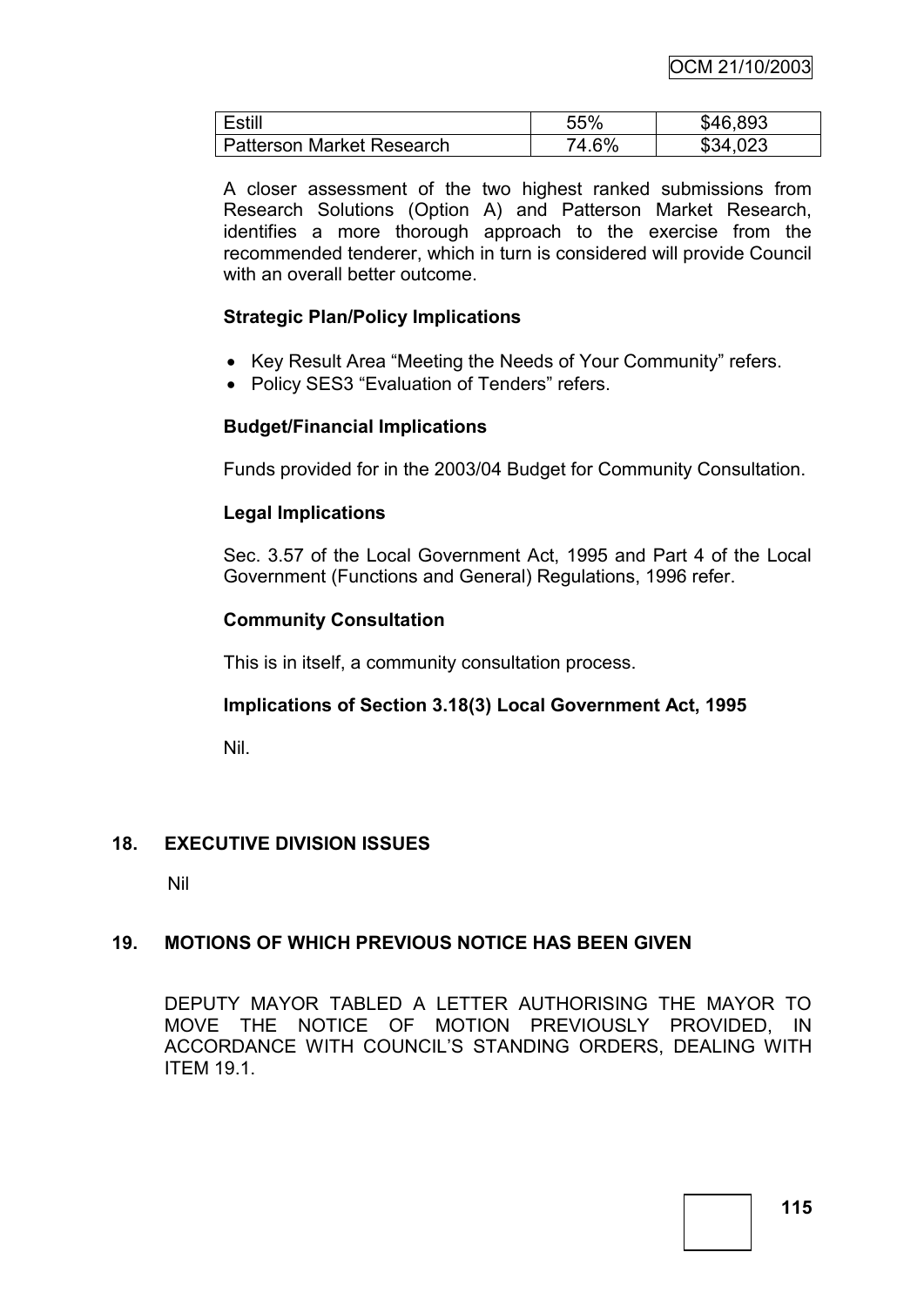| Estill | 55% | $46,893 |
|---|---|---|
| Patterson Market Research | 74.6% | $34,023 |

A closer assessment of the two highest ranked submissions from Research Solutions (Option A) and Patterson Market Research, identifies a more thorough approach to the exercise from the recommended tenderer, which in turn is considered will provide Council with an overall better outcome.

**Strategic Plan/Policy Implications**

- Key Result Area "Meeting the Needs of Your Community" refers.
- Policy SES3 "Evaluation of Tenders" refers.

**Budget/Financial Implications**

Funds provided for in the 2003/04 Budget for Community Consultation.

**Legal Implications**

Sec. 3.57 of the Local Government Act, 1995 and Part 4 of the Local Government (Functions and General) Regulations, 1996 refer.

**Community Consultation**

This is in itself, a community consultation process.

**Implications of Section 3.18(3) Local Government Act, 1995**

Nil.

## 18. EXECUTIVE DIVISION ISSUES

Nil

## 19. MOTIONS OF WHICH PREVIOUS NOTICE HAS BEEN GIVEN

DEPUTY MAYOR TABLED A LETTER AUTHORISING THE MAYOR TO MOVE THE NOTICE OF MOTION PREVIOUSLY PROVIDED, IN ACCORDANCE WITH COUNCIL'S STANDING ORDERS, DEALING WITH ITEM 19.1.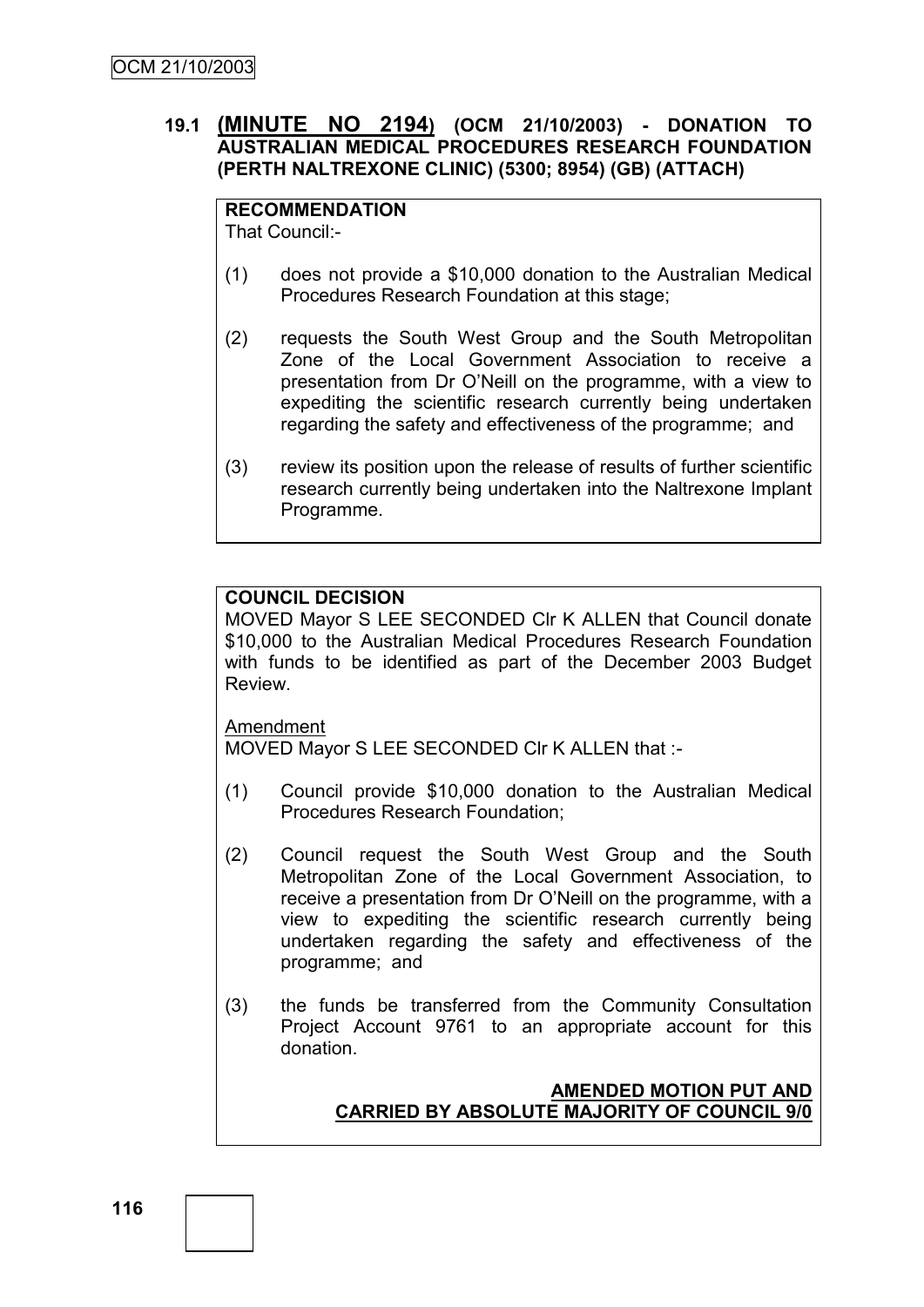### 19.1 (MINUTE NO 2194) (OCM 21/10/2003) - DONATION TO AUSTRALIAN MEDICAL PROCEDURES RESEARCH FOUNDATION (PERTH NALTREXONE CLINIC) (5300; 8954) (GB) (ATTACH)

**RECOMMENDATION**

That Council:-

(1) does not provide a $10,000 donation to the Australian Medical Procedures Research Foundation at this stage;

(2) requests the South West Group and the South Metropolitan Zone of the Local Government Association to receive a presentation from Dr O'Neill on the programme, with a view to expediting the scientific research currently being undertaken regarding the safety and effectiveness of the programme; and

(3) review its position upon the release of results of further scientific research currently being undertaken into the Naltrexone Implant Programme.

**COUNCIL DECISION**

MOVED Mayor S LEE SECONDED Clr K ALLEN that Council donate $10,000 to the Australian Medical Procedures Research Foundation with funds to be identified as part of the December 2003 Budget Review.

Amendment

MOVED Mayor S LEE SECONDED Clr K ALLEN that :-

(1) Council provide $10,000 donation to the Australian Medical Procedures Research Foundation;

(2) Council request the South West Group and the South Metropolitan Zone of the Local Government Association, to receive a presentation from Dr O'Neill on the programme, with a view to expediting the scientific research currently being undertaken regarding the safety and effectiveness of the programme; and

(3) the funds be transferred from the Community Consultation Project Account 9761 to an appropriate account for this donation.

**AMENDED MOTION PUT AND CARRIED BY ABSOLUTE MAJORITY OF COUNCIL 9/0**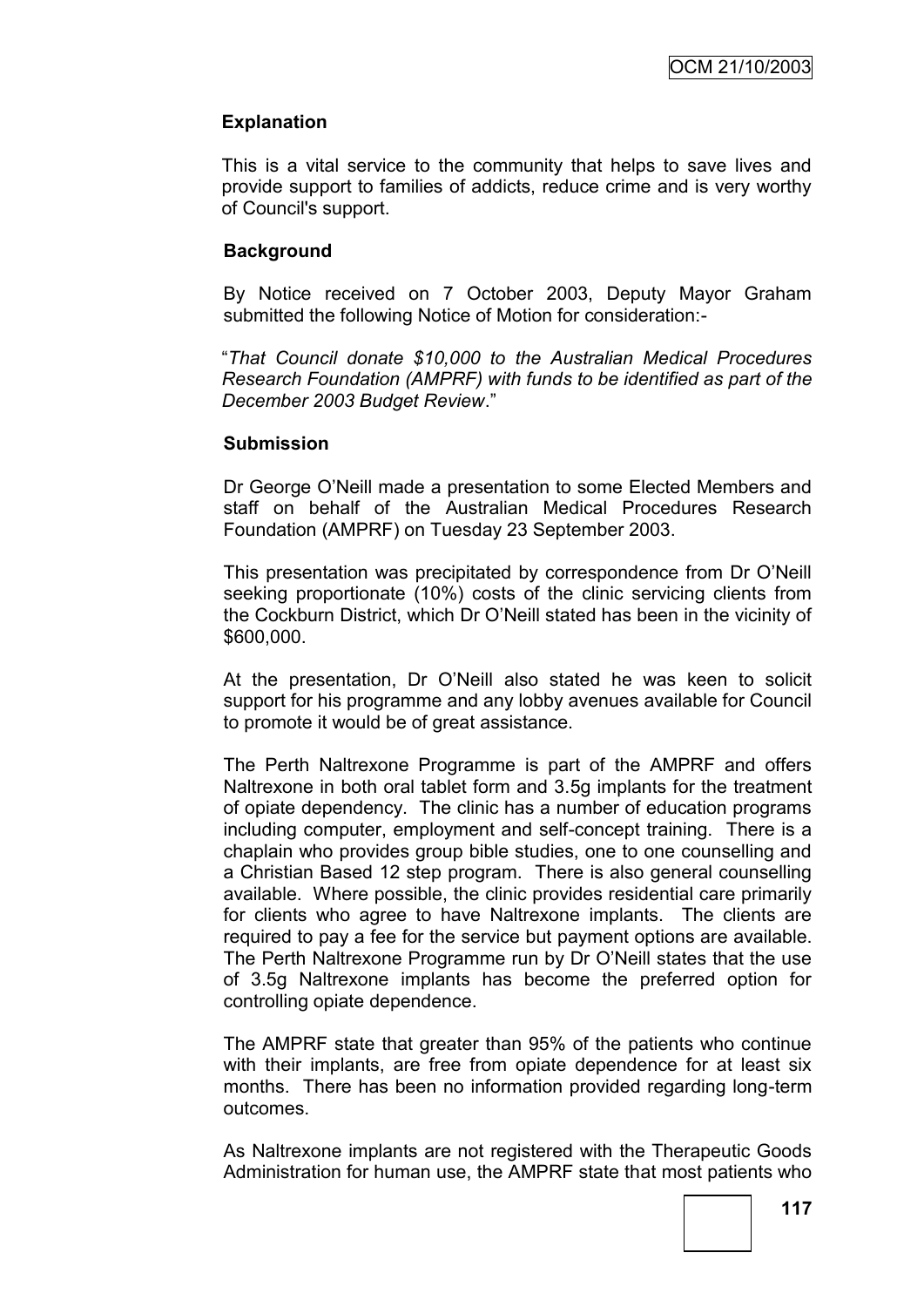## Explanation

This is a vital service to the community that helps to save lives and provide support to families of addicts, reduce crime and is very worthy of Council's support.

## Background

By Notice received on 7 October 2003, Deputy Mayor Graham submitted the following Notice of Motion for consideration:-

"*That Council donate $10,000 to the Australian Medical Procedures Research Foundation (AMPRF) with funds to be identified as part of the December 2003 Budget Review*."

## Submission

Dr George O'Neill made a presentation to some Elected Members and staff on behalf of the Australian Medical Procedures Research Foundation (AMPRF) on Tuesday 23 September 2003.

This presentation was precipitated by correspondence from Dr O'Neill seeking proportionate (10%) costs of the clinic servicing clients from the Cockburn District, which Dr O'Neill stated has been in the vicinity of $600,000.

At the presentation, Dr O'Neill also stated he was keen to solicit support for his programme and any lobby avenues available for Council to promote it would be of great assistance.

The Perth Naltrexone Programme is part of the AMPRF and offers Naltrexone in both oral tablet form and 3.5g implants for the treatment of opiate dependency. The clinic has a number of education programs including computer, employment and self-concept training. There is a chaplain who provides group bible studies, one to one counselling and a Christian Based 12 step program. There is also general counselling available. Where possible, the clinic provides residential care primarily for clients who agree to have Naltrexone implants. The clients are required to pay a fee for the service but payment options are available. The Perth Naltrexone Programme run by Dr O'Neill states that the use of 3.5g Naltrexone implants has become the preferred option for controlling opiate dependence.

The AMPRF state that greater than 95% of the patients who continue with their implants, are free from opiate dependence for at least six months. There has been no information provided regarding long-term outcomes.

As Naltrexone implants are not registered with the Therapeutic Goods Administration for human use, the AMPRF state that most patients who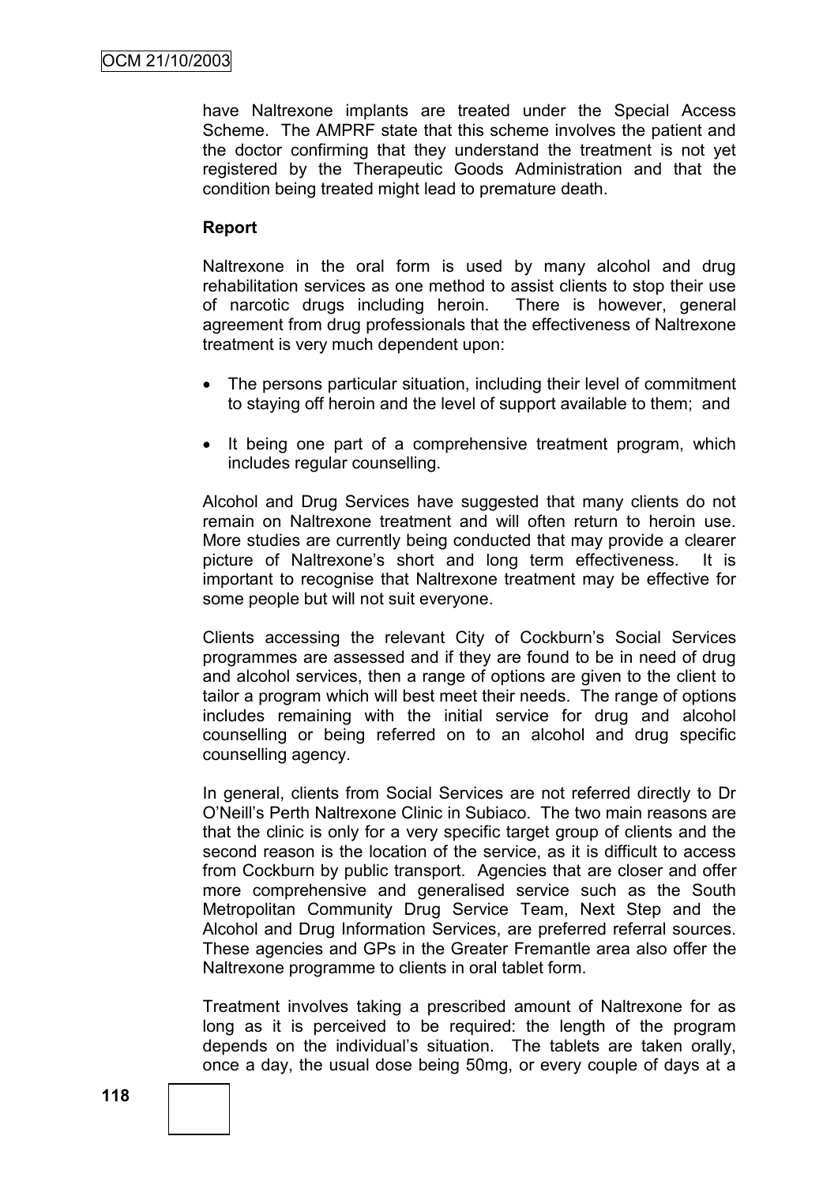have Naltrexone implants are treated under the Special Access Scheme. The AMPRF state that this scheme involves the patient and the doctor confirming that they understand the treatment is not yet registered by the Therapeutic Goods Administration and that the condition being treated might lead to premature death.

**Report**

Naltrexone in the oral form is used by many alcohol and drug rehabilitation services as one method to assist clients to stop their use of narcotic drugs including heroin. There is however, general agreement from drug professionals that the effectiveness of Naltrexone treatment is very much dependent upon:

- The persons particular situation, including their level of commitment to staying off heroin and the level of support available to them; and
- It being one part of a comprehensive treatment program, which includes regular counselling.

Alcohol and Drug Services have suggested that many clients do not remain on Naltrexone treatment and will often return to heroin use. More studies are currently being conducted that may provide a clearer picture of Naltrexone's short and long term effectiveness. It is important to recognise that Naltrexone treatment may be effective for some people but will not suit everyone.

Clients accessing the relevant City of Cockburn's Social Services programmes are assessed and if they are found to be in need of drug and alcohol services, then a range of options are given to the client to tailor a program which will best meet their needs. The range of options includes remaining with the initial service for drug and alcohol counselling or being referred on to an alcohol and drug specific counselling agency.

In general, clients from Social Services are not referred directly to Dr O'Neill's Perth Naltrexone Clinic in Subiaco. The two main reasons are that the clinic is only for a very specific target group of clients and the second reason is the location of the service, as it is difficult to access from Cockburn by public transport. Agencies that are closer and offer more comprehensive and generalised service such as the South Metropolitan Community Drug Service Team, Next Step and the Alcohol and Drug Information Services, are preferred referral sources. These agencies and GPs in the Greater Fremantle area also offer the Naltrexone programme to clients in oral tablet form.

Treatment involves taking a prescribed amount of Naltrexone for as long as it is perceived to be required: the length of the program depends on the individual's situation. The tablets are taken orally, once a day, the usual dose being 50mg, or every couple of days at a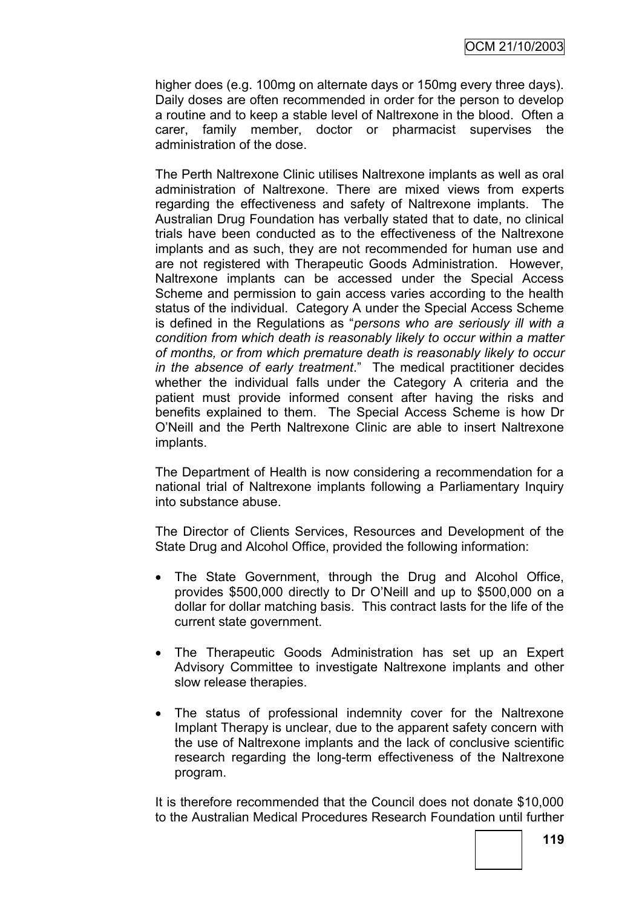higher does (e.g. 100mg on alternate days or 150mg every three days). Daily doses are often recommended in order for the person to develop a routine and to keep a stable level of Naltrexone in the blood. Often a carer, family member, doctor or pharmacist supervises the administration of the dose.

The Perth Naltrexone Clinic utilises Naltrexone implants as well as oral administration of Naltrexone. There are mixed views from experts regarding the effectiveness and safety of Naltrexone implants. The Australian Drug Foundation has verbally stated that to date, no clinical trials have been conducted as to the effectiveness of the Naltrexone implants and as such, they are not recommended for human use and are not registered with Therapeutic Goods Administration. However, Naltrexone implants can be accessed under the Special Access Scheme and permission to gain access varies according to the health status of the individual. Category A under the Special Access Scheme is defined in the Regulations as "*persons who are seriously ill with a condition from which death is reasonably likely to occur within a matter of months, or from which premature death is reasonably likely to occur in the absence of early treatment*." The medical practitioner decides whether the individual falls under the Category A criteria and the patient must provide informed consent after having the risks and benefits explained to them. The Special Access Scheme is how Dr O'Neill and the Perth Naltrexone Clinic are able to insert Naltrexone implants.

The Department of Health is now considering a recommendation for a national trial of Naltrexone implants following a Parliamentary Inquiry into substance abuse.

The Director of Clients Services, Resources and Development of the State Drug and Alcohol Office, provided the following information:

- The State Government, through the Drug and Alcohol Office, provides $500,000 directly to Dr O'Neill and up to $500,000 on a dollar for dollar matching basis. This contract lasts for the life of the current state government.
- The Therapeutic Goods Administration has set up an Expert Advisory Committee to investigate Naltrexone implants and other slow release therapies.
- The status of professional indemnity cover for the Naltrexone Implant Therapy is unclear, due to the apparent safety concern with the use of Naltrexone implants and the lack of conclusive scientific research regarding the long-term effectiveness of the Naltrexone program.

It is therefore recommended that the Council does not donate $10,000 to the Australian Medical Procedures Research Foundation until further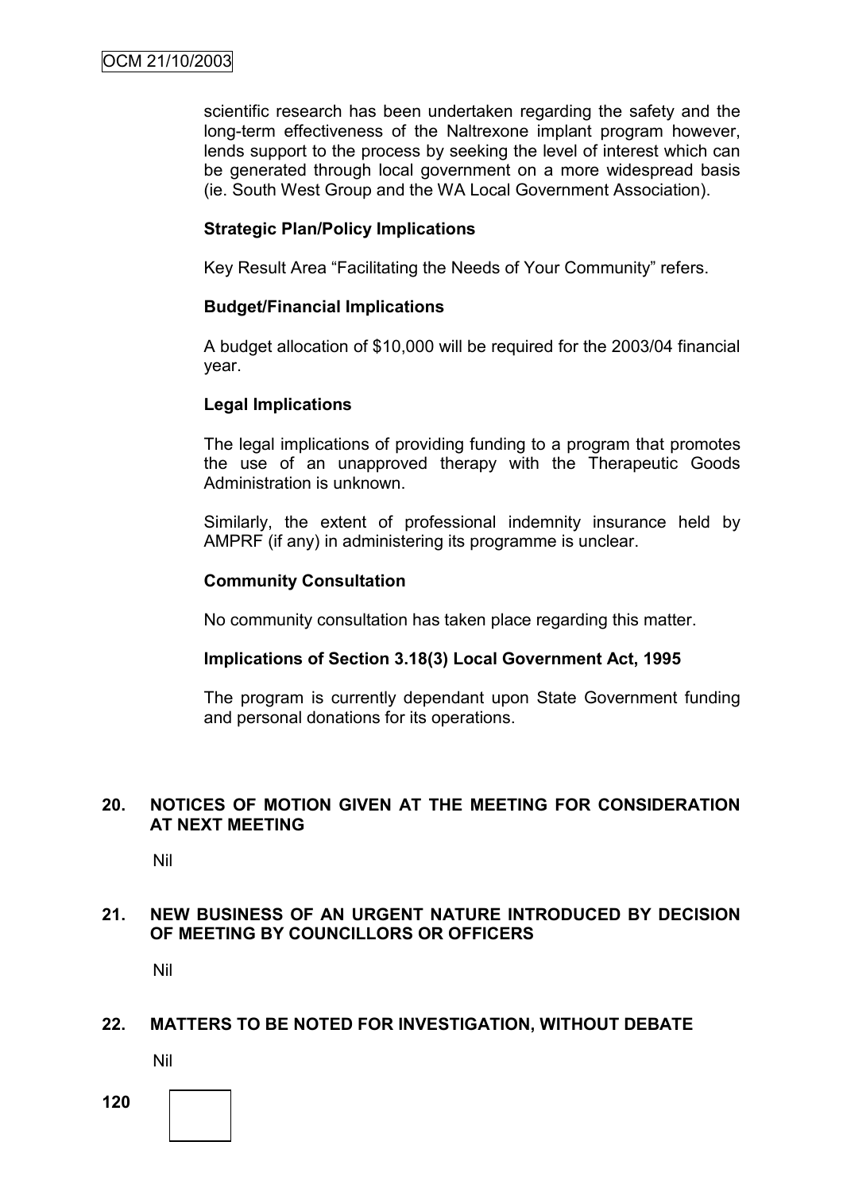scientific research has been undertaken regarding the safety and the long-term effectiveness of the Naltrexone implant program however, lends support to the process by seeking the level of interest which can be generated through local government on a more widespread basis (ie. South West Group and the WA Local Government Association).

**Strategic Plan/Policy Implications**

Key Result Area "Facilitating the Needs of Your Community" refers.

**Budget/Financial Implications**

A budget allocation of $10,000 will be required for the 2003/04 financial year.

**Legal Implications**

The legal implications of providing funding to a program that promotes the use of an unapproved therapy with the Therapeutic Goods Administration is unknown.

Similarly, the extent of professional indemnity insurance held by AMPRF (if any) in administering its programme is unclear.

**Community Consultation**

No community consultation has taken place regarding this matter.

**Implications of Section 3.18(3) Local Government Act, 1995**

The program is currently dependant upon State Government funding and personal donations for its operations.

## 20. NOTICES OF MOTION GIVEN AT THE MEETING FOR CONSIDERATION AT NEXT MEETING

Nil

## 21. NEW BUSINESS OF AN URGENT NATURE INTRODUCED BY DECISION OF MEETING BY COUNCILLORS OR OFFICERS

Nil

## 22. MATTERS TO BE NOTED FOR INVESTIGATION, WITHOUT DEBATE

Nil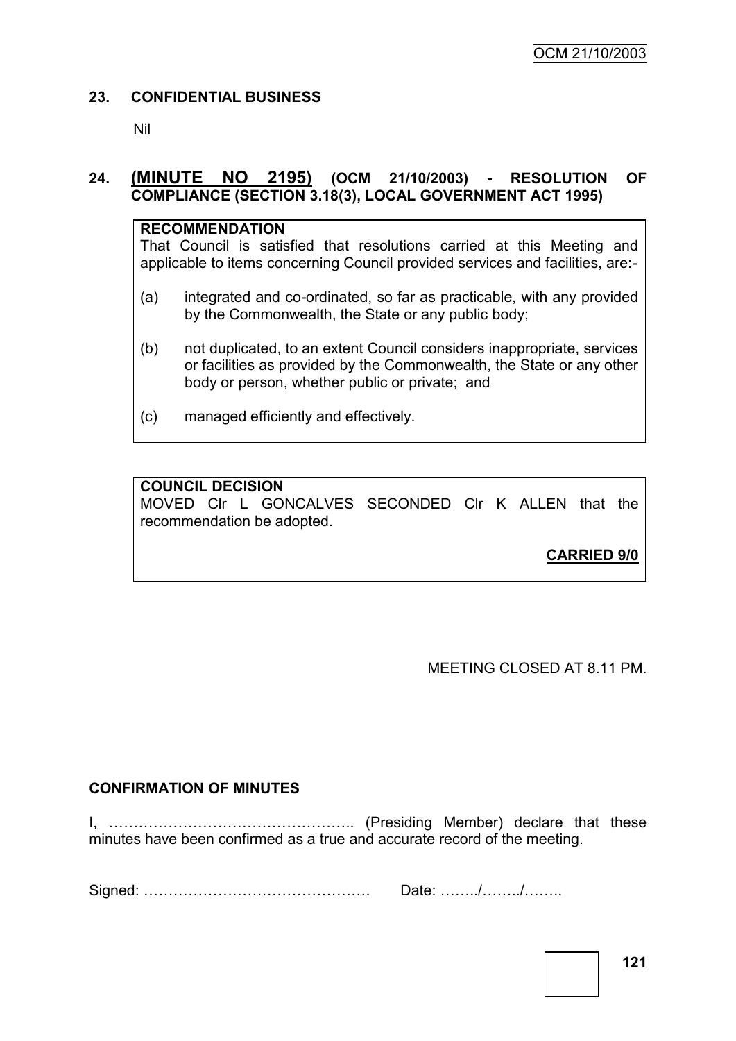## 23. CONFIDENTIAL BUSINESS

Nil

## 24. (MINUTE NO 2195) (OCM 21/10/2003) - RESOLUTION OF COMPLIANCE (SECTION 3.18(3), LOCAL GOVERNMENT ACT 1995)

**RECOMMENDATION**

That Council is satisfied that resolutions carried at this Meeting and applicable to items concerning Council provided services and facilities, are:-

(a) integrated and co-ordinated, so far as practicable, with any provided by the Commonwealth, the State or any public body;

(b) not duplicated, to an extent Council considers inappropriate, services or facilities as provided by the Commonwealth, the State or any other body or person, whether public or private; and

(c) managed efficiently and effectively.

**COUNCIL DECISION**

MOVED Clr L GONCALVES SECONDED Clr K ALLEN that the recommendation be adopted.

**CARRIED 9/0**

MEETING CLOSED AT 8.11 PM.

**CONFIRMATION OF MINUTES**

I, ………………………………………….. (Presiding Member) declare that these minutes have been confirmed as a true and accurate record of the meeting.

Signed: ………………………………………. Date: ……../……../……..